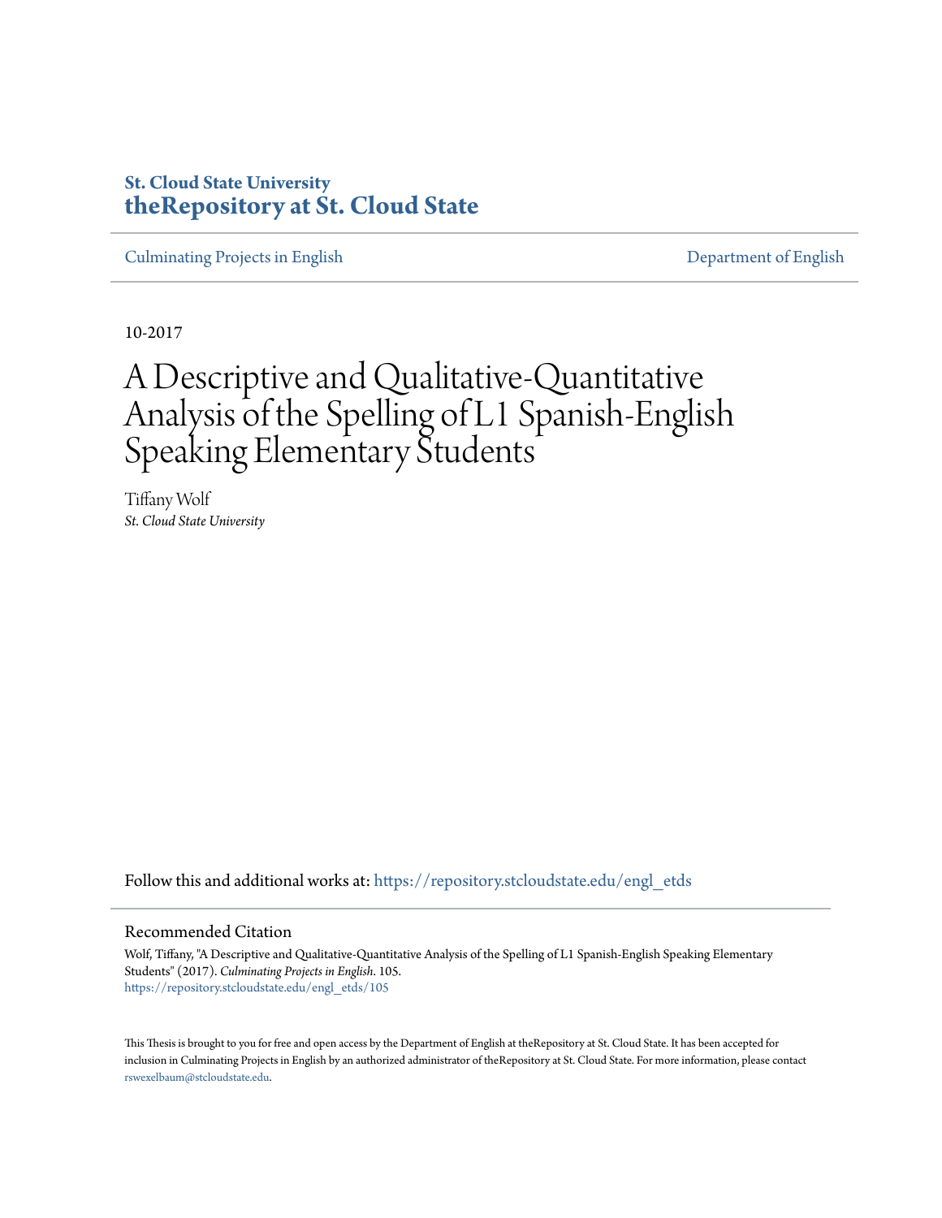St. Cloud State University
**theRepository at St. Cloud State**

Culminating Projects in English | Department of English

10-2017

# A Descriptive and Qualitative-Quantitative Analysis of the Spelling of L1 Spanish-English Speaking Elementary Students

Tiffany Wolf
*St. Cloud State University*

Follow this and additional works at: https://repository.stcloudstate.edu/engl_etds

## Recommended Citation

Wolf, Tiffany, "A Descriptive and Qualitative-Quantitative Analysis of the Spelling of L1 Spanish-English Speaking Elementary Students" (2017). *Culminating Projects in English*. 105.
https://repository.stcloudstate.edu/engl_etds/105

This Thesis is brought to you for free and open access by the Department of English at theRepository at St. Cloud State. It has been accepted for inclusion in Culminating Projects in English by an authorized administrator of theRepository at St. Cloud State. For more information, please contact rswexelbaum@stcloudstate.edu.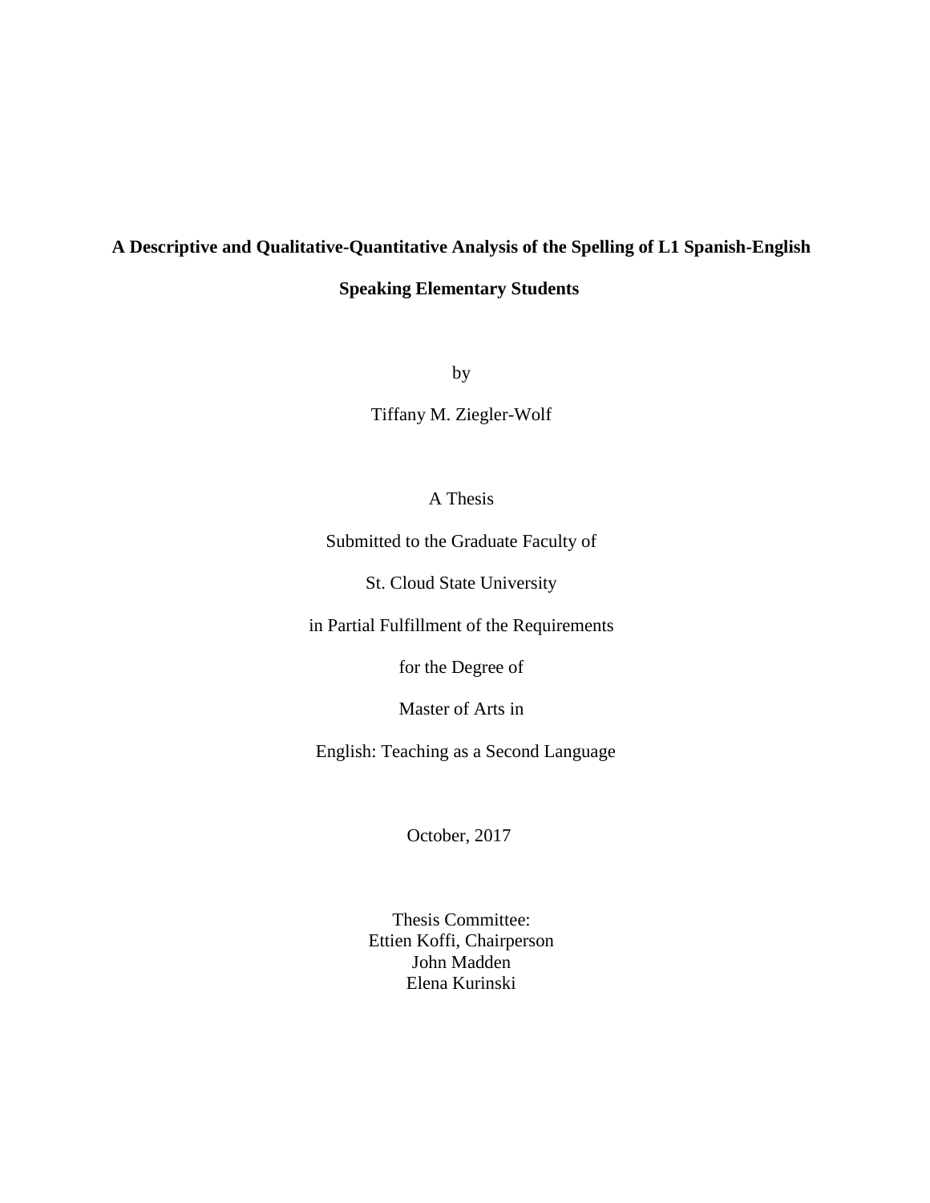**A Descriptive and Qualitative-Quantitative Analysis of the Spelling of L1 Spanish-English Speaking Elementary Students**

by

Tiffany M. Ziegler-Wolf

A Thesis

Submitted to the Graduate Faculty of

St. Cloud State University

in Partial Fulfillment of the Requirements

for the Degree of

Master of Arts in

English: Teaching as a Second Language

October, 2017

Thesis Committee:
Ettien Koffi, Chairperson
John Madden
Elena Kurinski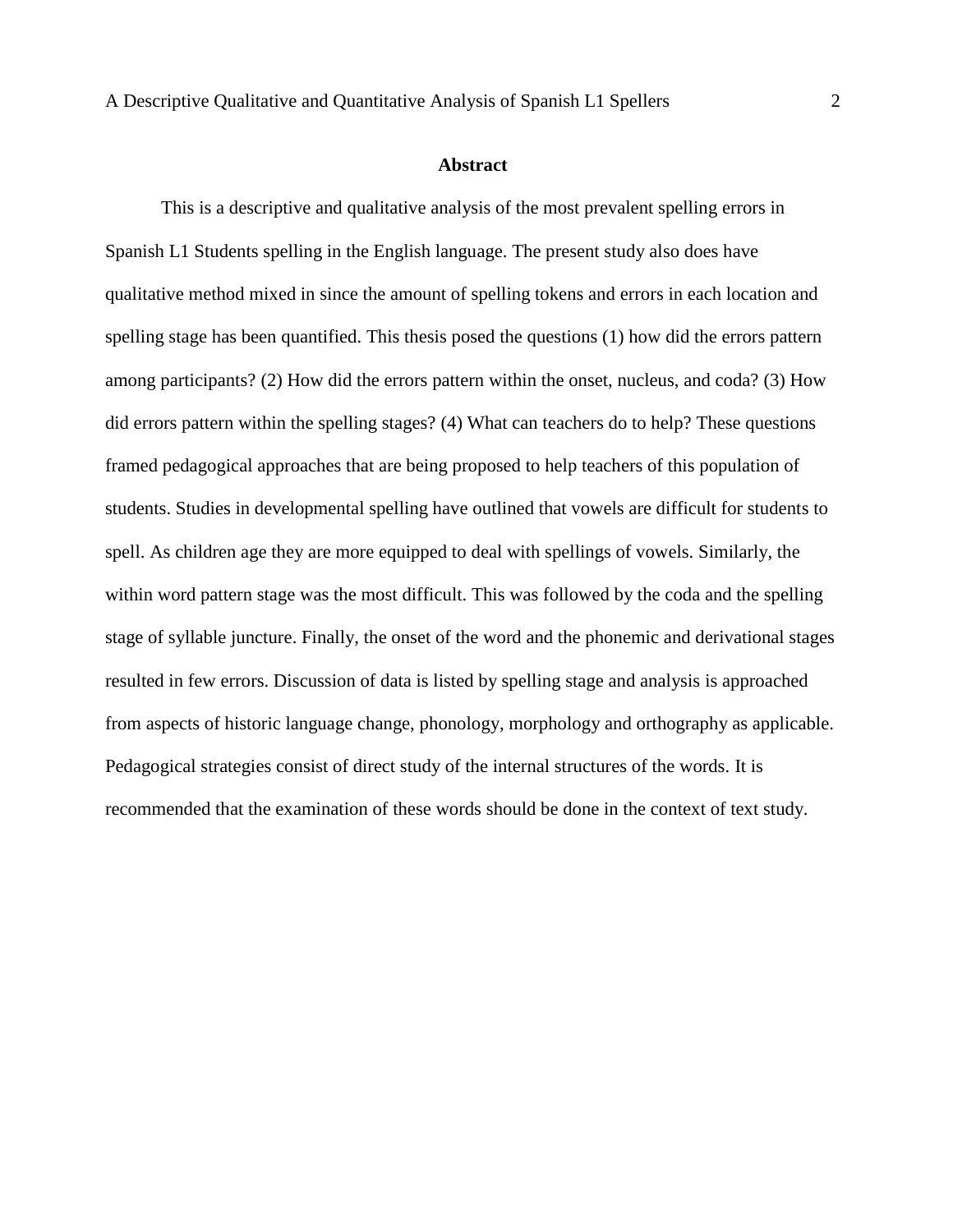## Abstract

This is a descriptive and qualitative analysis of the most prevalent spelling errors in Spanish L1 Students spelling in the English language. The present study also does have qualitative method mixed in since the amount of spelling tokens and errors in each location and spelling stage has been quantified. This thesis posed the questions (1) how did the errors pattern among participants? (2) How did the errors pattern within the onset, nucleus, and coda? (3) How did errors pattern within the spelling stages? (4) What can teachers do to help? These questions framed pedagogical approaches that are being proposed to help teachers of this population of students. Studies in developmental spelling have outlined that vowels are difficult for students to spell. As children age they are more equipped to deal with spellings of vowels. Similarly, the within word pattern stage was the most difficult. This was followed by the coda and the spelling stage of syllable juncture. Finally, the onset of the word and the phonemic and derivational stages resulted in few errors. Discussion of data is listed by spelling stage and analysis is approached from aspects of historic language change, phonology, morphology and orthography as applicable. Pedagogical strategies consist of direct study of the internal structures of the words. It is recommended that the examination of these words should be done in the context of text study.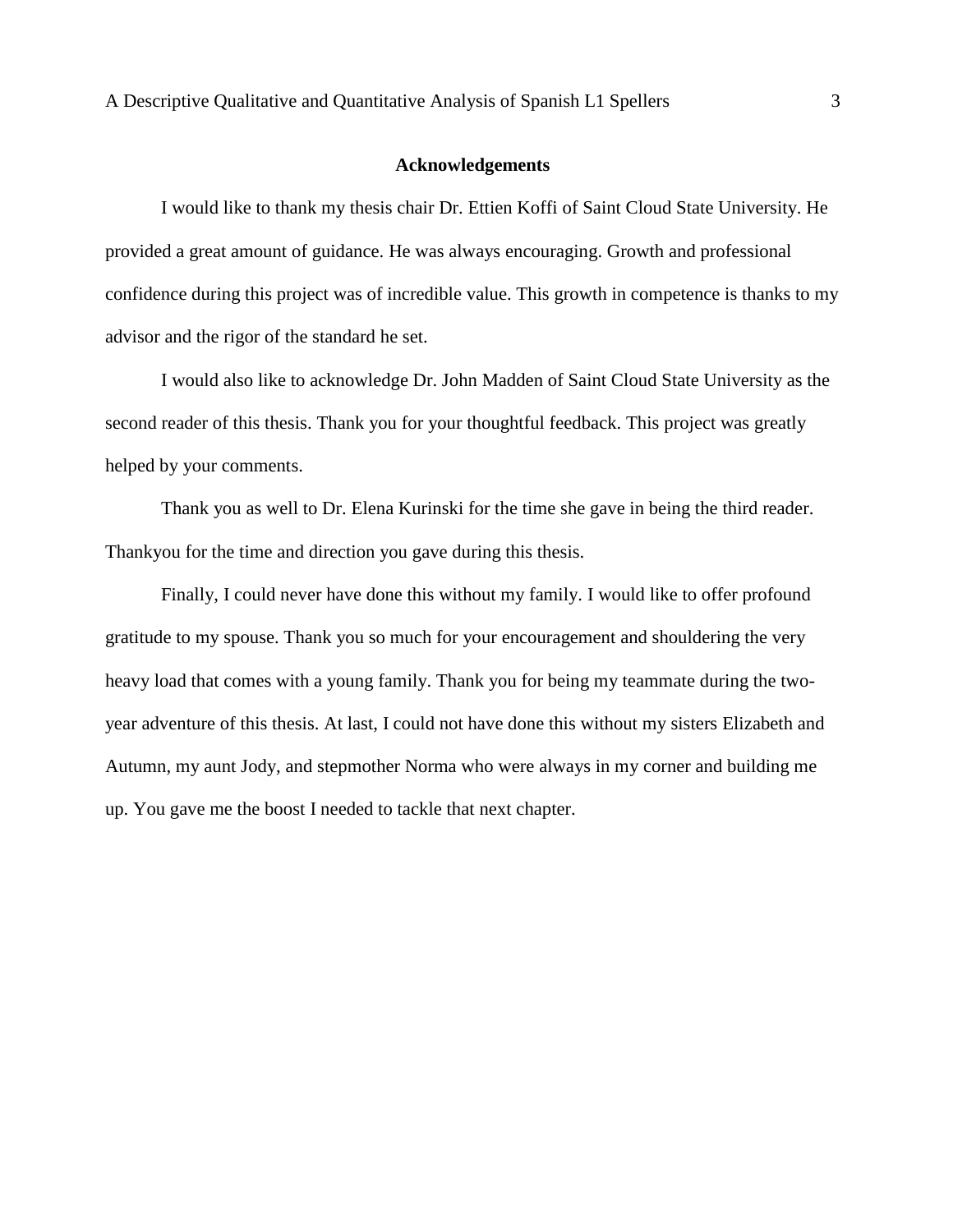## Acknowledgements

I would like to thank my thesis chair Dr. Ettien Koffi of Saint Cloud State University. He provided a great amount of guidance. He was always encouraging. Growth and professional confidence during this project was of incredible value. This growth in competence is thanks to my advisor and the rigor of the standard he set.

I would also like to acknowledge Dr. John Madden of Saint Cloud State University as the second reader of this thesis. Thank you for your thoughtful feedback. This project was greatly helped by your comments.

Thank you as well to Dr. Elena Kurinski for the time she gave in being the third reader. Thankyou for the time and direction you gave during this thesis.

Finally, I could never have done this without my family. I would like to offer profound gratitude to my spouse. Thank you so much for your encouragement and shouldering the very heavy load that comes with a young family. Thank you for being my teammate during the two-year adventure of this thesis. At last, I could not have done this without my sisters Elizabeth and Autumn, my aunt Jody, and stepmother Norma who were always in my corner and building me up. You gave me the boost I needed to tackle that next chapter.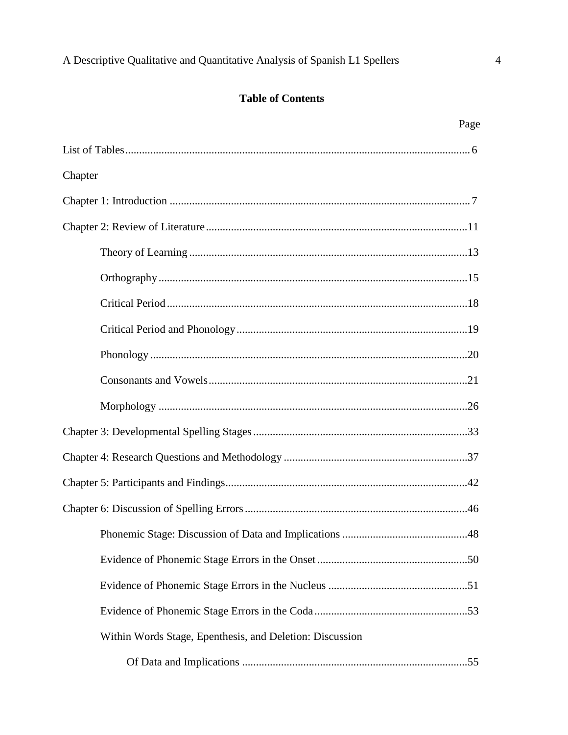**Table of Contents**

Page

List of Tables........................................................................................................... 6

Chapter

Chapter 1: Introduction ........................................................................................... 7

Chapter 2: Review of Literature .............................................................................11

  Theory of Learning ...................................................................................13

  Orthography ..............................................................................................15

  Critical Period ...........................................................................................18

  Critical Period and Phonology ..................................................................19

  Phonology .................................................................................................20

  Consonants and Vowels ............................................................................21

  Morphology ..............................................................................................26

Chapter 3: Developmental Spelling Stages ............................................................33

Chapter 4: Research Questions and Methodology .................................................37

Chapter 5: Participants and Findings......................................................................42

Chapter 6: Discussion of Spelling Errors ...............................................................46

  Phonemic Stage: Discussion of Data and Implications .............................48

  Evidence of Phonemic Stage Errors in the Onset ......................................50

  Evidence of Phonemic Stage Errors in the Nucleus ..................................51

  Evidence of Phonemic Stage Errors in the Coda .......................................53

  Within Words Stage, Epenthesis, and Deletion: Discussion

    Of Data and Implications ................................................................55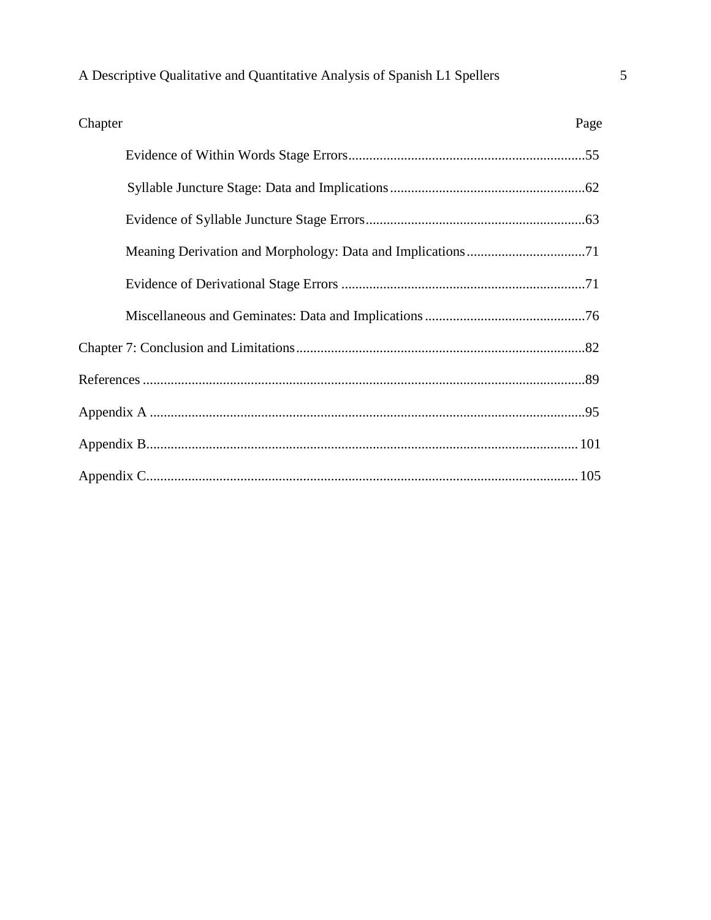Chapter Page

- Evidence of Within Words Stage Errors....................................................................55
- Syllable Juncture Stage: Data and Implications........................................................62
- Evidence of Syllable Juncture Stage Errors...............................................................63
- Meaning Derivation and Morphology: Data and Implications..................................71
- Evidence of Derivational Stage Errors ......................................................................71
- Miscellaneous and Geminates: Data and Implications..............................................76

Chapter 7: Conclusion and Limitations...................................................................................82

References ...............................................................................................................................89

Appendix A .............................................................................................................................95

Appendix B............................................................................................................................101

Appendix C............................................................................................................................105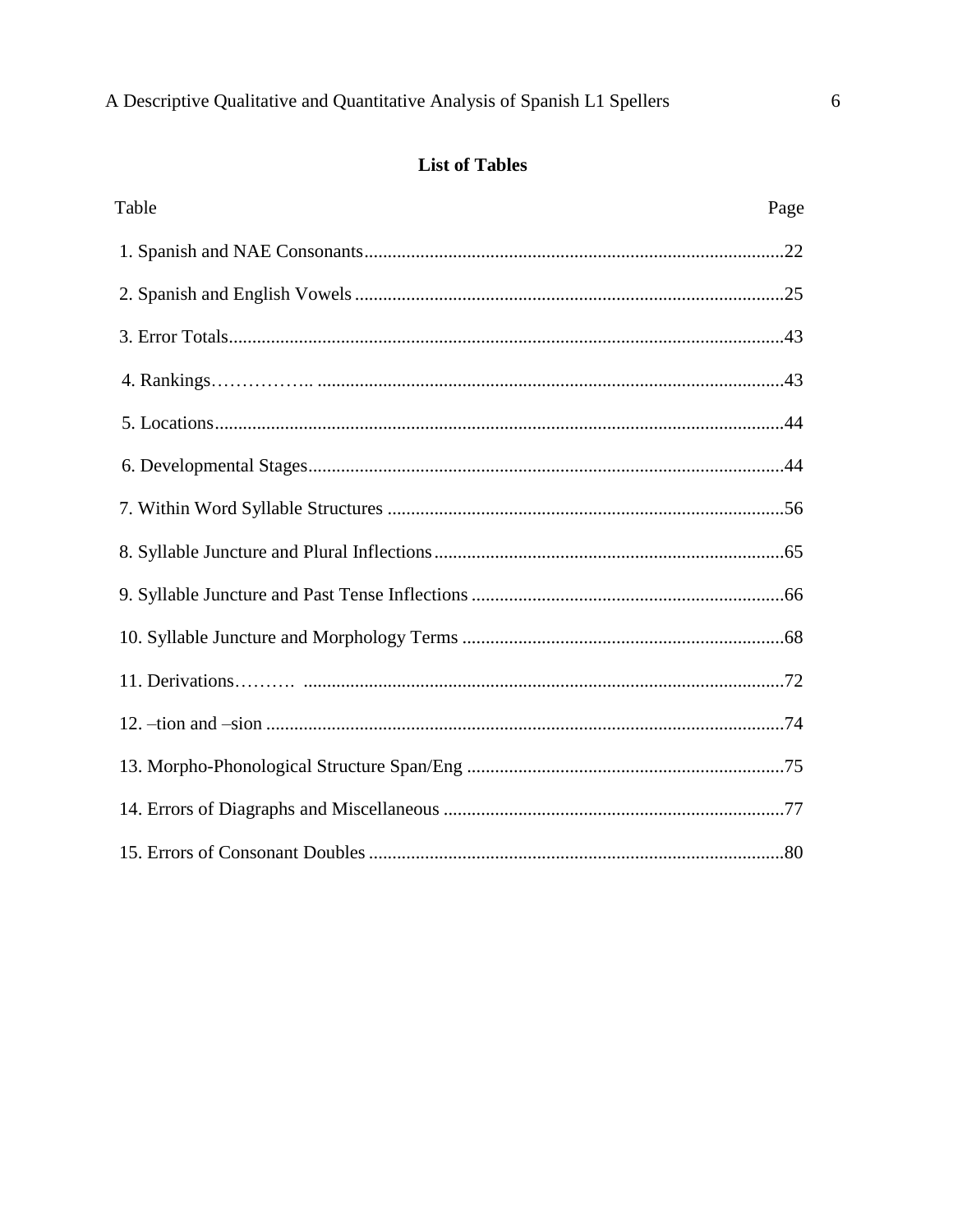## List of Tables

| Table | Page |
|---|---|
| 1. Spanish and NAE Consonants | 22 |
| 2. Spanish and English Vowels | 25 |
| 3. Error Totals | 43 |
| 4. Rankings | 43 |
| 5. Locations | 44 |
| 6. Developmental Stages | 44 |
| 7. Within Word Syllable Structures | 56 |
| 8. Syllable Juncture and Plural Inflections | 65 |
| 9. Syllable Juncture and Past Tense Inflections | 66 |
| 10. Syllable Juncture and Morphology Terms | 68 |
| 11. Derivations | 72 |
| 12. –tion and –sion | 74 |
| 13. Morpho-Phonological Structure Span/Eng | 75 |
| 14. Errors of Diagraphs and Miscellaneous | 77 |
| 15. Errors of Consonant Doubles | 80 |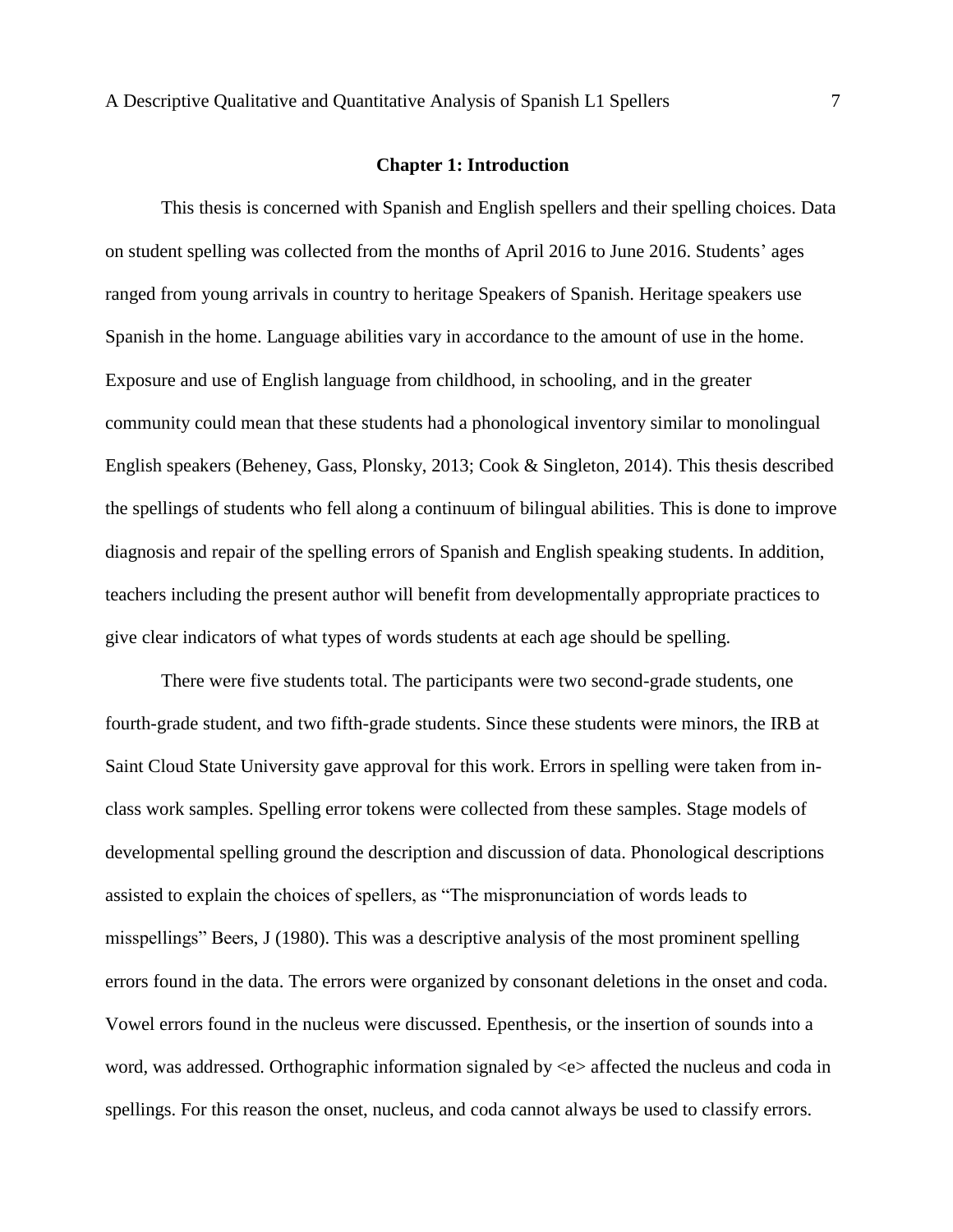## Chapter 1: Introduction

This thesis is concerned with Spanish and English spellers and their spelling choices. Data on student spelling was collected from the months of April 2016 to June 2016. Students' ages ranged from young arrivals in country to heritage Speakers of Spanish. Heritage speakers use Spanish in the home. Language abilities vary in accordance to the amount of use in the home. Exposure and use of English language from childhood, in schooling, and in the greater community could mean that these students had a phonological inventory similar to monolingual English speakers (Beheney, Gass, Plonsky, 2013; Cook & Singleton, 2014). This thesis described the spellings of students who fell along a continuum of bilingual abilities. This is done to improve diagnosis and repair of the spelling errors of Spanish and English speaking students. In addition, teachers including the present author will benefit from developmentally appropriate practices to give clear indicators of what types of words students at each age should be spelling.

There were five students total. The participants were two second-grade students, one fourth-grade student, and two fifth-grade students. Since these students were minors, the IRB at Saint Cloud State University gave approval for this work. Errors in spelling were taken from in-class work samples. Spelling error tokens were collected from these samples. Stage models of developmental spelling ground the description and discussion of data. Phonological descriptions assisted to explain the choices of spellers, as "The mispronunciation of words leads to misspellings" Beers, J (1980). This was a descriptive analysis of the most prominent spelling errors found in the data. The errors were organized by consonant deletions in the onset and coda. Vowel errors found in the nucleus were discussed. Epenthesis, or the insertion of sounds into a word, was addressed. Orthographic information signaled by <e> affected the nucleus and coda in spellings. For this reason the onset, nucleus, and coda cannot always be used to classify errors.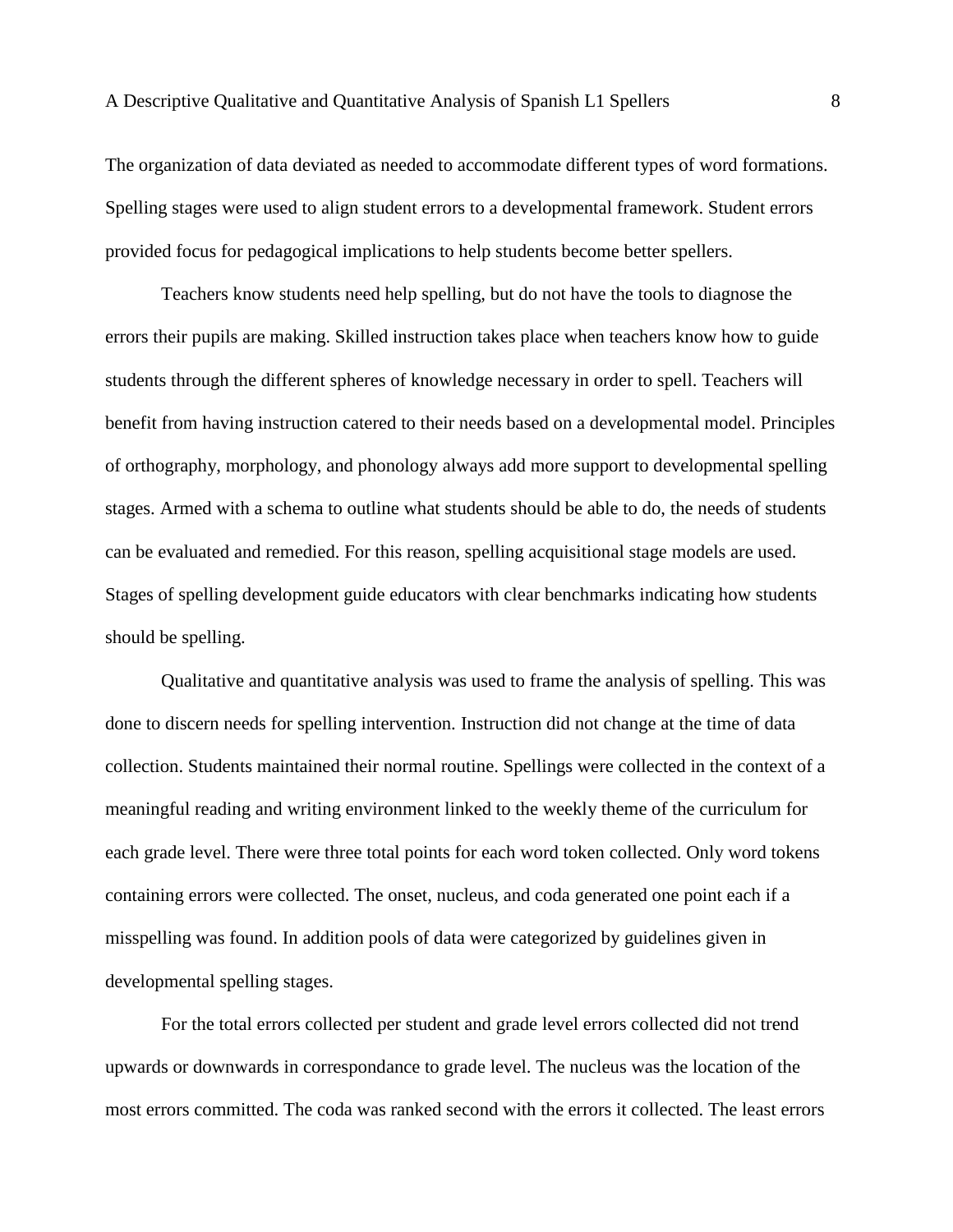The organization of data deviated as needed to accommodate different types of word formations. Spelling stages were used to align student errors to a developmental framework. Student errors provided focus for pedagogical implications to help students become better spellers.

Teachers know students need help spelling, but do not have the tools to diagnose the errors their pupils are making. Skilled instruction takes place when teachers know how to guide students through the different spheres of knowledge necessary in order to spell. Teachers will benefit from having instruction catered to their needs based on a developmental model. Principles of orthography, morphology, and phonology always add more support to developmental spelling stages. Armed with a schema to outline what students should be able to do, the needs of students can be evaluated and remedied. For this reason, spelling acquisitional stage models are used. Stages of spelling development guide educators with clear benchmarks indicating how students should be spelling.

Qualitative and quantitative analysis was used to frame the analysis of spelling. This was done to discern needs for spelling intervention. Instruction did not change at the time of data collection. Students maintained their normal routine. Spellings were collected in the context of a meaningful reading and writing environment linked to the weekly theme of the curriculum for each grade level. There were three total points for each word token collected. Only word tokens containing errors were collected. The onset, nucleus, and coda generated one point each if a misspelling was found. In addition pools of data were categorized by guidelines given in developmental spelling stages.

For the total errors collected per student and grade level errors collected did not trend upwards or downwards in correspondance to grade level. The nucleus was the location of the most errors committed. The coda was ranked second with the errors it collected. The least errors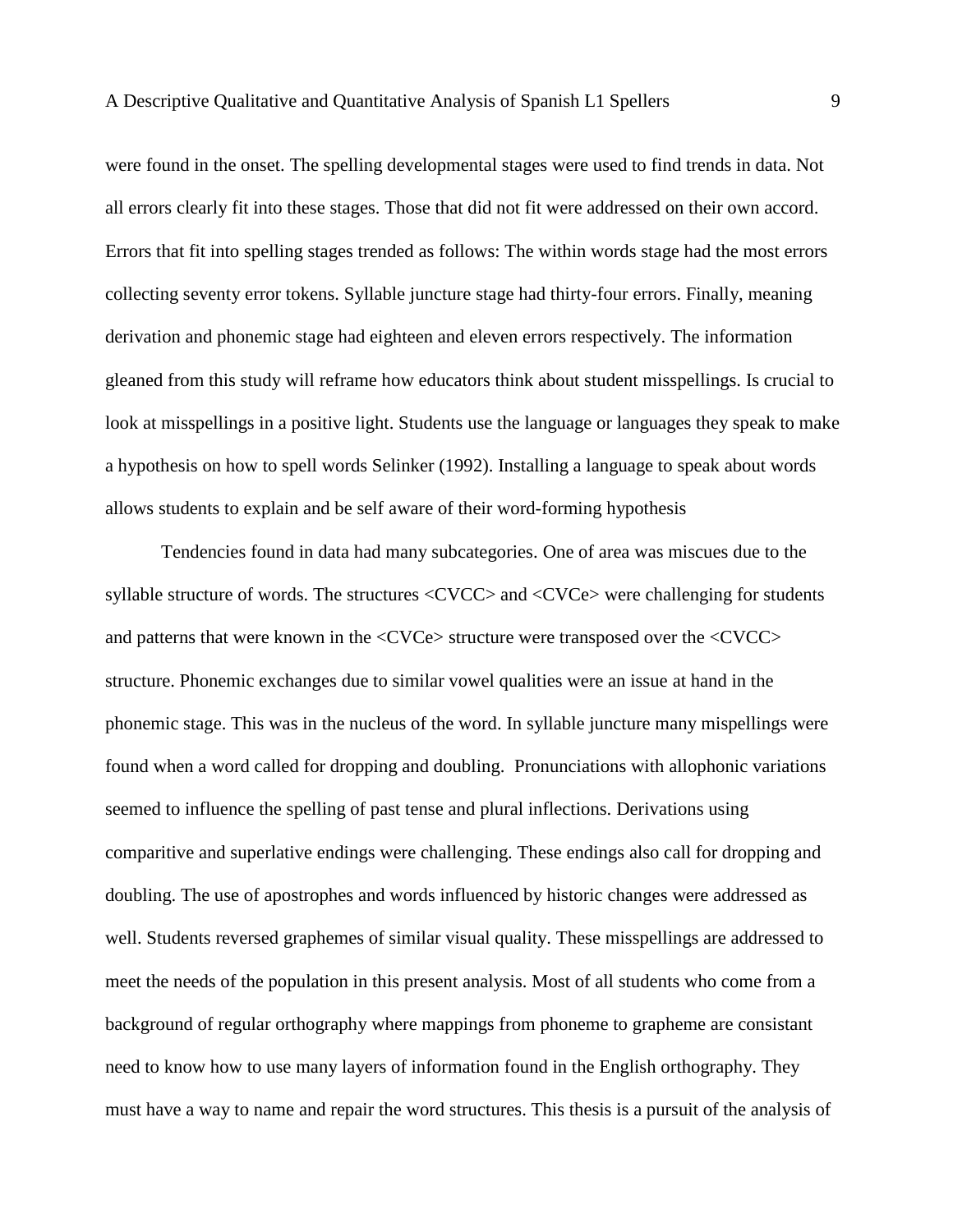were found in the onset. The spelling developmental stages were used to find trends in data. Not all errors clearly fit into these stages. Those that did not fit were addressed on their own accord. Errors that fit into spelling stages trended as follows: The within words stage had the most errors collecting seventy error tokens. Syllable juncture stage had thirty-four errors. Finally, meaning derivation and phonemic stage had eighteen and eleven errors respectively. The information gleaned from this study will reframe how educators think about student misspellings. Is crucial to look at misspellings in a positive light. Students use the language or languages they speak to make a hypothesis on how to spell words Selinker (1992). Installing a language to speak about words allows students to explain and be self aware of their word-forming hypothesis

Tendencies found in data had many subcategories. One of area was miscues due to the syllable structure of words. The structures <CVCC> and <CVCe> were challenging for students and patterns that were known in the <CVCe> structure were transposed over the <CVCC> structure. Phonemic exchanges due to similar vowel qualities were an issue at hand in the phonemic stage. This was in the nucleus of the word. In syllable juncture many mispellings were found when a word called for dropping and doubling. Pronunciations with allophonic variations seemed to influence the spelling of past tense and plural inflections. Derivations using comparitive and superlative endings were challenging. These endings also call for dropping and doubling. The use of apostrophes and words influenced by historic changes were addressed as well. Students reversed graphemes of similar visual quality. These misspellings are addressed to meet the needs of the population in this present analysis. Most of all students who come from a background of regular orthography where mappings from phoneme to grapheme are consistant need to know how to use many layers of information found in the English orthography. They must have a way to name and repair the word structures. This thesis is a pursuit of the analysis of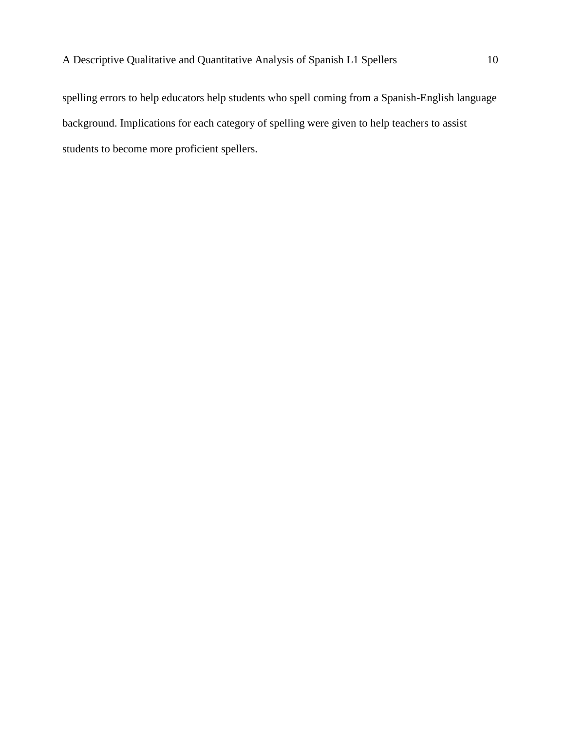spelling errors to help educators help students who spell coming from a Spanish-English language background. Implications for each category of spelling were given to help teachers to assist students to become more proficient spellers.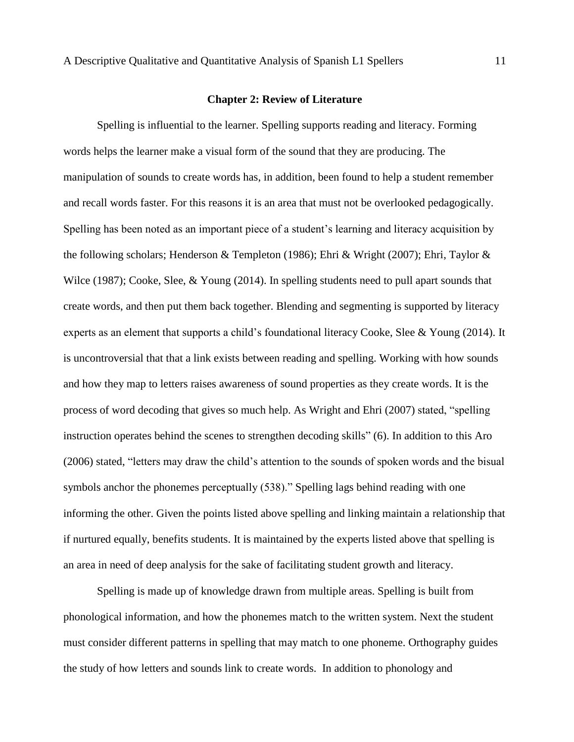## Chapter 2: Review of Literature

Spelling is influential to the learner. Spelling supports reading and literacy. Forming words helps the learner make a visual form of the sound that they are producing. The manipulation of sounds to create words has, in addition, been found to help a student remember and recall words faster. For this reasons it is an area that must not be overlooked pedagogically. Spelling has been noted as an important piece of a student's learning and literacy acquisition by the following scholars; Henderson & Templeton (1986); Ehri & Wright (2007); Ehri, Taylor & Wilce (1987); Cooke, Slee, & Young (2014). In spelling students need to pull apart sounds that create words, and then put them back together. Blending and segmenting is supported by literacy experts as an element that supports a child's foundational literacy Cooke, Slee & Young (2014). It is uncontroversial that that a link exists between reading and spelling. Working with how sounds and how they map to letters raises awareness of sound properties as they create words. It is the process of word decoding that gives so much help. As Wright and Ehri (2007) stated, "spelling instruction operates behind the scenes to strengthen decoding skills" (6). In addition to this Aro (2006) stated, "letters may draw the child's attention to the sounds of spoken words and the bisual symbols anchor the phonemes perceptually (538)." Spelling lags behind reading with one informing the other. Given the points listed above spelling and linking maintain a relationship that if nurtured equally, benefits students. It is maintained by the experts listed above that spelling is an area in need of deep analysis for the sake of facilitating student growth and literacy.

Spelling is made up of knowledge drawn from multiple areas. Spelling is built from phonological information, and how the phonemes match to the written system. Next the student must consider different patterns in spelling that may match to one phoneme. Orthography guides the study of how letters and sounds link to create words. In addition to phonology and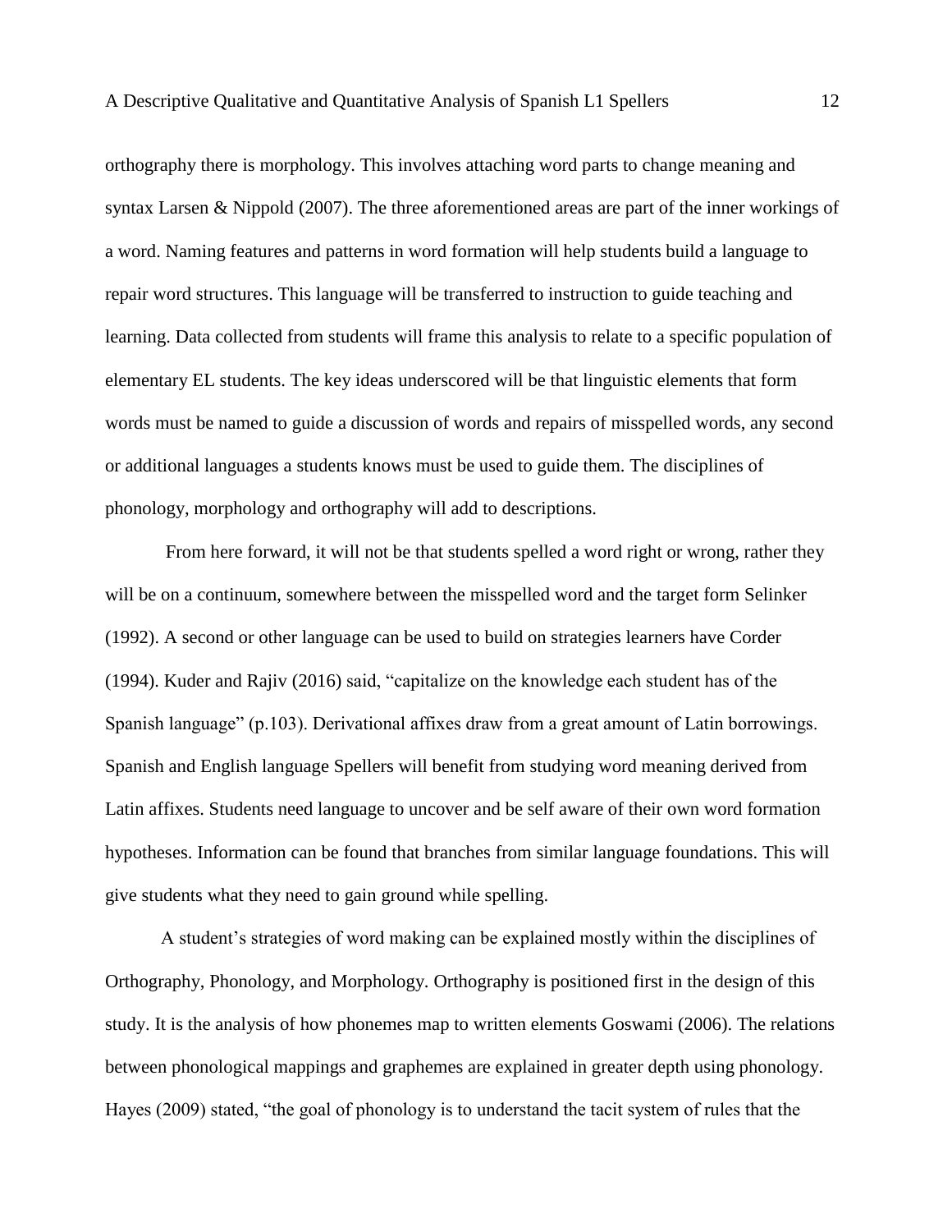orthography there is morphology. This involves attaching word parts to change meaning and syntax Larsen & Nippold (2007). The three aforementioned areas are part of the inner workings of a word. Naming features and patterns in word formation will help students build a language to repair word structures. This language will be transferred to instruction to guide teaching and learning. Data collected from students will frame this analysis to relate to a specific population of elementary EL students. The key ideas underscored will be that linguistic elements that form words must be named to guide a discussion of words and repairs of misspelled words, any second or additional languages a students knows must be used to guide them. The disciplines of phonology, morphology and orthography will add to descriptions.

From here forward, it will not be that students spelled a word right or wrong, rather they will be on a continuum, somewhere between the misspelled word and the target form Selinker (1992). A second or other language can be used to build on strategies learners have Corder (1994). Kuder and Rajiv (2016) said, "capitalize on the knowledge each student has of the Spanish language" (p.103). Derivational affixes draw from a great amount of Latin borrowings. Spanish and English language Spellers will benefit from studying word meaning derived from Latin affixes. Students need language to uncover and be self aware of their own word formation hypotheses. Information can be found that branches from similar language foundations. This will give students what they need to gain ground while spelling.

A student's strategies of word making can be explained mostly within the disciplines of Orthography, Phonology, and Morphology. Orthography is positioned first in the design of this study. It is the analysis of how phonemes map to written elements Goswami (2006). The relations between phonological mappings and graphemes are explained in greater depth using phonology. Hayes (2009) stated, "the goal of phonology is to understand the tacit system of rules that the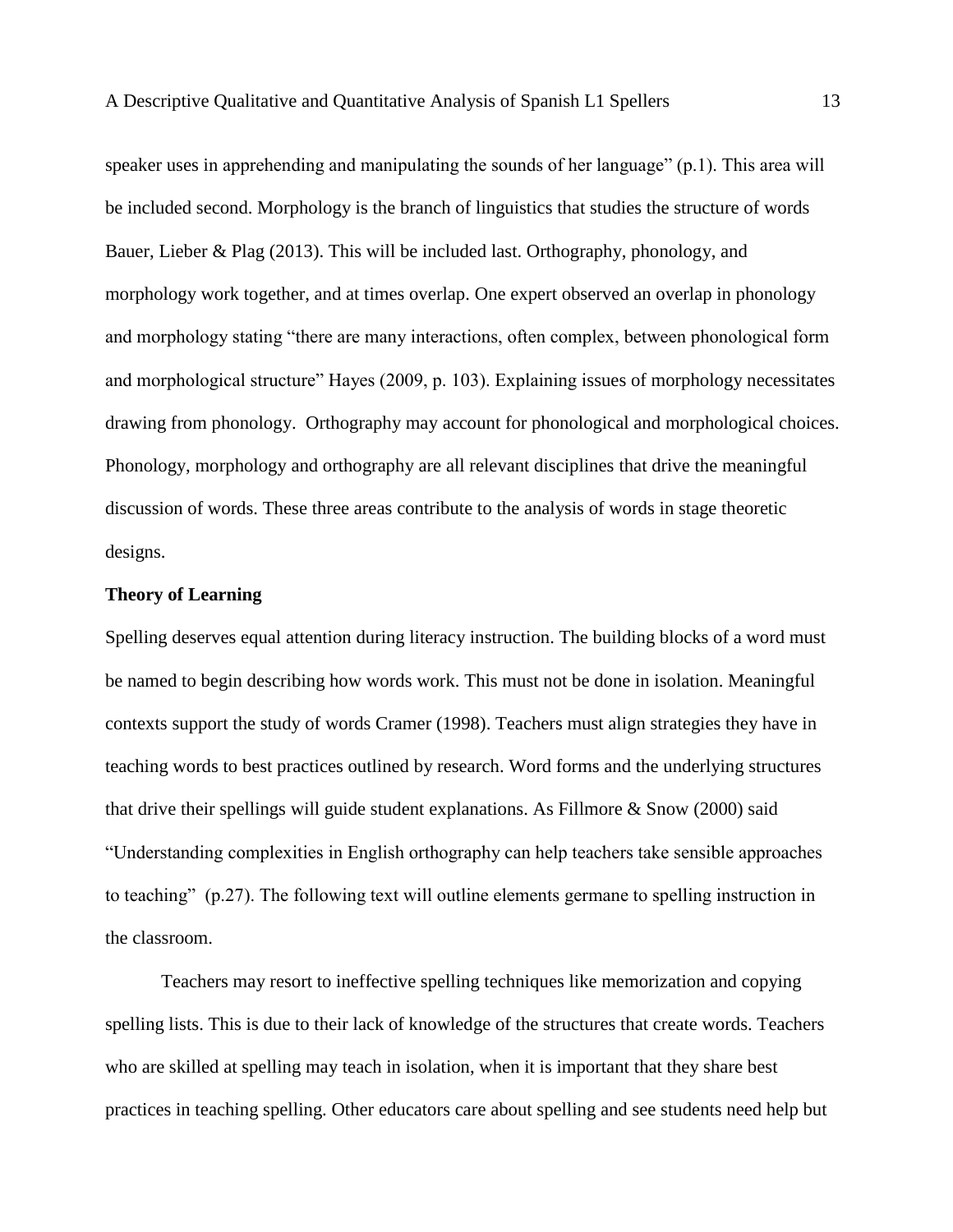speaker uses in apprehending and manipulating the sounds of her language" (p.1). This area will be included second. Morphology is the branch of linguistics that studies the structure of words Bauer, Lieber & Plag (2013). This will be included last. Orthography, phonology, and morphology work together, and at times overlap. One expert observed an overlap in phonology and morphology stating "there are many interactions, often complex, between phonological form and morphological structure" Hayes (2009, p. 103). Explaining issues of morphology necessitates drawing from phonology. Orthography may account for phonological and morphological choices. Phonology, morphology and orthography are all relevant disciplines that drive the meaningful discussion of words. These three areas contribute to the analysis of words in stage theoretic designs.

**Theory of Learning**

Spelling deserves equal attention during literacy instruction. The building blocks of a word must be named to begin describing how words work. This must not be done in isolation. Meaningful contexts support the study of words Cramer (1998). Teachers must align strategies they have in teaching words to best practices outlined by research. Word forms and the underlying structures that drive their spellings will guide student explanations. As Fillmore & Snow (2000) said "Understanding complexities in English orthography can help teachers take sensible approaches to teaching" (p.27). The following text will outline elements germane to spelling instruction in the classroom.

Teachers may resort to ineffective spelling techniques like memorization and copying spelling lists. This is due to their lack of knowledge of the structures that create words. Teachers who are skilled at spelling may teach in isolation, when it is important that they share best practices in teaching spelling. Other educators care about spelling and see students need help but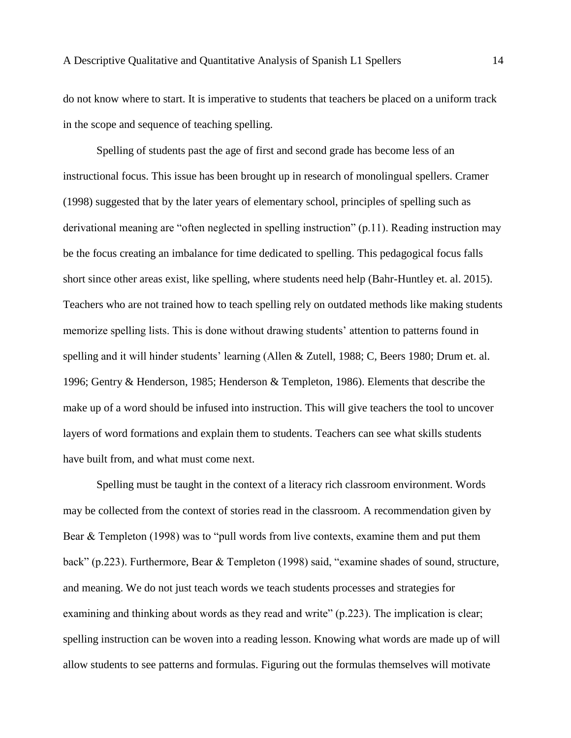do not know where to start. It is imperative to students that teachers be placed on a uniform track in the scope and sequence of teaching spelling.

Spelling of students past the age of first and second grade has become less of an instructional focus. This issue has been brought up in research of monolingual spellers. Cramer (1998) suggested that by the later years of elementary school, principles of spelling such as derivational meaning are "often neglected in spelling instruction" (p.11). Reading instruction may be the focus creating an imbalance for time dedicated to spelling. This pedagogical focus falls short since other areas exist, like spelling, where students need help (Bahr-Huntley et. al. 2015). Teachers who are not trained how to teach spelling rely on outdated methods like making students memorize spelling lists. This is done without drawing students' attention to patterns found in spelling and it will hinder students' learning (Allen & Zutell, 1988; C, Beers 1980; Drum et. al. 1996; Gentry & Henderson, 1985; Henderson & Templeton, 1986). Elements that describe the make up of a word should be infused into instruction. This will give teachers the tool to uncover layers of word formations and explain them to students. Teachers can see what skills students have built from, and what must come next.

Spelling must be taught in the context of a literacy rich classroom environment. Words may be collected from the context of stories read in the classroom. A recommendation given by Bear & Templeton (1998) was to "pull words from live contexts, examine them and put them back" (p.223). Furthermore, Bear & Templeton (1998) said, "examine shades of sound, structure, and meaning. We do not just teach words we teach students processes and strategies for examining and thinking about words as they read and write" (p.223). The implication is clear; spelling instruction can be woven into a reading lesson. Knowing what words are made up of will allow students to see patterns and formulas. Figuring out the formulas themselves will motivate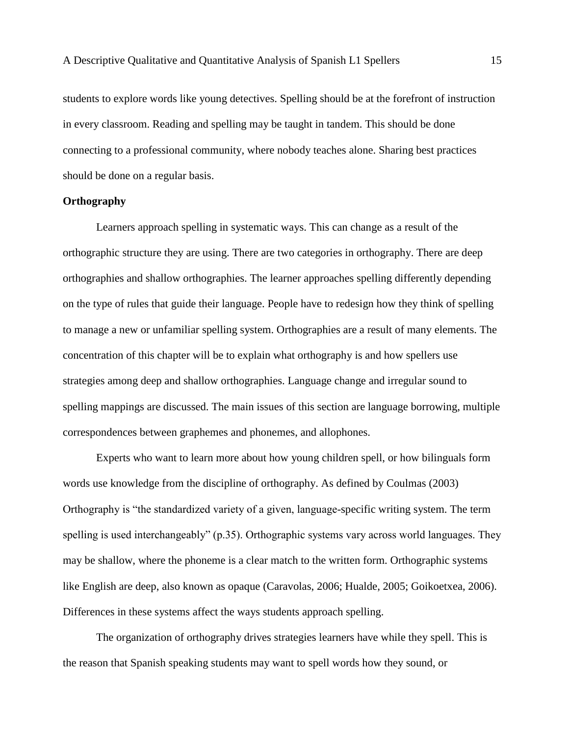students to explore words like young detectives. Spelling should be at the forefront of instruction in every classroom. Reading and spelling may be taught in tandem. This should be done connecting to a professional community, where nobody teaches alone. Sharing best practices should be done on a regular basis.

**Orthography**

Learners approach spelling in systematic ways. This can change as a result of the orthographic structure they are using. There are two categories in orthography. There are deep orthographies and shallow orthographies. The learner approaches spelling differently depending on the type of rules that guide their language. People have to redesign how they think of spelling to manage a new or unfamiliar spelling system. Orthographies are a result of many elements. The concentration of this chapter will be to explain what orthography is and how spellers use strategies among deep and shallow orthographies. Language change and irregular sound to spelling mappings are discussed. The main issues of this section are language borrowing, multiple correspondences between graphemes and phonemes, and allophones.

Experts who want to learn more about how young children spell, or how bilinguals form words use knowledge from the discipline of orthography. As defined by Coulmas (2003) Orthography is "the standardized variety of a given, language-specific writing system. The term spelling is used interchangeably" (p.35). Orthographic systems vary across world languages. They may be shallow, where the phoneme is a clear match to the written form. Orthographic systems like English are deep, also known as opaque (Caravolas, 2006; Hualde, 2005; Goikoetxea, 2006). Differences in these systems affect the ways students approach spelling.

The organization of orthography drives strategies learners have while they spell. This is the reason that Spanish speaking students may want to spell words how they sound, or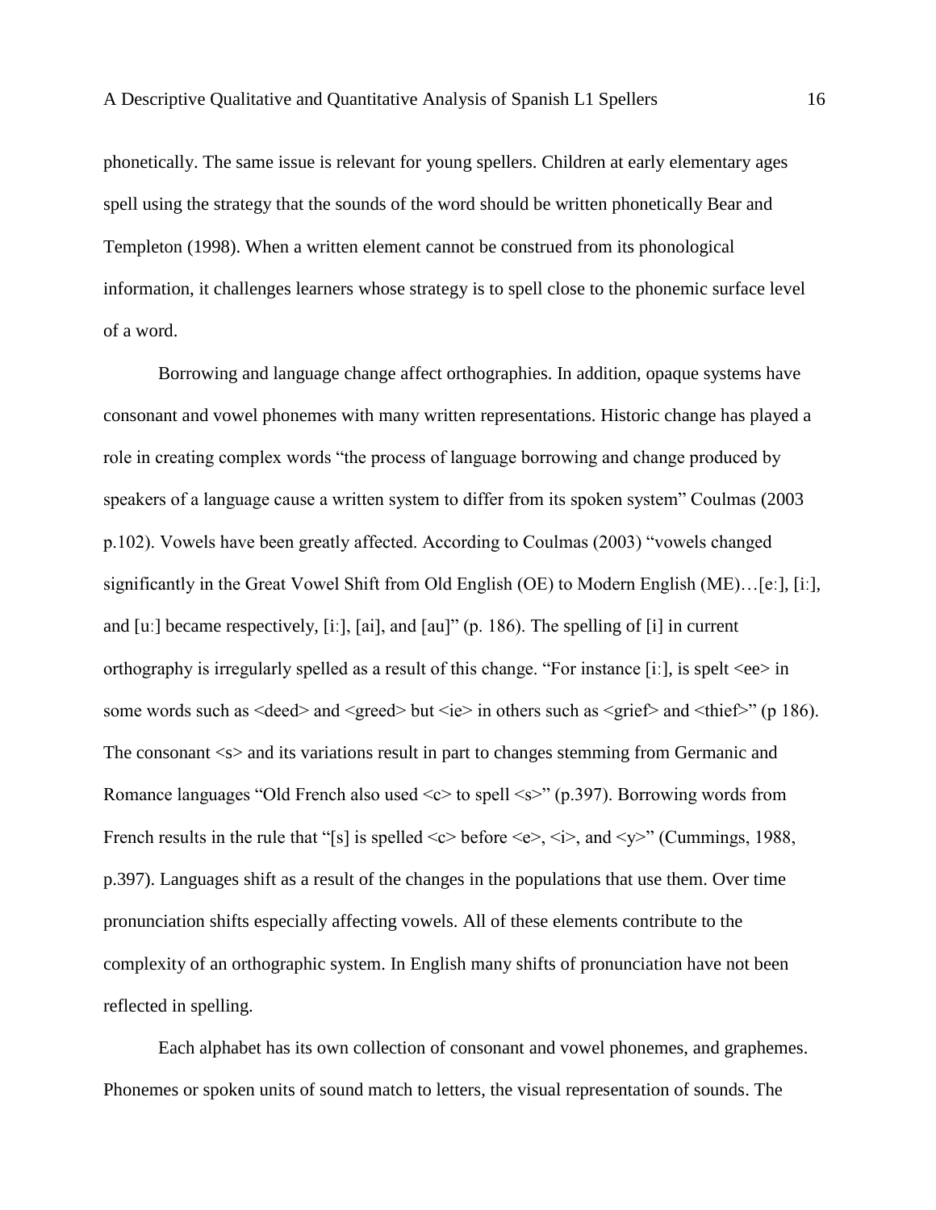phonetically. The same issue is relevant for young spellers. Children at early elementary ages spell using the strategy that the sounds of the word should be written phonetically Bear and Templeton (1998). When a written element cannot be construed from its phonological information, it challenges learners whose strategy is to spell close to the phonemic surface level of a word.

Borrowing and language change affect orthographies. In addition, opaque systems have consonant and vowel phonemes with many written representations. Historic change has played a role in creating complex words "the process of language borrowing and change produced by speakers of a language cause a written system to differ from its spoken system" Coulmas (2003 p.102). Vowels have been greatly affected. According to Coulmas (2003) "vowels changed significantly in the Great Vowel Shift from Old English (OE) to Modern English (ME)…[eː], [iː], and [uː] became respectively, [iː], [ai], and [au]" (p. 186). The spelling of [i] in current orthography is irregularly spelled as a result of this change. "For instance [iː], is spelt <ee> in some words such as <deed> and <greed> but <ie> in others such as <grief> and <thief>" (p 186). The consonant <s> and its variations result in part to changes stemming from Germanic and Romance languages "Old French also used <c> to spell <s>" (p.397). Borrowing words from French results in the rule that "[s] is spelled <c> before <e>, <i>, and <y>" (Cummings, 1988, p.397). Languages shift as a result of the changes in the populations that use them. Over time pronunciation shifts especially affecting vowels. All of these elements contribute to the complexity of an orthographic system. In English many shifts of pronunciation have not been reflected in spelling.

Each alphabet has its own collection of consonant and vowel phonemes, and graphemes. Phonemes or spoken units of sound match to letters, the visual representation of sounds. The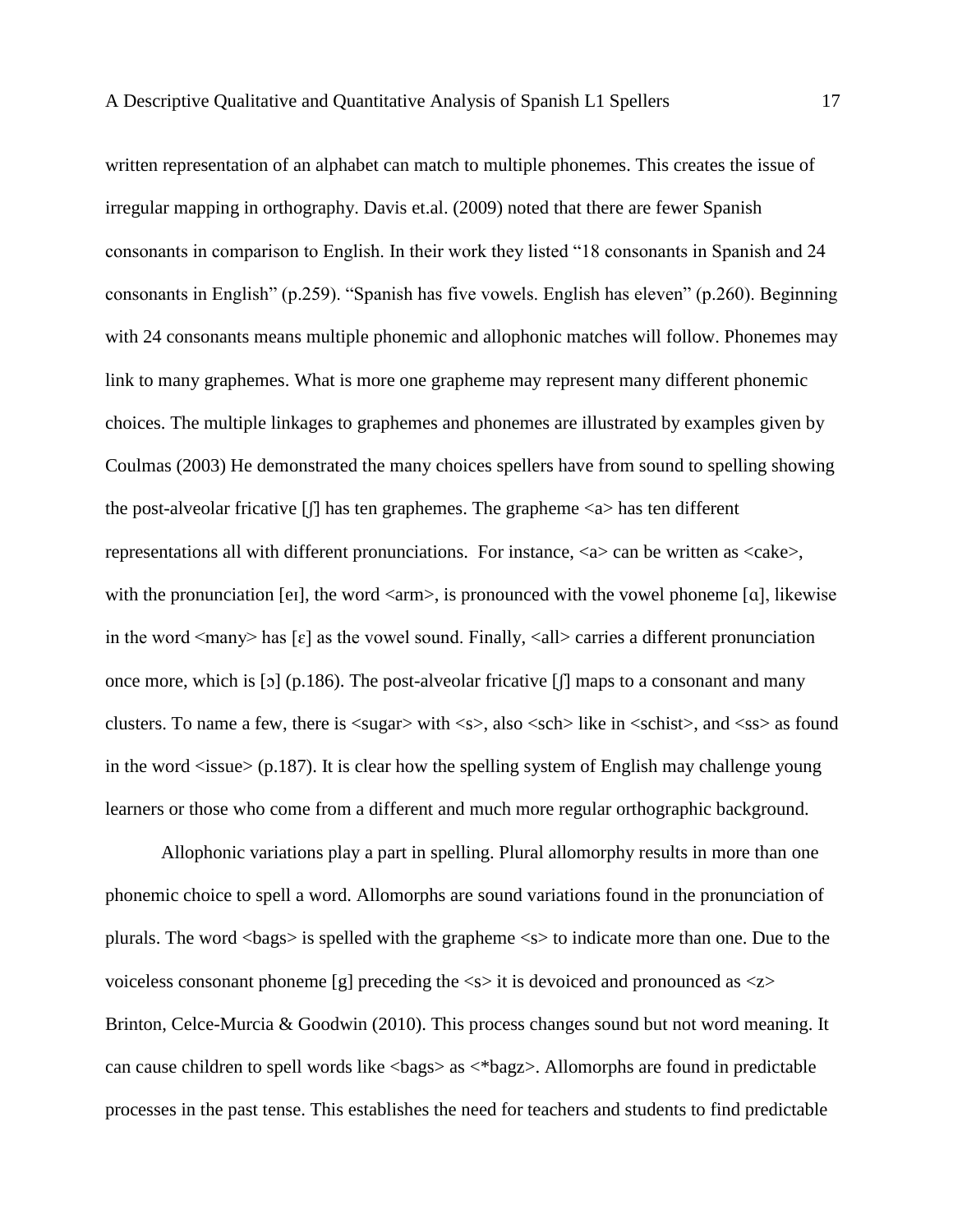written representation of an alphabet can match to multiple phonemes. This creates the issue of irregular mapping in orthography. Davis et.al. (2009) noted that there are fewer Spanish consonants in comparison to English. In their work they listed "18 consonants in Spanish and 24 consonants in English" (p.259). "Spanish has five vowels. English has eleven" (p.260). Beginning with 24 consonants means multiple phonemic and allophonic matches will follow. Phonemes may link to many graphemes. What is more one grapheme may represent many different phonemic choices. The multiple linkages to graphemes and phonemes are illustrated by examples given by Coulmas (2003) He demonstrated the many choices spellers have from sound to spelling showing the post-alveolar fricative [ʃ] has ten graphemes. The grapheme <a> has ten different representations all with different pronunciations. For instance, <a> can be written as <cake>, with the pronunciation [eɪ], the word <arm>, is pronounced with the vowel phoneme [ɑ], likewise in the word <many> has [ɛ] as the vowel sound. Finally, <all> carries a different pronunciation once more, which is [ɔ] (p.186). The post-alveolar fricative [ʃ] maps to a consonant and many clusters. To name a few, there is <sugar> with <s>, also <sch> like in <schist>, and <ss> as found in the word <issue> (p.187). It is clear how the spelling system of English may challenge young learners or those who come from a different and much more regular orthographic background.

Allophonic variations play a part in spelling. Plural allomorphy results in more than one phonemic choice to spell a word. Allomorphs are sound variations found in the pronunciation of plurals. The word <bags> is spelled with the grapheme <s> to indicate more than one. Due to the voiceless consonant phoneme [g] preceding the <s> it is devoiced and pronounced as <z> Brinton, Celce-Murcia & Goodwin (2010). This process changes sound but not word meaning. It can cause children to spell words like <bags> as <*bagz>. Allomorphs are found in predictable processes in the past tense. This establishes the need for teachers and students to find predictable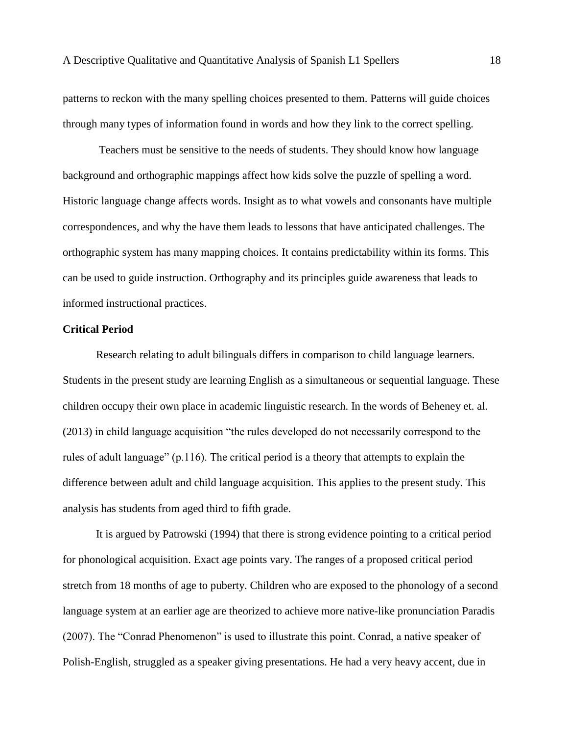patterns to reckon with the many spelling choices presented to them. Patterns will guide choices through many types of information found in words and how they link to the correct spelling.

Teachers must be sensitive to the needs of students. They should know how language background and orthographic mappings affect how kids solve the puzzle of spelling a word. Historic language change affects words. Insight as to what vowels and consonants have multiple correspondences, and why the have them leads to lessons that have anticipated challenges. The orthographic system has many mapping choices. It contains predictability within its forms. This can be used to guide instruction. Orthography and its principles guide awareness that leads to informed instructional practices.

**Critical Period**

Research relating to adult bilinguals differs in comparison to child language learners. Students in the present study are learning English as a simultaneous or sequential language. These children occupy their own place in academic linguistic research. In the words of Beheney et. al. (2013) in child language acquisition "the rules developed do not necessarily correspond to the rules of adult language" (p.116). The critical period is a theory that attempts to explain the difference between adult and child language acquisition. This applies to the present study. This analysis has students from aged third to fifth grade.

It is argued by Patrowski (1994) that there is strong evidence pointing to a critical period for phonological acquisition. Exact age points vary. The ranges of a proposed critical period stretch from 18 months of age to puberty. Children who are exposed to the phonology of a second language system at an earlier age are theorized to achieve more native-like pronunciation Paradis (2007). The "Conrad Phenomenon" is used to illustrate this point. Conrad, a native speaker of Polish-English, struggled as a speaker giving presentations. He had a very heavy accent, due in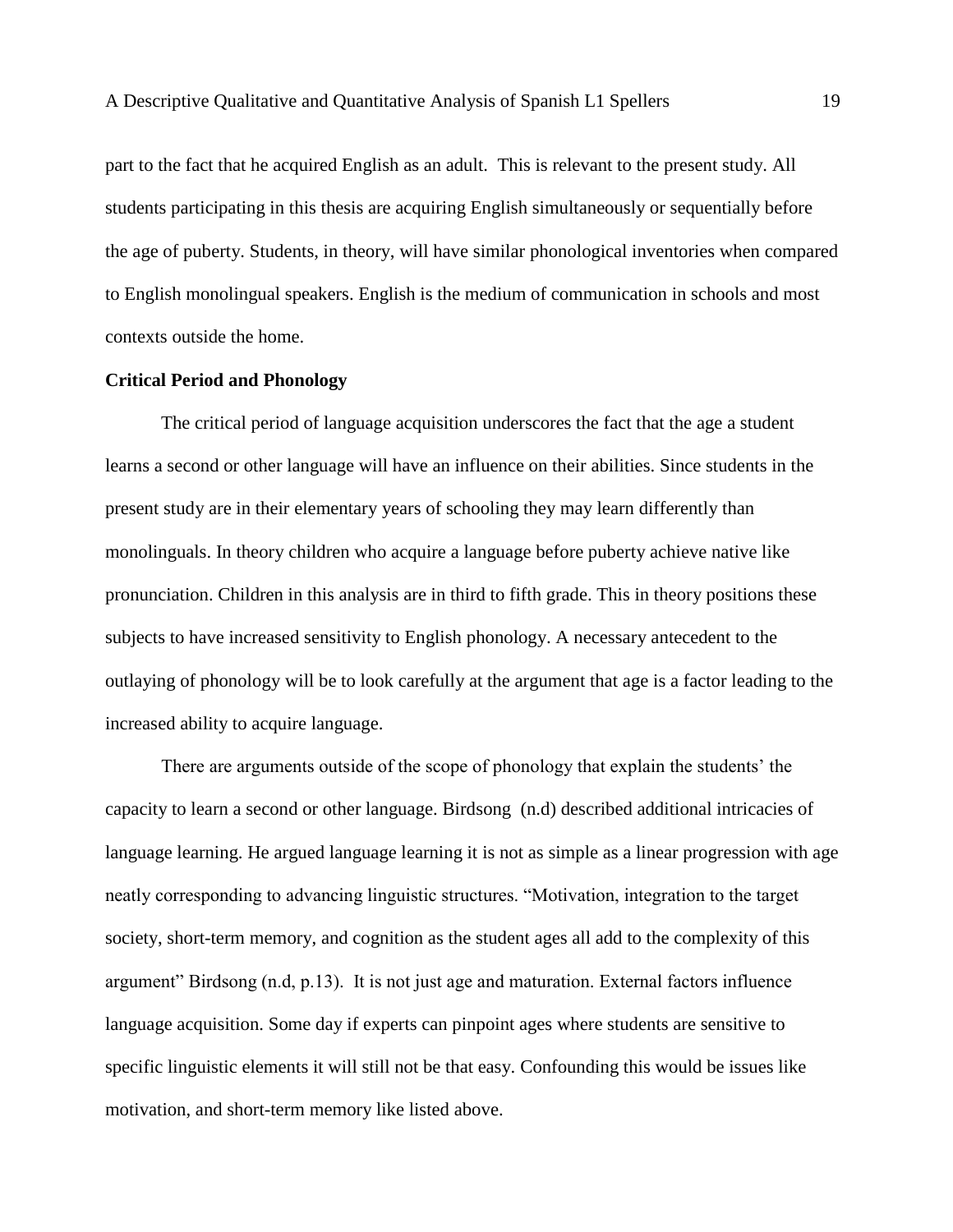part to the fact that he acquired English as an adult. This is relevant to the present study. All students participating in this thesis are acquiring English simultaneously or sequentially before the age of puberty. Students, in theory, will have similar phonological inventories when compared to English monolingual speakers. English is the medium of communication in schools and most contexts outside the home.

### Critical Period and Phonology

The critical period of language acquisition underscores the fact that the age a student learns a second or other language will have an influence on their abilities. Since students in the present study are in their elementary years of schooling they may learn differently than monolinguals. In theory children who acquire a language before puberty achieve native like pronunciation. Children in this analysis are in third to fifth grade. This in theory positions these subjects to have increased sensitivity to English phonology. A necessary antecedent to the outlaying of phonology will be to look carefully at the argument that age is a factor leading to the increased ability to acquire language.

There are arguments outside of the scope of phonology that explain the students' the capacity to learn a second or other language. Birdsong (n.d) described additional intricacies of language learning. He argued language learning it is not as simple as a linear progression with age neatly corresponding to advancing linguistic structures. "Motivation, integration to the target society, short-term memory, and cognition as the student ages all add to the complexity of this argument" Birdsong (n.d, p.13). It is not just age and maturation. External factors influence language acquisition. Some day if experts can pinpoint ages where students are sensitive to specific linguistic elements it will still not be that easy. Confounding this would be issues like motivation, and short-term memory like listed above.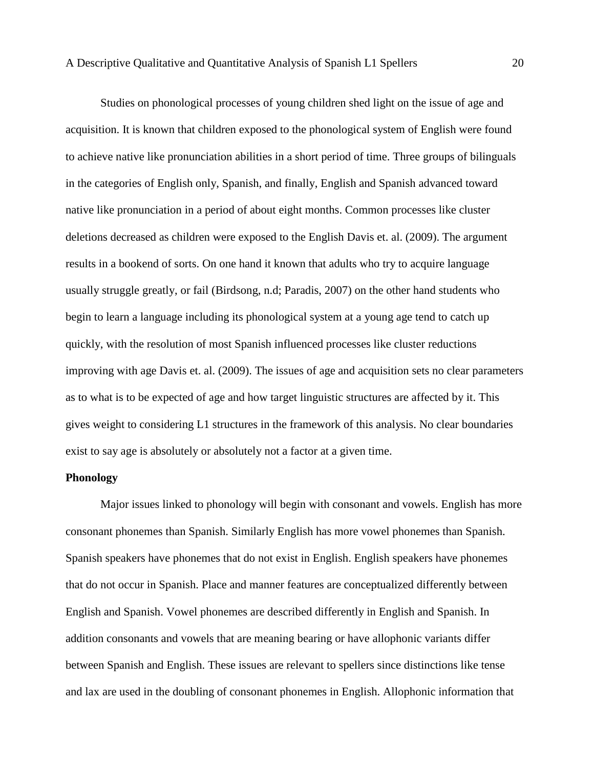Studies on phonological processes of young children shed light on the issue of age and acquisition. It is known that children exposed to the phonological system of English were found to achieve native like pronunciation abilities in a short period of time. Three groups of bilinguals in the categories of English only, Spanish, and finally, English and Spanish advanced toward native like pronunciation in a period of about eight months. Common processes like cluster deletions decreased as children were exposed to the English Davis et. al. (2009). The argument results in a bookend of sorts. On one hand it known that adults who try to acquire language usually struggle greatly, or fail (Birdsong, n.d; Paradis, 2007) on the other hand students who begin to learn a language including its phonological system at a young age tend to catch up quickly, with the resolution of most Spanish influenced processes like cluster reductions improving with age Davis et. al. (2009). The issues of age and acquisition sets no clear parameters as to what is to be expected of age and how target linguistic structures are affected by it. This gives weight to considering L1 structures in the framework of this analysis. No clear boundaries exist to say age is absolutely or absolutely not a factor at a given time.

**Phonology**

Major issues linked to phonology will begin with consonant and vowels. English has more consonant phonemes than Spanish. Similarly English has more vowel phonemes than Spanish. Spanish speakers have phonemes that do not exist in English. English speakers have phonemes that do not occur in Spanish. Place and manner features are conceptualized differently between English and Spanish. Vowel phonemes are described differently in English and Spanish. In addition consonants and vowels that are meaning bearing or have allophonic variants differ between Spanish and English. These issues are relevant to spellers since distinctions like tense and lax are used in the doubling of consonant phonemes in English. Allophonic information that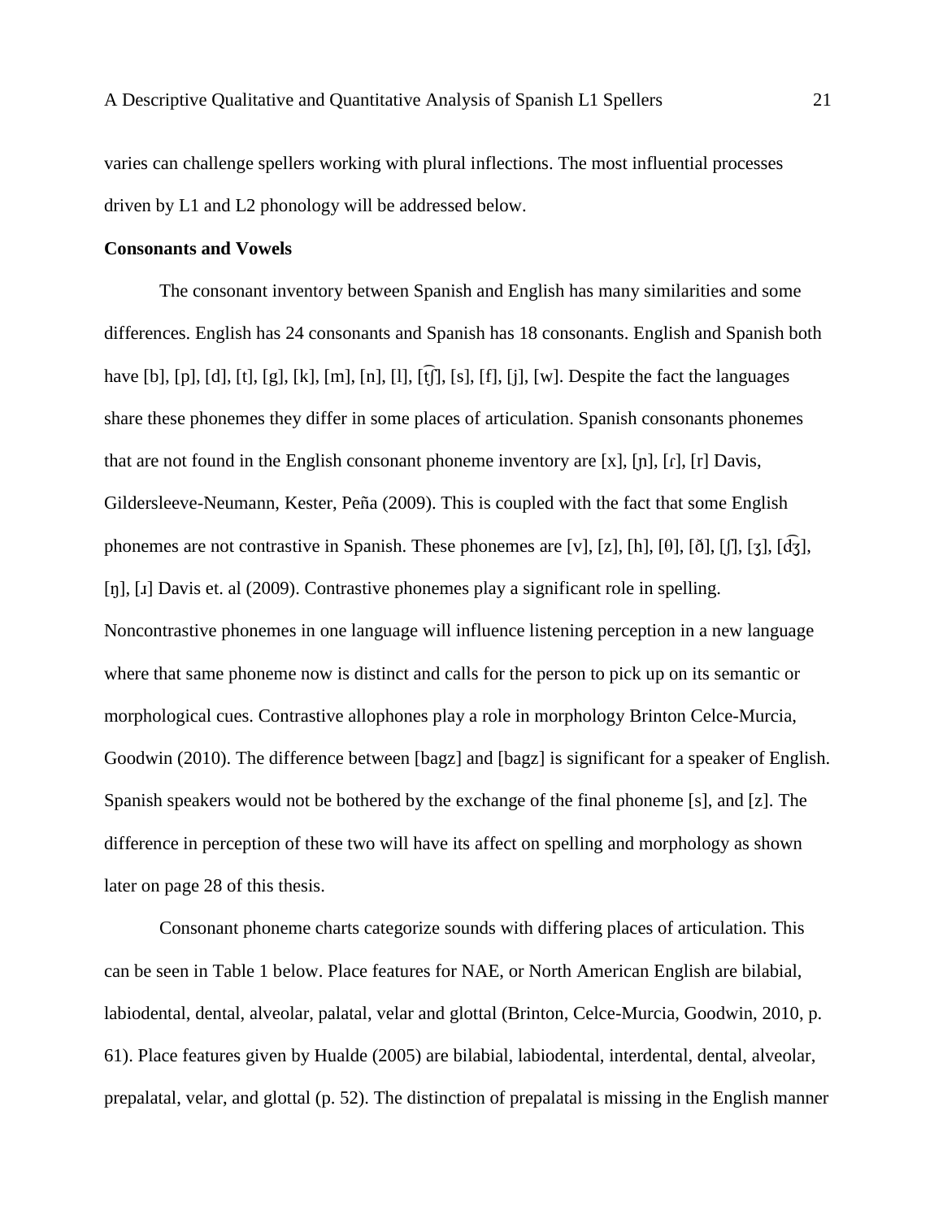varies can challenge spellers working with plural inflections. The most influential processes driven by L1 and L2 phonology will be addressed below.

**Consonants and Vowels**

The consonant inventory between Spanish and English has many similarities and some differences. English has 24 consonants and Spanish has 18 consonants. English and Spanish both have [b], [p], [d], [t], [g], [k], [m], [n], [l], [t͡ʃ], [s], [f], [j], [w]. Despite the fact the languages share these phonemes they differ in some places of articulation. Spanish consonants phonemes that are not found in the English consonant phoneme inventory are [x], [ɲ], [ɾ], [r] Davis, Gildersleeve-Neumann, Kester, Peña (2009). This is coupled with the fact that some English phonemes are not contrastive in Spanish. These phonemes are [v], [z], [h], [θ], [ð], [ʃ], [ʒ], [d͡ʒ], [ŋ], [ɹ] Davis et. al (2009). Contrastive phonemes play a significant role in spelling. Noncontrastive phonemes in one language will influence listening perception in a new language where that same phoneme now is distinct and calls for the person to pick up on its semantic or morphological cues. Contrastive allophones play a role in morphology Brinton Celce-Murcia, Goodwin (2010). The difference between [bagz] and [bagz] is significant for a speaker of English. Spanish speakers would not be bothered by the exchange of the final phoneme [s], and [z]. The difference in perception of these two will have its affect on spelling and morphology as shown later on page 28 of this thesis.

Consonant phoneme charts categorize sounds with differing places of articulation. This can be seen in Table 1 below. Place features for NAE, or North American English are bilabial, labiodental, dental, alveolar, palatal, velar and glottal (Brinton, Celce-Murcia, Goodwin, 2010, p. 61). Place features given by Hualde (2005) are bilabial, labiodental, interdental, dental, alveolar, prepalatal, velar, and glottal (p. 52). The distinction of prepalatal is missing in the English manner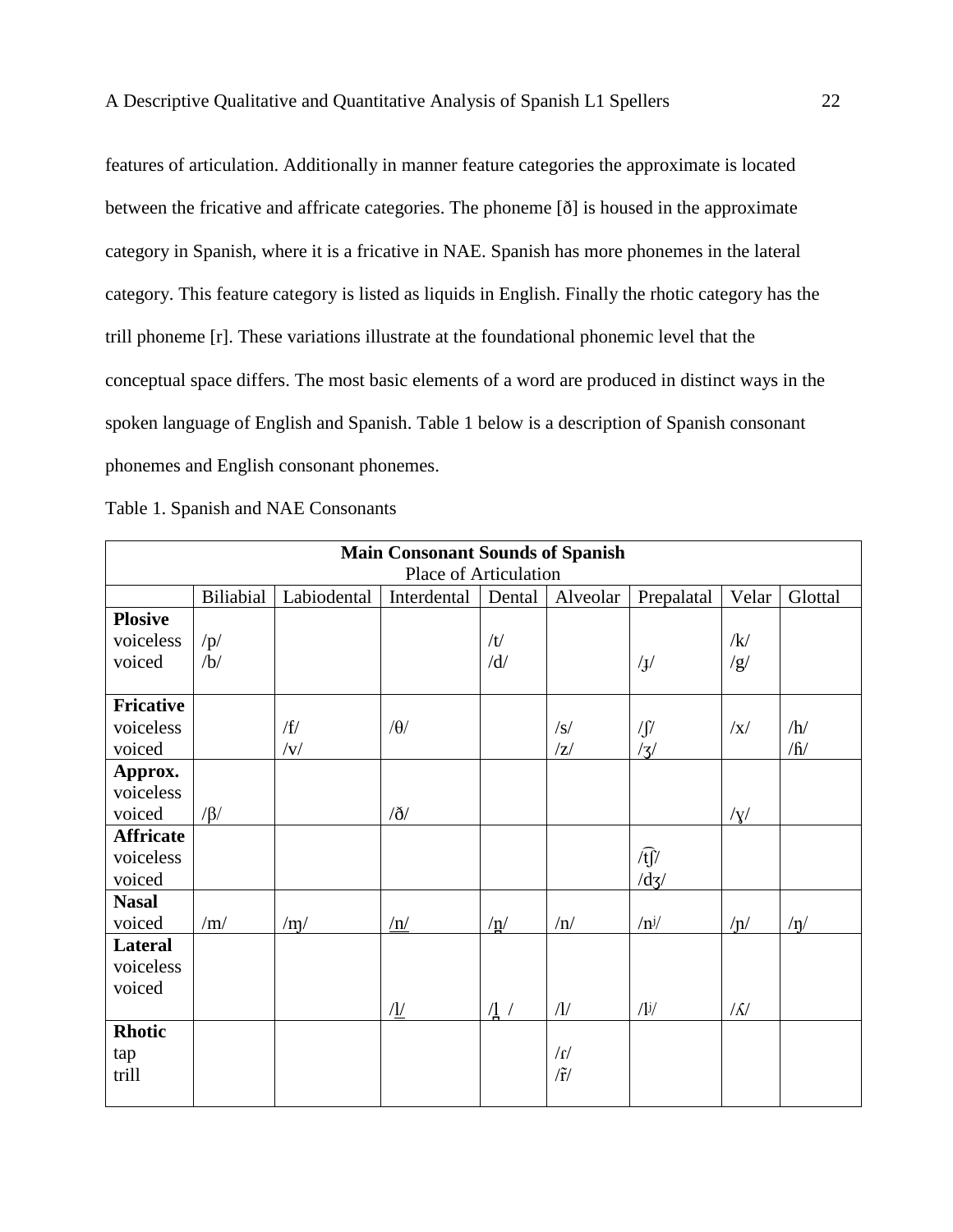features of articulation. Additionally in manner feature categories the approximate is located between the fricative and affricate categories. The phoneme [ð] is housed in the approximate category in Spanish, where it is a fricative in NAE. Spanish has more phonemes in the lateral category. This feature category is listed as liquids in English. Finally the rhotic category has the trill phoneme [r]. These variations illustrate at the foundational phonemic level that the conceptual space differs. The most basic elements of a word are produced in distinct ways in the spoken language of English and Spanish. Table 1 below is a description of Spanish consonant phonemes and English consonant phonemes.

Table 1. Spanish and NAE Consonants

| **Main Consonant Sounds of Spanish** Place of Articulation | | | | | | | | |
|---|---|---|---|---|---|---|---|---|
| | Biliabial | Labiodental | Interdental | Dental | Alveolar | Prepalatal | Velar | Glottal |
| **Plosive** voiceless voiced | /p/ /b/ | | | /t/ /d/ | | /ɟ/ | /k/ /g/ | |
| **Fricative** voiceless voiced | | /f/ /v/ | /θ/ | | /s/ /z/ | /ʃ/ /ʒ/ | /x/ | /h/ /ɦ/ |
| **Approx.** voiceless voiced | /β/ | | /ð/ | | | | /ɣ/ | |
| **Affricate** voiceless voiced | | | | | | /t͡ʃ/ /dʒ/ | | |
| **Nasal** voiced | /m/ | /ɱ/ | /n̲/ | /n̪/ | /n/ | /nʲ/ | /ɲ/ | /ŋ/ |
| **Lateral** voiceless voiced | | | /l̲/ | /l̪ / | /l/ | /lʲ/ | /ʎ/ | |
| **Rhotic** tap trill | | | | | /ɾ/ /r̃/ | | | |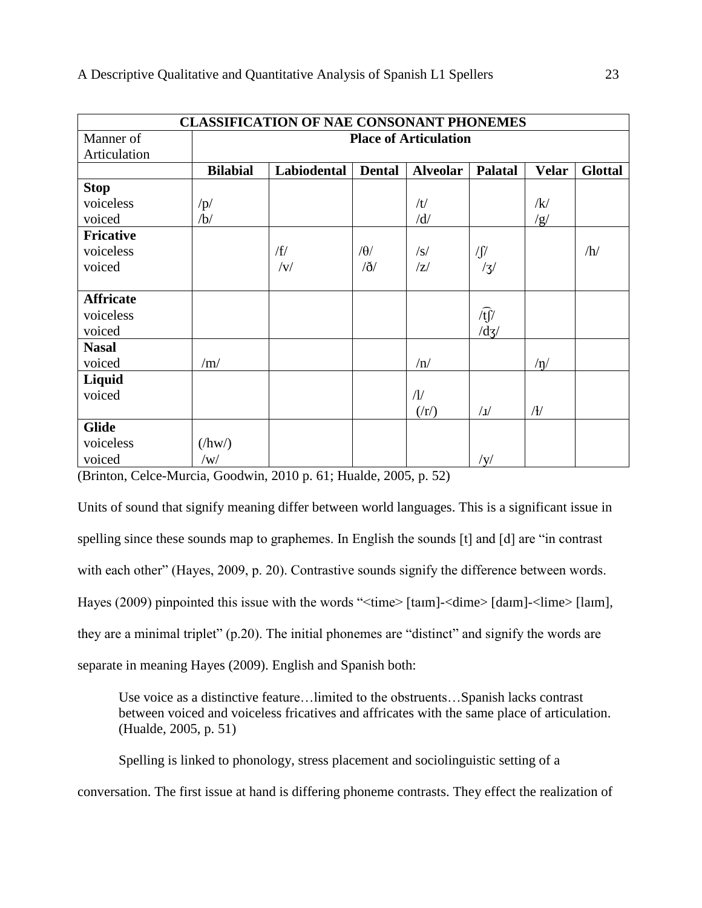| CLASSIFICATION OF NAE CONSONANT PHONEMES | | | | | | | |
|---|---|---|---|---|---|---|---|
| Manner of Articulation | Place of Articulation | | | | | | |
| | **Bilabial** | **Labiodental** | **Dental** | **Alveolar** | **Palatal** | **Velar** | **Glottal** |
| **Stop** | | | | | | | |
| voiceless | /p/ | | | /t/ | | /k/ | |
| voiced | /b/ | | | /d/ | | /g/ | |
| **Fricative** | | | | | | | |
| voiceless | | /f/ | /θ/ | /s/ | /ʃ/ | | /h/ |
| voiced | | /v/ | /ð/ | /z/ | /ʒ/ | | |
| **Affricate** | | | | | | | |
| voiceless | | | | | /t͡ʃ/ | | |
| voiced | | | | | /dʒ/ | | |
| **Nasal** | | | | | | | |
| voiced | /m/ | | | /n/ | | /ŋ/ | |
| **Liquid** | | | | | | | |
| voiced | | | | /l/ | | | |
| | | | | (/r/) | /ɹ/ | /ɫ/ | |
| **Glide** | | | | | | | |
| voiceless | (/hw/) | | | | | | |
| voiced | /w/ | | | | /y/ | | |

(Brinton, Celce-Murcia, Goodwin, 2010 p. 61; Hualde, 2005, p. 52)

Units of sound that signify meaning differ between world languages. This is a significant issue in spelling since these sounds map to graphemes. In English the sounds [t] and [d] are "in contrast with each other" (Hayes, 2009, p. 20). Contrastive sounds signify the difference between words. Hayes (2009) pinpointed this issue with the words "<time> [taɪm]-<dime> [daɪm]-<lime> [laɪm], they are a minimal triplet" (p.20). The initial phonemes are "distinct" and signify the words are separate in meaning Hayes (2009). English and Spanish both:

> Use voice as a distinctive feature…limited to the obstruents…Spanish lacks contrast between voiced and voiceless fricatives and affricates with the same place of articulation. (Hualde, 2005, p. 51)

Spelling is linked to phonology, stress placement and sociolinguistic setting of a conversation. The first issue at hand is differing phoneme contrasts. They effect the realization of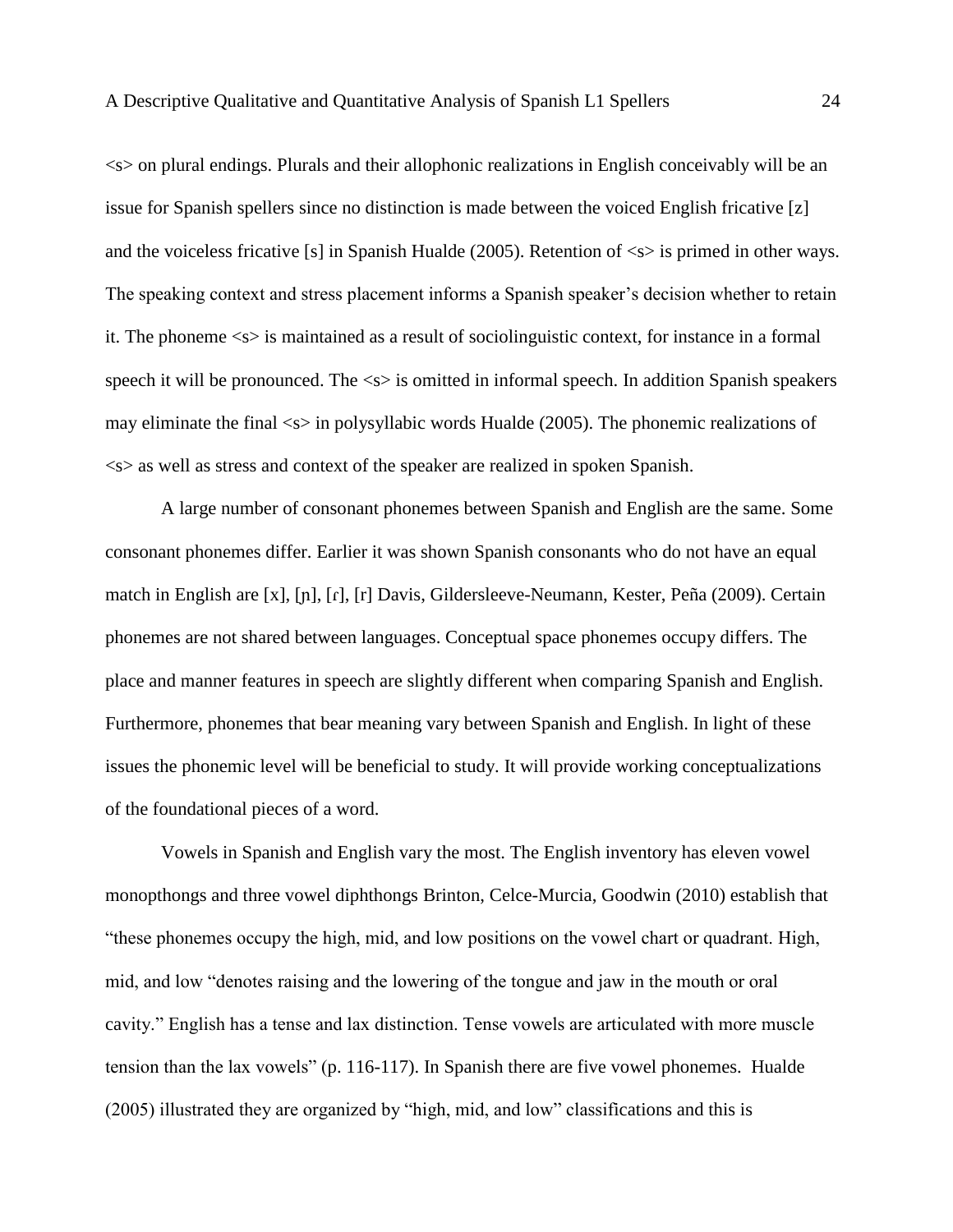<s> on plural endings. Plurals and their allophonic realizations in English conceivably will be an issue for Spanish spellers since no distinction is made between the voiced English fricative [z] and the voiceless fricative [s] in Spanish Hualde (2005). Retention of <s> is primed in other ways. The speaking context and stress placement informs a Spanish speaker's decision whether to retain it. The phoneme <s> is maintained as a result of sociolinguistic context, for instance in a formal speech it will be pronounced. The <s> is omitted in informal speech. In addition Spanish speakers may eliminate the final <s> in polysyllabic words Hualde (2005). The phonemic realizations of <s> as well as stress and context of the speaker are realized in spoken Spanish.

A large number of consonant phonemes between Spanish and English are the same. Some consonant phonemes differ. Earlier it was shown Spanish consonants who do not have an equal match in English are [x], [ɲ], [ɾ], [r] Davis, Gildersleeve-Neumann, Kester, Peña (2009). Certain phonemes are not shared between languages. Conceptual space phonemes occupy differs. The place and manner features in speech are slightly different when comparing Spanish and English. Furthermore, phonemes that bear meaning vary between Spanish and English. In light of these issues the phonemic level will be beneficial to study. It will provide working conceptualizations of the foundational pieces of a word.

Vowels in Spanish and English vary the most. The English inventory has eleven vowel monopthongs and three vowel diphthongs Brinton, Celce-Murcia, Goodwin (2010) establish that "these phonemes occupy the high, mid, and low positions on the vowel chart or quadrant. High, mid, and low "denotes raising and the lowering of the tongue and jaw in the mouth or oral cavity." English has a tense and lax distinction. Tense vowels are articulated with more muscle tension than the lax vowels" (p. 116-117). In Spanish there are five vowel phonemes. Hualde (2005) illustrated they are organized by "high, mid, and low" classifications and this is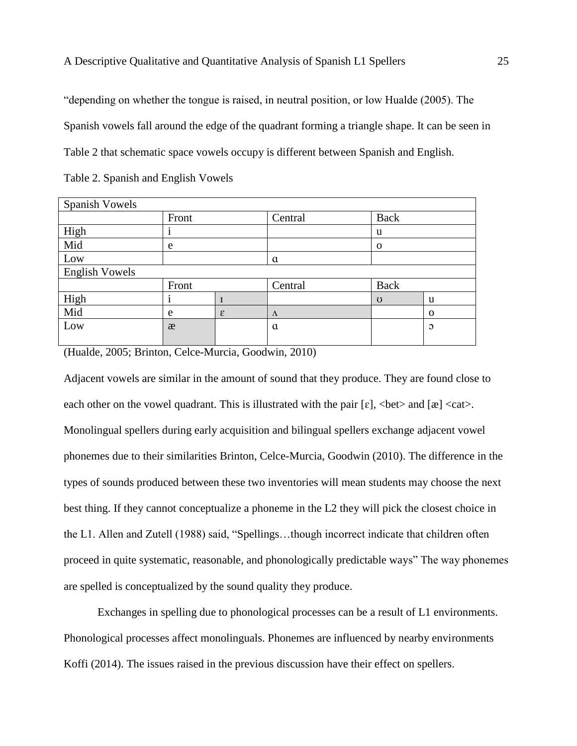“depending on whether the tongue is raised, in neutral position, or low Hualde (2005). The Spanish vowels fall around the edge of the quadrant forming a triangle shape. It can be seen in Table 2 that schematic space vowels occupy is different between Spanish and English.

Table 2. Spanish and English Vowels

| Spanish Vowels | | | | | |
|---|---|---|---|---|---|
| | Front | | Central | Back | |
| High | i | | | u | |
| Mid | e | | | o | |
| Low | | | ɑ | | |
| English Vowels | | | | | |
| | Front | | Central | Back | |
| High | i | ɪ | | ʊ | u |
| Mid | e | ɛ | ʌ | | o |
| Low | æ | | ɑ | | ɔ |

(Hualde, 2005; Brinton, Celce-Murcia, Goodwin, 2010)

Adjacent vowels are similar in the amount of sound that they produce. They are found close to each other on the vowel quadrant. This is illustrated with the pair [ɛ], <bet> and [æ] <cat>. Monolingual spellers during early acquisition and bilingual spellers exchange adjacent vowel phonemes due to their similarities Brinton, Celce-Murcia, Goodwin (2010). The difference in the types of sounds produced between these two inventories will mean students may choose the next best thing. If they cannot conceptualize a phoneme in the L2 they will pick the closest choice in the L1. Allen and Zutell (1988) said, “Spellings…though incorrect indicate that children often proceed in quite systematic, reasonable, and phonologically predictable ways” The way phonemes are spelled is conceptualized by the sound quality they produce.

Exchanges in spelling due to phonological processes can be a result of L1 environments. Phonological processes affect monolinguals. Phonemes are influenced by nearby environments Koffi (2014). The issues raised in the previous discussion have their effect on spellers.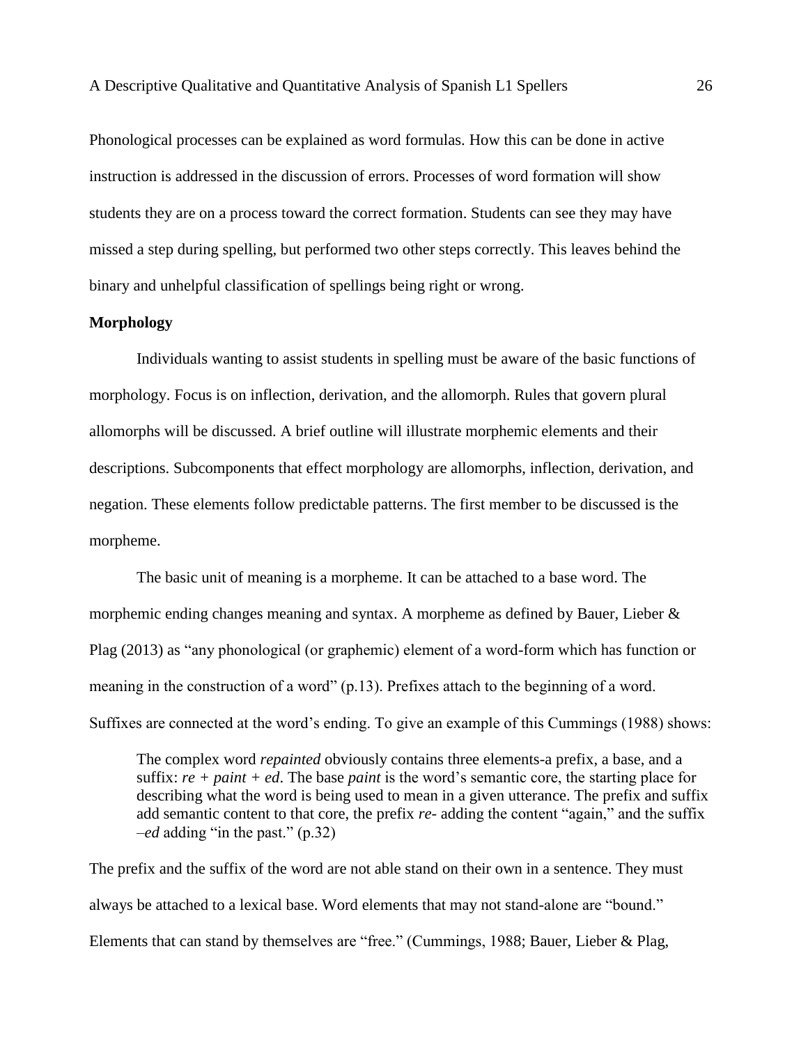Phonological processes can be explained as word formulas. How this can be done in active instruction is addressed in the discussion of errors. Processes of word formation will show students they are on a process toward the correct formation. Students can see they may have missed a step during spelling, but performed two other steps correctly. This leaves behind the binary and unhelpful classification of spellings being right or wrong.

**Morphology**

Individuals wanting to assist students in spelling must be aware of the basic functions of morphology. Focus is on inflection, derivation, and the allomorph. Rules that govern plural allomorphs will be discussed. A brief outline will illustrate morphemic elements and their descriptions. Subcomponents that effect morphology are allomorphs, inflection, derivation, and negation. These elements follow predictable patterns. The first member to be discussed is the morpheme.

The basic unit of meaning is a morpheme. It can be attached to a base word. The morphemic ending changes meaning and syntax. A morpheme as defined by Bauer, Lieber & Plag (2013) as "any phonological (or graphemic) element of a word-form which has function or meaning in the construction of a word" (p.13). Prefixes attach to the beginning of a word. Suffixes are connected at the word's ending. To give an example of this Cummings (1988) shows:

> The complex word *repainted* obviously contains three elements-a prefix, a base, and a suffix: *re* + *paint* + *ed*. The base *paint* is the word's semantic core, the starting place for describing what the word is being used to mean in a given utterance. The prefix and suffix add semantic content to that core, the prefix *re*- adding the content "again," and the suffix –*ed* adding "in the past." (p.32)

The prefix and the suffix of the word are not able stand on their own in a sentence. They must always be attached to a lexical base. Word elements that may not stand-alone are "bound." Elements that can stand by themselves are "free." (Cummings, 1988; Bauer, Lieber & Plag,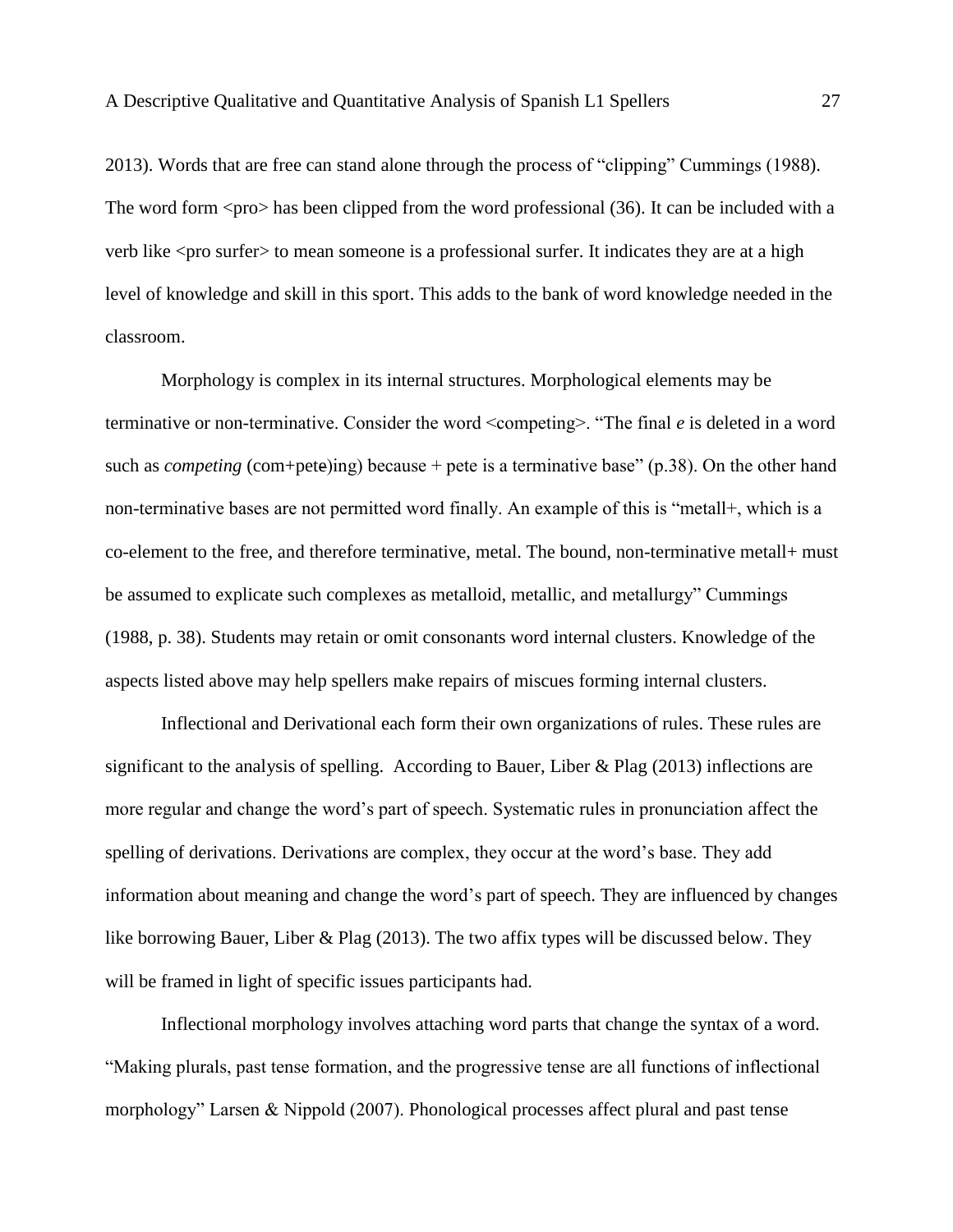2013). Words that are free can stand alone through the process of "clipping" Cummings (1988). The word form <pro> has been clipped from the word professional (36). It can be included with a verb like <pro surfer> to mean someone is a professional surfer. It indicates they are at a high level of knowledge and skill in this sport. This adds to the bank of word knowledge needed in the classroom.

Morphology is complex in its internal structures. Morphological elements may be terminative or non-terminative. Consider the word <competing>. "The final *e* is deleted in a word such as *competing* (com+pete)ing) because + pete is a terminative base" (p.38). On the other hand non-terminative bases are not permitted word finally. An example of this is "metall+, which is a co-element to the free, and therefore terminative, metal. The bound, non-terminative metall+ must be assumed to explicate such complexes as metalloid, metallic, and metallurgy" Cummings (1988, p. 38). Students may retain or omit consonants word internal clusters. Knowledge of the aspects listed above may help spellers make repairs of miscues forming internal clusters.

Inflectional and Derivational each form their own organizations of rules. These rules are significant to the analysis of spelling. According to Bauer, Liber & Plag (2013) inflections are more regular and change the word's part of speech. Systematic rules in pronunciation affect the spelling of derivations. Derivations are complex, they occur at the word's base. They add information about meaning and change the word's part of speech. They are influenced by changes like borrowing Bauer, Liber & Plag (2013). The two affix types will be discussed below. They will be framed in light of specific issues participants had.

Inflectional morphology involves attaching word parts that change the syntax of a word. "Making plurals, past tense formation, and the progressive tense are all functions of inflectional morphology" Larsen & Nippold (2007). Phonological processes affect plural and past tense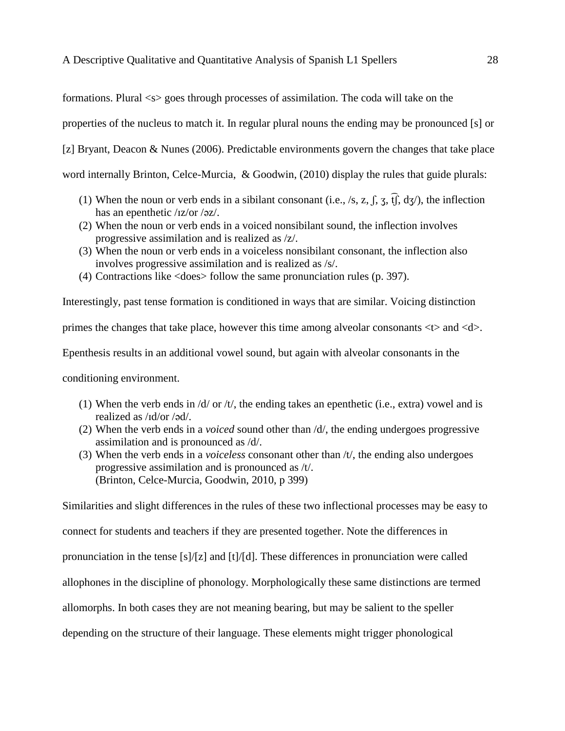formations. Plural <s> goes through processes of assimilation. The coda will take on the properties of the nucleus to match it. In regular plural nouns the ending may be pronounced [s] or [z] Bryant, Deacon & Nunes (2006). Predictable environments govern the changes that take place word internally Brinton, Celce-Murcia,  & Goodwin, (2010) display the rules that guide plurals:

(1) When the noun or verb ends in a sibilant consonant (i.e., /s, z, ʃ, ʒ, t͡ʃ, dʒ/), the inflection has an epenthetic /ɪz/or /əz/.
(2) When the noun or verb ends in a voiced nonsibilant sound, the inflection involves progressive assimilation and is realized as /z/.
(3) When the noun or verb ends in a voiceless nonsibilant consonant, the inflection also involves progressive assimilation and is realized as /s/.
(4) Contractions like <does> follow the same pronunciation rules (p. 397).

Interestingly, past tense formation is conditioned in ways that are similar. Voicing distinction primes the changes that take place, however this time among alveolar consonants <t> and <d>. Epenthesis results in an additional vowel sound, but again with alveolar consonants in the conditioning environment.

(1) When the verb ends in /d/ or /t/, the ending takes an epenthetic (i.e., extra) vowel and is realized as /ɪd/or /əd/.
(2) When the verb ends in a *voiced* sound other than /d/, the ending undergoes progressive assimilation and is pronounced as /d/.
(3) When the verb ends in a *voiceless* consonant other than /t/, the ending also undergoes progressive assimilation and is pronounced as /t/.
(Brinton, Celce-Murcia, Goodwin, 2010, p 399)

Similarities and slight differences in the rules of these two inflectional processes may be easy to connect for students and teachers if they are presented together. Note the differences in pronunciation in the tense [s]/[z] and [t]/[d]. These differences in pronunciation were called allophones in the discipline of phonology. Morphologically these same distinctions are termed allomorphs. In both cases they are not meaning bearing, but may be salient to the speller depending on the structure of their language. These elements might trigger phonological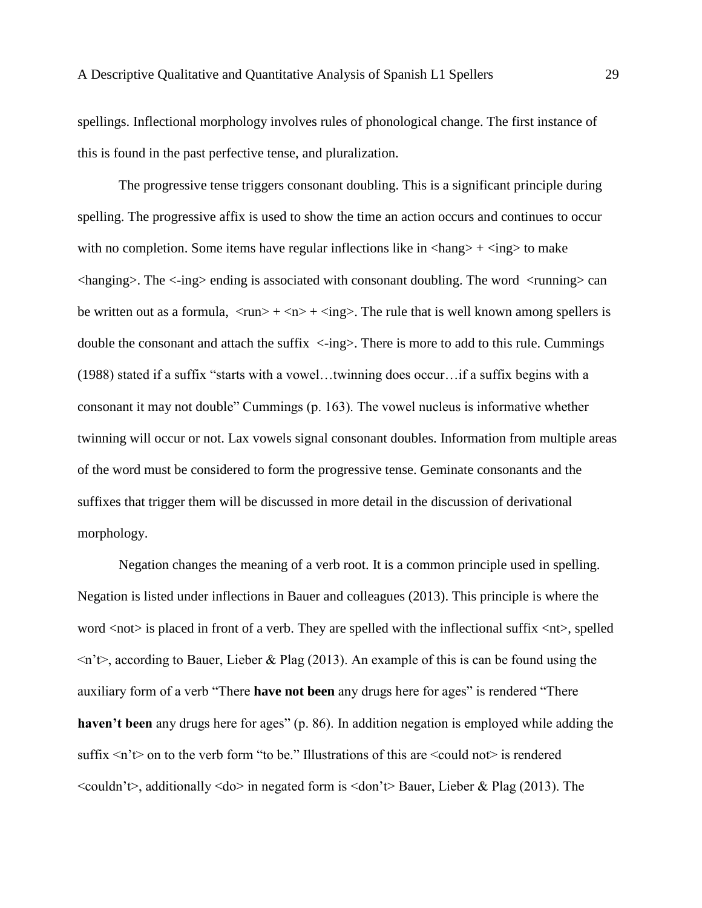spellings. Inflectional morphology involves rules of phonological change. The first instance of this is found in the past perfective tense, and pluralization.

The progressive tense triggers consonant doubling. This is a significant principle during spelling. The progressive affix is used to show the time an action occurs and continues to occur with no completion. Some items have regular inflections like in <hang> + <ing> to make <hanging>. The <-ing> ending is associated with consonant doubling. The word <running> can be written out as a formula, <run> + <n> + <ing>. The rule that is well known among spellers is double the consonant and attach the suffix <-ing>. There is more to add to this rule. Cummings (1988) stated if a suffix "starts with a vowel…twinning does occur…if a suffix begins with a consonant it may not double" Cummings (p. 163). The vowel nucleus is informative whether twinning will occur or not. Lax vowels signal consonant doubles. Information from multiple areas of the word must be considered to form the progressive tense. Geminate consonants and the suffixes that trigger them will be discussed in more detail in the discussion of derivational morphology.

Negation changes the meaning of a verb root. It is a common principle used in spelling. Negation is listed under inflections in Bauer and colleagues (2013). This principle is where the word <not> is placed in front of a verb. They are spelled with the inflectional suffix <nt>, spelled <n't>, according to Bauer, Lieber & Plag (2013). An example of this is can be found using the auxiliary form of a verb "There **have not been** any drugs here for ages" is rendered "There **haven't been** any drugs here for ages" (p. 86). In addition negation is employed while adding the suffix <n't> on to the verb form "to be." Illustrations of this are <could not> is rendered <couldn't>, additionally <do> in negated form is <don't> Bauer, Lieber & Plag (2013). The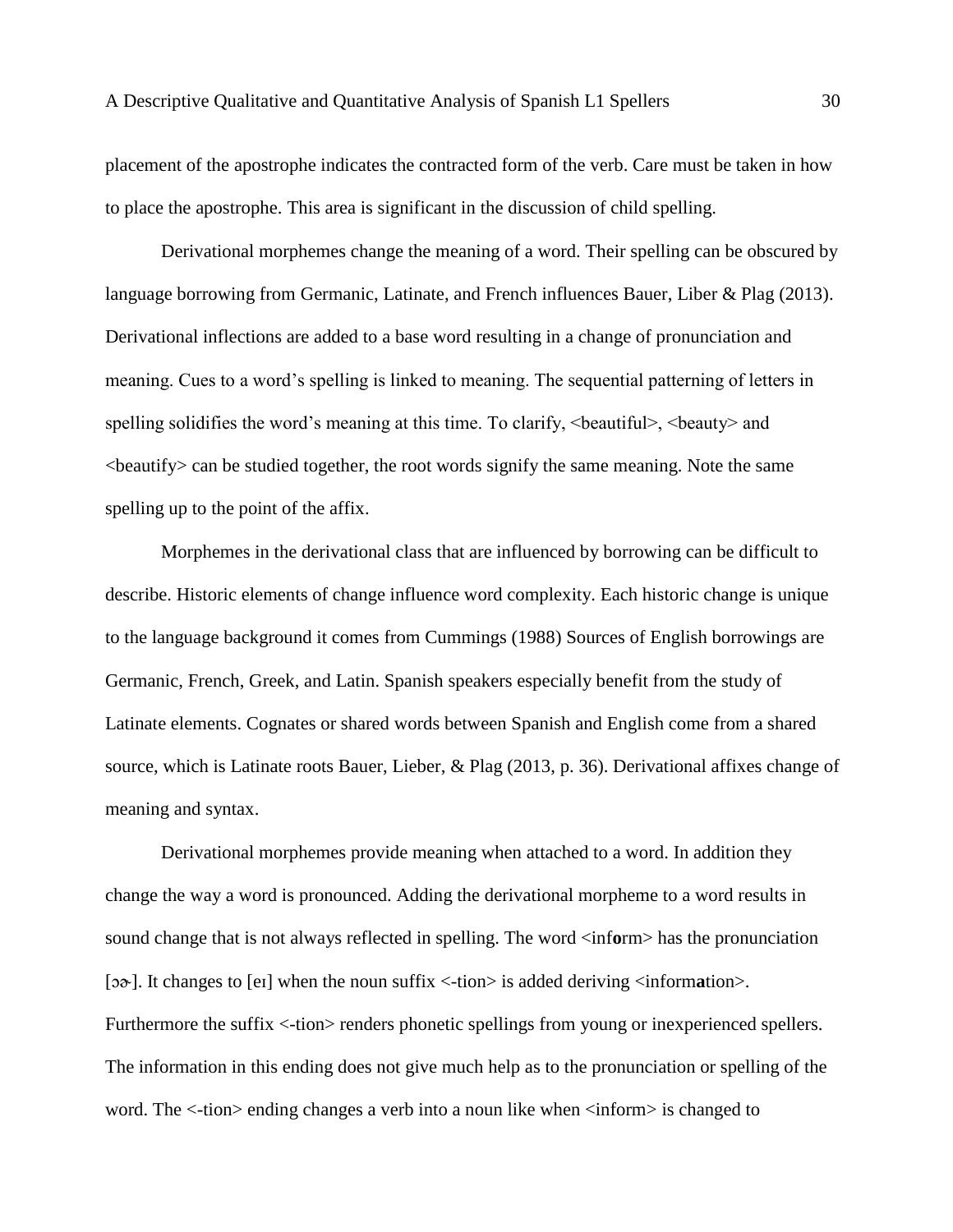placement of the apostrophe indicates the contracted form of the verb. Care must be taken in how to place the apostrophe. This area is significant in the discussion of child spelling.

Derivational morphemes change the meaning of a word. Their spelling can be obscured by language borrowing from Germanic, Latinate, and French influences Bauer, Liber & Plag (2013). Derivational inflections are added to a base word resulting in a change of pronunciation and meaning. Cues to a word's spelling is linked to meaning. The sequential patterning of letters in spelling solidifies the word's meaning at this time. To clarify, <beautiful>, <beauty> and <beautify> can be studied together, the root words signify the same meaning. Note the same spelling up to the point of the affix.

Morphemes in the derivational class that are influenced by borrowing can be difficult to describe. Historic elements of change influence word complexity. Each historic change is unique to the language background it comes from Cummings (1988) Sources of English borrowings are Germanic, French, Greek, and Latin. Spanish speakers especially benefit from the study of Latinate elements. Cognates or shared words between Spanish and English come from a shared source, which is Latinate roots Bauer, Lieber, & Plag (2013, p. 36). Derivational affixes change of meaning and syntax.

Derivational morphemes provide meaning when attached to a word. In addition they change the way a word is pronounced. Adding the derivational morpheme to a word results in sound change that is not always reflected in spelling. The word <inf**o**rm> has the pronunciation [ɔɚ]. It changes to [eɪ] when the noun suffix <-tion> is added deriving <inform**a**tion>. Furthermore the suffix <-tion> renders phonetic spellings from young or inexperienced spellers. The information in this ending does not give much help as to the pronunciation or spelling of the word. The <-tion> ending changes a verb into a noun like when <inform> is changed to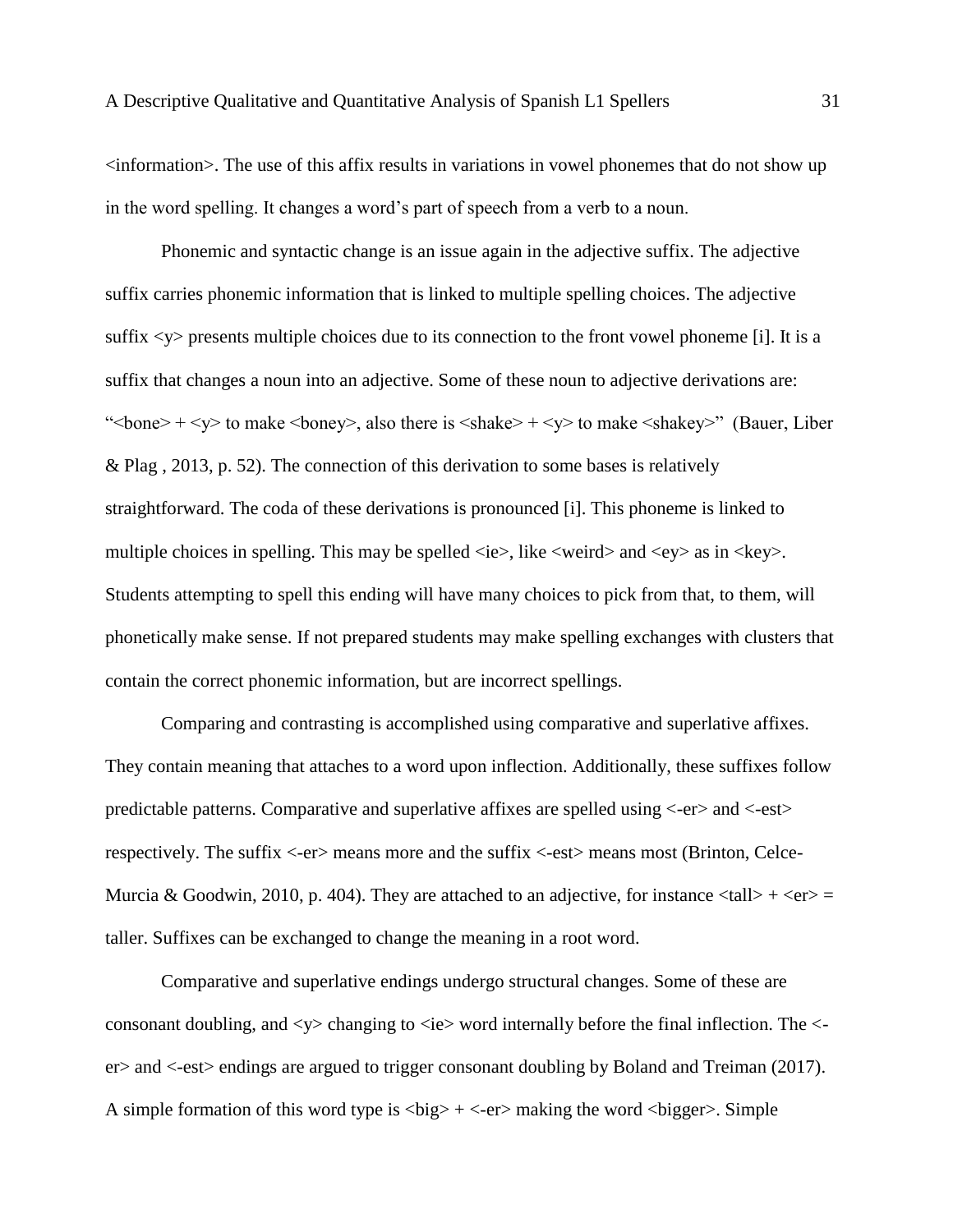<information>. The use of this affix results in variations in vowel phonemes that do not show up in the word spelling. It changes a word's part of speech from a verb to a noun.

Phonemic and syntactic change is an issue again in the adjective suffix. The adjective suffix carries phonemic information that is linked to multiple spelling choices. The adjective suffix <y> presents multiple choices due to its connection to the front vowel phoneme [i]. It is a suffix that changes a noun into an adjective. Some of these noun to adjective derivations are: "<bone> + <y> to make <boney>, also there is <shake> + <y> to make <shakey>" (Bauer, Liber & Plag , 2013, p. 52). The connection of this derivation to some bases is relatively straightforward. The coda of these derivations is pronounced [i]. This phoneme is linked to multiple choices in spelling. This may be spelled <ie>, like <weird> and <ey> as in <key>. Students attempting to spell this ending will have many choices to pick from that, to them, will phonetically make sense. If not prepared students may make spelling exchanges with clusters that contain the correct phonemic information, but are incorrect spellings.

Comparing and contrasting is accomplished using comparative and superlative affixes. They contain meaning that attaches to a word upon inflection. Additionally, these suffixes follow predictable patterns. Comparative and superlative affixes are spelled using <-er> and <-est> respectively. The suffix <-er> means more and the suffix <-est> means most (Brinton, Celce-Murcia & Goodwin, 2010, p. 404). They are attached to an adjective, for instance <tall> + <er> = taller. Suffixes can be exchanged to change the meaning in a root word.

Comparative and superlative endings undergo structural changes. Some of these are consonant doubling, and <y> changing to <ie> word internally before the final inflection. The <-er> and <-est> endings are argued to trigger consonant doubling by Boland and Treiman (2017). A simple formation of this word type is <big> + <-er> making the word <bigger>. Simple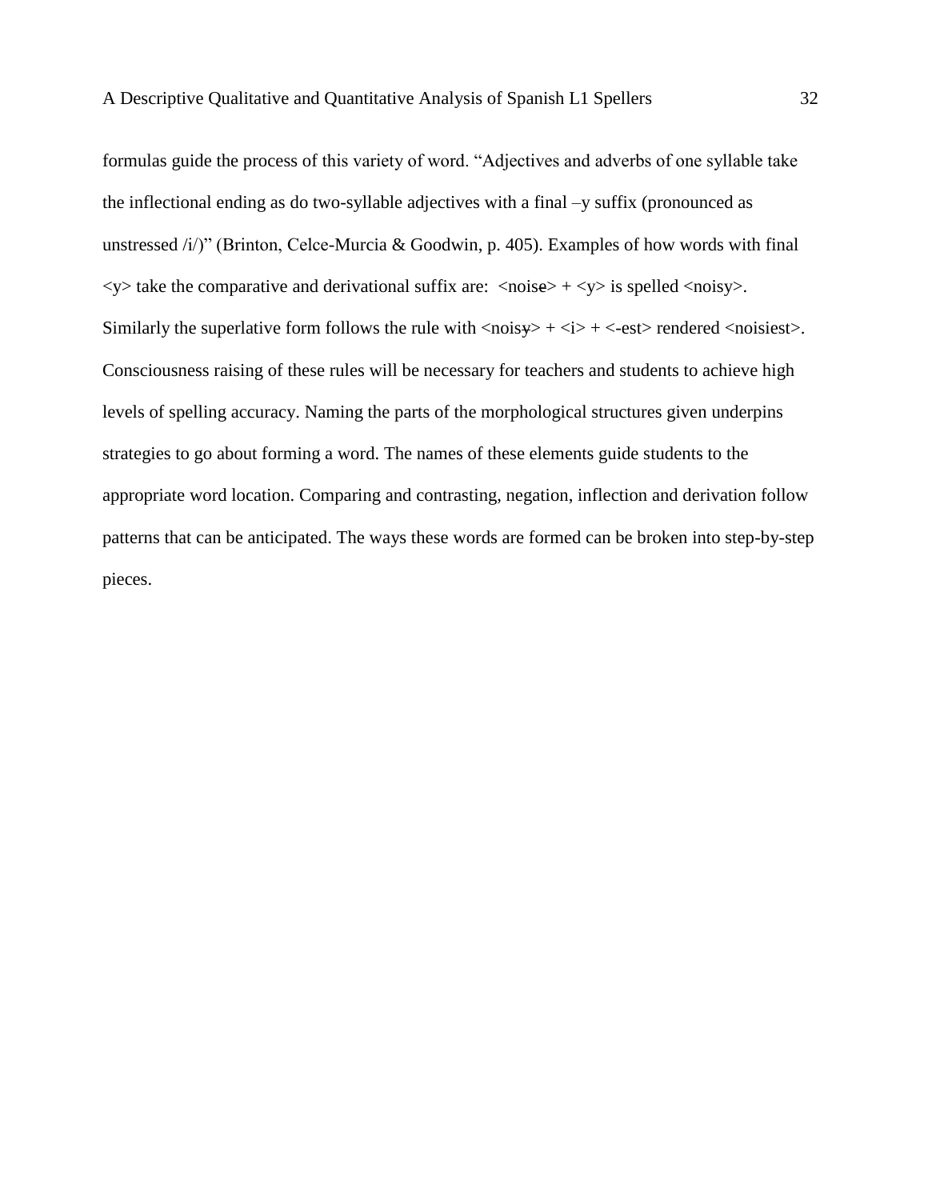formulas guide the process of this variety of word. "Adjectives and adverbs of one syllable take the inflectional ending as do two-syllable adjectives with a final –y suffix (pronounced as unstressed /i/)" (Brinton, Celce-Murcia & Goodwin, p. 405). Examples of how words with final <y> take the comparative and derivational suffix are: <nois~~e~~> + <y> is spelled <noisy>. Similarly the superlative form follows the rule with <nois~~y~~> + <i> + <-est> rendered <noisiest>. Consciousness raising of these rules will be necessary for teachers and students to achieve high levels of spelling accuracy. Naming the parts of the morphological structures given underpins strategies to go about forming a word. The names of these elements guide students to the appropriate word location. Comparing and contrasting, negation, inflection and derivation follow patterns that can be anticipated. The ways these words are formed can be broken into step-by-step pieces.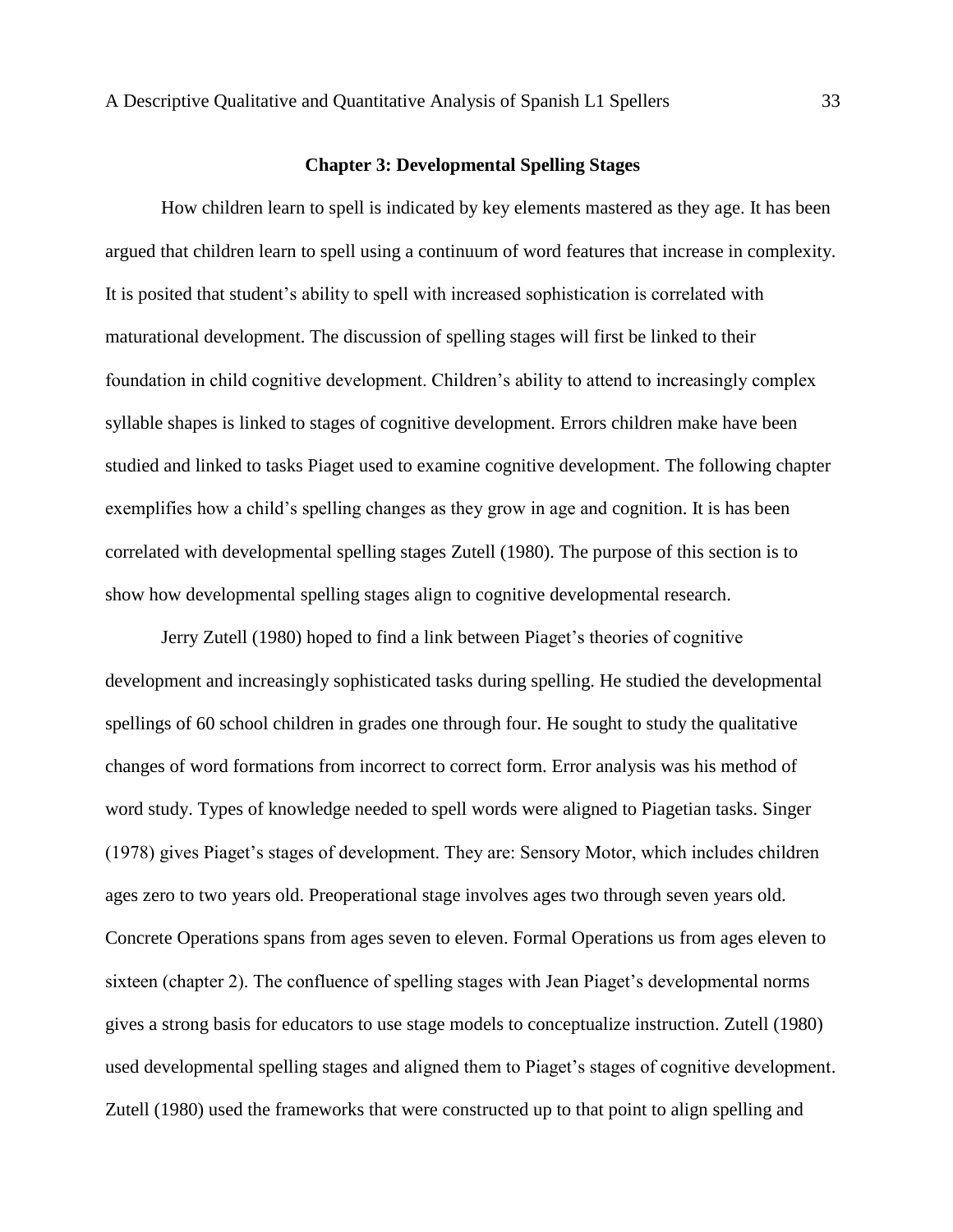## Chapter 3: Developmental Spelling Stages

How children learn to spell is indicated by key elements mastered as they age. It has been argued that children learn to spell using a continuum of word features that increase in complexity. It is posited that student's ability to spell with increased sophistication is correlated with maturational development. The discussion of spelling stages will first be linked to their foundation in child cognitive development. Children's ability to attend to increasingly complex syllable shapes is linked to stages of cognitive development. Errors children make have been studied and linked to tasks Piaget used to examine cognitive development. The following chapter exemplifies how a child's spelling changes as they grow in age and cognition. It is has been correlated with developmental spelling stages Zutell (1980). The purpose of this section is to show how developmental spelling stages align to cognitive developmental research.

Jerry Zutell (1980) hoped to find a link between Piaget's theories of cognitive development and increasingly sophisticated tasks during spelling. He studied the developmental spellings of 60 school children in grades one through four. He sought to study the qualitative changes of word formations from incorrect to correct form. Error analysis was his method of word study. Types of knowledge needed to spell words were aligned to Piagetian tasks. Singer (1978) gives Piaget's stages of development. They are: Sensory Motor, which includes children ages zero to two years old. Preoperational stage involves ages two through seven years old. Concrete Operations spans from ages seven to eleven. Formal Operations us from ages eleven to sixteen (chapter 2). The confluence of spelling stages with Jean Piaget's developmental norms gives a strong basis for educators to use stage models to conceptualize instruction. Zutell (1980) used developmental spelling stages and aligned them to Piaget's stages of cognitive development. Zutell (1980) used the frameworks that were constructed up to that point to align spelling and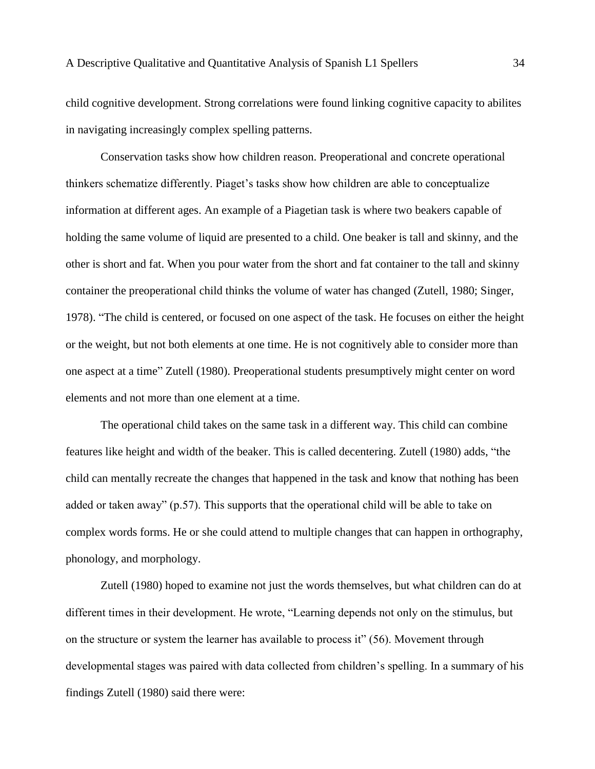child cognitive development. Strong correlations were found linking cognitive capacity to abilites in navigating increasingly complex spelling patterns.

Conservation tasks show how children reason. Preoperational and concrete operational thinkers schematize differently. Piaget's tasks show how children are able to conceptualize information at different ages. An example of a Piagetian task is where two beakers capable of holding the same volume of liquid are presented to a child. One beaker is tall and skinny, and the other is short and fat. When you pour water from the short and fat container to the tall and skinny container the preoperational child thinks the volume of water has changed (Zutell, 1980; Singer, 1978). "The child is centered, or focused on one aspect of the task. He focuses on either the height or the weight, but not both elements at one time. He is not cognitively able to consider more than one aspect at a time" Zutell (1980). Preoperational students presumptively might center on word elements and not more than one element at a time.

The operational child takes on the same task in a different way. This child can combine features like height and width of the beaker. This is called decentering. Zutell (1980) adds, "the child can mentally recreate the changes that happened in the task and know that nothing has been added or taken away" (p.57). This supports that the operational child will be able to take on complex words forms. He or she could attend to multiple changes that can happen in orthography, phonology, and morphology.

Zutell (1980) hoped to examine not just the words themselves, but what children can do at different times in their development. He wrote, "Learning depends not only on the stimulus, but on the structure or system the learner has available to process it" (56). Movement through developmental stages was paired with data collected from children's spelling. In a summary of his findings Zutell (1980) said there were: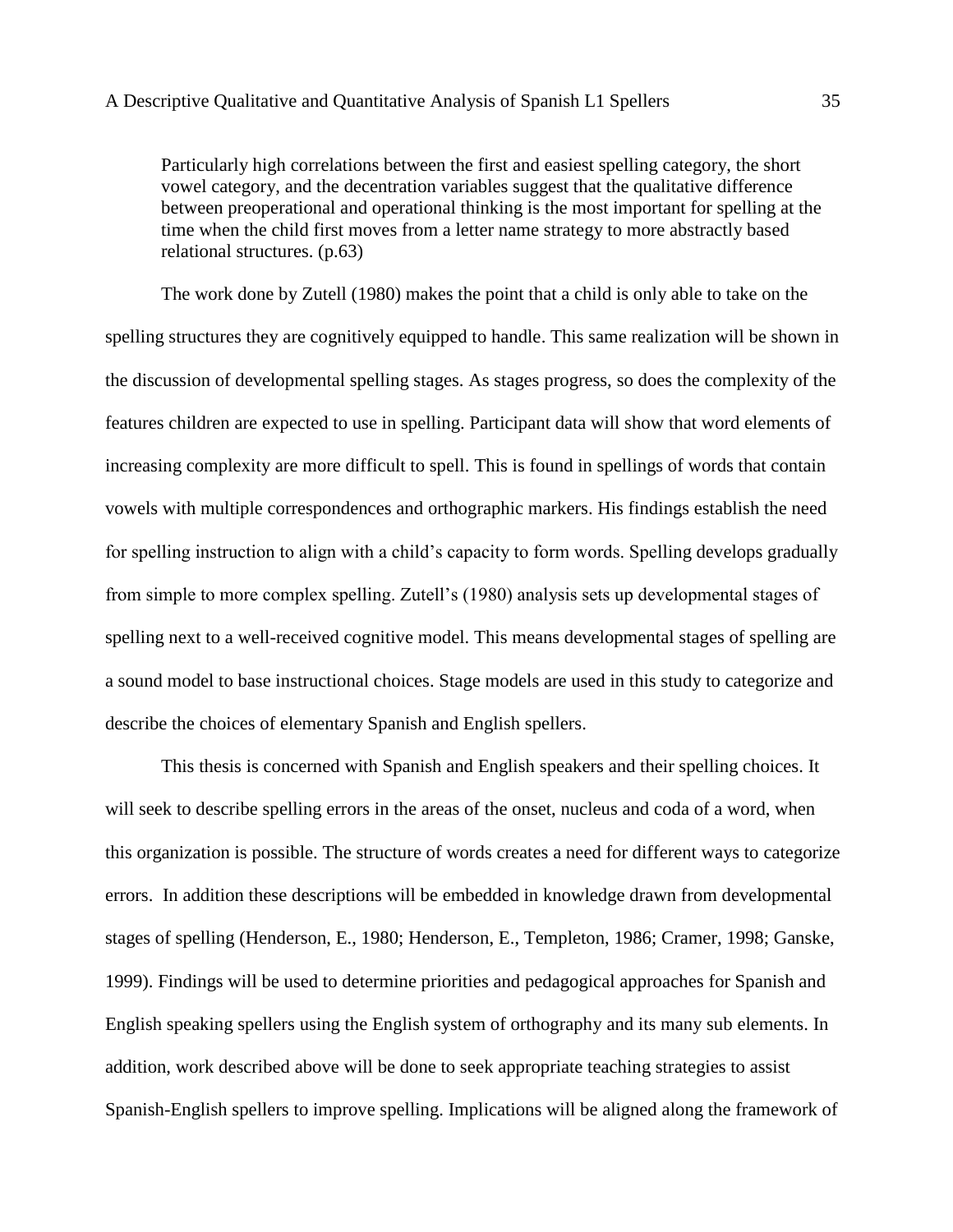> Particularly high correlations between the first and easiest spelling category, the short vowel category, and the decentration variables suggest that the qualitative difference between preoperational and operational thinking is the most important for spelling at the time when the child first moves from a letter name strategy to more abstractly based relational structures. (p.63)

The work done by Zutell (1980) makes the point that a child is only able to take on the spelling structures they are cognitively equipped to handle. This same realization will be shown in the discussion of developmental spelling stages. As stages progress, so does the complexity of the features children are expected to use in spelling. Participant data will show that word elements of increasing complexity are more difficult to spell. This is found in spellings of words that contain vowels with multiple correspondences and orthographic markers. His findings establish the need for spelling instruction to align with a child's capacity to form words. Spelling develops gradually from simple to more complex spelling. Zutell's (1980) analysis sets up developmental stages of spelling next to a well-received cognitive model. This means developmental stages of spelling are a sound model to base instructional choices. Stage models are used in this study to categorize and describe the choices of elementary Spanish and English spellers.

This thesis is concerned with Spanish and English speakers and their spelling choices. It will seek to describe spelling errors in the areas of the onset, nucleus and coda of a word, when this organization is possible. The structure of words creates a need for different ways to categorize errors. In addition these descriptions will be embedded in knowledge drawn from developmental stages of spelling (Henderson, E., 1980; Henderson, E., Templeton, 1986; Cramer, 1998; Ganske, 1999). Findings will be used to determine priorities and pedagogical approaches for Spanish and English speaking spellers using the English system of orthography and its many sub elements. In addition, work described above will be done to seek appropriate teaching strategies to assist Spanish-English spellers to improve spelling. Implications will be aligned along the framework of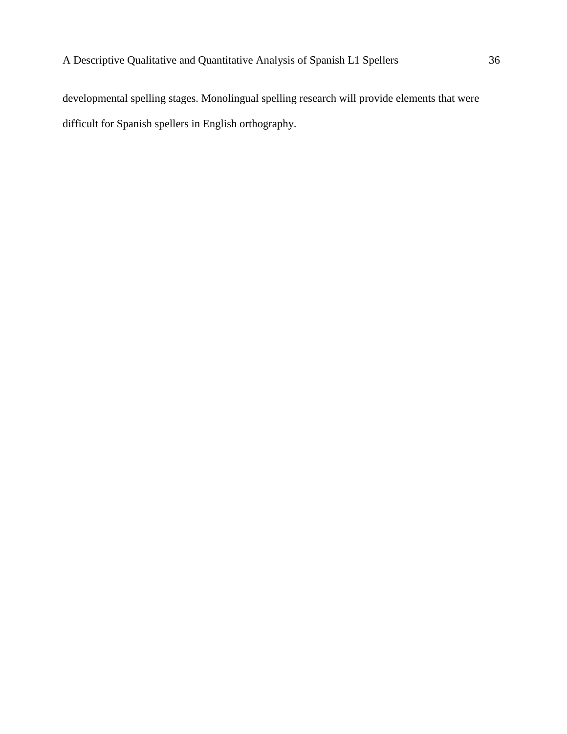developmental spelling stages. Monolingual spelling research will provide elements that were difficult for Spanish spellers in English orthography.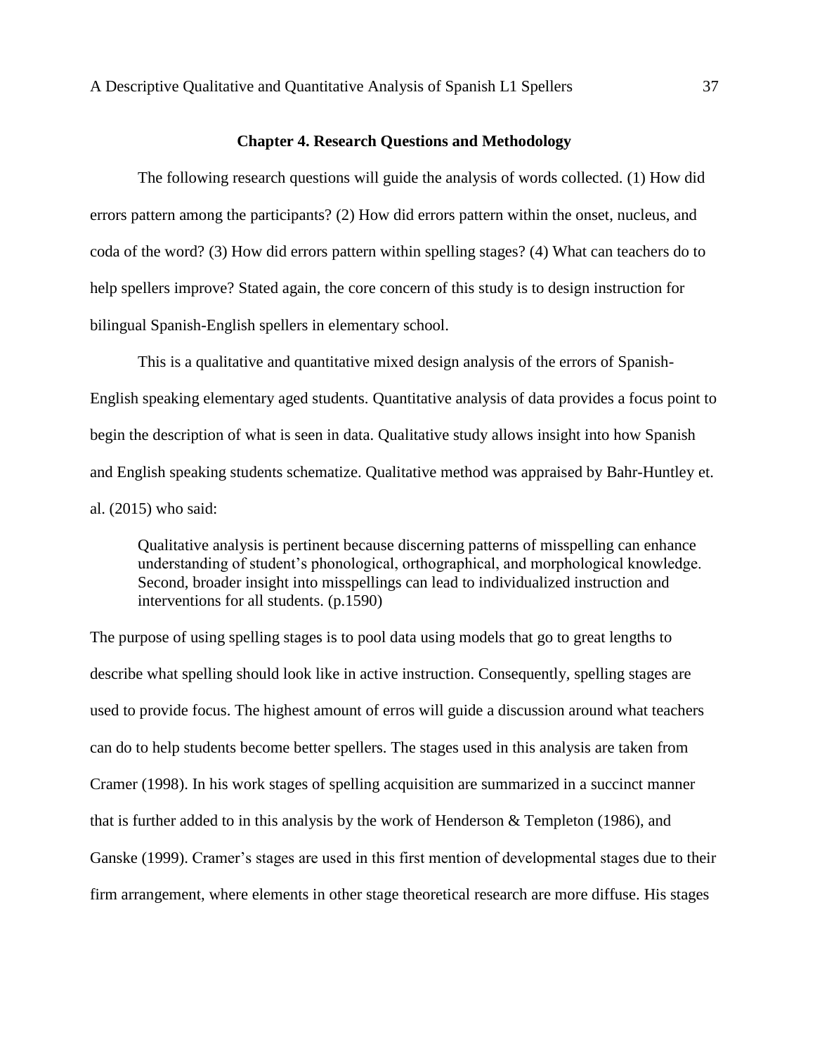## Chapter 4. Research Questions and Methodology

The following research questions will guide the analysis of words collected. (1) How did errors pattern among the participants? (2) How did errors pattern within the onset, nucleus, and coda of the word? (3) How did errors pattern within spelling stages? (4) What can teachers do to help spellers improve? Stated again, the core concern of this study is to design instruction for bilingual Spanish-English spellers in elementary school.

This is a qualitative and quantitative mixed design analysis of the errors of Spanish-English speaking elementary aged students. Quantitative analysis of data provides a focus point to begin the description of what is seen in data. Qualitative study allows insight into how Spanish and English speaking students schematize. Qualitative method was appraised by Bahr-Huntley et. al. (2015) who said:

> Qualitative analysis is pertinent because discerning patterns of misspelling can enhance understanding of student's phonological, orthographical, and morphological knowledge. Second, broader insight into misspellings can lead to individualized instruction and interventions for all students. (p.1590)

The purpose of using spelling stages is to pool data using models that go to great lengths to describe what spelling should look like in active instruction. Consequently, spelling stages are used to provide focus. The highest amount of erros will guide a discussion around what teachers can do to help students become better spellers. The stages used in this analysis are taken from Cramer (1998). In his work stages of spelling acquisition are summarized in a succinct manner that is further added to in this analysis by the work of Henderson & Templeton (1986), and Ganske (1999). Cramer's stages are used in this first mention of developmental stages due to their firm arrangement, where elements in other stage theoretical research are more diffuse. His stages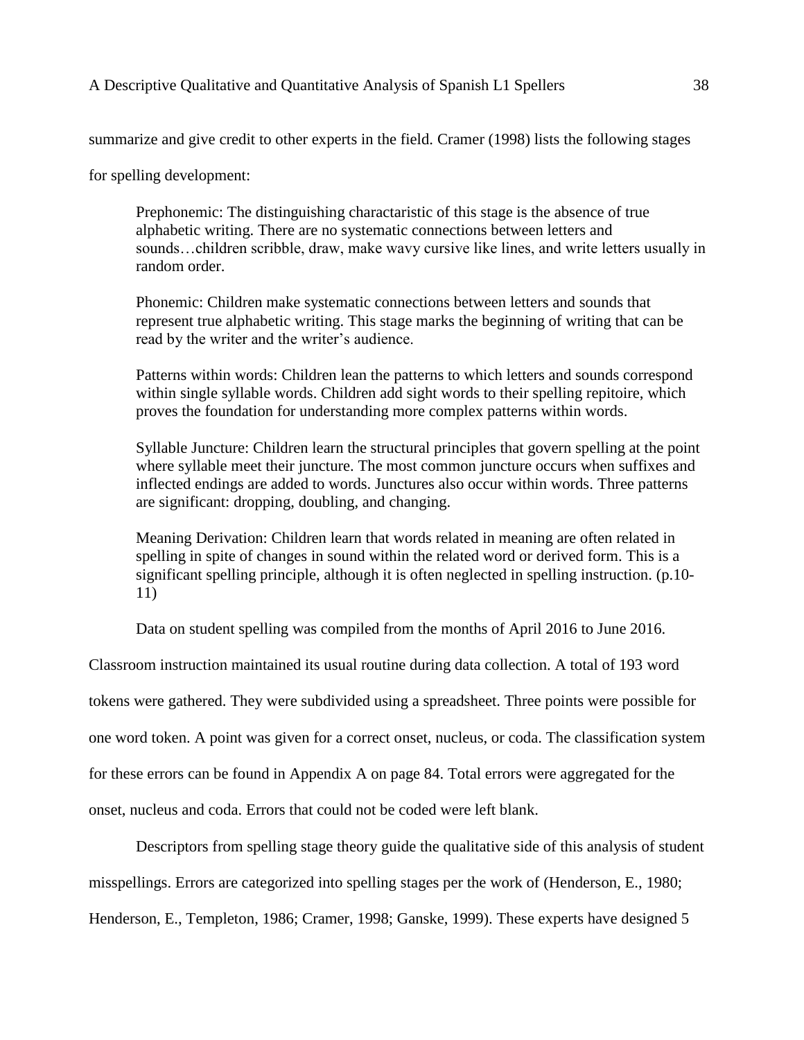summarize and give credit to other experts in the field. Cramer (1998) lists the following stages for spelling development:

> Prephonemic: The distinguishing charactaristic of this stage is the absence of true alphabetic writing. There are no systematic connections between letters and sounds…children scribble, draw, make wavy cursive like lines, and write letters usually in random order.
>
> Phonemic: Children make systematic connections between letters and sounds that represent true alphabetic writing. This stage marks the beginning of writing that can be read by the writer and the writer's audience.
>
> Patterns within words: Children lean the patterns to which letters and sounds correspond within single syllable words. Children add sight words to their spelling repitoire, which proves the foundation for understanding more complex patterns within words.
>
> Syllable Juncture: Children learn the structural principles that govern spelling at the point where syllable meet their juncture. The most common juncture occurs when suffixes and inflected endings are added to words. Junctures also occur within words. Three patterns are significant: dropping, doubling, and changing.
>
> Meaning Derivation: Children learn that words related in meaning are often related in spelling in spite of changes in sound within the related word or derived form. This is a significant spelling principle, although it is often neglected in spelling instruction. (p.10-11)

Data on student spelling was compiled from the months of April 2016 to June 2016. Classroom instruction maintained its usual routine during data collection. A total of 193 word tokens were gathered. They were subdivided using a spreadsheet. Three points were possible for one word token. A point was given for a correct onset, nucleus, or coda. The classification system for these errors can be found in Appendix A on page 84. Total errors were aggregated for the onset, nucleus and coda. Errors that could not be coded were left blank.

Descriptors from spelling stage theory guide the qualitative side of this analysis of student misspellings. Errors are categorized into spelling stages per the work of (Henderson, E., 1980; Henderson, E., Templeton, 1986; Cramer, 1998; Ganske, 1999). These experts have designed 5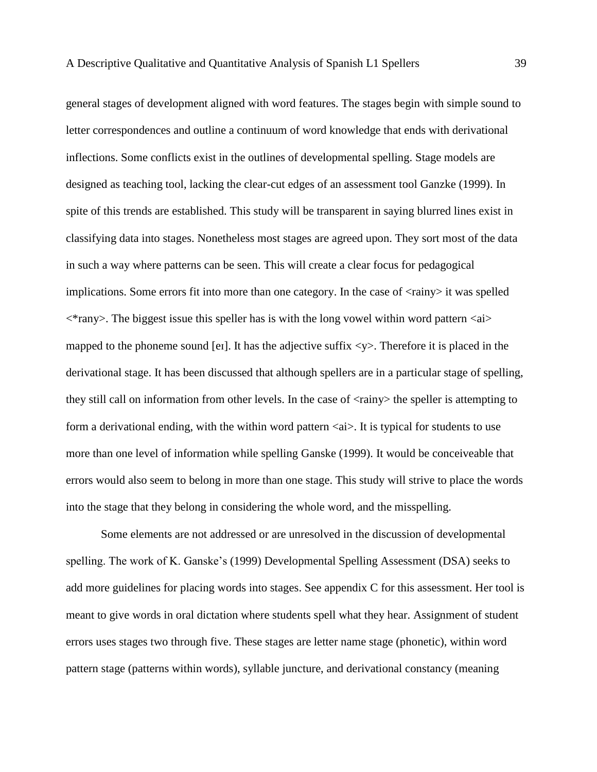general stages of development aligned with word features. The stages begin with simple sound to letter correspondences and outline a continuum of word knowledge that ends with derivational inflections. Some conflicts exist in the outlines of developmental spelling. Stage models are designed as teaching tool, lacking the clear-cut edges of an assessment tool Ganzke (1999). In spite of this trends are established. This study will be transparent in saying blurred lines exist in classifying data into stages. Nonetheless most stages are agreed upon. They sort most of the data in such a way where patterns can be seen. This will create a clear focus for pedagogical implications. Some errors fit into more than one category. In the case of <rainy> it was spelled <*rany>. The biggest issue this speller has is with the long vowel within word pattern <ai> mapped to the phoneme sound [eɪ]. It has the adjective suffix <y>. Therefore it is placed in the derivational stage. It has been discussed that although spellers are in a particular stage of spelling, they still call on information from other levels. In the case of <rainy> the speller is attempting to form a derivational ending, with the within word pattern <ai>. It is typical for students to use more than one level of information while spelling Ganske (1999). It would be conceiveable that errors would also seem to belong in more than one stage. This study will strive to place the words into the stage that they belong in considering the whole word, and the misspelling.

Some elements are not addressed or are unresolved in the discussion of developmental spelling. The work of K. Ganske's (1999) Developmental Spelling Assessment (DSA) seeks to add more guidelines for placing words into stages. See appendix C for this assessment. Her tool is meant to give words in oral dictation where students spell what they hear. Assignment of student errors uses stages two through five. These stages are letter name stage (phonetic), within word pattern stage (patterns within words), syllable juncture, and derivational constancy (meaning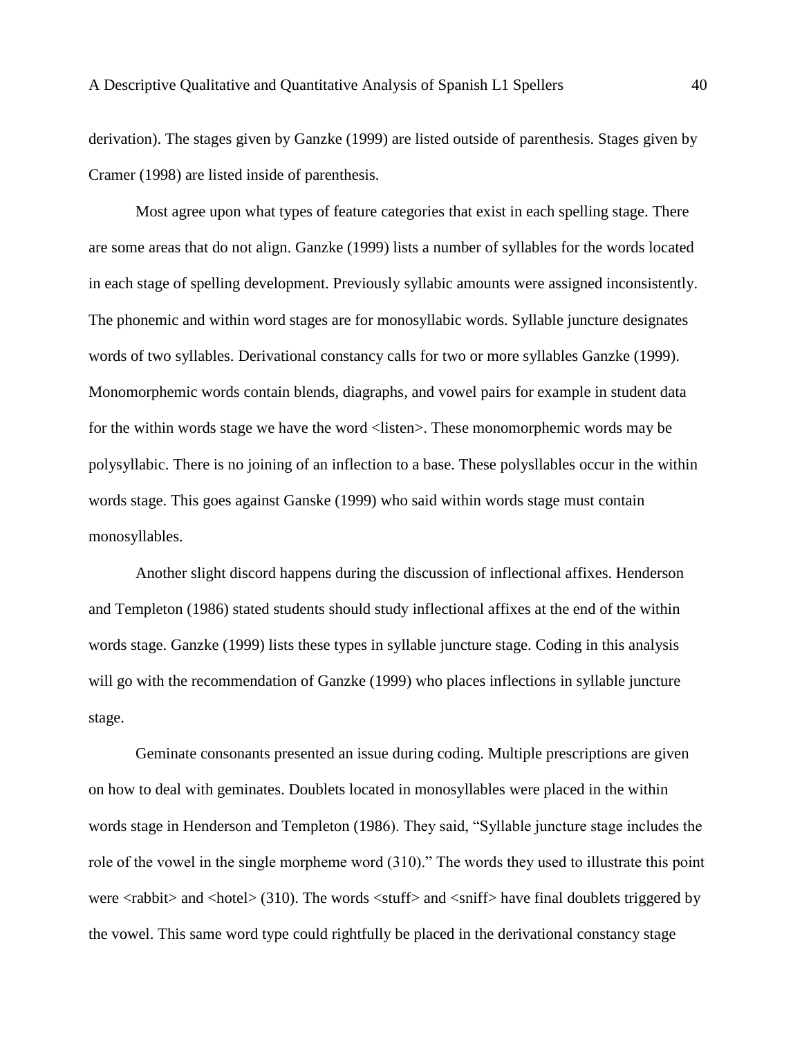derivation). The stages given by Ganzke (1999) are listed outside of parenthesis. Stages given by Cramer (1998) are listed inside of parenthesis.

Most agree upon what types of feature categories that exist in each spelling stage. There are some areas that do not align. Ganzke (1999) lists a number of syllables for the words located in each stage of spelling development. Previously syllabic amounts were assigned inconsistently. The phonemic and within word stages are for monosyllabic words. Syllable juncture designates words of two syllables. Derivational constancy calls for two or more syllables Ganzke (1999). Monomorphemic words contain blends, diagraphs, and vowel pairs for example in student data for the within words stage we have the word <listen>. These monomorphemic words may be polysyllabic. There is no joining of an inflection to a base. These polysllables occur in the within words stage. This goes against Ganske (1999) who said within words stage must contain monosyllables.

Another slight discord happens during the discussion of inflectional affixes. Henderson and Templeton (1986) stated students should study inflectional affixes at the end of the within words stage. Ganzke (1999) lists these types in syllable juncture stage. Coding in this analysis will go with the recommendation of Ganzke (1999) who places inflections in syllable juncture stage.

Geminate consonants presented an issue during coding. Multiple prescriptions are given on how to deal with geminates. Doublets located in monosyllables were placed in the within words stage in Henderson and Templeton (1986). They said, "Syllable juncture stage includes the role of the vowel in the single morpheme word (310)." The words they used to illustrate this point were <rabbit> and <hotel> (310). The words <stuff> and <sniff> have final doublets triggered by the vowel. This same word type could rightfully be placed in the derivational constancy stage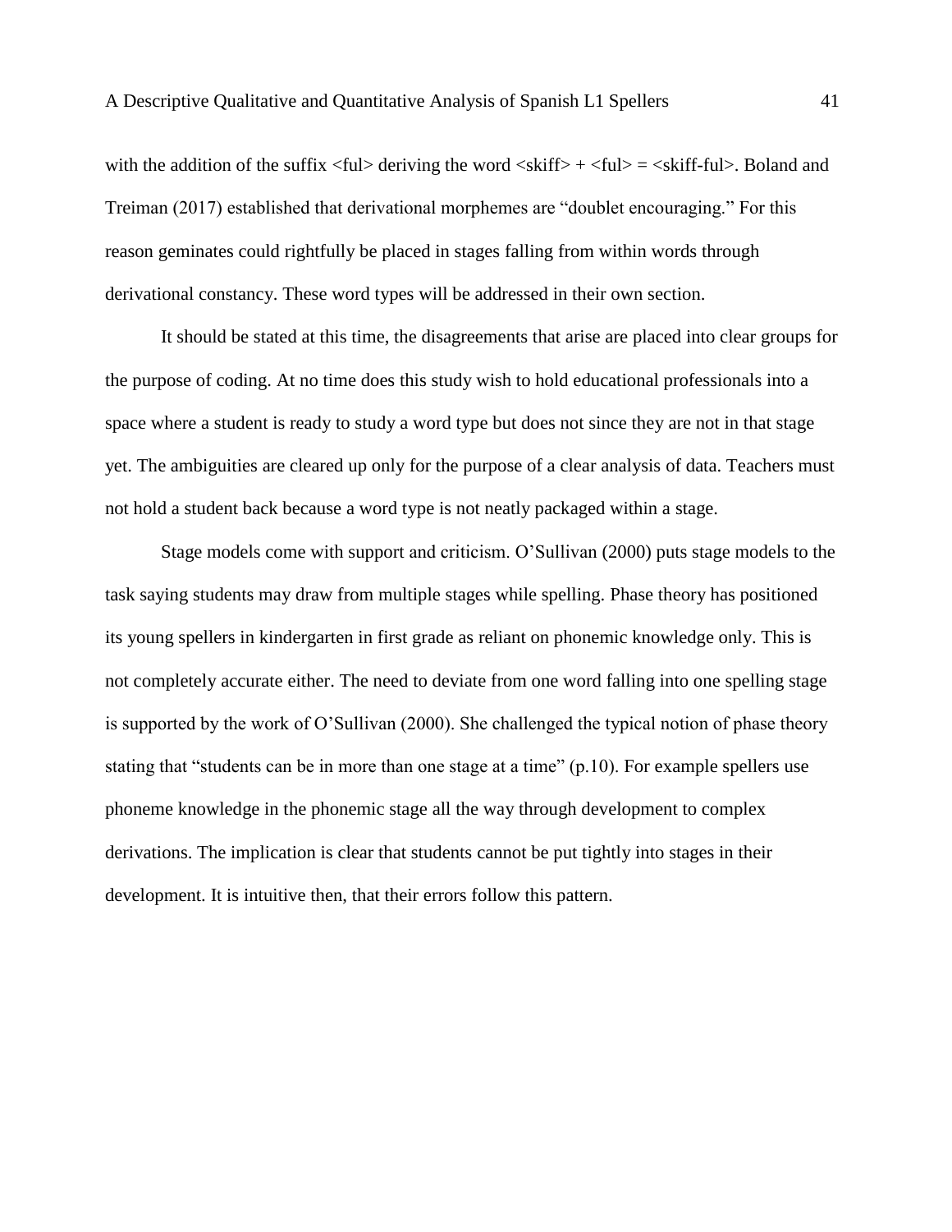with the addition of the suffix <ful> deriving the word <skiff> + <ful> = <skiff-ful>. Boland and Treiman (2017) established that derivational morphemes are "doublet encouraging." For this reason geminates could rightfully be placed in stages falling from within words through derivational constancy. These word types will be addressed in their own section.

It should be stated at this time, the disagreements that arise are placed into clear groups for the purpose of coding. At no time does this study wish to hold educational professionals into a space where a student is ready to study a word type but does not since they are not in that stage yet. The ambiguities are cleared up only for the purpose of a clear analysis of data. Teachers must not hold a student back because a word type is not neatly packaged within a stage.

Stage models come with support and criticism. O'Sullivan (2000) puts stage models to the task saying students may draw from multiple stages while spelling. Phase theory has positioned its young spellers in kindergarten in first grade as reliant on phonemic knowledge only. This is not completely accurate either. The need to deviate from one word falling into one spelling stage is supported by the work of O'Sullivan (2000). She challenged the typical notion of phase theory stating that "students can be in more than one stage at a time" (p.10). For example spellers use phoneme knowledge in the phonemic stage all the way through development to complex derivations. The implication is clear that students cannot be put tightly into stages in their development. It is intuitive then, that their errors follow this pattern.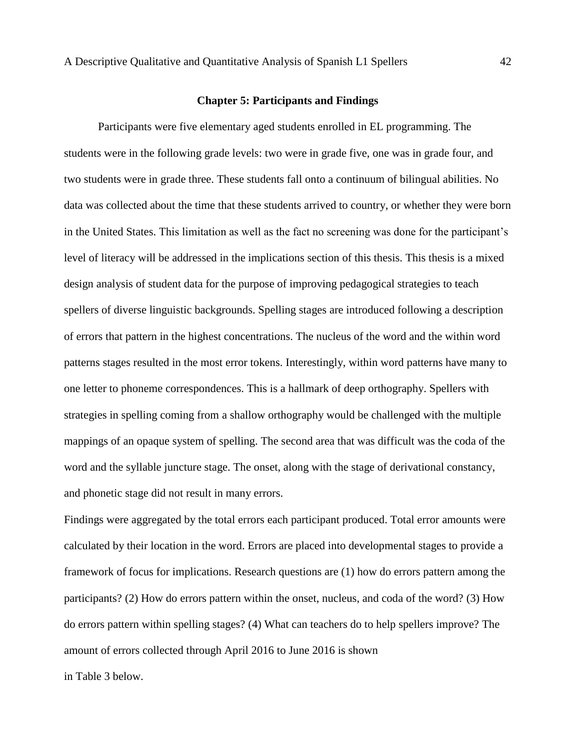## Chapter 5: Participants and Findings

Participants were five elementary aged students enrolled in EL programming. The students were in the following grade levels: two were in grade five, one was in grade four, and two students were in grade three. These students fall onto a continuum of bilingual abilities. No data was collected about the time that these students arrived to country, or whether they were born in the United States. This limitation as well as the fact no screening was done for the participant's level of literacy will be addressed in the implications section of this thesis. This thesis is a mixed design analysis of student data for the purpose of improving pedagogical strategies to teach spellers of diverse linguistic backgrounds. Spelling stages are introduced following a description of errors that pattern in the highest concentrations. The nucleus of the word and the within word patterns stages resulted in the most error tokens. Interestingly, within word patterns have many to one letter to phoneme correspondences. This is a hallmark of deep orthography. Spellers with strategies in spelling coming from a shallow orthography would be challenged with the multiple mappings of an opaque system of spelling. The second area that was difficult was the coda of the word and the syllable juncture stage. The onset, along with the stage of derivational constancy, and phonetic stage did not result in many errors.

Findings were aggregated by the total errors each participant produced. Total error amounts were calculated by their location in the word. Errors are placed into developmental stages to provide a framework of focus for implications. Research questions are (1) how do errors pattern among the participants? (2) How do errors pattern within the onset, nucleus, and coda of the word? (3) How do errors pattern within spelling stages? (4) What can teachers do to help spellers improve? The amount of errors collected through April 2016 to June 2016 is shown in Table 3 below.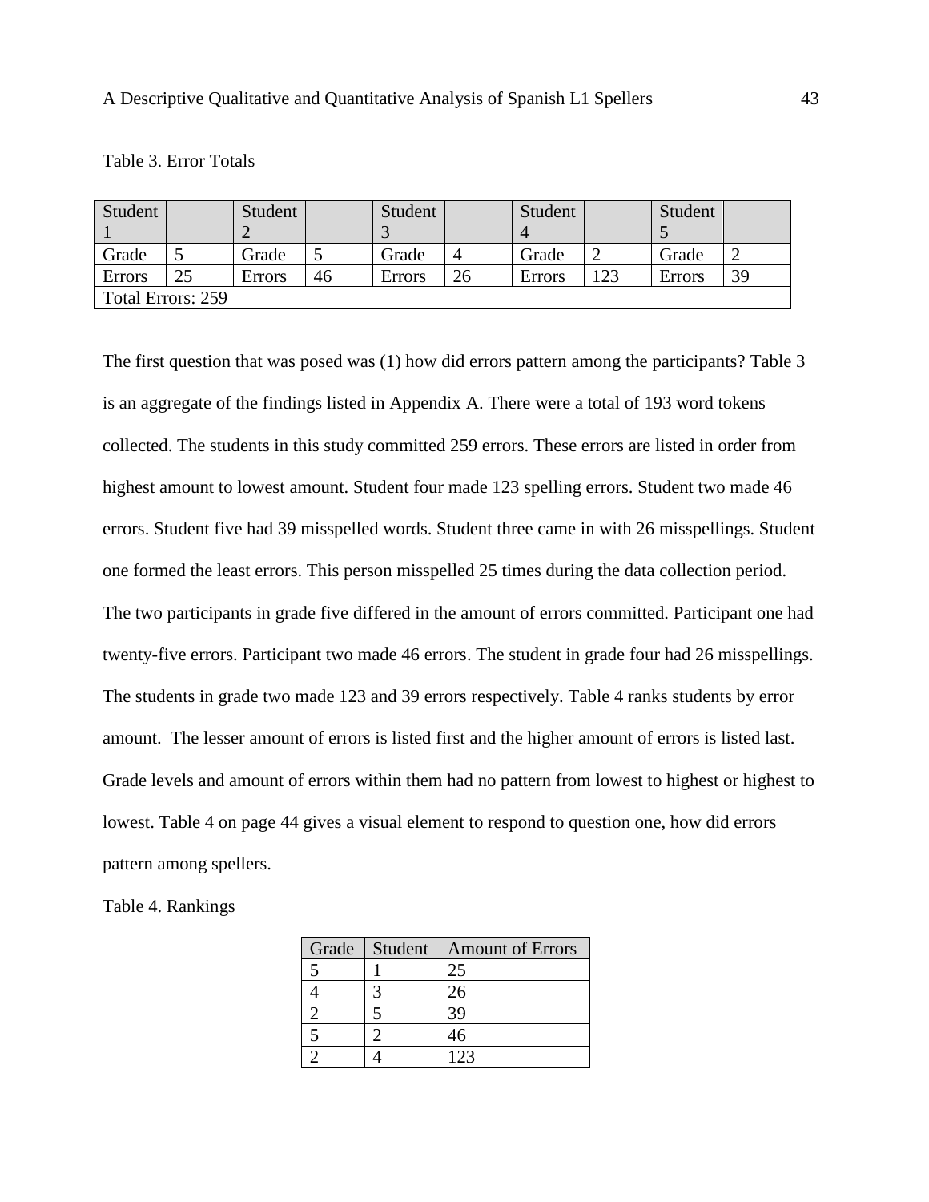Table 3. Error Totals

| Student 1 | | Student 2 | | Student 3 | | Student 4 | | Student 5 | |
|---|---|---|---|---|---|---|---|---|---|
| Grade | 5 | Grade | 5 | Grade | 4 | Grade | 2 | Grade | 2 |
| Errors | 25 | Errors | 46 | Errors | 26 | Errors | 123 | Errors | 39 |
| Total Errors: 259 | | | | | | | | | |

The first question that was posed was (1) how did errors pattern among the participants? Table 3 is an aggregate of the findings listed in Appendix A. There were a total of 193 word tokens collected. The students in this study committed 259 errors. These errors are listed in order from highest amount to lowest amount. Student four made 123 spelling errors. Student two made 46 errors. Student five had 39 misspelled words. Student three came in with 26 misspellings. Student one formed the least errors. This person misspelled 25 times during the data collection period. The two participants in grade five differed in the amount of errors committed. Participant one had twenty-five errors. Participant two made 46 errors. The student in grade four had 26 misspellings. The students in grade two made 123 and 39 errors respectively. Table 4 ranks students by error amount. The lesser amount of errors is listed first and the higher amount of errors is listed last. Grade levels and amount of errors within them had no pattern from lowest to highest or highest to lowest. Table 4 on page 44 gives a visual element to respond to question one, how did errors pattern among spellers.

Table 4. Rankings

| Grade | Student | Amount of Errors |
|---|---|---|
| 5 | 1 | 25 |
| 4 | 3 | 26 |
| 2 | 5 | 39 |
| 5 | 2 | 46 |
| 2 | 4 | 123 |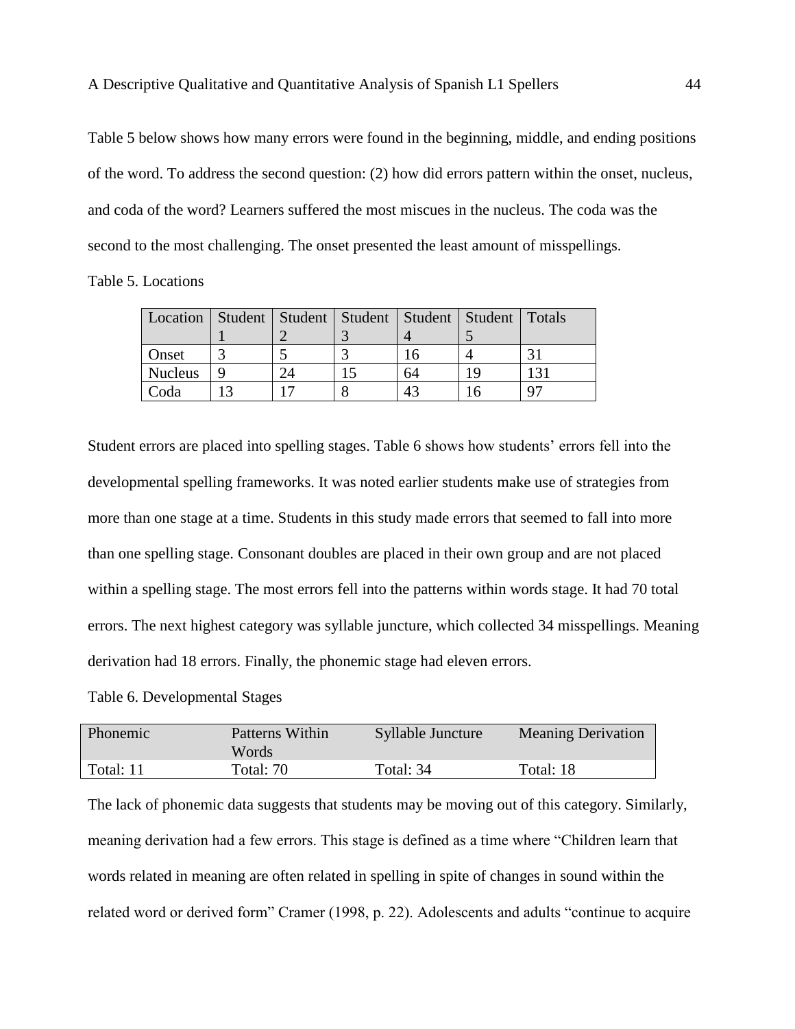Table 5 below shows how many errors were found in the beginning, middle, and ending positions of the word. To address the second question: (2) how did errors pattern within the onset, nucleus, and coda of the word? Learners suffered the most miscues in the nucleus. The coda was the second to the most challenging. The onset presented the least amount of misspellings.

Table 5. Locations

| Location | Student 1 | Student 2 | Student 3 | Student 4 | Student 5 | Totals |
|---|---|---|---|---|---|---|
| Onset | 3 | 5 | 3 | 16 | 4 | 31 |
| Nucleus | 9 | 24 | 15 | 64 | 19 | 131 |
| Coda | 13 | 17 | 8 | 43 | 16 | 97 |

Student errors are placed into spelling stages. Table 6 shows how students' errors fell into the developmental spelling frameworks. It was noted earlier students make use of strategies from more than one stage at a time. Students in this study made errors that seemed to fall into more than one spelling stage. Consonant doubles are placed in their own group and are not placed within a spelling stage. The most errors fell into the patterns within words stage. It had 70 total errors. The next highest category was syllable juncture, which collected 34 misspellings. Meaning derivation had 18 errors. Finally, the phonemic stage had eleven errors.

Table 6. Developmental Stages

| Phonemic | Patterns Within Words | Syllable Juncture | Meaning Derivation |
|---|---|---|---|
| Total: 11 | Total: 70 | Total: 34 | Total: 18 |

The lack of phonemic data suggests that students may be moving out of this category. Similarly, meaning derivation had a few errors. This stage is defined as a time where "Children learn that words related in meaning are often related in spelling in spite of changes in sound within the related word or derived form" Cramer (1998, p. 22). Adolescents and adults "continue to acquire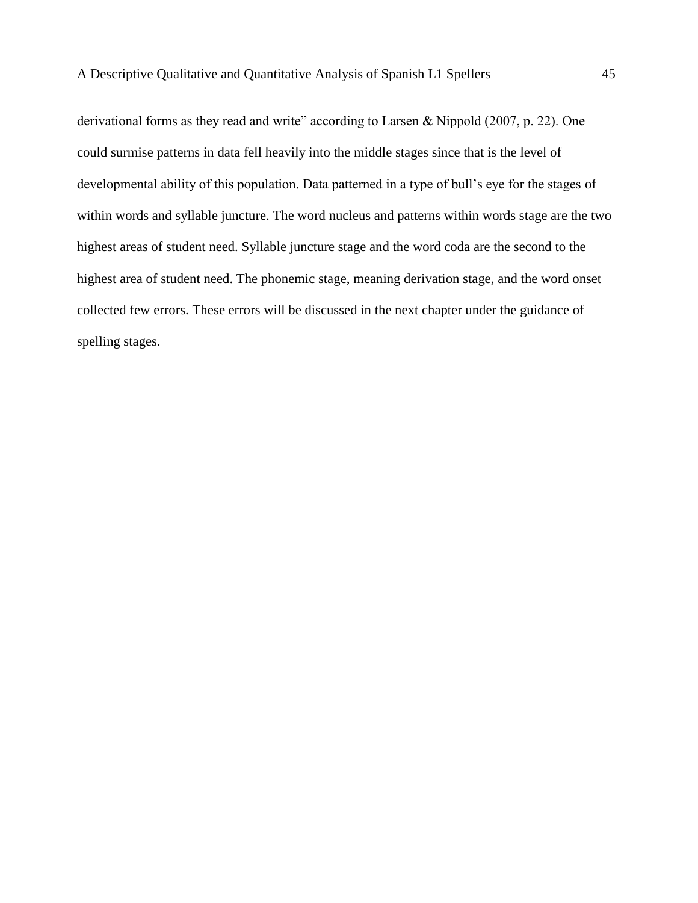derivational forms as they read and write" according to Larsen & Nippold (2007, p. 22). One could surmise patterns in data fell heavily into the middle stages since that is the level of developmental ability of this population. Data patterned in a type of bull's eye for the stages of within words and syllable juncture. The word nucleus and patterns within words stage are the two highest areas of student need. Syllable juncture stage and the word coda are the second to the highest area of student need. The phonemic stage, meaning derivation stage, and the word onset collected few errors. These errors will be discussed in the next chapter under the guidance of spelling stages.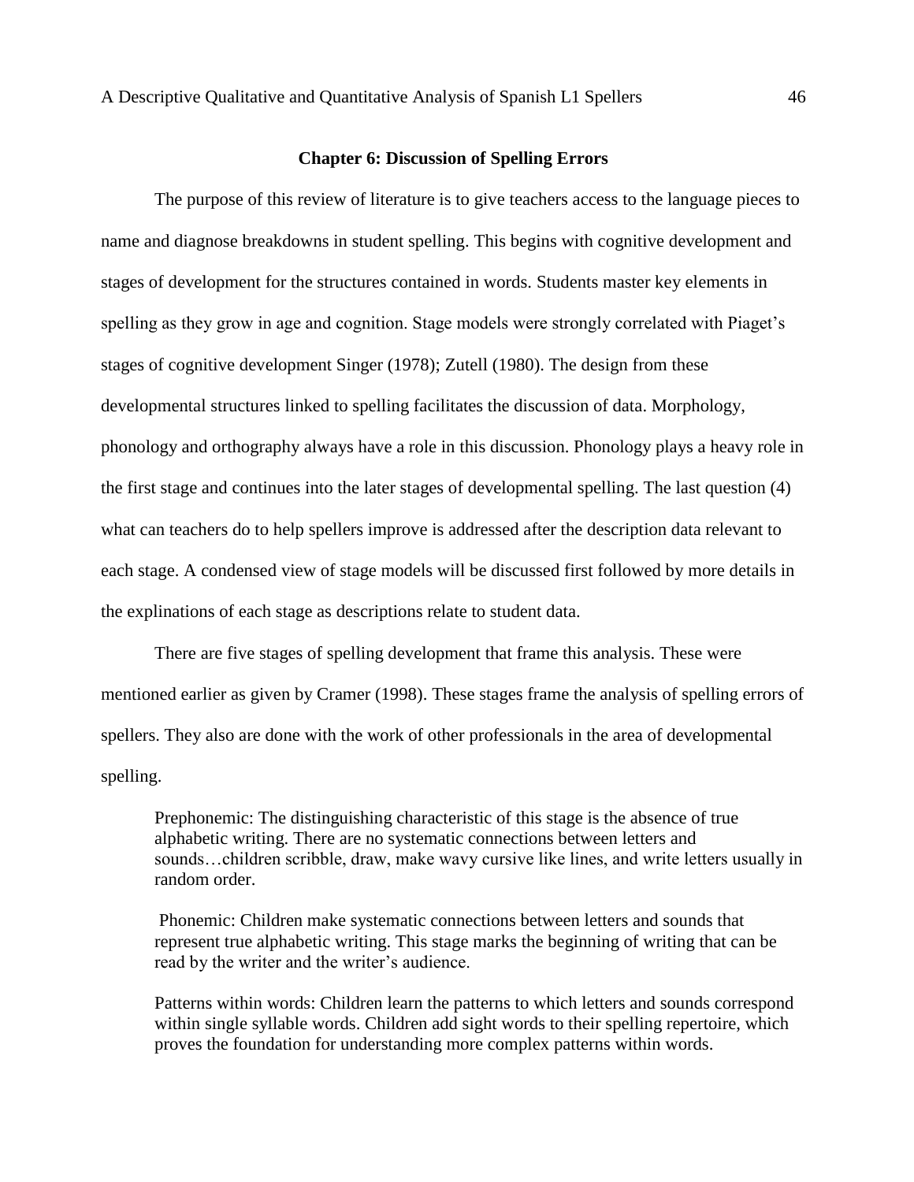## Chapter 6: Discussion of Spelling Errors

The purpose of this review of literature is to give teachers access to the language pieces to name and diagnose breakdowns in student spelling. This begins with cognitive development and stages of development for the structures contained in words. Students master key elements in spelling as they grow in age and cognition. Stage models were strongly correlated with Piaget's stages of cognitive development Singer (1978); Zutell (1980). The design from these developmental structures linked to spelling facilitates the discussion of data. Morphology, phonology and orthography always have a role in this discussion. Phonology plays a heavy role in the first stage and continues into the later stages of developmental spelling. The last question (4) what can teachers do to help spellers improve is addressed after the description data relevant to each stage. A condensed view of stage models will be discussed first followed by more details in the explinations of each stage as descriptions relate to student data.

There are five stages of spelling development that frame this analysis. These were mentioned earlier as given by Cramer (1998). These stages frame the analysis of spelling errors of spellers. They also are done with the work of other professionals in the area of developmental spelling.

> Prephonemic: The distinguishing characteristic of this stage is the absence of true alphabetic writing. There are no systematic connections between letters and sounds…children scribble, draw, make wavy cursive like lines, and write letters usually in random order.
>
> Phonemic: Children make systematic connections between letters and sounds that represent true alphabetic writing. This stage marks the beginning of writing that can be read by the writer and the writer's audience.
>
> Patterns within words: Children learn the patterns to which letters and sounds correspond within single syllable words. Children add sight words to their spelling repertoire, which proves the foundation for understanding more complex patterns within words.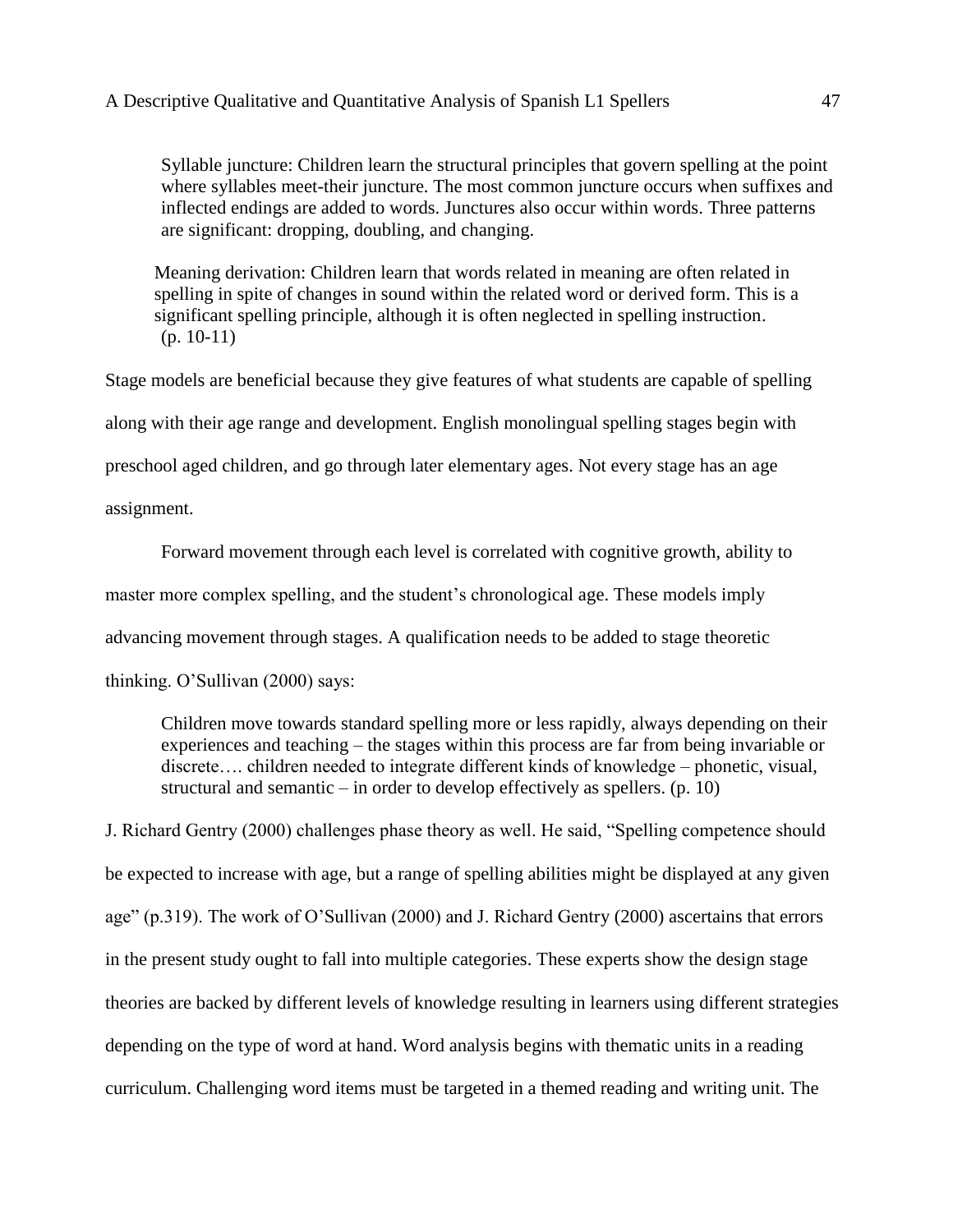> Syllable juncture: Children learn the structural principles that govern spelling at the point where syllables meet-their juncture. The most common juncture occurs when suffixes and inflected endings are added to words. Junctures also occur within words. Three patterns are significant: dropping, doubling, and changing.
>
> Meaning derivation: Children learn that words related in meaning are often related in spelling in spite of changes in sound within the related word or derived form. This is a significant spelling principle, although it is often neglected in spelling instruction. (p. 10-11)

Stage models are beneficial because they give features of what students are capable of spelling along with their age range and development. English monolingual spelling stages begin with preschool aged children, and go through later elementary ages. Not every stage has an age assignment.

Forward movement through each level is correlated with cognitive growth, ability to master more complex spelling, and the student's chronological age. These models imply advancing movement through stages. A qualification needs to be added to stage theoretic thinking. O'Sullivan (2000) says:

> Children move towards standard spelling more or less rapidly, always depending on their experiences and teaching – the stages within this process are far from being invariable or discrete…. children needed to integrate different kinds of knowledge – phonetic, visual, structural and semantic – in order to develop effectively as spellers. (p. 10)

J. Richard Gentry (2000) challenges phase theory as well. He said, "Spelling competence should be expected to increase with age, but a range of spelling abilities might be displayed at any given age" (p.319). The work of O'Sullivan (2000) and J. Richard Gentry (2000) ascertains that errors in the present study ought to fall into multiple categories. These experts show the design stage theories are backed by different levels of knowledge resulting in learners using different strategies depending on the type of word at hand. Word analysis begins with thematic units in a reading curriculum. Challenging word items must be targeted in a themed reading and writing unit. The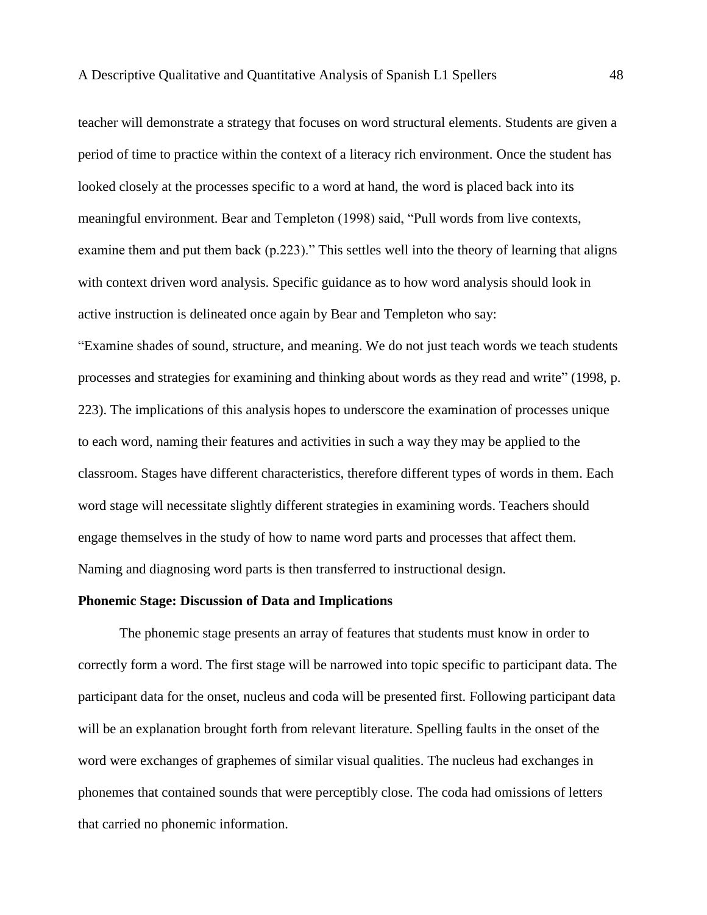teacher will demonstrate a strategy that focuses on word structural elements. Students are given a period of time to practice within the context of a literacy rich environment. Once the student has looked closely at the processes specific to a word at hand, the word is placed back into its meaningful environment. Bear and Templeton (1998) said, "Pull words from live contexts, examine them and put them back (p.223)." This settles well into the theory of learning that aligns with context driven word analysis. Specific guidance as to how word analysis should look in active instruction is delineated once again by Bear and Templeton who say:

"Examine shades of sound, structure, and meaning. We do not just teach words we teach students processes and strategies for examining and thinking about words as they read and write" (1998, p. 223). The implications of this analysis hopes to underscore the examination of processes unique to each word, naming their features and activities in such a way they may be applied to the classroom. Stages have different characteristics, therefore different types of words in them. Each word stage will necessitate slightly different strategies in examining words. Teachers should engage themselves in the study of how to name word parts and processes that affect them. Naming and diagnosing word parts is then transferred to instructional design.

**Phonemic Stage: Discussion of Data and Implications**

The phonemic stage presents an array of features that students must know in order to correctly form a word. The first stage will be narrowed into topic specific to participant data. The participant data for the onset, nucleus and coda will be presented first. Following participant data will be an explanation brought forth from relevant literature. Spelling faults in the onset of the word were exchanges of graphemes of similar visual qualities. The nucleus had exchanges in phonemes that contained sounds that were perceptibly close. The coda had omissions of letters that carried no phonemic information.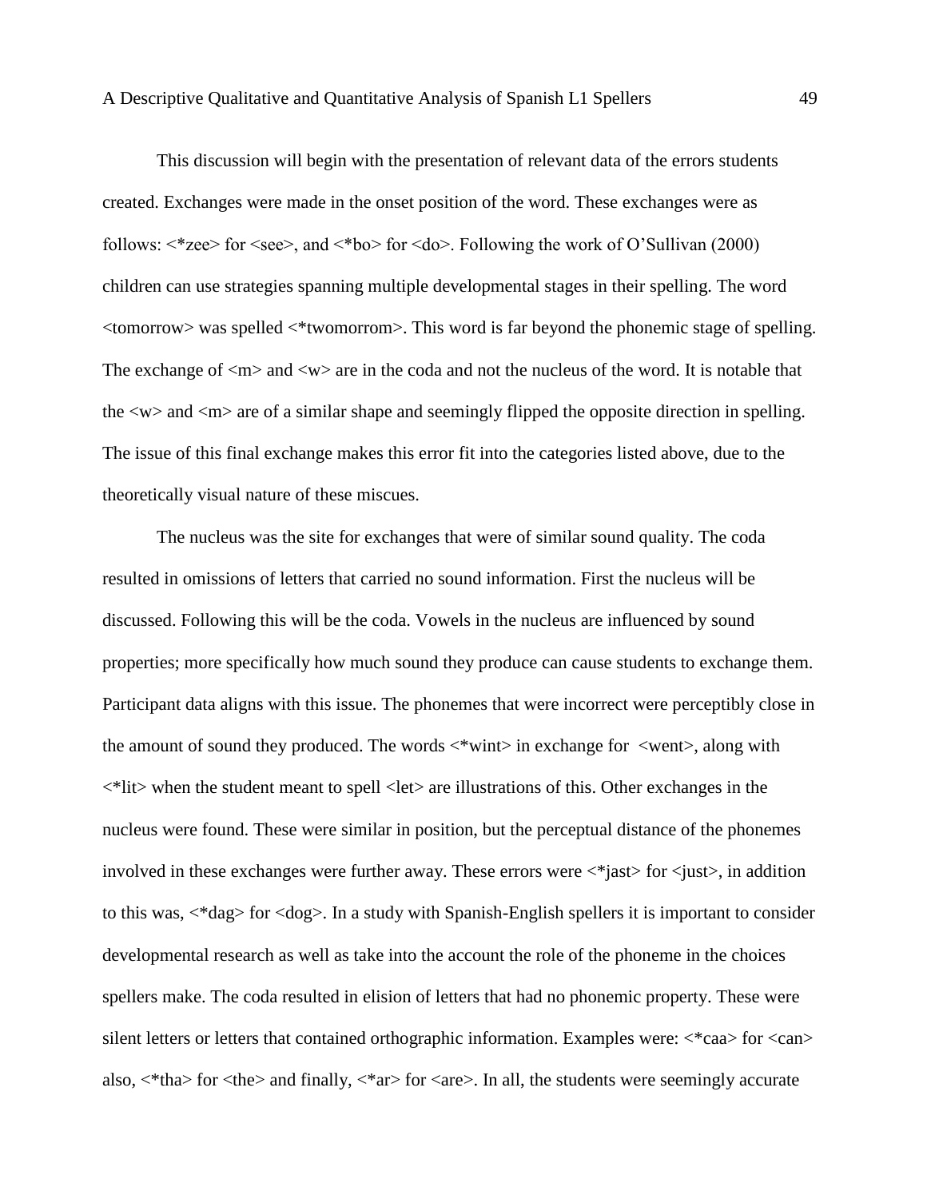This discussion will begin with the presentation of relevant data of the errors students created. Exchanges were made in the onset position of the word. These exchanges were as follows: <*zee> for <see>, and <*bo> for <do>. Following the work of O'Sullivan (2000) children can use strategies spanning multiple developmental stages in their spelling. The word <tomorrow> was spelled <*twomorrom>. This word is far beyond the phonemic stage of spelling. The exchange of <m> and <w> are in the coda and not the nucleus of the word. It is notable that the <w> and <m> are of a similar shape and seemingly flipped the opposite direction in spelling. The issue of this final exchange makes this error fit into the categories listed above, due to the theoretically visual nature of these miscues.

The nucleus was the site for exchanges that were of similar sound quality. The coda resulted in omissions of letters that carried no sound information. First the nucleus will be discussed. Following this will be the coda. Vowels in the nucleus are influenced by sound properties; more specifically how much sound they produce can cause students to exchange them. Participant data aligns with this issue. The phonemes that were incorrect were perceptibly close in the amount of sound they produced. The words <*wint> in exchange for <went>, along with <*lit> when the student meant to spell <let> are illustrations of this. Other exchanges in the nucleus were found. These were similar in position, but the perceptual distance of the phonemes involved in these exchanges were further away. These errors were <*jast> for <just>, in addition to this was, <*dag> for <dog>. In a study with Spanish-English spellers it is important to consider developmental research as well as take into the account the role of the phoneme in the choices spellers make. The coda resulted in elision of letters that had no phonemic property. These were silent letters or letters that contained orthographic information. Examples were: <*caa> for <can> also, <*tha> for <the> and finally, <*ar> for <are>. In all, the students were seemingly accurate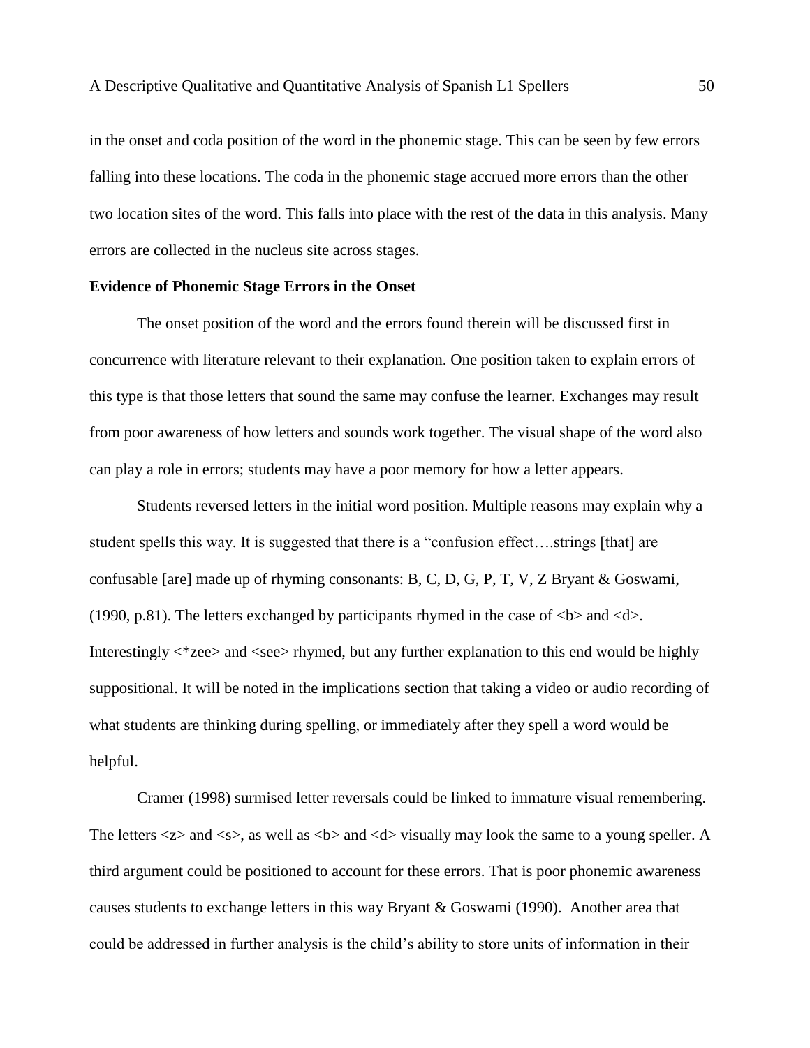in the onset and coda position of the word in the phonemic stage. This can be seen by few errors falling into these locations. The coda in the phonemic stage accrued more errors than the other two location sites of the word. This falls into place with the rest of the data in this analysis. Many errors are collected in the nucleus site across stages.

**Evidence of Phonemic Stage Errors in the Onset**

The onset position of the word and the errors found therein will be discussed first in concurrence with literature relevant to their explanation. One position taken to explain errors of this type is that those letters that sound the same may confuse the learner. Exchanges may result from poor awareness of how letters and sounds work together. The visual shape of the word also can play a role in errors; students may have a poor memory for how a letter appears.

Students reversed letters in the initial word position. Multiple reasons may explain why a student spells this way. It is suggested that there is a "confusion effect….strings [that] are confusable [are] made up of rhyming consonants: B, C, D, G, P, T, V, Z Bryant & Goswami, (1990, p.81). The letters exchanged by participants rhymed in the case of <b> and <d>. Interestingly <*zee> and <see> rhymed, but any further explanation to this end would be highly suppositional. It will be noted in the implications section that taking a video or audio recording of what students are thinking during spelling, or immediately after they spell a word would be helpful.

Cramer (1998) surmised letter reversals could be linked to immature visual remembering. The letters <z> and <s>, as well as <b> and <d> visually may look the same to a young speller. A third argument could be positioned to account for these errors. That is poor phonemic awareness causes students to exchange letters in this way Bryant & Goswami (1990). Another area that could be addressed in further analysis is the child's ability to store units of information in their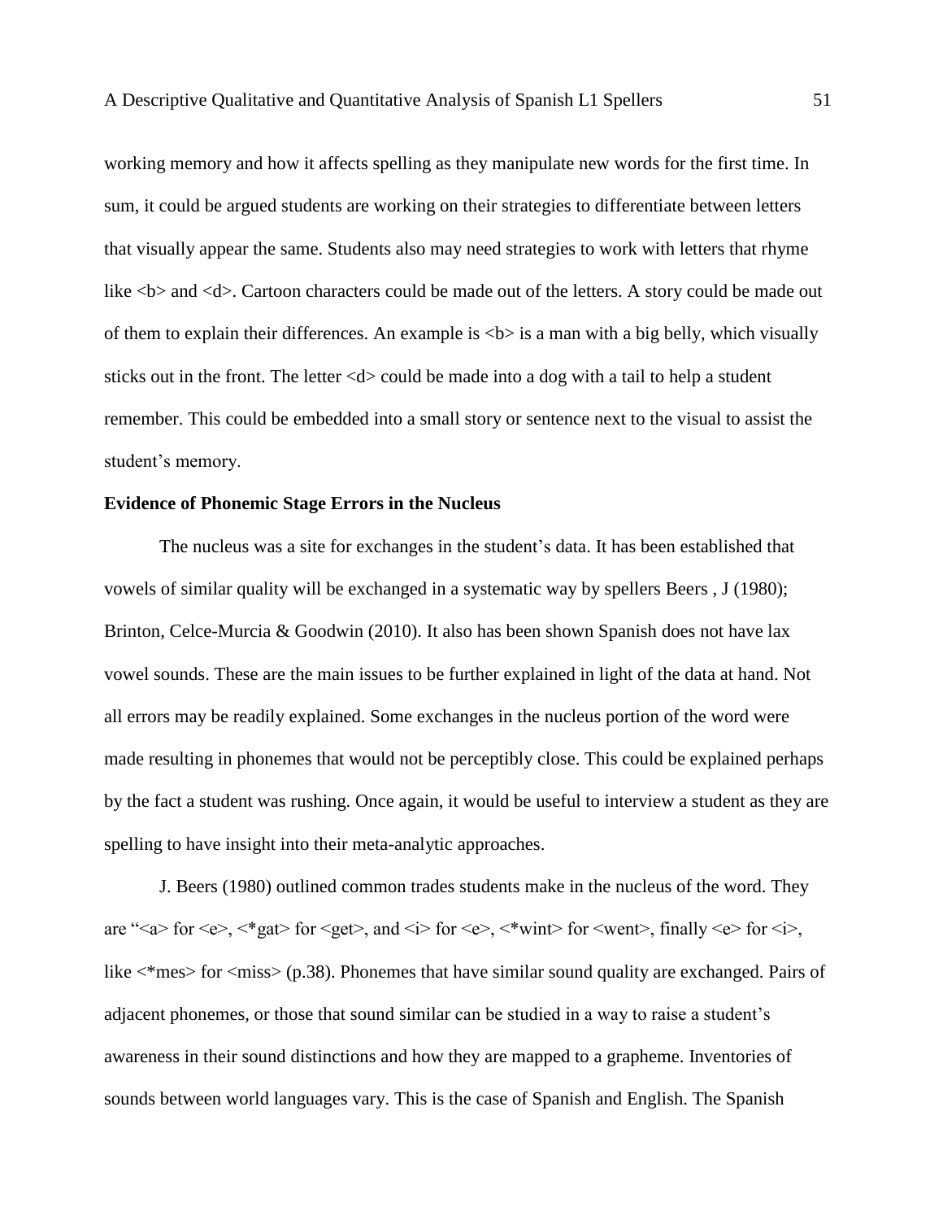working memory and how it affects spelling as they manipulate new words for the first time. In sum, it could be argued students are working on their strategies to differentiate between letters that visually appear the same. Students also may need strategies to work with letters that rhyme like <b> and <d>. Cartoon characters could be made out of the letters. A story could be made out of them to explain their differences. An example is <b> is a man with a big belly, which visually sticks out in the front. The letter <d> could be made into a dog with a tail to help a student remember. This could be embedded into a small story or sentence next to the visual to assist the student's memory.

**Evidence of Phonemic Stage Errors in the Nucleus**

The nucleus was a site for exchanges in the student's data. It has been established that vowels of similar quality will be exchanged in a systematic way by spellers Beers , J (1980); Brinton, Celce-Murcia & Goodwin (2010). It also has been shown Spanish does not have lax vowel sounds. These are the main issues to be further explained in light of the data at hand. Not all errors may be readily explained. Some exchanges in the nucleus portion of the word were made resulting in phonemes that would not be perceptibly close. This could be explained perhaps by the fact a student was rushing. Once again, it would be useful to interview a student as they are spelling to have insight into their meta-analytic approaches.

J. Beers (1980) outlined common trades students make in the nucleus of the word. They are "<a> for <e>, <*gat> for <get>, and <i> for <e>, <*wint> for <went>, finally <e> for <i>, like <*mes> for <miss> (p.38). Phonemes that have similar sound quality are exchanged. Pairs of adjacent phonemes, or those that sound similar can be studied in a way to raise a student's awareness in their sound distinctions and how they are mapped to a grapheme. Inventories of sounds between world languages vary. This is the case of Spanish and English. The Spanish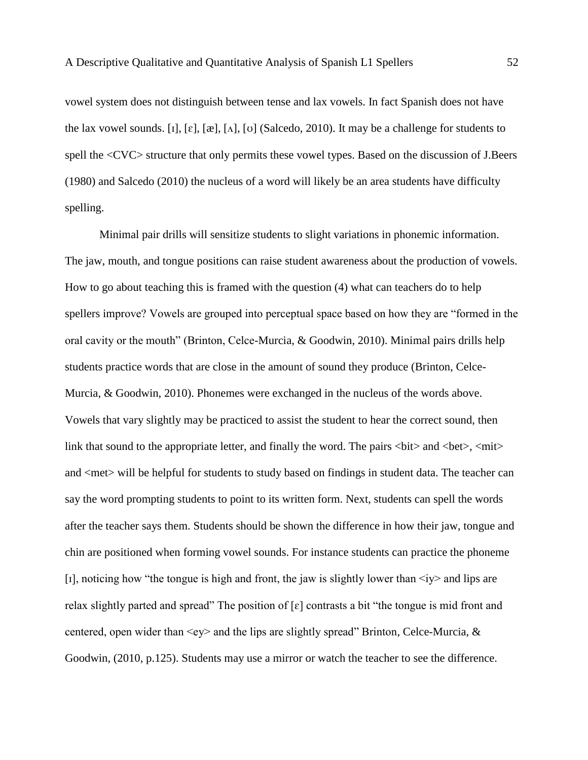vowel system does not distinguish between tense and lax vowels. In fact Spanish does not have the lax vowel sounds. [ɪ], [ɛ], [æ], [ʌ], [ʊ] (Salcedo, 2010). It may be a challenge for students to spell the <CVC> structure that only permits these vowel types. Based on the discussion of J.Beers (1980) and Salcedo (2010) the nucleus of a word will likely be an area students have difficulty spelling.

Minimal pair drills will sensitize students to slight variations in phonemic information. The jaw, mouth, and tongue positions can raise student awareness about the production of vowels. How to go about teaching this is framed with the question (4) what can teachers do to help spellers improve? Vowels are grouped into perceptual space based on how they are "formed in the oral cavity or the mouth" (Brinton, Celce-Murcia, & Goodwin, 2010). Minimal pairs drills help students practice words that are close in the amount of sound they produce (Brinton, Celce-Murcia, & Goodwin, 2010). Phonemes were exchanged in the nucleus of the words above. Vowels that vary slightly may be practiced to assist the student to hear the correct sound, then link that sound to the appropriate letter, and finally the word. The pairs <bit> and <bet>, <mit> and <met> will be helpful for students to study based on findings in student data. The teacher can say the word prompting students to point to its written form. Next, students can spell the words after the teacher says them. Students should be shown the difference in how their jaw, tongue and chin are positioned when forming vowel sounds. For instance students can practice the phoneme [ɪ], noticing how "the tongue is high and front, the jaw is slightly lower than <iy> and lips are relax slightly parted and spread" The position of [ɛ] contrasts a bit "the tongue is mid front and centered, open wider than <ey> and the lips are slightly spread" Brinton, Celce-Murcia, & Goodwin, (2010, p.125). Students may use a mirror or watch the teacher to see the difference.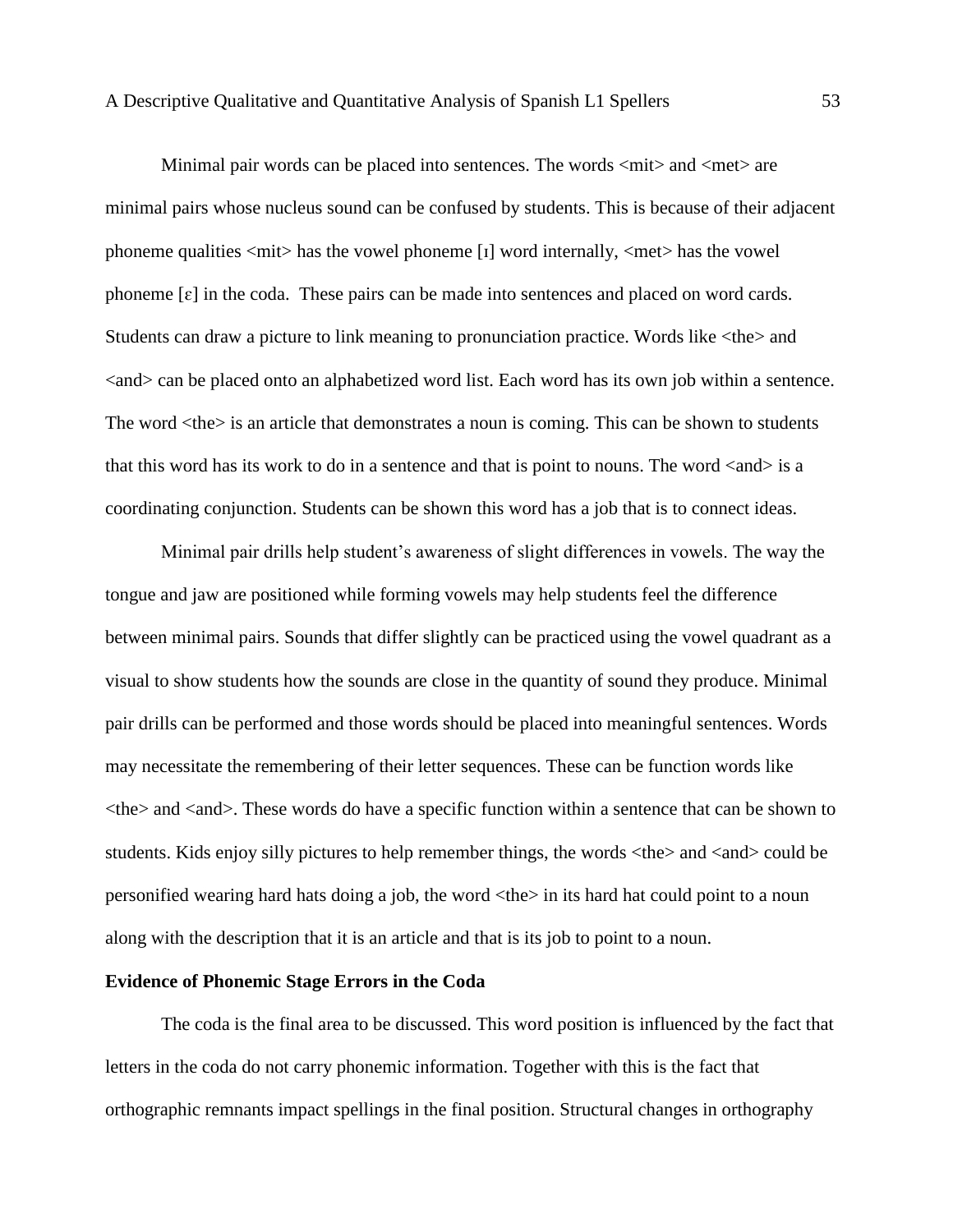Minimal pair words can be placed into sentences. The words <mit> and <met> are minimal pairs whose nucleus sound can be confused by students. This is because of their adjacent phoneme qualities <mit> has the vowel phoneme [ɪ] word internally, <met> has the vowel phoneme [ɛ] in the coda. These pairs can be made into sentences and placed on word cards. Students can draw a picture to link meaning to pronunciation practice. Words like <the> and <and> can be placed onto an alphabetized word list. Each word has its own job within a sentence. The word <the> is an article that demonstrates a noun is coming. This can be shown to students that this word has its work to do in a sentence and that is point to nouns. The word <and> is a coordinating conjunction. Students can be shown this word has a job that is to connect ideas.

Minimal pair drills help student's awareness of slight differences in vowels. The way the tongue and jaw are positioned while forming vowels may help students feel the difference between minimal pairs. Sounds that differ slightly can be practiced using the vowel quadrant as a visual to show students how the sounds are close in the quantity of sound they produce. Minimal pair drills can be performed and those words should be placed into meaningful sentences. Words may necessitate the remembering of their letter sequences. These can be function words like <the> and <and>. These words do have a specific function within a sentence that can be shown to students. Kids enjoy silly pictures to help remember things, the words <the> and <and> could be personified wearing hard hats doing a job, the word <the> in its hard hat could point to a noun along with the description that it is an article and that is its job to point to a noun.

**Evidence of Phonemic Stage Errors in the Coda**

The coda is the final area to be discussed. This word position is influenced by the fact that letters in the coda do not carry phonemic information. Together with this is the fact that orthographic remnants impact spellings in the final position. Structural changes in orthography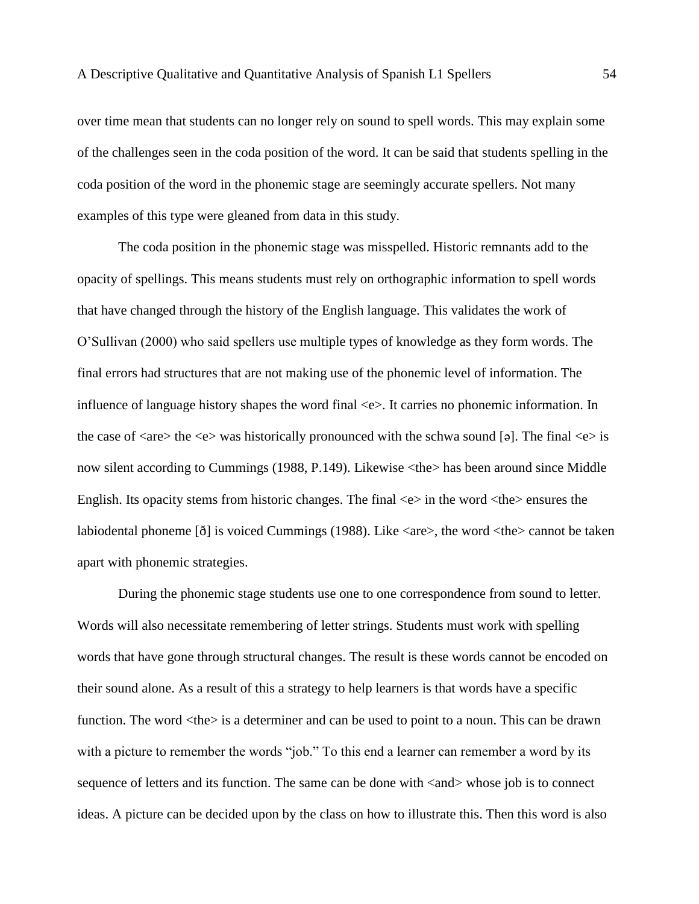over time mean that students can no longer rely on sound to spell words. This may explain some of the challenges seen in the coda position of the word. It can be said that students spelling in the coda position of the word in the phonemic stage are seemingly accurate spellers. Not many examples of this type were gleaned from data in this study.

The coda position in the phonemic stage was misspelled. Historic remnants add to the opacity of spellings. This means students must rely on orthographic information to spell words that have changed through the history of the English language. This validates the work of O'Sullivan (2000) who said spellers use multiple types of knowledge as they form words. The final errors had structures that are not making use of the phonemic level of information. The influence of language history shapes the word final <e>. It carries no phonemic information. In the case of <are> the <e> was historically pronounced with the schwa sound [ə]. The final <e> is now silent according to Cummings (1988, P.149). Likewise <the> has been around since Middle English. Its opacity stems from historic changes. The final <e> in the word <the> ensures the labiodental phoneme [ð] is voiced Cummings (1988). Like <are>, the word <the> cannot be taken apart with phonemic strategies.

During the phonemic stage students use one to one correspondence from sound to letter. Words will also necessitate remembering of letter strings. Students must work with spelling words that have gone through structural changes. The result is these words cannot be encoded on their sound alone. As a result of this a strategy to help learners is that words have a specific function. The word <the> is a determiner and can be used to point to a noun. This can be drawn with a picture to remember the words "job." To this end a learner can remember a word by its sequence of letters and its function. The same can be done with <and> whose job is to connect ideas. A picture can be decided upon by the class on how to illustrate this. Then this word is also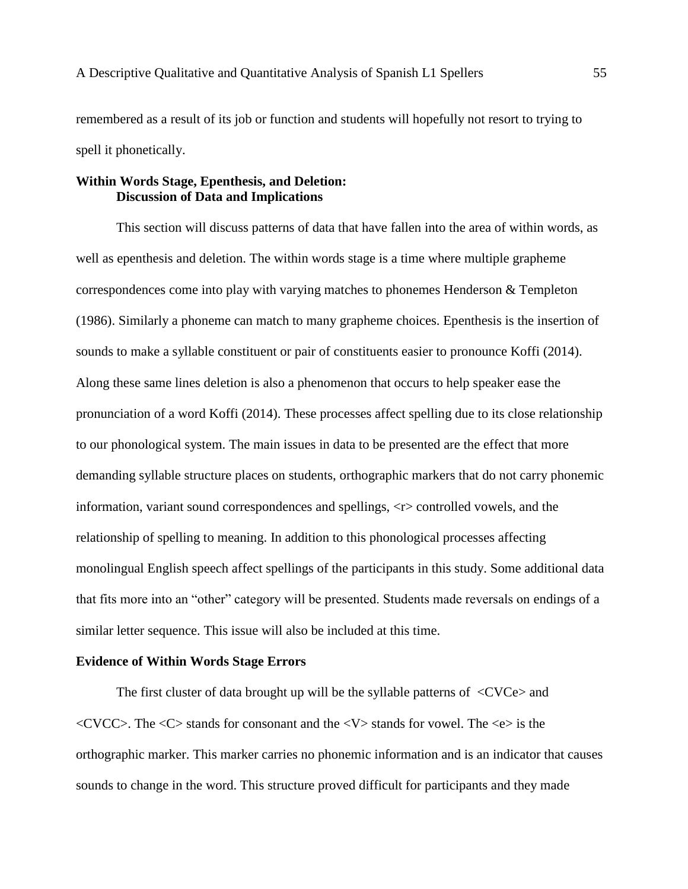remembered as a result of its job or function and students will hopefully not resort to trying to spell it phonetically.

## Within Words Stage, Epenthesis, and Deletion: Discussion of Data and Implications

This section will discuss patterns of data that have fallen into the area of within words, as well as epenthesis and deletion. The within words stage is a time where multiple grapheme correspondences come into play with varying matches to phonemes Henderson & Templeton (1986). Similarly a phoneme can match to many grapheme choices. Epenthesis is the insertion of sounds to make a syllable constituent or pair of constituents easier to pronounce Koffi (2014). Along these same lines deletion is also a phenomenon that occurs to help speaker ease the pronunciation of a word Koffi (2014). These processes affect spelling due to its close relationship to our phonological system. The main issues in data to be presented are the effect that more demanding syllable structure places on students, orthographic markers that do not carry phonemic information, variant sound correspondences and spellings, <r> controlled vowels, and the relationship of spelling to meaning. In addition to this phonological processes affecting monolingual English speech affect spellings of the participants in this study. Some additional data that fits more into an "other" category will be presented. Students made reversals on endings of a similar letter sequence. This issue will also be included at this time.

### Evidence of Within Words Stage Errors

The first cluster of data brought up will be the syllable patterns of <CVCe> and <CVCC>. The <C> stands for consonant and the <V> stands for vowel. The <e> is the orthographic marker. This marker carries no phonemic information and is an indicator that causes sounds to change in the word. This structure proved difficult for participants and they made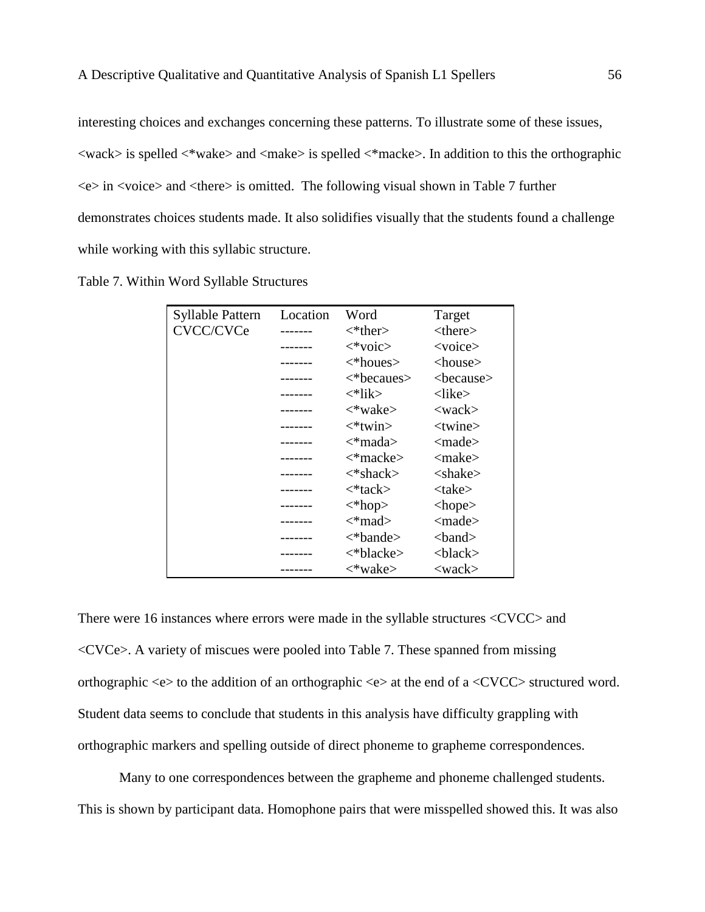interesting choices and exchanges concerning these patterns. To illustrate some of these issues, <wack> is spelled <*wake> and <make> is spelled <*macke>. In addition to this the orthographic <e> in <voice> and <there> is omitted. The following visual shown in Table 7 further demonstrates choices students made. It also solidifies visually that the students found a challenge while working with this syllabic structure.

Table 7. Within Word Syllable Structures

| Syllable Pattern | Location | Word | Target |
|---|---|---|---|
| CVCC/CVCe | ------- | <*ther> | <there> |
| | ------- | <*voic> | <voice> |
| | ------- | <*houes> | <house> |
| | ------- | <*becaues> | <because> |
| | ------- | <*lik> | <like> |
| | ------- | <*wake> | <wack> |
| | ------- | <*twin> | <twine> |
| | ------- | <*mada> | <made> |
| | ------- | <*macke> | <make> |
| | ------- | <*shack> | <shake> |
| | ------- | <*tack> | <take> |
| | ------- | <*hop> | <hope> |
| | ------- | <*mad> | <made> |
| | ------- | <*bande> | <band> |
| | ------- | <*blacke> | <black> |
| | ------- | <*wake> | <wack> |

There were 16 instances where errors were made in the syllable structures <CVCC> and <CVCe>. A variety of miscues were pooled into Table 7. These spanned from missing orthographic <e> to the addition of an orthographic <e> at the end of a <CVCC> structured word. Student data seems to conclude that students in this analysis have difficulty grappling with orthographic markers and spelling outside of direct phoneme to grapheme correspondences.

Many to one correspondences between the grapheme and phoneme challenged students. This is shown by participant data. Homophone pairs that were misspelled showed this. It was also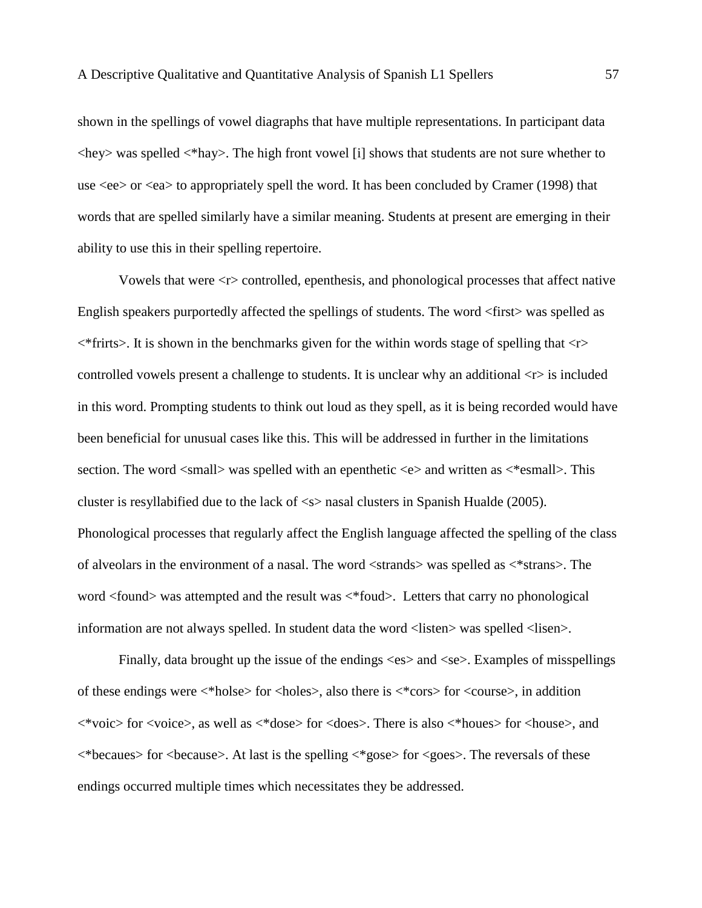shown in the spellings of vowel diagraphs that have multiple representations. In participant data <hey> was spelled <*hay>. The high front vowel [i] shows that students are not sure whether to use <ee> or <ea> to appropriately spell the word. It has been concluded by Cramer (1998) that words that are spelled similarly have a similar meaning. Students at present are emerging in their ability to use this in their spelling repertoire.

Vowels that were <r> controlled, epenthesis, and phonological processes that affect native English speakers purportedly affected the spellings of students. The word <first> was spelled as <*frirts>. It is shown in the benchmarks given for the within words stage of spelling that <r> controlled vowels present a challenge to students. It is unclear why an additional <r> is included in this word. Prompting students to think out loud as they spell, as it is being recorded would have been beneficial for unusual cases like this. This will be addressed in further in the limitations section. The word <small> was spelled with an epenthetic <e> and written as <*esmall>. This cluster is resyllabified due to the lack of <s> nasal clusters in Spanish Hualde (2005). Phonological processes that regularly affect the English language affected the spelling of the class of alveolars in the environment of a nasal. The word <strands> was spelled as <*strans>. The word <found> was attempted and the result was <*foud>. Letters that carry no phonological information are not always spelled. In student data the word <listen> was spelled <lisen>.

Finally, data brought up the issue of the endings <es> and <se>. Examples of misspellings of these endings were <*holse> for <holes>, also there is <*cors> for <course>, in addition <*voic> for <voice>, as well as <*dose> for <does>. There is also <*houes> for <house>, and <*becaues> for <because>. At last is the spelling <*gose> for <goes>. The reversals of these endings occurred multiple times which necessitates they be addressed.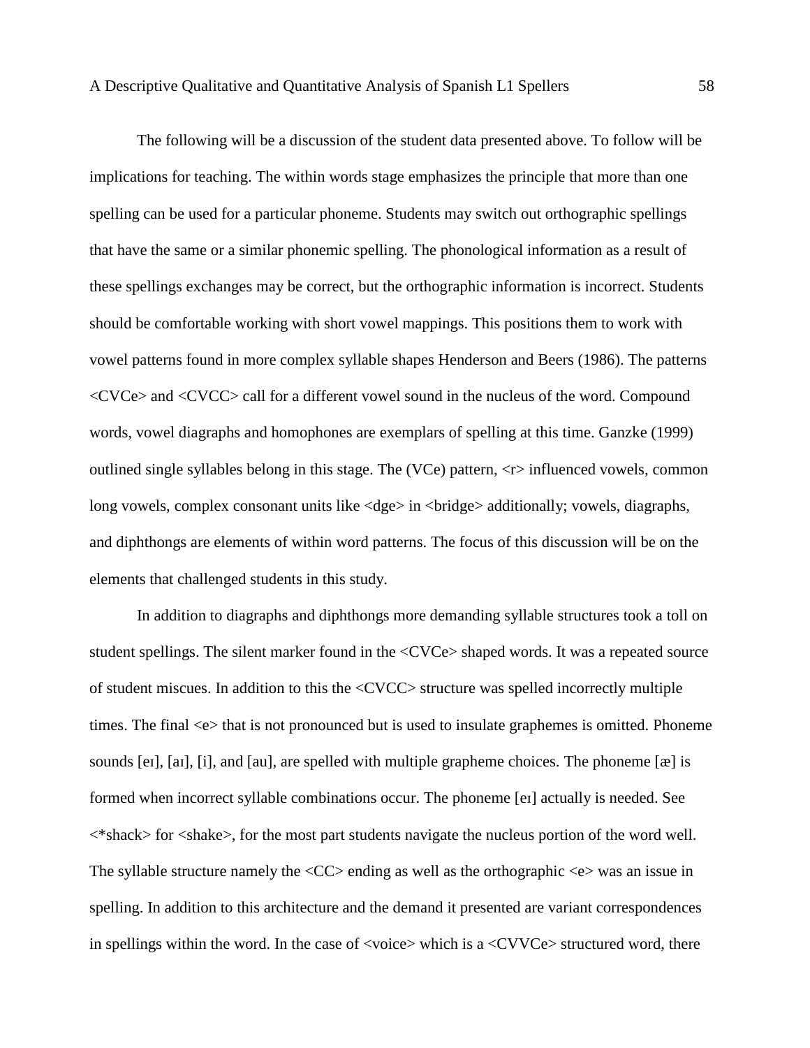The following will be a discussion of the student data presented above. To follow will be implications for teaching. The within words stage emphasizes the principle that more than one spelling can be used for a particular phoneme. Students may switch out orthographic spellings that have the same or a similar phonemic spelling. The phonological information as a result of these spellings exchanges may be correct, but the orthographic information is incorrect. Students should be comfortable working with short vowel mappings. This positions them to work with vowel patterns found in more complex syllable shapes Henderson and Beers (1986). The patterns <CVCe> and <CVCC> call for a different vowel sound in the nucleus of the word. Compound words, vowel diagraphs and homophones are exemplars of spelling at this time. Ganzke (1999) outlined single syllables belong in this stage. The (VCe) pattern, <r> influenced vowels, common long vowels, complex consonant units like <dge> in <bridge> additionally; vowels, diagraphs, and diphthongs are elements of within word patterns. The focus of this discussion will be on the elements that challenged students in this study.

In addition to diagraphs and diphthongs more demanding syllable structures took a toll on student spellings. The silent marker found in the <CVCe> shaped words. It was a repeated source of student miscues. In addition to this the <CVCC> structure was spelled incorrectly multiple times. The final <e> that is not pronounced but is used to insulate graphemes is omitted. Phoneme sounds [eɪ], [aɪ], [i], and [au], are spelled with multiple grapheme choices. The phoneme [æ] is formed when incorrect syllable combinations occur. The phoneme [eɪ] actually is needed. See <*shack> for <shake>, for the most part students navigate the nucleus portion of the word well. The syllable structure namely the <CC> ending as well as the orthographic <e> was an issue in spelling. In addition to this architecture and the demand it presented are variant correspondences in spellings within the word. In the case of <voice> which is a <CVVCe> structured word, there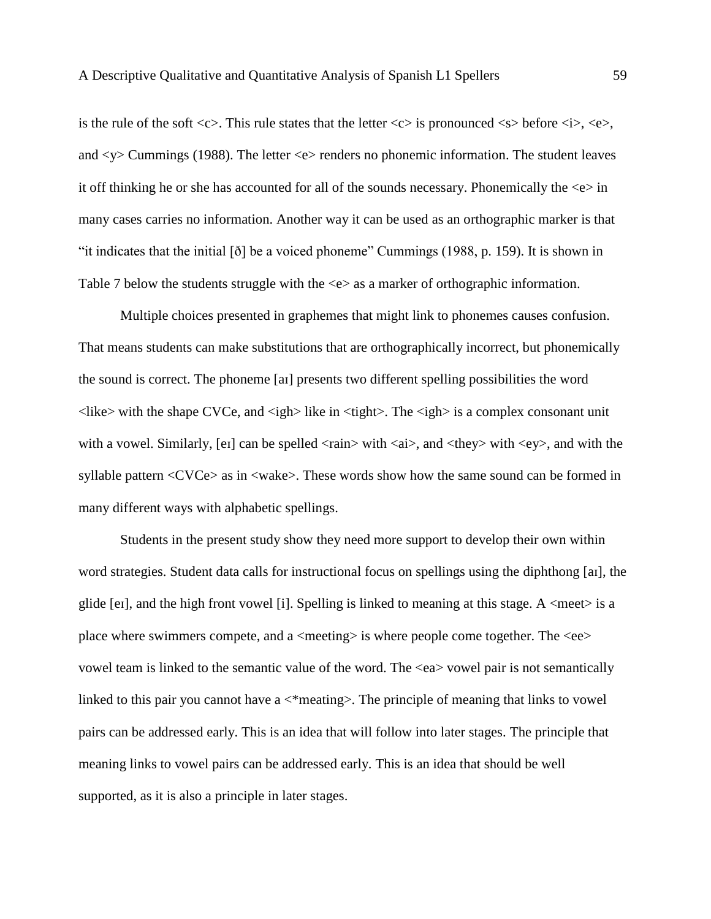is the rule of the soft <c>. This rule states that the letter <c> is pronounced <s> before <i>, <e>, and <y> Cummings (1988). The letter <e> renders no phonemic information. The student leaves it off thinking he or she has accounted for all of the sounds necessary. Phonemically the <e> in many cases carries no information. Another way it can be used as an orthographic marker is that "it indicates that the initial [ð] be a voiced phoneme" Cummings (1988, p. 159). It is shown in Table 7 below the students struggle with the <e> as a marker of orthographic information.

Multiple choices presented in graphemes that might link to phonemes causes confusion. That means students can make substitutions that are orthographically incorrect, but phonemically the sound is correct. The phoneme [aɪ] presents two different spelling possibilities the word <like> with the shape CVCe, and <igh> like in <tight>. The <igh> is a complex consonant unit with a vowel. Similarly, [eɪ] can be spelled <rain> with <ai>, and <they> with <ey>, and with the syllable pattern <CVCe> as in <wake>. These words show how the same sound can be formed in many different ways with alphabetic spellings.

Students in the present study show they need more support to develop their own within word strategies. Student data calls for instructional focus on spellings using the diphthong [aɪ], the glide [eɪ], and the high front vowel [i]. Spelling is linked to meaning at this stage. A <meet> is a place where swimmers compete, and a <meeting> is where people come together. The <ee> vowel team is linked to the semantic value of the word. The <ea> vowel pair is not semantically linked to this pair you cannot have a <*meating>. The principle of meaning that links to vowel pairs can be addressed early. This is an idea that will follow into later stages. The principle that meaning links to vowel pairs can be addressed early. This is an idea that should be well supported, as it is also a principle in later stages.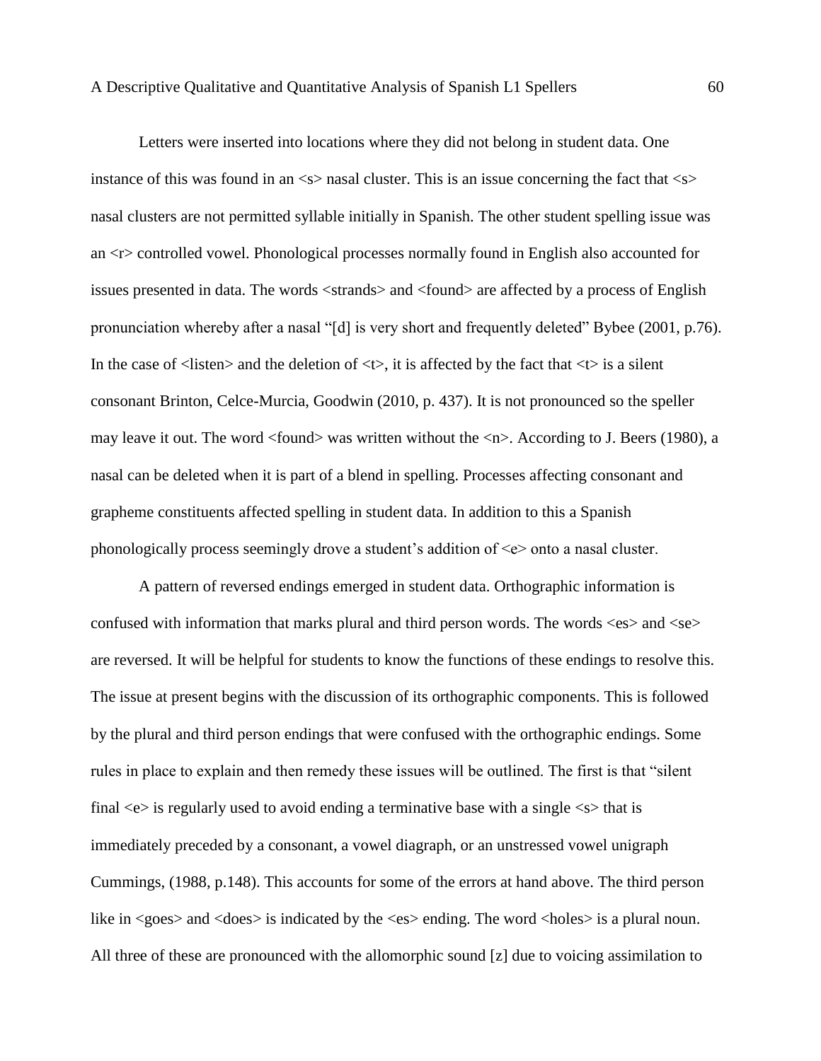Letters were inserted into locations where they did not belong in student data. One instance of this was found in an <s> nasal cluster. This is an issue concerning the fact that <s> nasal clusters are not permitted syllable initially in Spanish. The other student spelling issue was an <r> controlled vowel. Phonological processes normally found in English also accounted for issues presented in data. The words <strands> and <found> are affected by a process of English pronunciation whereby after a nasal "[d] is very short and frequently deleted" Bybee (2001, p.76). In the case of <listen> and the deletion of <t>, it is affected by the fact that <t> is a silent consonant Brinton, Celce-Murcia, Goodwin (2010, p. 437). It is not pronounced so the speller may leave it out. The word <found> was written without the <n>. According to J. Beers (1980), a nasal can be deleted when it is part of a blend in spelling. Processes affecting consonant and grapheme constituents affected spelling in student data. In addition to this a Spanish phonologically process seemingly drove a student's addition of <e> onto a nasal cluster.

A pattern of reversed endings emerged in student data. Orthographic information is confused with information that marks plural and third person words. The words <es> and <se> are reversed. It will be helpful for students to know the functions of these endings to resolve this. The issue at present begins with the discussion of its orthographic components. This is followed by the plural and third person endings that were confused with the orthographic endings. Some rules in place to explain and then remedy these issues will be outlined. The first is that "silent final <e> is regularly used to avoid ending a terminative base with a single <s> that is immediately preceded by a consonant, a vowel diagraph, or an unstressed vowel unigraph Cummings, (1988, p.148). This accounts for some of the errors at hand above. The third person like in <goes> and <does> is indicated by the <es> ending. The word <holes> is a plural noun. All three of these are pronounced with the allomorphic sound [z] due to voicing assimilation to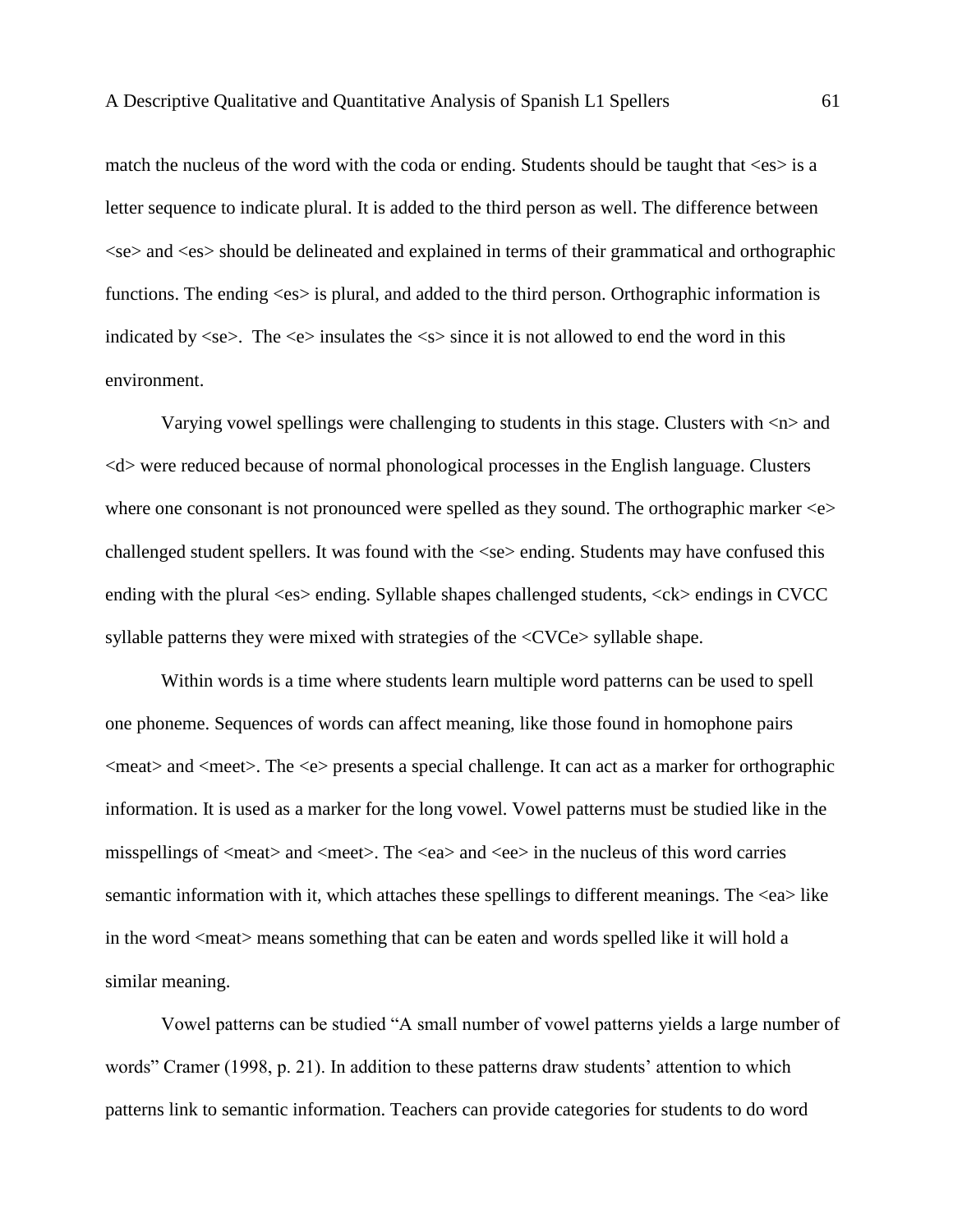match the nucleus of the word with the coda or ending. Students should be taught that <es> is a letter sequence to indicate plural. It is added to the third person as well. The difference between <se> and <es> should be delineated and explained in terms of their grammatical and orthographic functions. The ending <es> is plural, and added to the third person. Orthographic information is indicated by <se>.  The <e> insulates the <s> since it is not allowed to end the word in this environment.

Varying vowel spellings were challenging to students in this stage. Clusters with <n> and <d> were reduced because of normal phonological processes in the English language. Clusters where one consonant is not pronounced were spelled as they sound. The orthographic marker <e> challenged student spellers. It was found with the <se> ending. Students may have confused this ending with the plural <es> ending. Syllable shapes challenged students, <ck> endings in CVCC syllable patterns they were mixed with strategies of the <CVCe> syllable shape.

Within words is a time where students learn multiple word patterns can be used to spell one phoneme. Sequences of words can affect meaning, like those found in homophone pairs <meat> and <meet>. The <e> presents a special challenge. It can act as a marker for orthographic information. It is used as a marker for the long vowel. Vowel patterns must be studied like in the misspellings of <meat> and <meet>. The <ea> and <ee> in the nucleus of this word carries semantic information with it, which attaches these spellings to different meanings. The <ea> like in the word <meat> means something that can be eaten and words spelled like it will hold a similar meaning.

Vowel patterns can be studied "A small number of vowel patterns yields a large number of words" Cramer (1998, p. 21). In addition to these patterns draw students' attention to which patterns link to semantic information. Teachers can provide categories for students to do word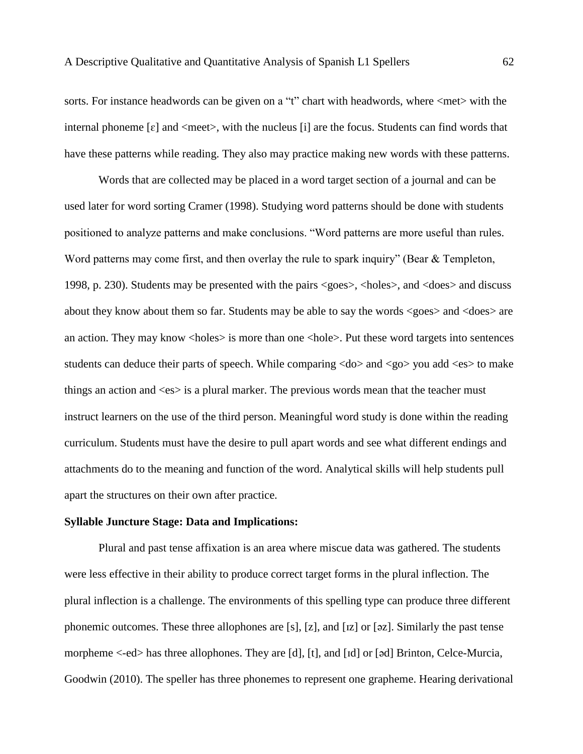sorts. For instance headwords can be given on a "t" chart with headwords, where <met> with the internal phoneme [ɛ] and <meet>, with the nucleus [i] are the focus. Students can find words that have these patterns while reading. They also may practice making new words with these patterns.

Words that are collected may be placed in a word target section of a journal and can be used later for word sorting Cramer (1998). Studying word patterns should be done with students positioned to analyze patterns and make conclusions. "Word patterns are more useful than rules. Word patterns may come first, and then overlay the rule to spark inquiry" (Bear & Templeton, 1998, p. 230). Students may be presented with the pairs <goes>, <holes>, and <does> and discuss about they know about them so far. Students may be able to say the words <goes> and <does> are an action. They may know <holes> is more than one <hole>. Put these word targets into sentences students can deduce their parts of speech. While comparing <do> and <go> you add <es> to make things an action and <es> is a plural marker. The previous words mean that the teacher must instruct learners on the use of the third person. Meaningful word study is done within the reading curriculum. Students must have the desire to pull apart words and see what different endings and attachments do to the meaning and function of the word. Analytical skills will help students pull apart the structures on their own after practice.

**Syllable Juncture Stage: Data and Implications:**

Plural and past tense affixation is an area where miscue data was gathered. The students were less effective in their ability to produce correct target forms in the plural inflection. The plural inflection is a challenge. The environments of this spelling type can produce three different phonemic outcomes. These three allophones are [s], [z], and [ɪz] or [əz]. Similarly the past tense morpheme <-ed> has three allophones. They are [d], [t], and [ɪd] or [əd] Brinton, Celce-Murcia, Goodwin (2010). The speller has three phonemes to represent one grapheme. Hearing derivational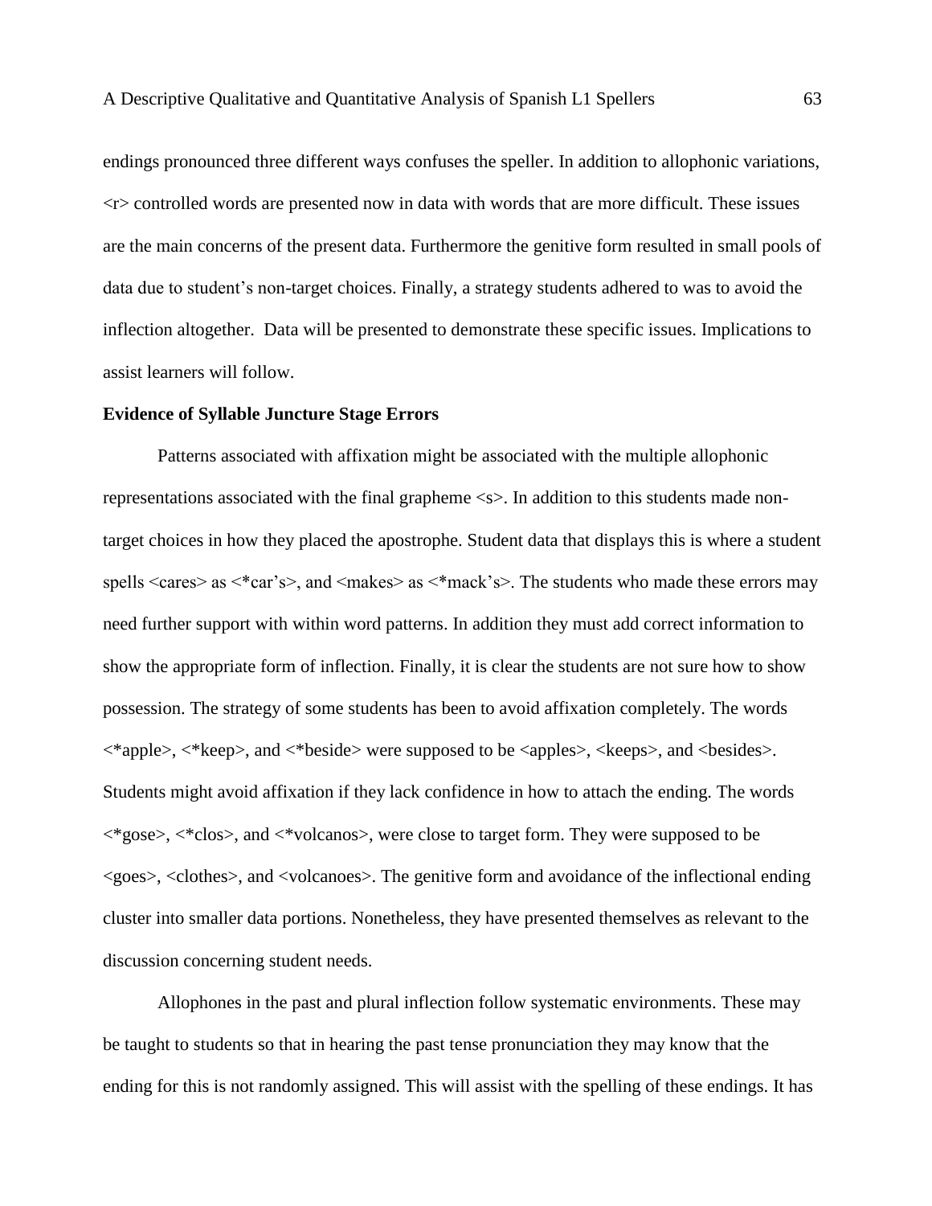endings pronounced three different ways confuses the speller. In addition to allophonic variations, <r> controlled words are presented now in data with words that are more difficult. These issues are the main concerns of the present data. Furthermore the genitive form resulted in small pools of data due to student's non-target choices. Finally, a strategy students adhered to was to avoid the inflection altogether.  Data will be presented to demonstrate these specific issues. Implications to assist learners will follow.

**Evidence of Syllable Juncture Stage Errors**

Patterns associated with affixation might be associated with the multiple allophonic representations associated with the final grapheme <s>. In addition to this students made non-target choices in how they placed the apostrophe. Student data that displays this is where a student spells <cares> as <*car's>, and <makes> as <*mack's>. The students who made these errors may need further support with within word patterns. In addition they must add correct information to show the appropriate form of inflection. Finally, it is clear the students are not sure how to show possession. The strategy of some students has been to avoid affixation completely. The words <*apple>, <*keep>, and <*beside> were supposed to be <apples>, <keeps>, and <besides>. Students might avoid affixation if they lack confidence in how to attach the ending. The words <*gose>, <*clos>, and <*volcanos>, were close to target form. They were supposed to be <goes>, <clothes>, and <volcanoes>. The genitive form and avoidance of the inflectional ending cluster into smaller data portions. Nonetheless, they have presented themselves as relevant to the discussion concerning student needs.

Allophones in the past and plural inflection follow systematic environments. These may be taught to students so that in hearing the past tense pronunciation they may know that the ending for this is not randomly assigned. This will assist with the spelling of these endings. It has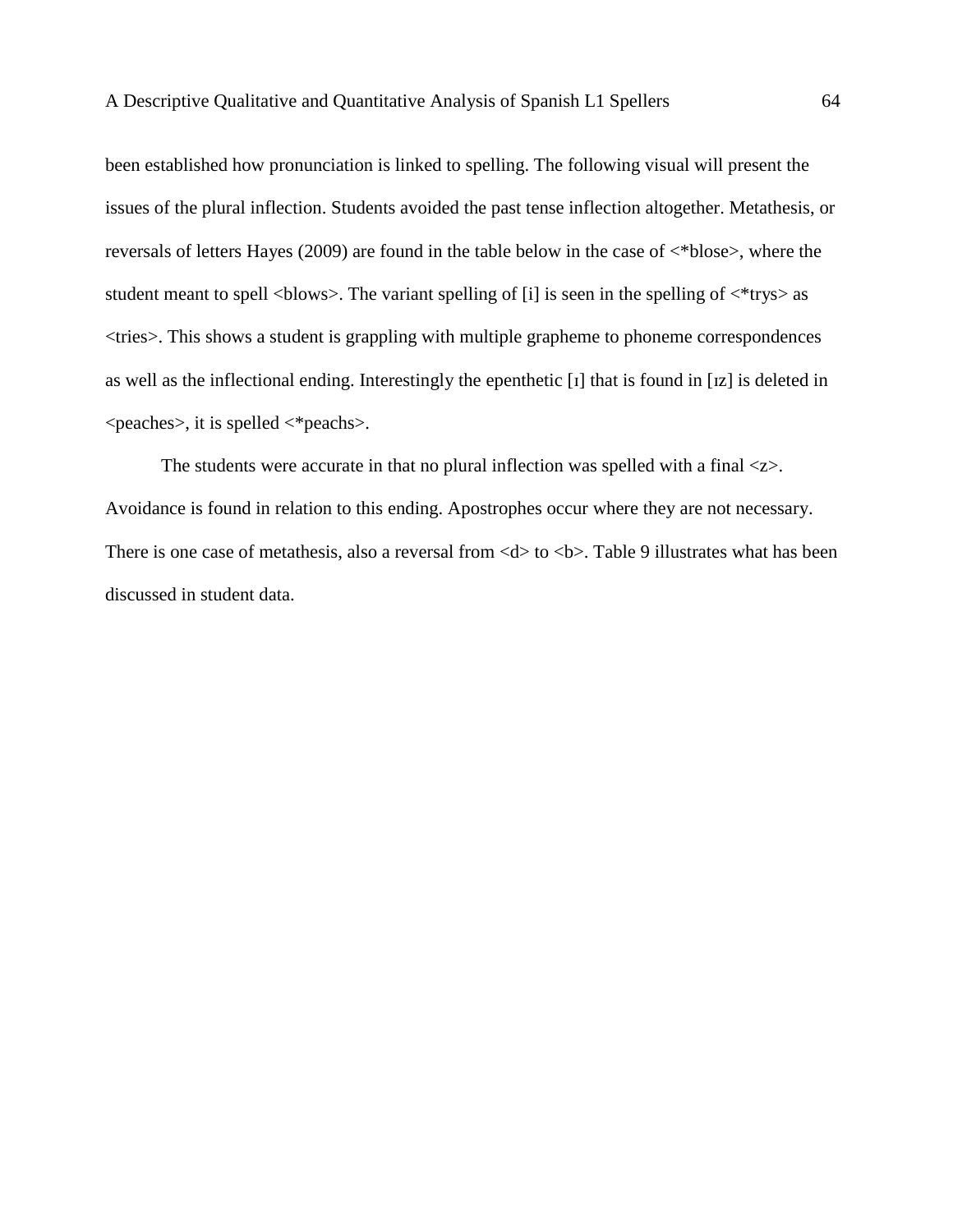been established how pronunciation is linked to spelling. The following visual will present the issues of the plural inflection. Students avoided the past tense inflection altogether. Metathesis, or reversals of letters Hayes (2009) are found in the table below in the case of <*blose>, where the student meant to spell <blows>. The variant spelling of [i] is seen in the spelling of <*trys> as <tries>. This shows a student is grappling with multiple grapheme to phoneme correspondences as well as the inflectional ending. Interestingly the epenthetic [ɪ] that is found in [ɪz] is deleted in <peaches>, it is spelled <*peachs>.

The students were accurate in that no plural inflection was spelled with a final <z>. Avoidance is found in relation to this ending. Apostrophes occur where they are not necessary. There is one case of metathesis, also a reversal from <d> to <b>. Table 9 illustrates what has been discussed in student data.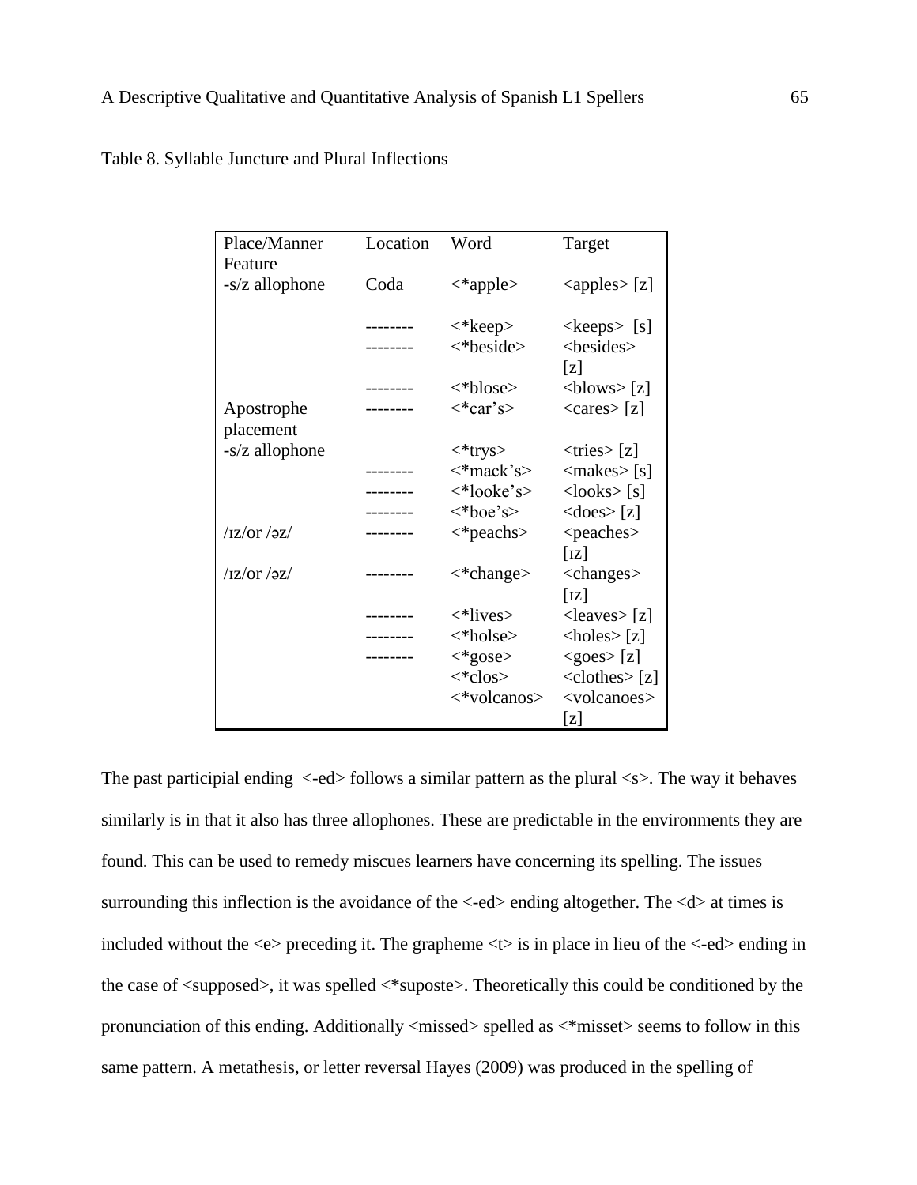Table 8. Syllable Juncture and Plural Inflections

| Place/Manner Feature | Location | Word | Target |
|---|---|---|---|
| -s/z allophone | Coda | <*apple> | <apples> [z] |
| | -------- | <*keep> | <keeps> [s] |
| | -------- | <*beside> | <besides> [z] |
| | -------- | <*blose> | <blows> [z] |
| Apostrophe placement | -------- | <*car's> | <cares> [z] |
| -s/z allophone | | <*trys> | <tries> [z] |
| | -------- | <*mack's> | <makes> [s] |
| | -------- | <*looke's> | <looks> [s] |
| | -------- | <*boe's> | <does> [z] |
| /ɪz/or /əz/ | -------- | <*peachs> | <peaches> [ɪz] |
| /ɪz/or /əz/ | -------- | <*change> | <changes> [ɪz] |
| | -------- | <*lives> | <leaves> [z] |
| | -------- | <*holse> | <holes> [z] |
| | -------- | <*gose> | <goes> [z] |
| | | <*clos> | <clothes> [z] |
| | | <*volcanos> | <volcanoes> [z] |

The past participial ending <-ed> follows a similar pattern as the plural <s>. The way it behaves similarly is in that it also has three allophones. These are predictable in the environments they are found. This can be used to remedy miscues learners have concerning its spelling. The issues surrounding this inflection is the avoidance of the <-ed> ending altogether. The <d> at times is included without the <e> preceding it. The grapheme <t> is in place in lieu of the <-ed> ending in the case of <supposed>, it was spelled <*suposte>. Theoretically this could be conditioned by the pronunciation of this ending. Additionally <missed> spelled as <*misset> seems to follow in this same pattern. A metathesis, or letter reversal Hayes (2009) was produced in the spelling of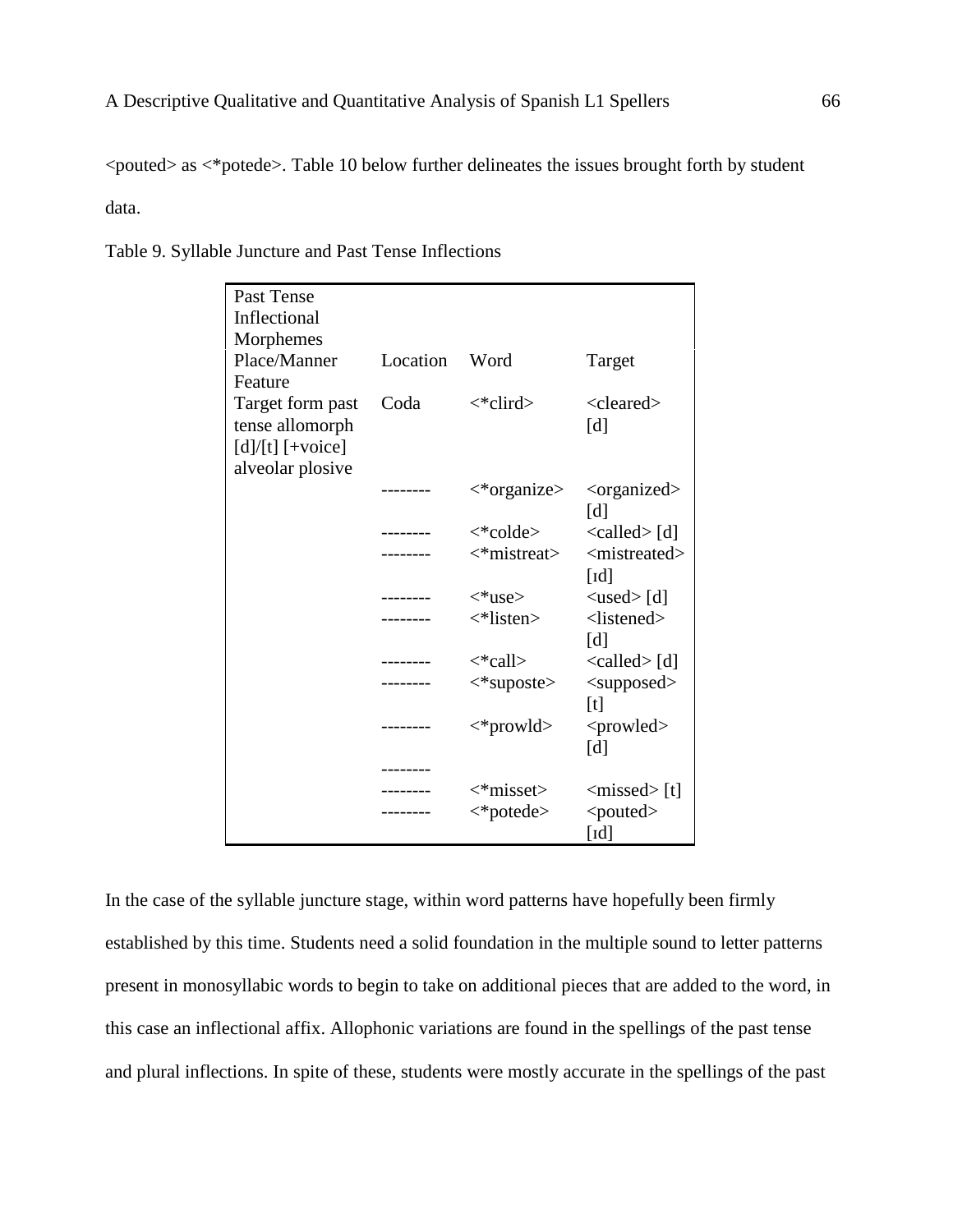<pouted> as <*potede>. Table 10 below further delineates the issues brought forth by student data.

Table 9. Syllable Juncture and Past Tense Inflections

| Past Tense Inflectional Morphemes | | | |
|---|---|---|---|
| Place/Manner Feature | Location | Word | Target |
| Target form past tense allomorph [d]/[t] [+voice] alveolar plosive | Coda | <*clird> | <cleared> [d] |
| | -------- | <*organize> | <organized> [d] |
| | -------- | <*colde> | <called> [d] |
| | -------- | <*mistreat> | <mistreated> [ɪd] |
| | -------- | <*use> | <used> [d] |
| | -------- | <*listen> | <listened> [d] |
| | -------- | <*call> | <called> [d] |
| | -------- | <*suposte> | <supposed> [t] |
| | -------- | <*prowld> | <prowled> [d] |
| | -------- | | |
| | -------- | <*misset> | <missed> [t] |
| | -------- | <*potede> | <pouted> [ɪd] |

In the case of the syllable juncture stage, within word patterns have hopefully been firmly established by this time. Students need a solid foundation in the multiple sound to letter patterns present in monosyllabic words to begin to take on additional pieces that are added to the word, in this case an inflectional affix. Allophonic variations are found in the spellings of the past tense and plural inflections. In spite of these, students were mostly accurate in the spellings of the past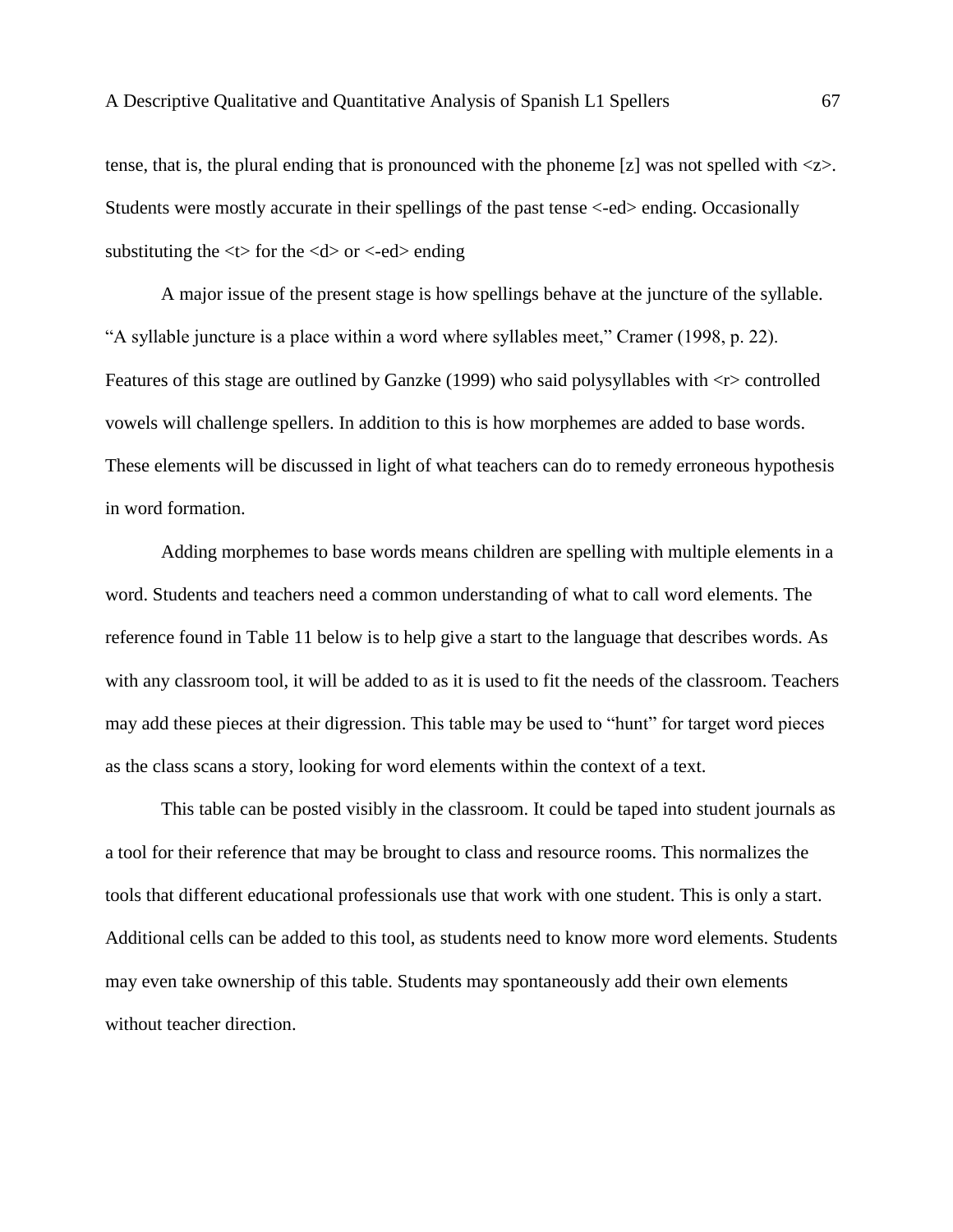tense, that is, the plural ending that is pronounced with the phoneme [z] was not spelled with <z>. Students were mostly accurate in their spellings of the past tense <-ed> ending. Occasionally substituting the <t> for the <d> or <-ed> ending

A major issue of the present stage is how spellings behave at the juncture of the syllable. "A syllable juncture is a place within a word where syllables meet," Cramer (1998, p. 22). Features of this stage are outlined by Ganzke (1999) who said polysyllables with <r> controlled vowels will challenge spellers. In addition to this is how morphemes are added to base words. These elements will be discussed in light of what teachers can do to remedy erroneous hypothesis in word formation.

Adding morphemes to base words means children are spelling with multiple elements in a word. Students and teachers need a common understanding of what to call word elements. The reference found in Table 11 below is to help give a start to the language that describes words. As with any classroom tool, it will be added to as it is used to fit the needs of the classroom. Teachers may add these pieces at their digression. This table may be used to "hunt" for target word pieces as the class scans a story, looking for word elements within the context of a text.

This table can be posted visibly in the classroom. It could be taped into student journals as a tool for their reference that may be brought to class and resource rooms. This normalizes the tools that different educational professionals use that work with one student. This is only a start. Additional cells can be added to this tool, as students need to know more word elements. Students may even take ownership of this table. Students may spontaneously add their own elements without teacher direction.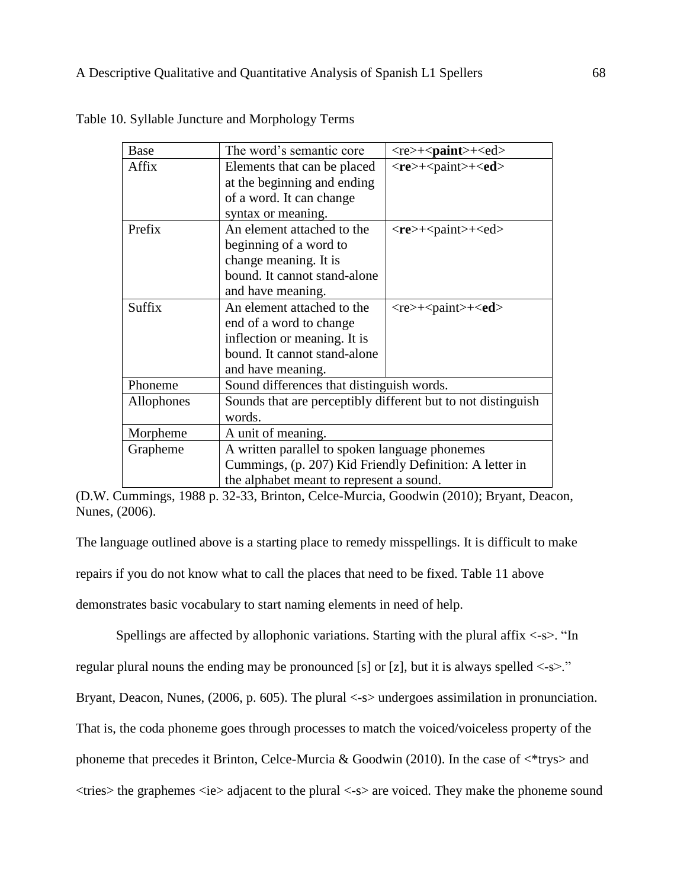Table 10. Syllable Juncture and Morphology Terms

| | | |
|---|---|---|
| Base | The word's semantic core | <re>+<**paint**>+<ed> |
| Affix | Elements that can be placed at the beginning and ending of a word. It can change syntax or meaning. | <**re**>+<paint>+<**ed**> |
| Prefix | An element attached to the beginning of a word to change meaning. It is bound. It cannot stand-alone and have meaning. | <**re**>+<paint>+<ed> |
| Suffix | An element attached to the end of a word to change inflection or meaning. It is bound. It cannot stand-alone and have meaning. | <re>+<paint>+<**ed**> |
| Phoneme | Sound differences that distinguish words. | |
| Allophones | Sounds that are perceptibly different but to not distinguish words. | |
| Morpheme | A unit of meaning. | |
| Grapheme | A written parallel to spoken language phonemes Cummings, (p. 207) Kid Friendly Definition: A letter in the alphabet meant to represent a sound. | |

(D.W. Cummings, 1988 p. 32-33, Brinton, Celce-Murcia, Goodwin (2010); Bryant, Deacon, Nunes, (2006).

The language outlined above is a starting place to remedy misspellings. It is difficult to make repairs if you do not know what to call the places that need to be fixed. Table 11 above demonstrates basic vocabulary to start naming elements in need of help.

Spellings are affected by allophonic variations. Starting with the plural affix <-s>. "In regular plural nouns the ending may be pronounced [s] or [z], but it is always spelled <-s>." Bryant, Deacon, Nunes, (2006, p. 605). The plural <-s> undergoes assimilation in pronunciation. That is, the coda phoneme goes through processes to match the voiced/voiceless property of the phoneme that precedes it Brinton, Celce-Murcia & Goodwin (2010). In the case of <*trys> and <tries> the graphemes <ie> adjacent to the plural <-s> are voiced. They make the phoneme sound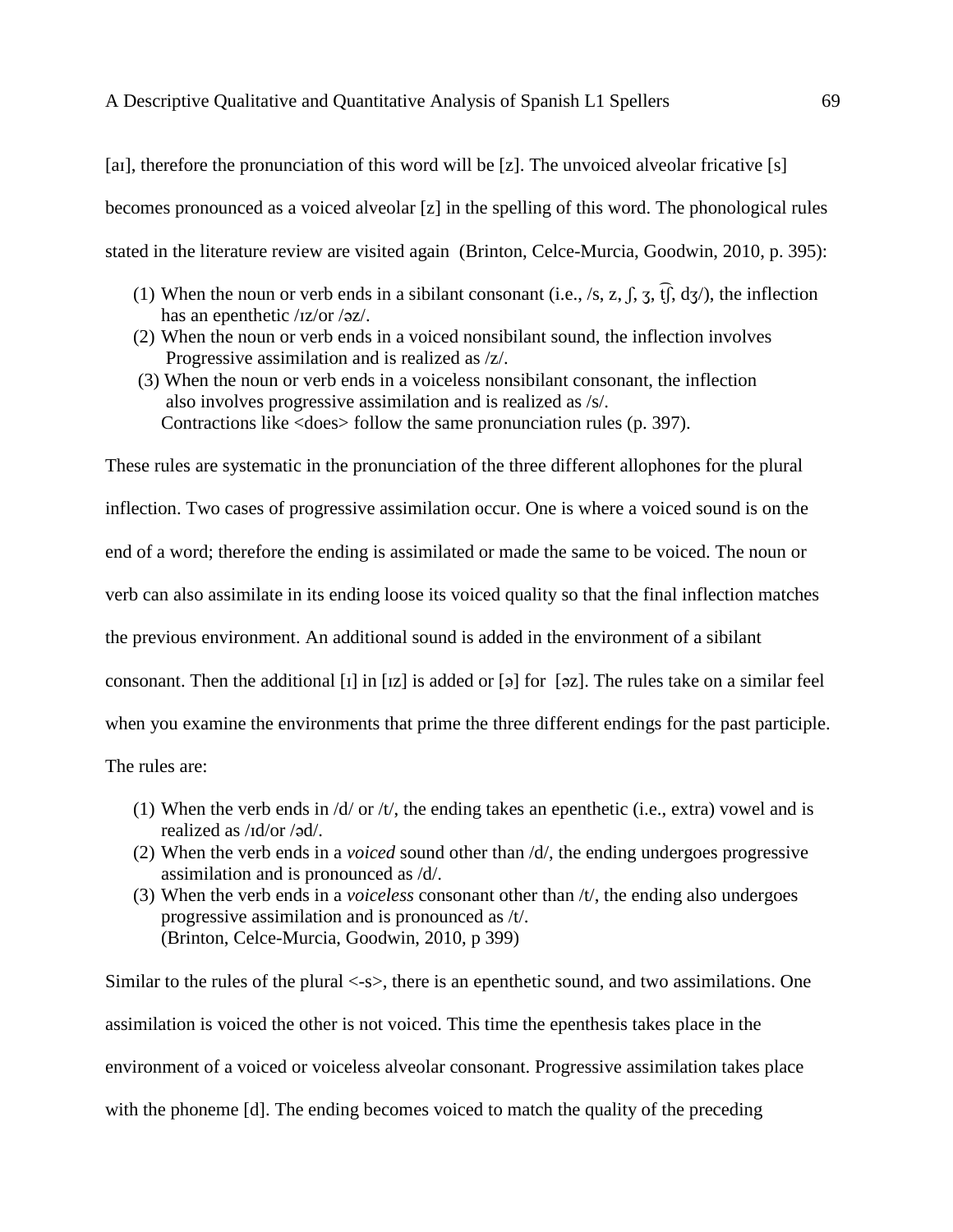[aɪ], therefore the pronunciation of this word will be [z]. The unvoiced alveolar fricative [s] becomes pronounced as a voiced alveolar [z] in the spelling of this word. The phonological rules stated in the literature review are visited again (Brinton, Celce-Murcia, Goodwin, 2010, p. 395):

(1) When the noun or verb ends in a sibilant consonant (i.e., /s, z, ʃ, ʒ, t͡ʃ, dʒ/), the inflection has an epenthetic /ɪz/or /əz/.
(2) When the noun or verb ends in a voiced nonsibilant sound, the inflection involves Progressive assimilation and is realized as /z/.
(3) When the noun or verb ends in a voiceless nonsibilant consonant, the inflection also involves progressive assimilation and is realized as /s/.
Contractions like <does> follow the same pronunciation rules (p. 397).

These rules are systematic in the pronunciation of the three different allophones for the plural inflection. Two cases of progressive assimilation occur. One is where a voiced sound is on the end of a word; therefore the ending is assimilated or made the same to be voiced. The noun or verb can also assimilate in its ending loose its voiced quality so that the final inflection matches the previous environment. An additional sound is added in the environment of a sibilant consonant. Then the additional [ɪ] in [ɪz] is added or [ə] for [əz]. The rules take on a similar feel when you examine the environments that prime the three different endings for the past participle. The rules are:

(1) When the verb ends in /d/ or /t/, the ending takes an epenthetic (i.e., extra) vowel and is realized as /ɪd/or /əd/.
(2) When the verb ends in a *voiced* sound other than /d/, the ending undergoes progressive assimilation and is pronounced as /d/.
(3) When the verb ends in a *voiceless* consonant other than /t/, the ending also undergoes progressive assimilation and is pronounced as /t/.
(Brinton, Celce-Murcia, Goodwin, 2010, p 399)

Similar to the rules of the plural <-s>, there is an epenthetic sound, and two assimilations. One assimilation is voiced the other is not voiced. This time the epenthesis takes place in the environment of a voiced or voiceless alveolar consonant. Progressive assimilation takes place with the phoneme [d]. The ending becomes voiced to match the quality of the preceding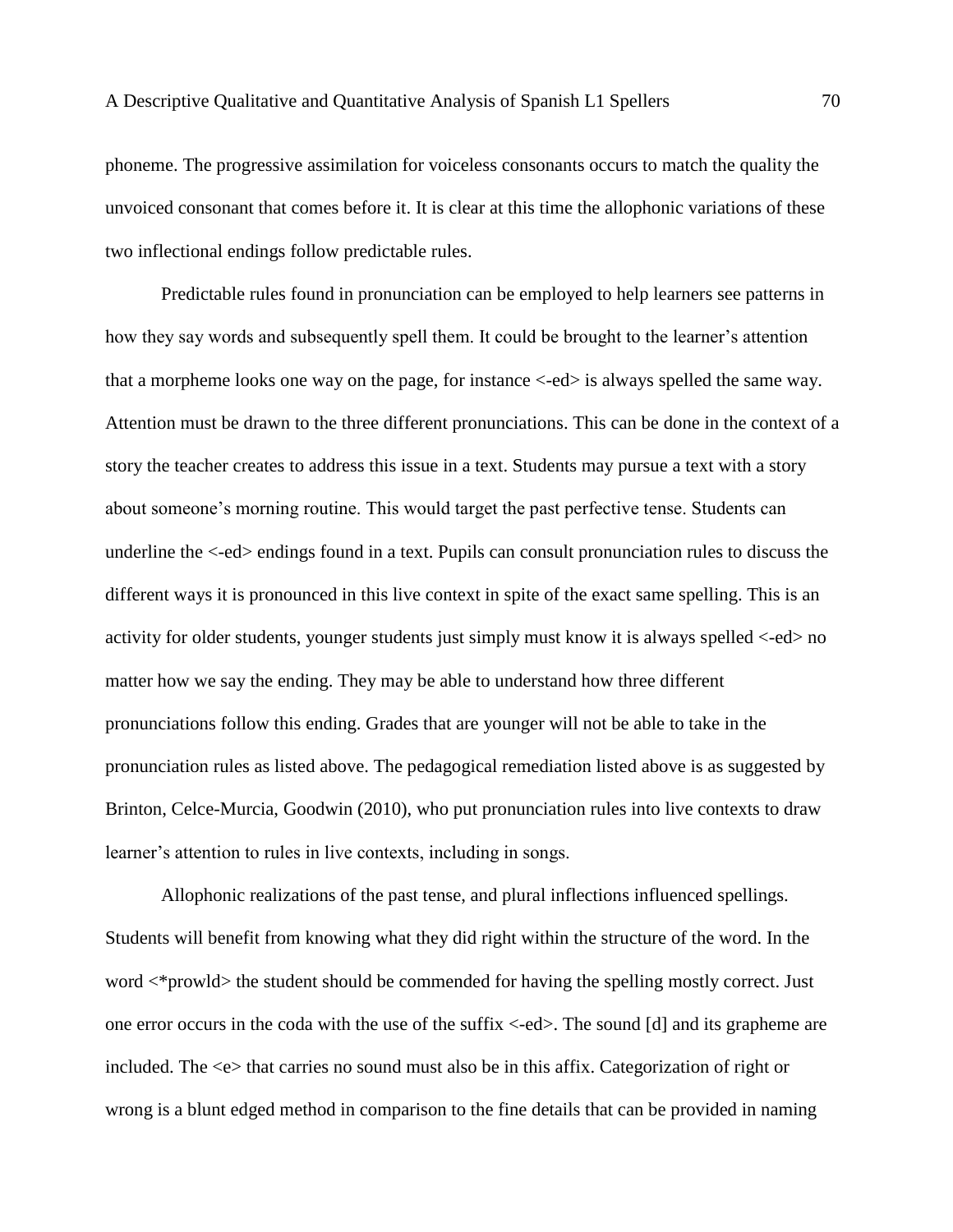phoneme. The progressive assimilation for voiceless consonants occurs to match the quality the unvoiced consonant that comes before it. It is clear at this time the allophonic variations of these two inflectional endings follow predictable rules.

Predictable rules found in pronunciation can be employed to help learners see patterns in how they say words and subsequently spell them. It could be brought to the learner's attention that a morpheme looks one way on the page, for instance <-ed> is always spelled the same way. Attention must be drawn to the three different pronunciations. This can be done in the context of a story the teacher creates to address this issue in a text. Students may pursue a text with a story about someone's morning routine. This would target the past perfective tense. Students can underline the <-ed> endings found in a text. Pupils can consult pronunciation rules to discuss the different ways it is pronounced in this live context in spite of the exact same spelling. This is an activity for older students, younger students just simply must know it is always spelled <-ed> no matter how we say the ending. They may be able to understand how three different pronunciations follow this ending. Grades that are younger will not be able to take in the pronunciation rules as listed above. The pedagogical remediation listed above is as suggested by Brinton, Celce-Murcia, Goodwin (2010), who put pronunciation rules into live contexts to draw learner's attention to rules in live contexts, including in songs.

Allophonic realizations of the past tense, and plural inflections influenced spellings. Students will benefit from knowing what they did right within the structure of the word. In the word <*prowld> the student should be commended for having the spelling mostly correct. Just one error occurs in the coda with the use of the suffix <-ed>. The sound [d] and its grapheme are included. The <e> that carries no sound must also be in this affix. Categorization of right or wrong is a blunt edged method in comparison to the fine details that can be provided in naming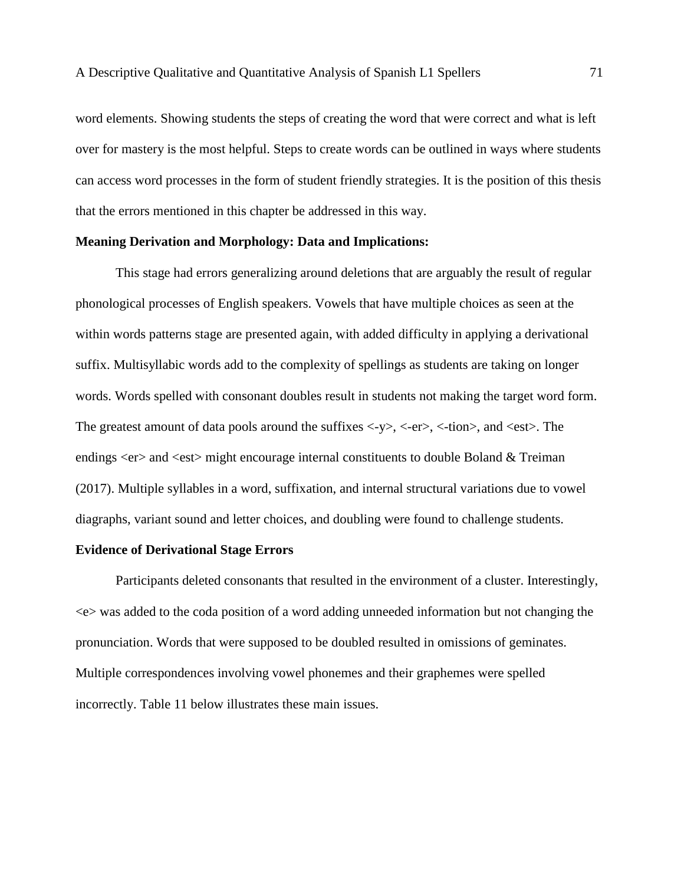word elements. Showing students the steps of creating the word that were correct and what is left over for mastery is the most helpful. Steps to create words can be outlined in ways where students can access word processes in the form of student friendly strategies. It is the position of this thesis that the errors mentioned in this chapter be addressed in this way.

**Meaning Derivation and Morphology: Data and Implications:**

This stage had errors generalizing around deletions that are arguably the result of regular phonological processes of English speakers. Vowels that have multiple choices as seen at the within words patterns stage are presented again, with added difficulty in applying a derivational suffix. Multisyllabic words add to the complexity of spellings as students are taking on longer words. Words spelled with consonant doubles result in students not making the target word form. The greatest amount of data pools around the suffixes <-y>, <-er>, <-tion>, and <est>. The endings <er> and <est> might encourage internal constituents to double Boland & Treiman (2017). Multiple syllables in a word, suffixation, and internal structural variations due to vowel diagraphs, variant sound and letter choices, and doubling were found to challenge students.

**Evidence of Derivational Stage Errors**

Participants deleted consonants that resulted in the environment of a cluster. Interestingly, <e> was added to the coda position of a word adding unneeded information but not changing the pronunciation. Words that were supposed to be doubled resulted in omissions of geminates. Multiple correspondences involving vowel phonemes and their graphemes were spelled incorrectly. Table 11 below illustrates these main issues.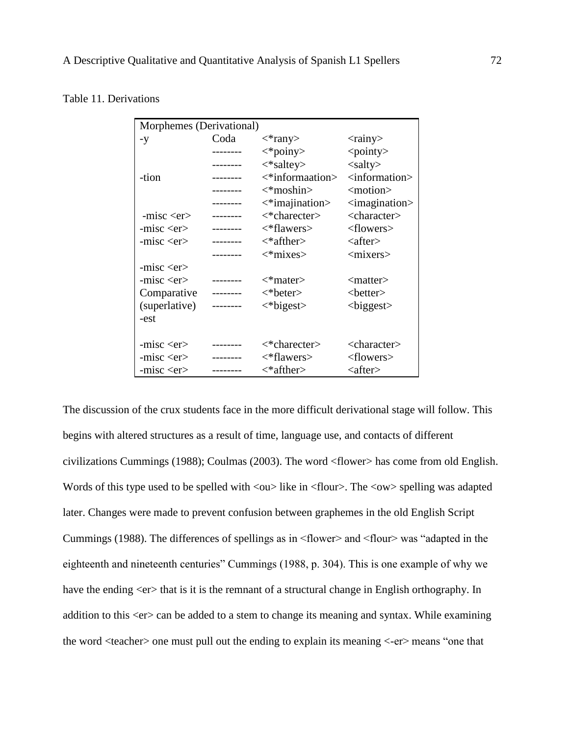Table 11. Derivations

| Morphemes (Derivational) | | | |
|---|---|---|---|
| -y | Coda | <*rany> | <rainy> |
| | -------- | <*poiny> | <pointy> |
| | -------- | <*saltey> | <salty> |
| -tion | -------- | <*informaation> | <information> |
| | -------- | <*moshin> | <motion> |
| | -------- | <*imajination> | <imagination> |
| -misc <er> | -------- | <*charecter> | <character> |
| -misc <er> | -------- | <*flawers> | <flowers> |
| -misc <er> | -------- | <*afther> | <after> |
| | -------- | <*mixes> | <mixers> |
| -misc <er> | | | |
| -misc <er> | -------- | <*mater> | <matter> |
| Comparative | -------- | <*beter> | <better> |
| (superlative) -est | -------- | <*bigest> | <biggest> |
| -misc <er> | -------- | <*charecter> | <character> |
| -misc <er> | -------- | <*flawers> | <flowers> |
| -misc <er> | -------- | <*afther> | <after> |

The discussion of the crux students face in the more difficult derivational stage will follow. This begins with altered structures as a result of time, language use, and contacts of different civilizations Cummings (1988); Coulmas (2003). The word <flower> has come from old English. Words of this type used to be spelled with <ou> like in <flour>. The <ow> spelling was adapted later. Changes were made to prevent confusion between graphemes in the old English Script Cummings (1988). The differences of spellings as in <flower> and <flour> was "adapted in the eighteenth and nineteenth centuries" Cummings (1988, p. 304). This is one example of why we have the ending <er> that is it is the remnant of a structural change in English orthography. In addition to this <er> can be added to a stem to change its meaning and syntax. While examining the word <teacher> one must pull out the ending to explain its meaning <-er> means "one that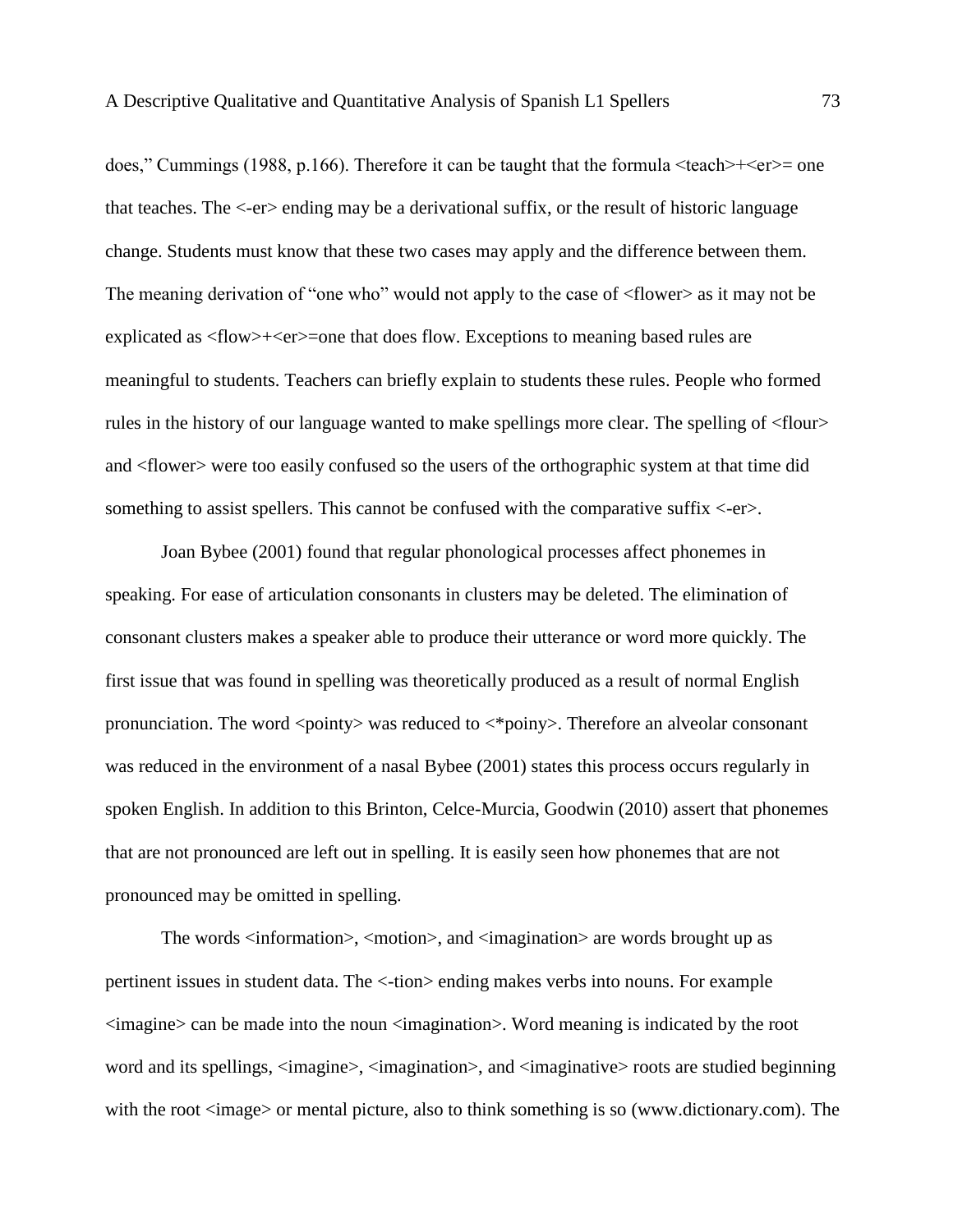does," Cummings (1988, p.166). Therefore it can be taught that the formula <teach>+<er>= one that teaches. The <-er> ending may be a derivational suffix, or the result of historic language change. Students must know that these two cases may apply and the difference between them. The meaning derivation of "one who" would not apply to the case of <flower> as it may not be explicated as <flow>+<er>=one that does flow. Exceptions to meaning based rules are meaningful to students. Teachers can briefly explain to students these rules. People who formed rules in the history of our language wanted to make spellings more clear. The spelling of <flour> and <flower> were too easily confused so the users of the orthographic system at that time did something to assist spellers. This cannot be confused with the comparative suffix <-er>.

Joan Bybee (2001) found that regular phonological processes affect phonemes in speaking. For ease of articulation consonants in clusters may be deleted. The elimination of consonant clusters makes a speaker able to produce their utterance or word more quickly. The first issue that was found in spelling was theoretically produced as a result of normal English pronunciation. The word <pointy> was reduced to <*poiny>. Therefore an alveolar consonant was reduced in the environment of a nasal Bybee (2001) states this process occurs regularly in spoken English. In addition to this Brinton, Celce-Murcia, Goodwin (2010) assert that phonemes that are not pronounced are left out in spelling. It is easily seen how phonemes that are not pronounced may be omitted in spelling.

The words <information>, <motion>, and <imagination> are words brought up as pertinent issues in student data. The <-tion> ending makes verbs into nouns. For example <imagine> can be made into the noun <imagination>. Word meaning is indicated by the root word and its spellings, <imagine>, <imagination>, and <imaginative> roots are studied beginning with the root <image> or mental picture, also to think something is so (www.dictionary.com). The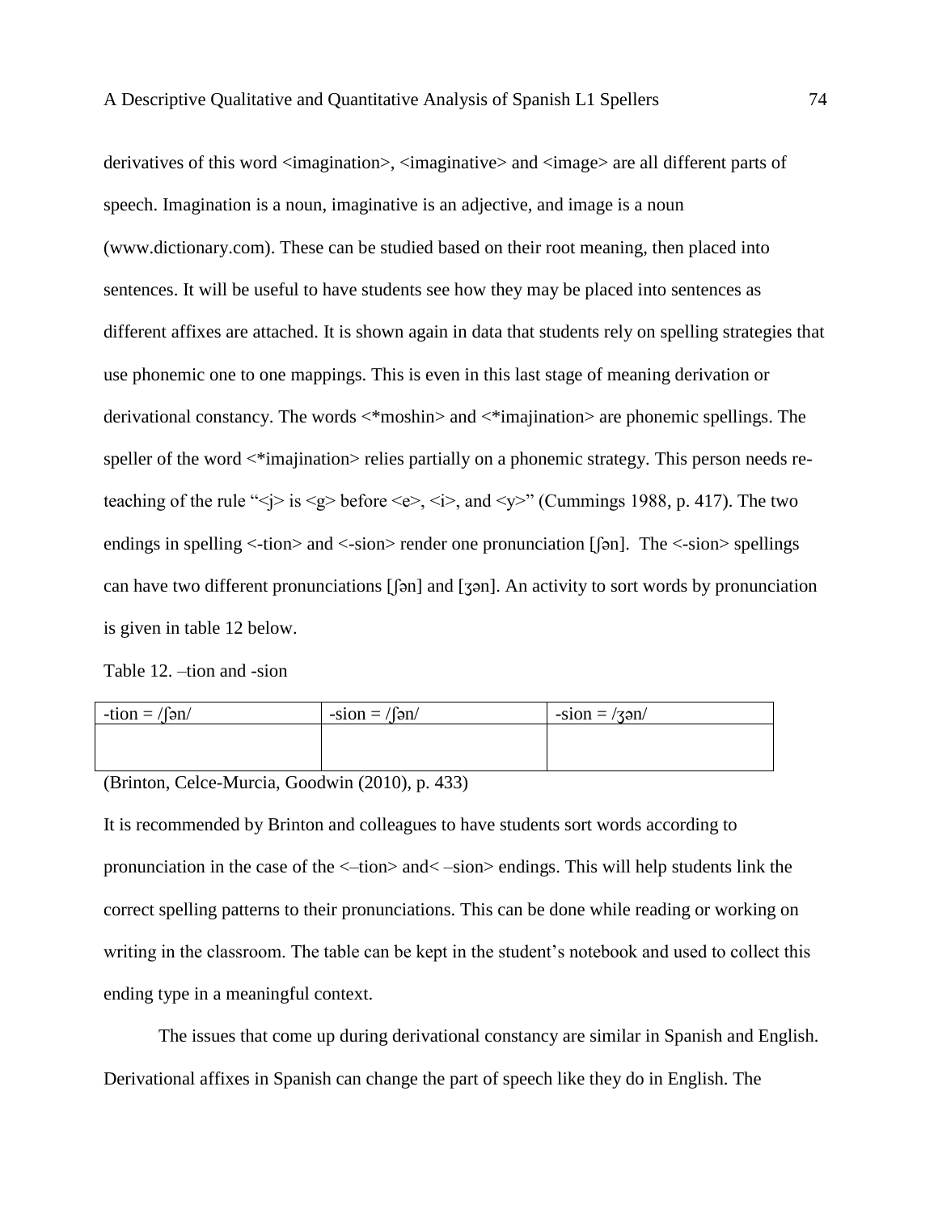derivatives of this word <imagination>, <imaginative> and <image> are all different parts of speech. Imagination is a noun, imaginative is an adjective, and image is a noun (www.dictionary.com). These can be studied based on their root meaning, then placed into sentences. It will be useful to have students see how they may be placed into sentences as different affixes are attached. It is shown again in data that students rely on spelling strategies that use phonemic one to one mappings. This is even in this last stage of meaning derivation or derivational constancy. The words <*moshin> and <*imajination> are phonemic spellings. The speller of the word <*imajination> relies partially on a phonemic strategy. This person needs re-teaching of the rule "<j> is <g> before <e>, <i>, and <y>" (Cummings 1988, p. 417). The two endings in spelling <-tion> and <-sion> render one pronunciation [ʃən]. The <-sion> spellings can have two different pronunciations [ʃən] and [ʒən]. An activity to sort words by pronunciation is given in table 12 below.

Table 12. –tion and -sion

| -tion = /ʃən/ | -sion = /ʃən/ | -sion = /ʒən/ |
|---|---|---|
| | | |

(Brinton, Celce-Murcia, Goodwin (2010), p. 433)

It is recommended by Brinton and colleagues to have students sort words according to pronunciation in the case of the <–tion> and< –sion> endings. This will help students link the correct spelling patterns to their pronunciations. This can be done while reading or working on writing in the classroom. The table can be kept in the student's notebook and used to collect this ending type in a meaningful context.

The issues that come up during derivational constancy are similar in Spanish and English. Derivational affixes in Spanish can change the part of speech like they do in English. The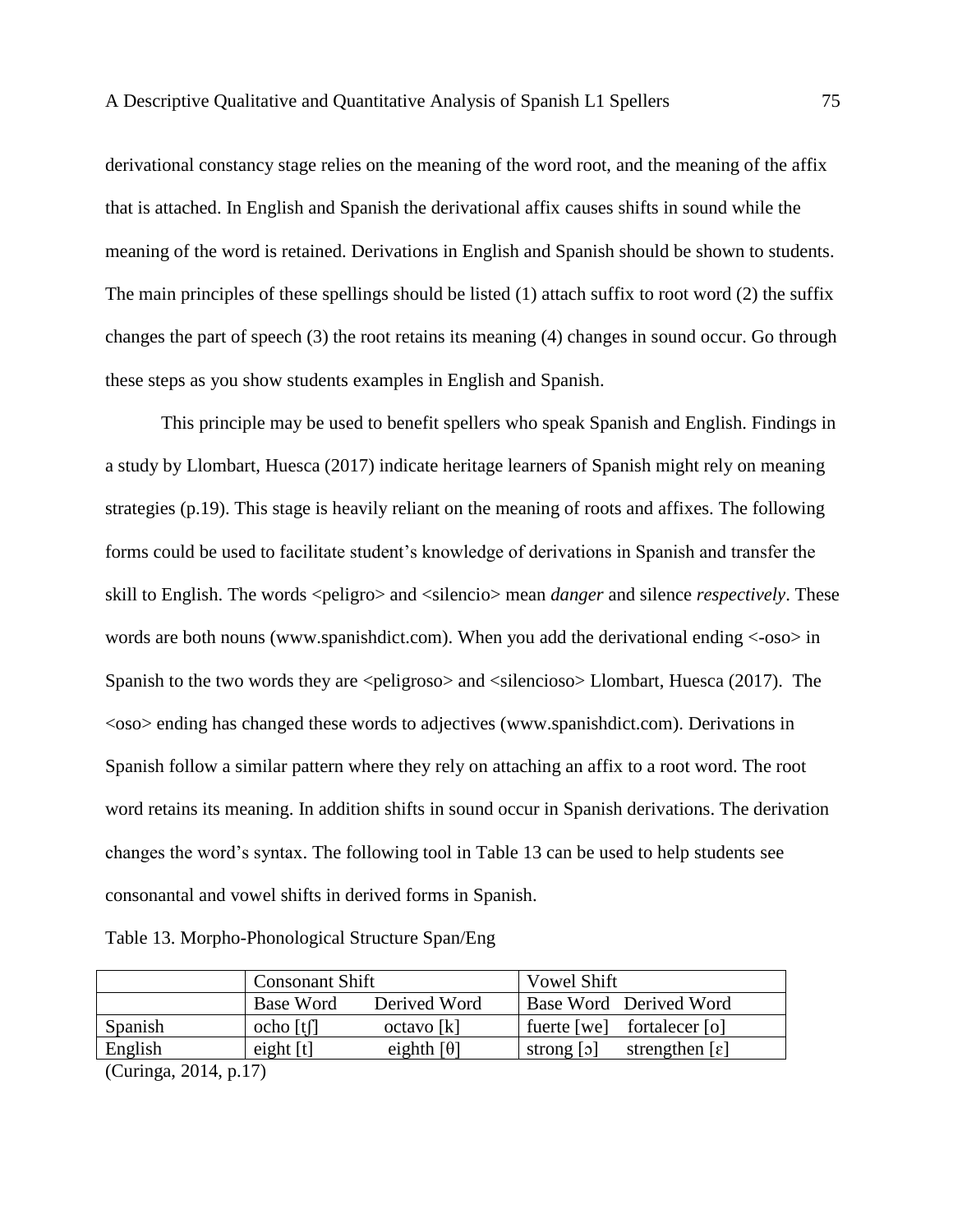derivational constancy stage relies on the meaning of the word root, and the meaning of the affix that is attached. In English and Spanish the derivational affix causes shifts in sound while the meaning of the word is retained. Derivations in English and Spanish should be shown to students. The main principles of these spellings should be listed (1) attach suffix to root word (2) the suffix changes the part of speech (3) the root retains its meaning (4) changes in sound occur. Go through these steps as you show students examples in English and Spanish.

This principle may be used to benefit spellers who speak Spanish and English. Findings in a study by Llombart, Huesca (2017) indicate heritage learners of Spanish might rely on meaning strategies (p.19). This stage is heavily reliant on the meaning of roots and affixes. The following forms could be used to facilitate student's knowledge of derivations in Spanish and transfer the skill to English. The words <peligro> and <silencio> mean *danger* and silence *respectively*. These words are both nouns (www.spanishdict.com). When you add the derivational ending <-oso> in Spanish to the two words they are <peligroso> and <silencioso> Llombart, Huesca (2017). The <oso> ending has changed these words to adjectives (www.spanishdict.com). Derivations in Spanish follow a similar pattern where they rely on attaching an affix to a root word. The root word retains its meaning. In addition shifts in sound occur in Spanish derivations. The derivation changes the word's syntax. The following tool in Table 13 can be used to help students see consonantal and vowel shifts in derived forms in Spanish.

Table 13. Morpho-Phonological Structure Span/Eng

| | Consonant Shift | | Vowel Shift | |
|---|---|---|---|---|
| | Base Word | Derived Word | Base Word | Derived Word |
| Spanish | ocho [tʃ] | octavo [k] | fuerte [we] | fortalecer [o] |
| English | eight [t] | eighth [θ] | strong [ɔ] | strengthen [ɛ] |

(Curinga, 2014, p.17)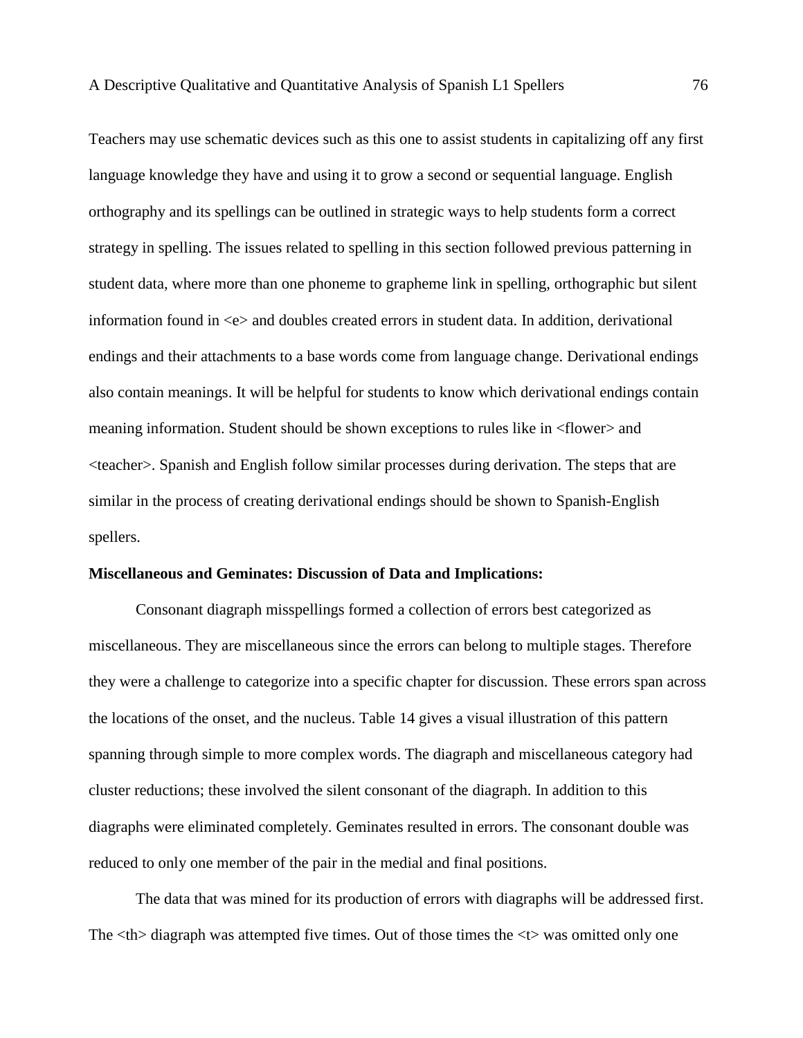Teachers may use schematic devices such as this one to assist students in capitalizing off any first language knowledge they have and using it to grow a second or sequential language. English orthography and its spellings can be outlined in strategic ways to help students form a correct strategy in spelling. The issues related to spelling in this section followed previous patterning in student data, where more than one phoneme to grapheme link in spelling, orthographic but silent information found in <e> and doubles created errors in student data. In addition, derivational endings and their attachments to a base words come from language change. Derivational endings also contain meanings. It will be helpful for students to know which derivational endings contain meaning information. Student should be shown exceptions to rules like in <flower> and <teacher>. Spanish and English follow similar processes during derivation. The steps that are similar in the process of creating derivational endings should be shown to Spanish-English spellers.

**Miscellaneous and Geminates: Discussion of Data and Implications:**

Consonant diagraph misspellings formed a collection of errors best categorized as miscellaneous. They are miscellaneous since the errors can belong to multiple stages. Therefore they were a challenge to categorize into a specific chapter for discussion. These errors span across the locations of the onset, and the nucleus. Table 14 gives a visual illustration of this pattern spanning through simple to more complex words. The diagraph and miscellaneous category had cluster reductions; these involved the silent consonant of the diagraph. In addition to this diagraphs were eliminated completely. Geminates resulted in errors. The consonant double was reduced to only one member of the pair in the medial and final positions.

The data that was mined for its production of errors with diagraphs will be addressed first. The <th> diagraph was attempted five times. Out of those times the <t> was omitted only one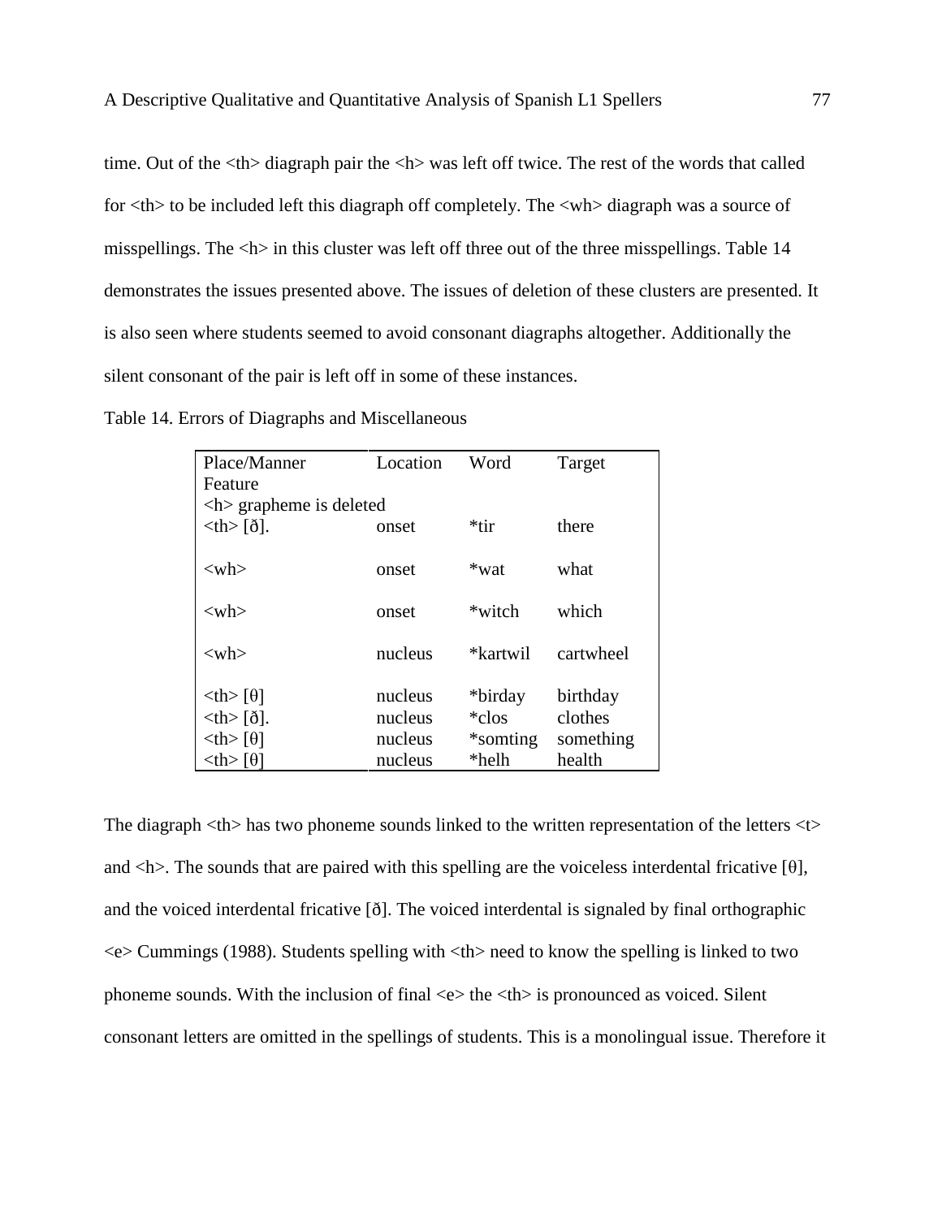time. Out of the <th> diagraph pair the <h> was left off twice. The rest of the words that called for <th> to be included left this diagraph off completely. The <wh> diagraph was a source of misspellings. The <h> in this cluster was left off three out of the three misspellings. Table 14 demonstrates the issues presented above. The issues of deletion of these clusters are presented. It is also seen where students seemed to avoid consonant diagraphs altogether. Additionally the silent consonant of the pair is left off in some of these instances.

Table 14. Errors of Diagraphs and Miscellaneous

| Place/Manner Feature | Location | Word | Target |
|---|---|---|---|
| <h> grapheme is deleted | | | |
| <th> [ð]. | onset | *tir | there |
| <wh> | onset | *wat | what |
| <wh> | onset | *witch | which |
| <wh> | nucleus | *kartwil | cartwheel |
| <th> [θ] | nucleus | *birday | birthday |
| <th> [ð]. | nucleus | *clos | clothes |
| <th> [θ] | nucleus | *somting | something |
| <th> [θ] | nucleus | *helh | health |

The diagraph <th> has two phoneme sounds linked to the written representation of the letters <t> and <h>. The sounds that are paired with this spelling are the voiceless interdental fricative [θ], and the voiced interdental fricative [ð]. The voiced interdental is signaled by final orthographic <e> Cummings (1988). Students spelling with <th> need to know the spelling is linked to two phoneme sounds. With the inclusion of final <e> the <th> is pronounced as voiced. Silent consonant letters are omitted in the spellings of students. This is a monolingual issue. Therefore it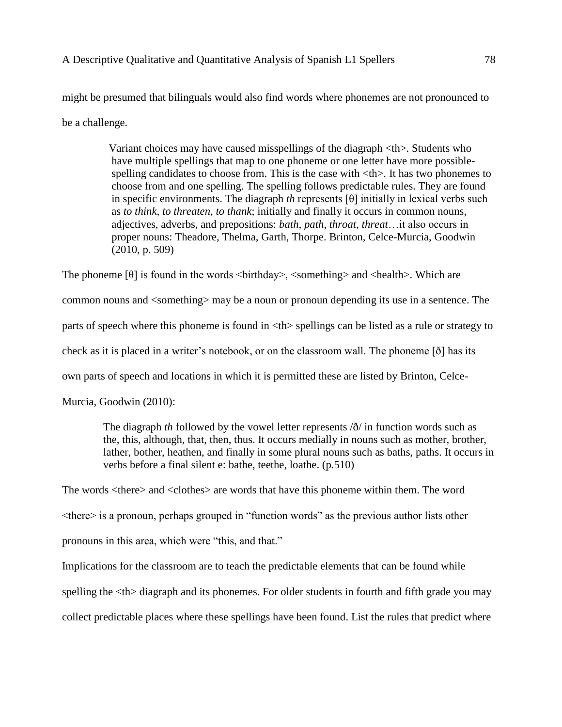might be presumed that bilinguals would also find words where phonemes are not pronounced to be a challenge.

> Variant choices may have caused misspellings of the diagraph <th>. Students who have multiple spellings that map to one phoneme or one letter have more possible-spelling candidates to choose from. This is the case with <th>. It has two phonemes to choose from and one spelling. The spelling follows predictable rules. They are found in specific environments. The diagraph *th* represents [θ] initially in lexical verbs such as *to think*, *to threaten*, *to thank*; initially and finally it occurs in common nouns, adjectives, adverbs, and prepositions: *bath*, *path*, *throat*, *threat*…it also occurs in proper nouns: Theadore, Thelma, Garth, Thorpe. Brinton, Celce-Murcia, Goodwin (2010, p. 509)

The phoneme [θ] is found in the words <birthday>, <something> and <health>. Which are common nouns and <something> may be a noun or pronoun depending its use in a sentence. The parts of speech where this phoneme is found in <th> spellings can be listed as a rule or strategy to check as it is placed in a writer's notebook, or on the classroom wall. The phoneme [ð] has its own parts of speech and locations in which it is permitted these are listed by Brinton, Celce-Murcia, Goodwin (2010):

> The diagraph *th* followed by the vowel letter represents /ð/ in function words such as the, this, although, that, then, thus. It occurs medially in nouns such as mother, brother, lather, bother, heathen, and finally in some plural nouns such as baths, paths. It occurs in verbs before a final silent e: bathe, teethe, loathe. (p.510)

The words <there> and <clothes> are words that have this phoneme within them. The word <there> is a pronoun, perhaps grouped in "function words" as the previous author lists other pronouns in this area, which were "this, and that."

Implications for the classroom are to teach the predictable elements that can be found while spelling the <th> diagraph and its phonemes. For older students in fourth and fifth grade you may collect predictable places where these spellings have been found. List the rules that predict where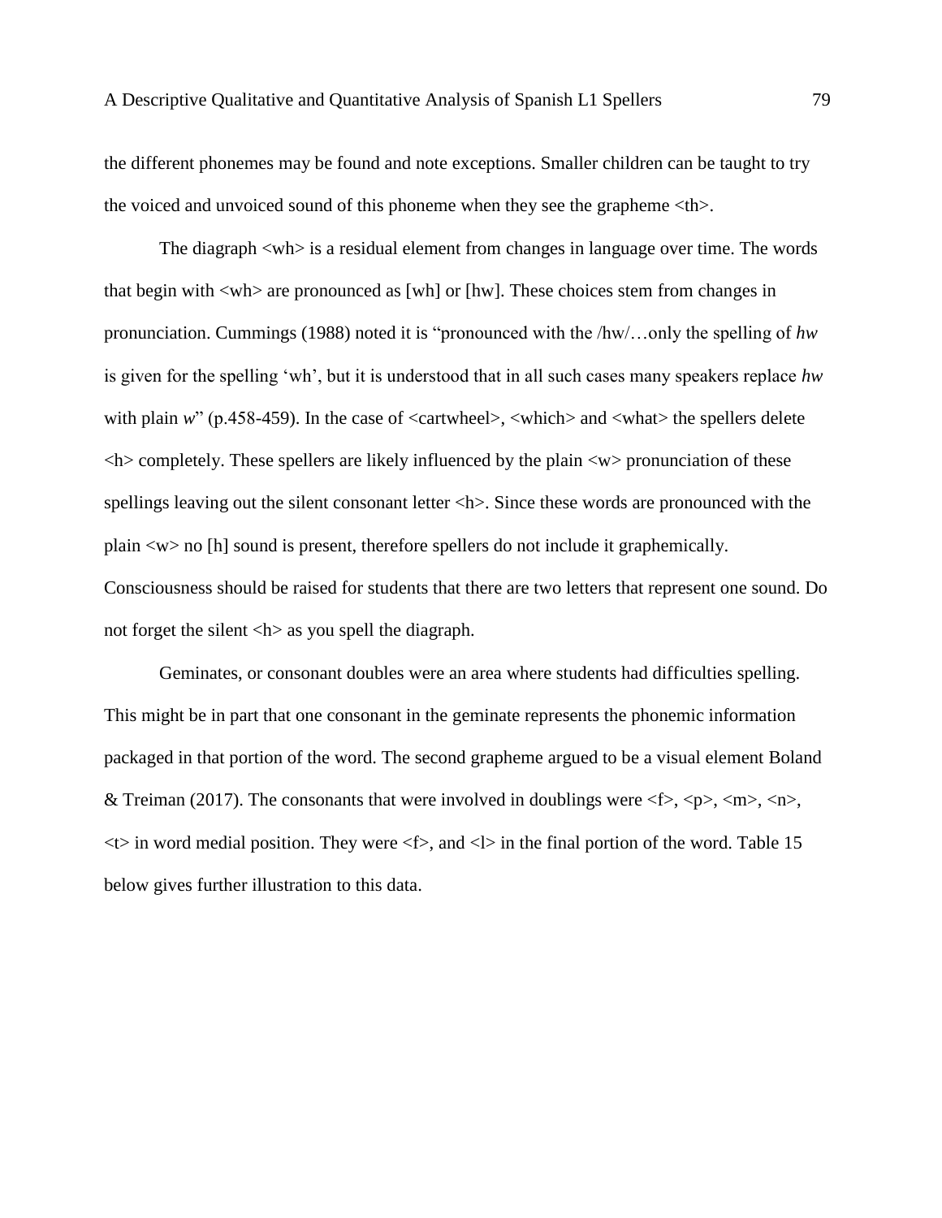the different phonemes may be found and note exceptions. Smaller children can be taught to try the voiced and unvoiced sound of this phoneme when they see the grapheme <th>.

The diagraph <wh> is a residual element from changes in language over time. The words that begin with <wh> are pronounced as [wh] or [hw]. These choices stem from changes in pronunciation. Cummings (1988) noted it is "pronounced with the /hw/…only the spelling of *hw* is given for the spelling 'wh', but it is understood that in all such cases many speakers replace *hw* with plain *w*" (p.458-459). In the case of <cartwheel>, <which> and <what> the spellers delete <h> completely. These spellers are likely influenced by the plain <w> pronunciation of these spellings leaving out the silent consonant letter <h>. Since these words are pronounced with the plain <w> no [h] sound is present, therefore spellers do not include it graphemically. Consciousness should be raised for students that there are two letters that represent one sound. Do not forget the silent <h> as you spell the diagraph.

Geminates, or consonant doubles were an area where students had difficulties spelling. This might be in part that one consonant in the geminate represents the phonemic information packaged in that portion of the word. The second grapheme argued to be a visual element Boland & Treiman (2017). The consonants that were involved in doublings were <f>, <p>, <m>, <n>, <t> in word medial position. They were <f>, and <l> in the final portion of the word. Table 15 below gives further illustration to this data.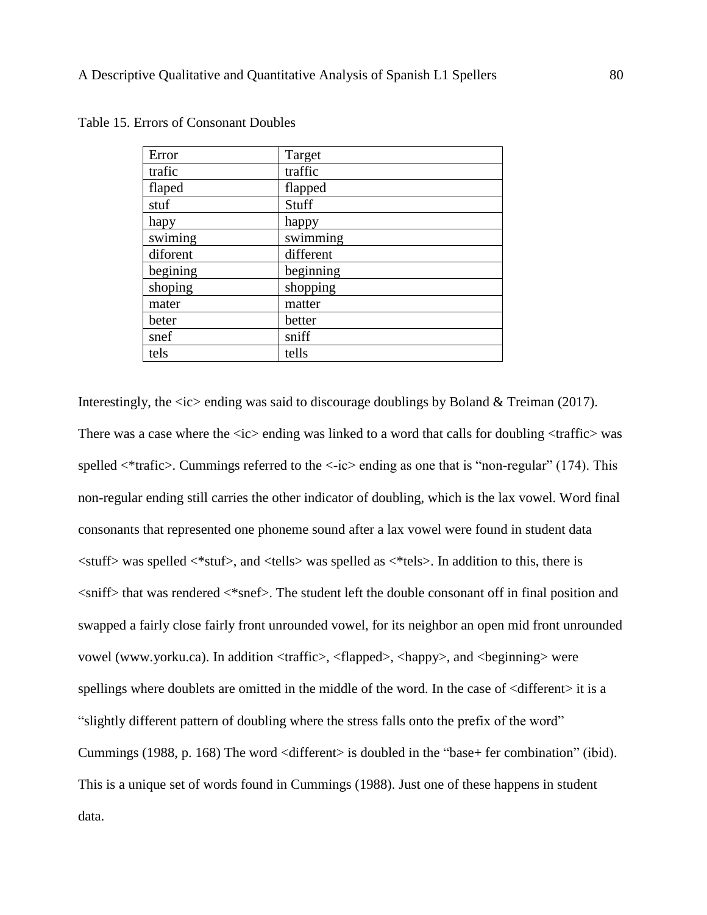Table 15. Errors of Consonant Doubles

| Error | Target |
|---|---|
| trafic | traffic |
| flaped | flapped |
| stuf | Stuff |
| hapy | happy |
| swiming | swimming |
| diforent | different |
| begining | beginning |
| shoping | shopping |
| mater | matter |
| beter | better |
| snef | sniff |
| tels | tells |

Interestingly, the <ic> ending was said to discourage doublings by Boland & Treiman (2017). There was a case where the <ic> ending was linked to a word that calls for doubling <traffic> was spelled <*trafic>. Cummings referred to the <-ic> ending as one that is "non-regular" (174). This non-regular ending still carries the other indicator of doubling, which is the lax vowel. Word final consonants that represented one phoneme sound after a lax vowel were found in student data <stuff> was spelled <*stuf>, and <tells> was spelled as <*tels>. In addition to this, there is <sniff> that was rendered <*snef>. The student left the double consonant off in final position and swapped a fairly close fairly front unrounded vowel, for its neighbor an open mid front unrounded vowel (www.yorku.ca). In addition <traffic>, <flapped>, <happy>, and <beginning> were spellings where doublets are omitted in the middle of the word. In the case of <different> it is a "slightly different pattern of doubling where the stress falls onto the prefix of the word" Cummings (1988, p. 168) The word <different> is doubled in the "base+ fer combination" (ibid). This is a unique set of words found in Cummings (1988). Just one of these happens in student data.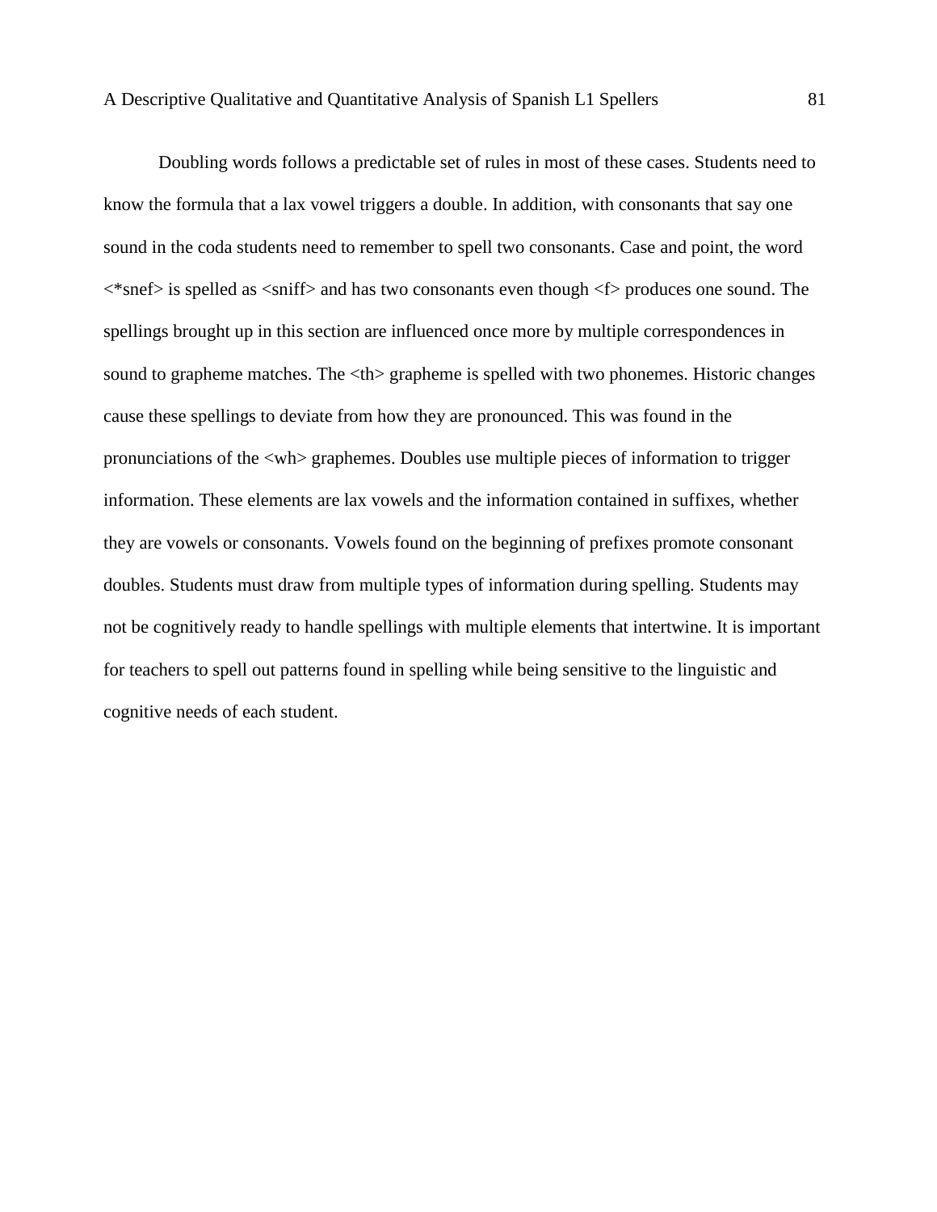Doubling words follows a predictable set of rules in most of these cases. Students need to know the formula that a lax vowel triggers a double. In addition, with consonants that say one sound in the coda students need to remember to spell two consonants. Case and point, the word <*snef> is spelled as <sniff> and has two consonants even though <f> produces one sound. The spellings brought up in this section are influenced once more by multiple correspondences in sound to grapheme matches. The <th> grapheme is spelled with two phonemes. Historic changes cause these spellings to deviate from how they are pronounced. This was found in the pronunciations of the <wh> graphemes. Doubles use multiple pieces of information to trigger information. These elements are lax vowels and the information contained in suffixes, whether they are vowels or consonants. Vowels found on the beginning of prefixes promote consonant doubles. Students must draw from multiple types of information during spelling. Students may not be cognitively ready to handle spellings with multiple elements that intertwine. It is important for teachers to spell out patterns found in spelling while being sensitive to the linguistic and cognitive needs of each student.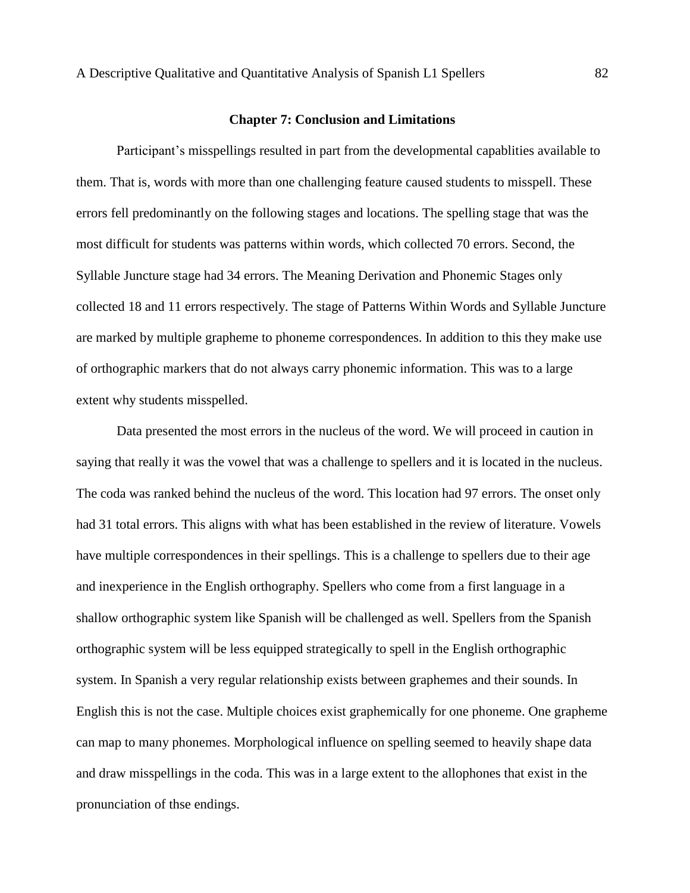## Chapter 7: Conclusion and Limitations

Participant's misspellings resulted in part from the developmental capablities available to them. That is, words with more than one challenging feature caused students to misspell. These errors fell predominantly on the following stages and locations. The spelling stage that was the most difficult for students was patterns within words, which collected 70 errors. Second, the Syllable Juncture stage had 34 errors. The Meaning Derivation and Phonemic Stages only collected 18 and 11 errors respectively. The stage of Patterns Within Words and Syllable Juncture are marked by multiple grapheme to phoneme correspondences. In addition to this they make use of orthographic markers that do not always carry phonemic information. This was to a large extent why students misspelled.

Data presented the most errors in the nucleus of the word. We will proceed in caution in saying that really it was the vowel that was a challenge to spellers and it is located in the nucleus. The coda was ranked behind the nucleus of the word. This location had 97 errors. The onset only had 31 total errors. This aligns with what has been established in the review of literature. Vowels have multiple correspondences in their spellings. This is a challenge to spellers due to their age and inexperience in the English orthography. Spellers who come from a first language in a shallow orthographic system like Spanish will be challenged as well. Spellers from the Spanish orthographic system will be less equipped strategically to spell in the English orthographic system. In Spanish a very regular relationship exists between graphemes and their sounds. In English this is not the case. Multiple choices exist graphemically for one phoneme. One grapheme can map to many phonemes. Morphological influence on spelling seemed to heavily shape data and draw misspellings in the coda. This was in a large extent to the allophones that exist in the pronunciation of thse endings.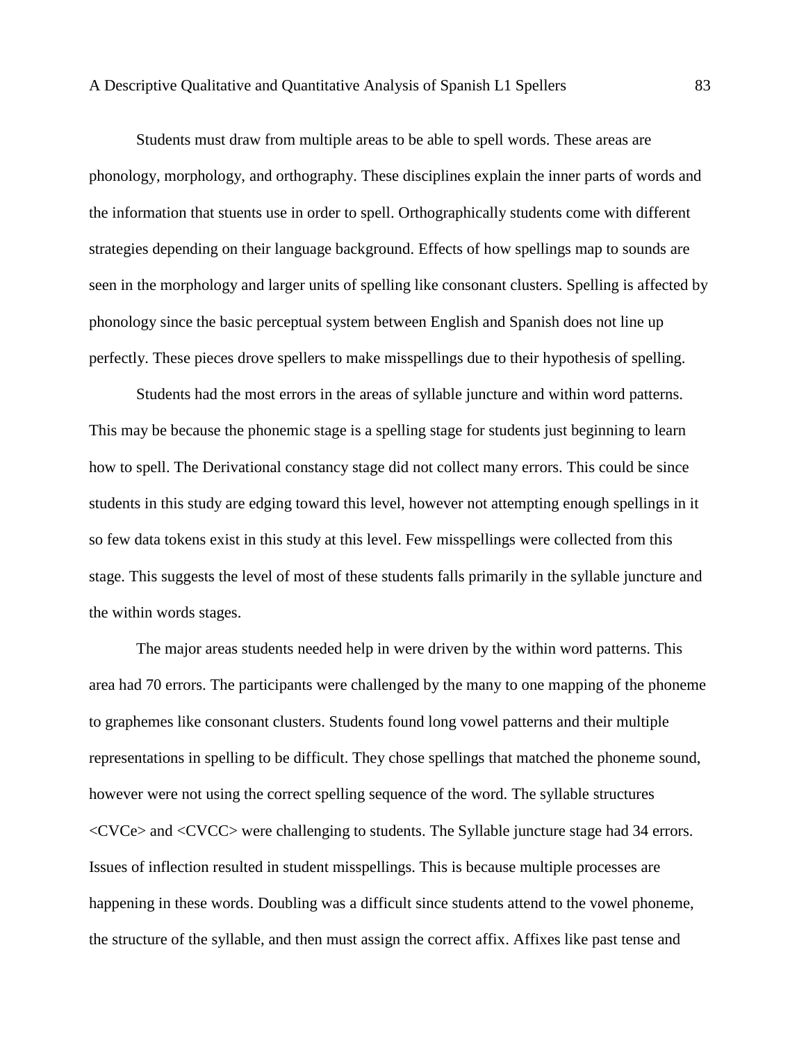Students must draw from multiple areas to be able to spell words. These areas are phonology, morphology, and orthography. These disciplines explain the inner parts of words and the information that stuents use in order to spell. Orthographically students come with different strategies depending on their language background. Effects of how spellings map to sounds are seen in the morphology and larger units of spelling like consonant clusters. Spelling is affected by phonology since the basic perceptual system between English and Spanish does not line up perfectly. These pieces drove spellers to make misspellings due to their hypothesis of spelling.

Students had the most errors in the areas of syllable juncture and within word patterns. This may be because the phonemic stage is a spelling stage for students just beginning to learn how to spell. The Derivational constancy stage did not collect many errors. This could be since students in this study are edging toward this level, however not attempting enough spellings in it so few data tokens exist in this study at this level. Few misspellings were collected from this stage. This suggests the level of most of these students falls primarily in the syllable juncture and the within words stages.

The major areas students needed help in were driven by the within word patterns. This area had 70 errors. The participants were challenged by the many to one mapping of the phoneme to graphemes like consonant clusters. Students found long vowel patterns and their multiple representations in spelling to be difficult. They chose spellings that matched the phoneme sound, however were not using the correct spelling sequence of the word. The syllable structures <CVCe> and <CVCC> were challenging to students. The Syllable juncture stage had 34 errors. Issues of inflection resulted in student misspellings. This is because multiple processes are happening in these words. Doubling was a difficult since students attend to the vowel phoneme, the structure of the syllable, and then must assign the correct affix. Affixes like past tense and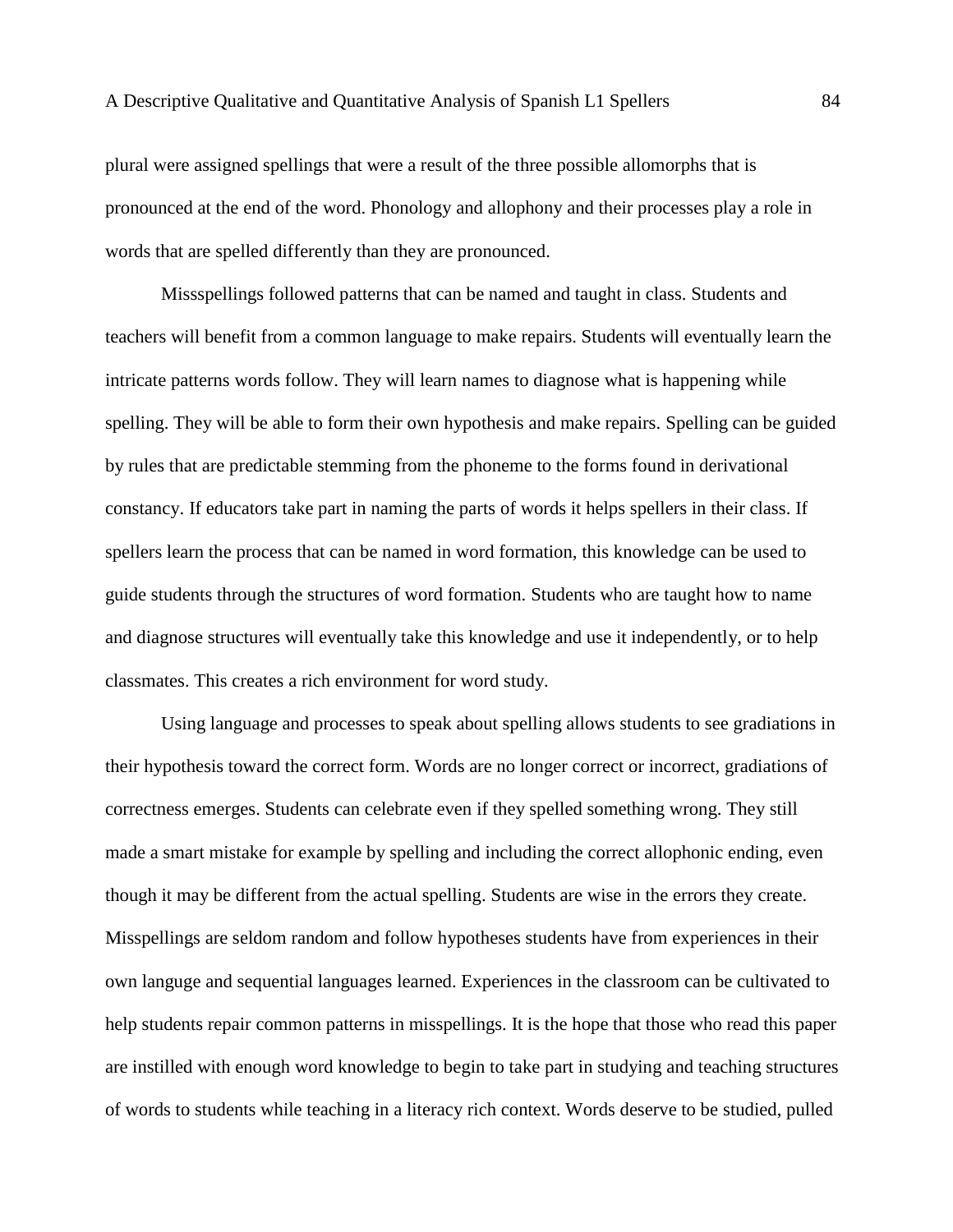plural were assigned spellings that were a result of the three possible allomorphs that is pronounced at the end of the word. Phonology and allophony and their processes play a role in words that are spelled differently than they are pronounced.

Missspellings followed patterns that can be named and taught in class. Students and teachers will benefit from a common language to make repairs. Students will eventually learn the intricate patterns words follow. They will learn names to diagnose what is happening while spelling. They will be able to form their own hypothesis and make repairs. Spelling can be guided by rules that are predictable stemming from the phoneme to the forms found in derivational constancy. If educators take part in naming the parts of words it helps spellers in their class. If spellers learn the process that can be named in word formation, this knowledge can be used to guide students through the structures of word formation. Students who are taught how to name and diagnose structures will eventually take this knowledge and use it independently, or to help classmates. This creates a rich environment for word study.

Using language and processes to speak about spelling allows students to see gradiations in their hypothesis toward the correct form. Words are no longer correct or incorrect, gradiations of correctness emerges. Students can celebrate even if they spelled something wrong. They still made a smart mistake for example by spelling and including the correct allophonic ending, even though it may be different from the actual spelling. Students are wise in the errors they create. Misspellings are seldom random and follow hypotheses students have from experiences in their own languge and sequential languages learned. Experiences in the classroom can be cultivated to help students repair common patterns in misspellings. It is the hope that those who read this paper are instilled with enough word knowledge to begin to take part in studying and teaching structures of words to students while teaching in a literacy rich context. Words deserve to be studied, pulled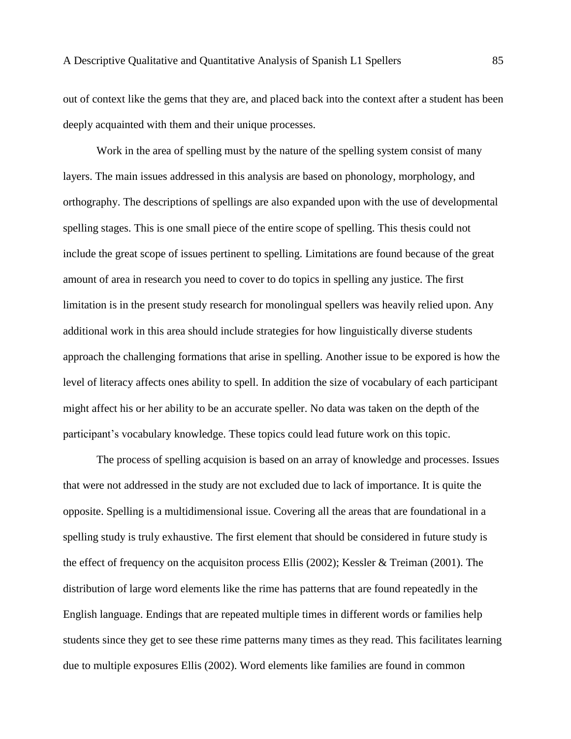out of context like the gems that they are, and placed back into the context after a student has been deeply acquainted with them and their unique processes.

Work in the area of spelling must by the nature of the spelling system consist of many layers. The main issues addressed in this analysis are based on phonology, morphology, and orthography. The descriptions of spellings are also expanded upon with the use of developmental spelling stages. This is one small piece of the entire scope of spelling. This thesis could not include the great scope of issues pertinent to spelling. Limitations are found because of the great amount of area in research you need to cover to do topics in spelling any justice. The first limitation is in the present study research for monolingual spellers was heavily relied upon. Any additional work in this area should include strategies for how linguistically diverse students approach the challenging formations that arise in spelling. Another issue to be expored is how the level of literacy affects ones ability to spell. In addition the size of vocabulary of each participant might affect his or her ability to be an accurate speller. No data was taken on the depth of the participant's vocabulary knowledge. These topics could lead future work on this topic.

The process of spelling acquision is based on an array of knowledge and processes. Issues that were not addressed in the study are not excluded due to lack of importance. It is quite the opposite. Spelling is a multidimensional issue. Covering all the areas that are foundational in a spelling study is truly exhaustive. The first element that should be considered in future study is the effect of frequency on the acquisiton process Ellis (2002); Kessler & Treiman (2001). The distribution of large word elements like the rime has patterns that are found repeatedly in the English language. Endings that are repeated multiple times in different words or families help students since they get to see these rime patterns many times as they read. This facilitates learning due to multiple exposures Ellis (2002). Word elements like families are found in common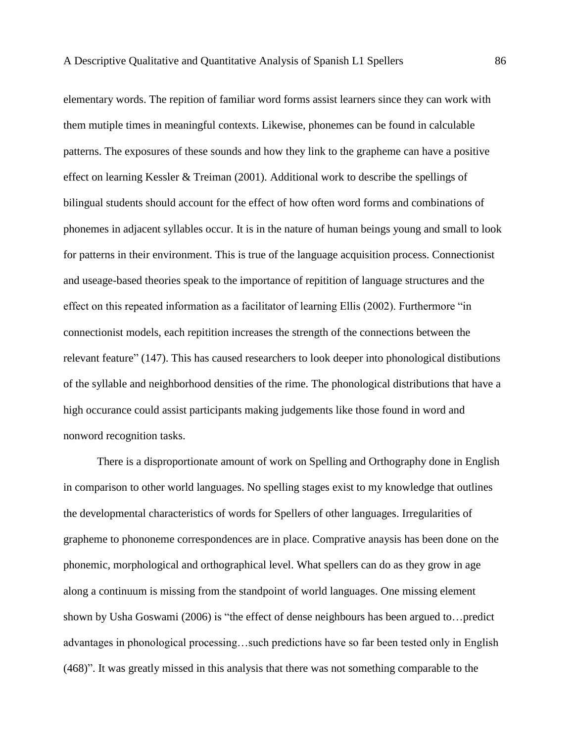elementary words. The repition of familiar word forms assist learners since they can work with them mutiple times in meaningful contexts. Likewise, phonemes can be found in calculable patterns. The exposures of these sounds and how they link to the grapheme can have a positive effect on learning Kessler & Treiman (2001). Additional work to describe the spellings of bilingual students should account for the effect of how often word forms and combinations of phonemes in adjacent syllables occur. It is in the nature of human beings young and small to look for patterns in their environment. This is true of the language acquisition process. Connectionist and useage-based theories speak to the importance of repitition of language structures and the effect on this repeated information as a facilitator of learning Ellis (2002). Furthermore "in connectionist models, each repitition increases the strength of the connections between the relevant feature" (147). This has caused researchers to look deeper into phonological distibutions of the syllable and neighborhood densities of the rime. The phonological distributions that have a high occurance could assist participants making judgements like those found in word and nonword recognition tasks.

There is a disproportionate amount of work on Spelling and Orthography done in English in comparison to other world languages. No spelling stages exist to my knowledge that outlines the developmental characteristics of words for Spellers of other languages. Irregularities of grapheme to phononeme correspondences are in place. Comprative anaysis has been done on the phonemic, morphological and orthographical level. What spellers can do as they grow in age along a continuum is missing from the standpoint of world languages. One missing element shown by Usha Goswami (2006) is "the effect of dense neighbours has been argued to…predict advantages in phonological processing…such predictions have so far been tested only in English (468)". It was greatly missed in this analysis that there was not something comparable to the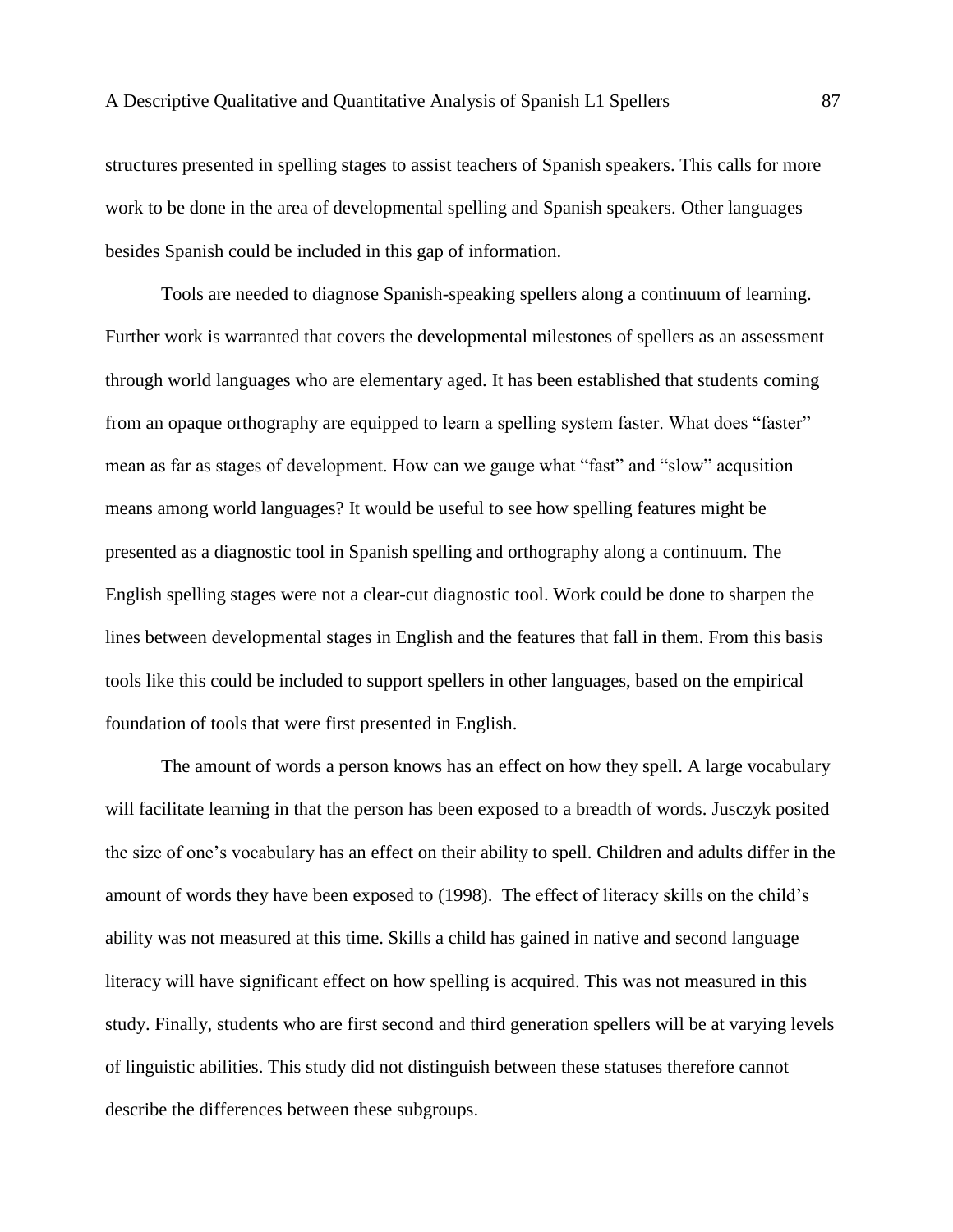structures presented in spelling stages to assist teachers of Spanish speakers. This calls for more work to be done in the area of developmental spelling and Spanish speakers. Other languages besides Spanish could be included in this gap of information.

Tools are needed to diagnose Spanish-speaking spellers along a continuum of learning. Further work is warranted that covers the developmental milestones of spellers as an assessment through world languages who are elementary aged. It has been established that students coming from an opaque orthography are equipped to learn a spelling system faster. What does "faster" mean as far as stages of development. How can we gauge what "fast" and "slow" acqusition means among world languages? It would be useful to see how spelling features might be presented as a diagnostic tool in Spanish spelling and orthography along a continuum. The English spelling stages were not a clear-cut diagnostic tool. Work could be done to sharpen the lines between developmental stages in English and the features that fall in them. From this basis tools like this could be included to support spellers in other languages, based on the empirical foundation of tools that were first presented in English.

The amount of words a person knows has an effect on how they spell. A large vocabulary will facilitate learning in that the person has been exposed to a breadth of words. Jusczyk posited the size of one's vocabulary has an effect on their ability to spell. Children and adults differ in the amount of words they have been exposed to (1998). The effect of literacy skills on the child's ability was not measured at this time. Skills a child has gained in native and second language literacy will have significant effect on how spelling is acquired. This was not measured in this study. Finally, students who are first second and third generation spellers will be at varying levels of linguistic abilities. This study did not distinguish between these statuses therefore cannot describe the differences between these subgroups.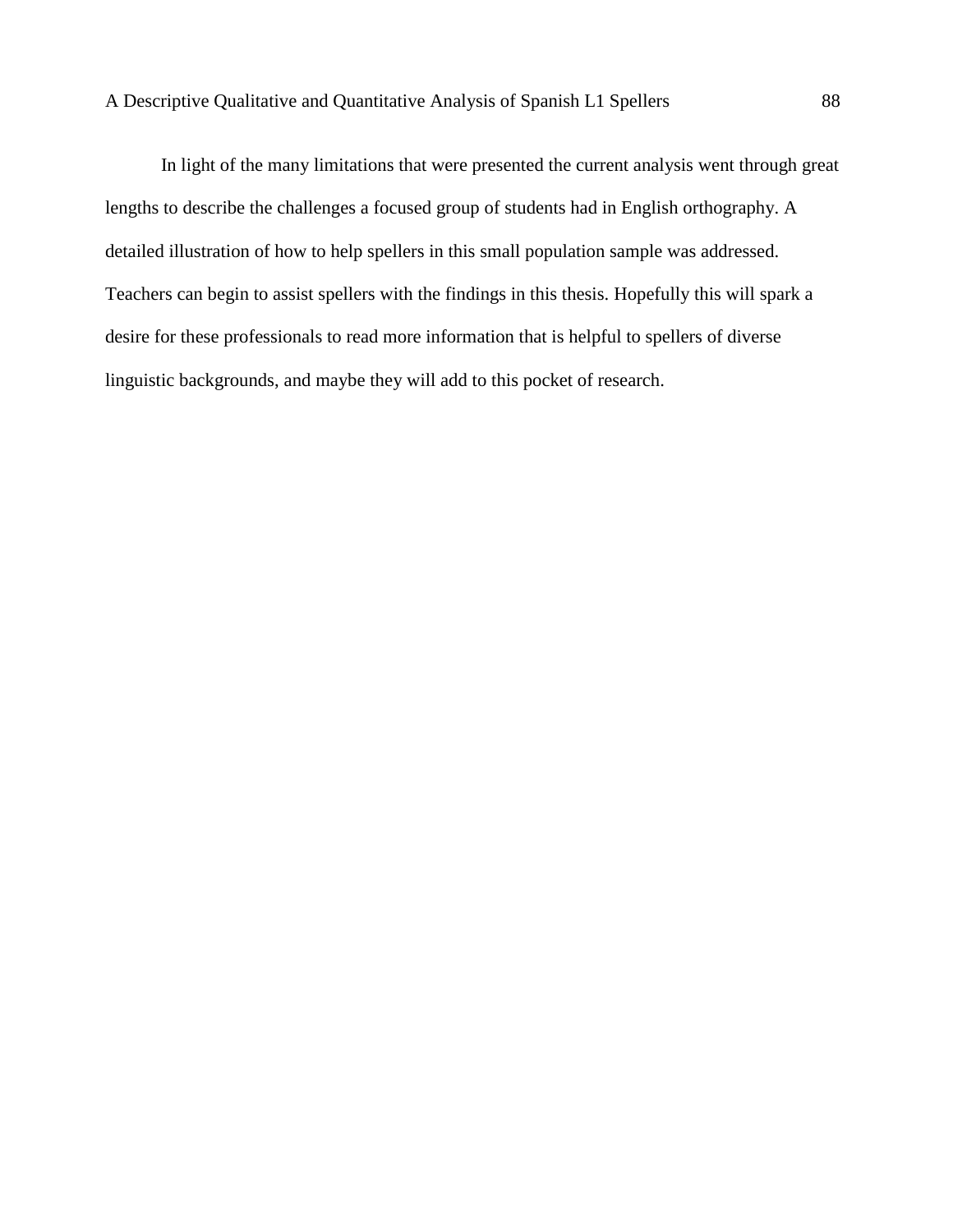In light of the many limitations that were presented the current analysis went through great lengths to describe the challenges a focused group of students had in English orthography. A detailed illustration of how to help spellers in this small population sample was addressed. Teachers can begin to assist spellers with the findings in this thesis. Hopefully this will spark a desire for these professionals to read more information that is helpful to spellers of diverse linguistic backgrounds, and maybe they will add to this pocket of research.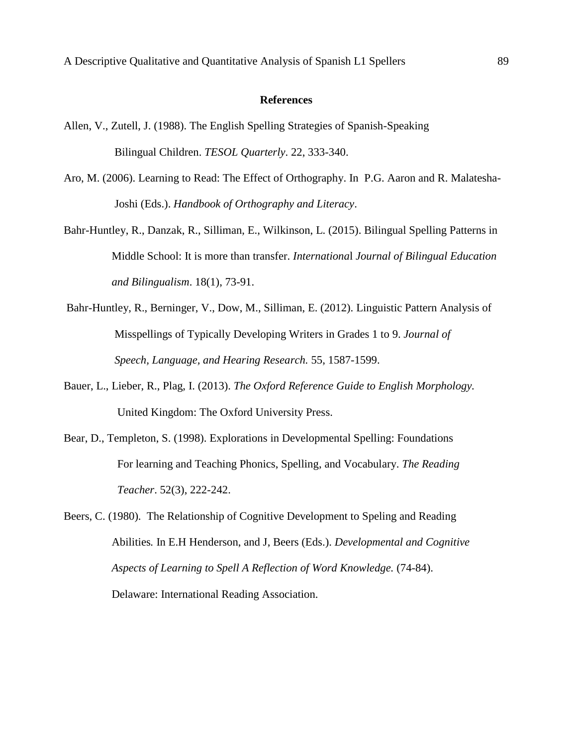## References

Allen, V., Zutell, J. (1988). The English Spelling Strategies of Spanish-Speaking Bilingual Children. *TESOL Quarterly*. 22, 333-340.

Aro, M. (2006). Learning to Read: The Effect of Orthography. In P.G. Aaron and R. Malatesha-Joshi (Eds.). *Handbook of Orthography and Literacy*.

Bahr-Huntley, R., Danzak, R., Silliman, E., Wilkinson, L. (2015). Bilingual Spelling Patterns in Middle School: It is more than transfer. *International Journal of Bilingual Education and Bilingualism*. 18(1), 73-91.

Bahr-Huntley, R., Berninger, V., Dow, M., Silliman, E. (2012). Linguistic Pattern Analysis of Misspellings of Typically Developing Writers in Grades 1 to 9. *Journal of Speech, Language, and Hearing Research.* 55, 1587-1599.

Bauer, L., Lieber, R., Plag, I. (2013). *The Oxford Reference Guide to English Morphology.* United Kingdom: The Oxford University Press.

Bear, D., Templeton, S. (1998). Explorations in Developmental Spelling: Foundations For learning and Teaching Phonics, Spelling, and Vocabulary. *The Reading Teacher*. 52(3), 222-242.

Beers, C. (1980). The Relationship of Cognitive Development to Speling and Reading Abilities. In E.H Henderson, and J, Beers (Eds.). *Developmental and Cognitive Aspects of Learning to Spell A Reflection of Word Knowledge.* (74-84). Delaware: International Reading Association.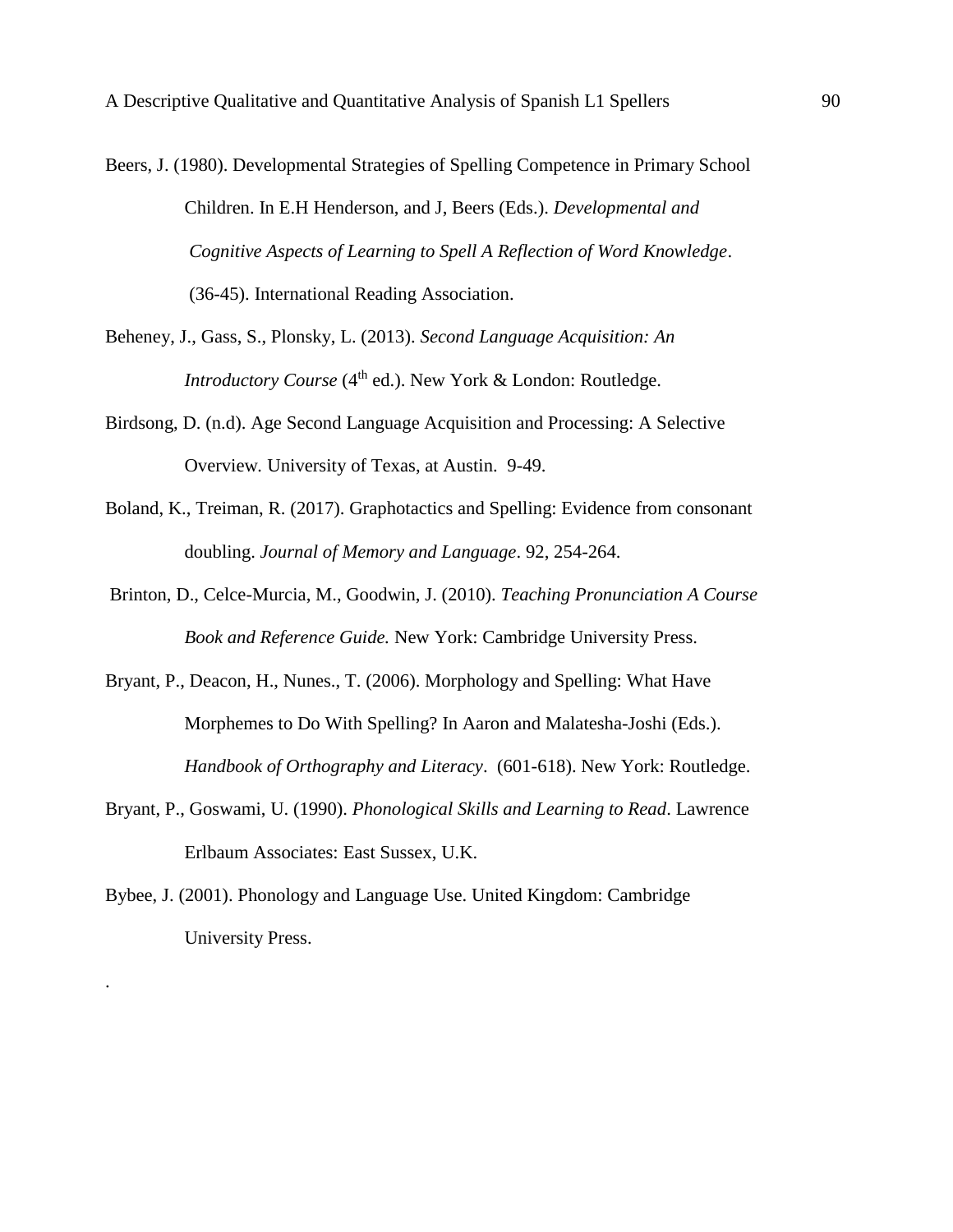Beers, J. (1980). Developmental Strategies of Spelling Competence in Primary School Children. In E.H Henderson, and J, Beers (Eds.). *Developmental and Cognitive Aspects of Learning to Spell A Reflection of Word Knowledge*. (36-45). International Reading Association.

Beheney, J., Gass, S., Plonsky, L. (2013). *Second Language Acquisition: An Introductory Course* (4th ed.). New York & London: Routledge.

Birdsong, D. (n.d). Age Second Language Acquisition and Processing: A Selective Overview. University of Texas, at Austin. 9-49.

Boland, K., Treiman, R. (2017). Graphotactics and Spelling: Evidence from consonant doubling. *Journal of Memory and Language*. 92, 254-264.

Brinton, D., Celce-Murcia, M., Goodwin, J. (2010). *Teaching Pronunciation A Course Book and Reference Guide.* New York: Cambridge University Press.

Bryant, P., Deacon, H., Nunes., T. (2006). Morphology and Spelling: What Have Morphemes to Do With Spelling? In Aaron and Malatesha-Joshi (Eds.). *Handbook of Orthography and Literacy*. (601-618). New York: Routledge.

Bryant, P., Goswami, U. (1990). *Phonological Skills and Learning to Read*. Lawrence Erlbaum Associates: East Sussex, U.K.

Bybee, J. (2001). Phonology and Language Use. United Kingdom: Cambridge University Press.

.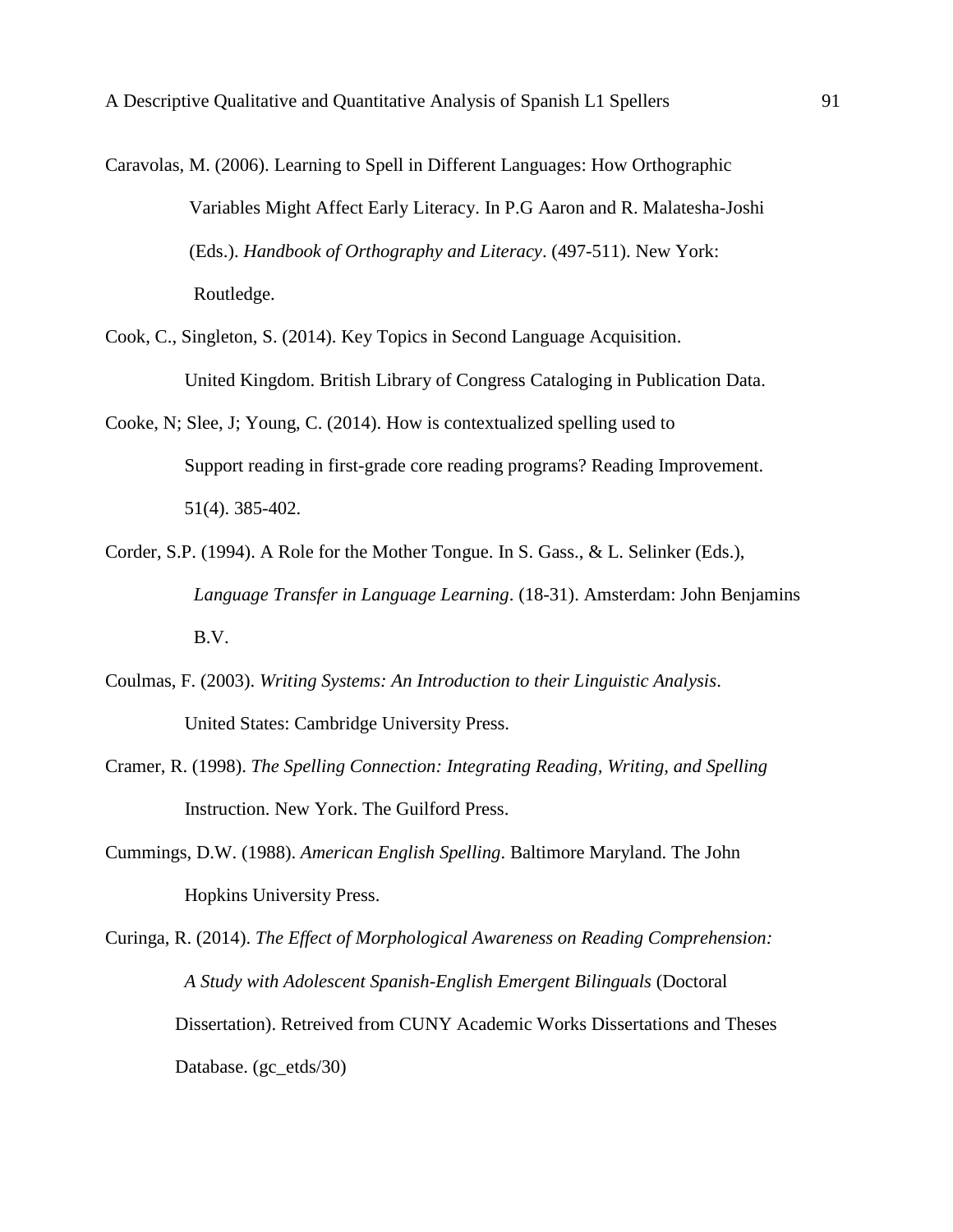Caravolas, M. (2006). Learning to Spell in Different Languages: How Orthographic Variables Might Affect Early Literacy. In P.G Aaron and R. Malatesha-Joshi (Eds.). *Handbook of Orthography and Literacy*. (497-511). New York: Routledge.

Cook, C., Singleton, S. (2014). Key Topics in Second Language Acquisition. United Kingdom. British Library of Congress Cataloging in Publication Data.

Cooke, N; Slee, J; Young, C. (2014). How is contextualized spelling used to Support reading in first-grade core reading programs? Reading Improvement. 51(4). 385-402.

Corder, S.P. (1994). A Role for the Mother Tongue. In S. Gass., & L. Selinker (Eds.), *Language Transfer in Language Learning*. (18-31). Amsterdam: John Benjamins B.V.

Coulmas, F. (2003). *Writing Systems: An Introduction to their Linguistic Analysis*. United States: Cambridge University Press.

Cramer, R. (1998). *The Spelling Connection: Integrating Reading, Writing, and Spelling* Instruction. New York. The Guilford Press.

Cummings, D.W. (1988). *American English Spelling*. Baltimore Maryland. The John Hopkins University Press.

Curinga, R. (2014). *The Effect of Morphological Awareness on Reading Comprehension: A Study with Adolescent Spanish-English Emergent Bilinguals* (Doctoral Dissertation). Retreived from CUNY Academic Works Dissertations and Theses Database. (gc_etds/30)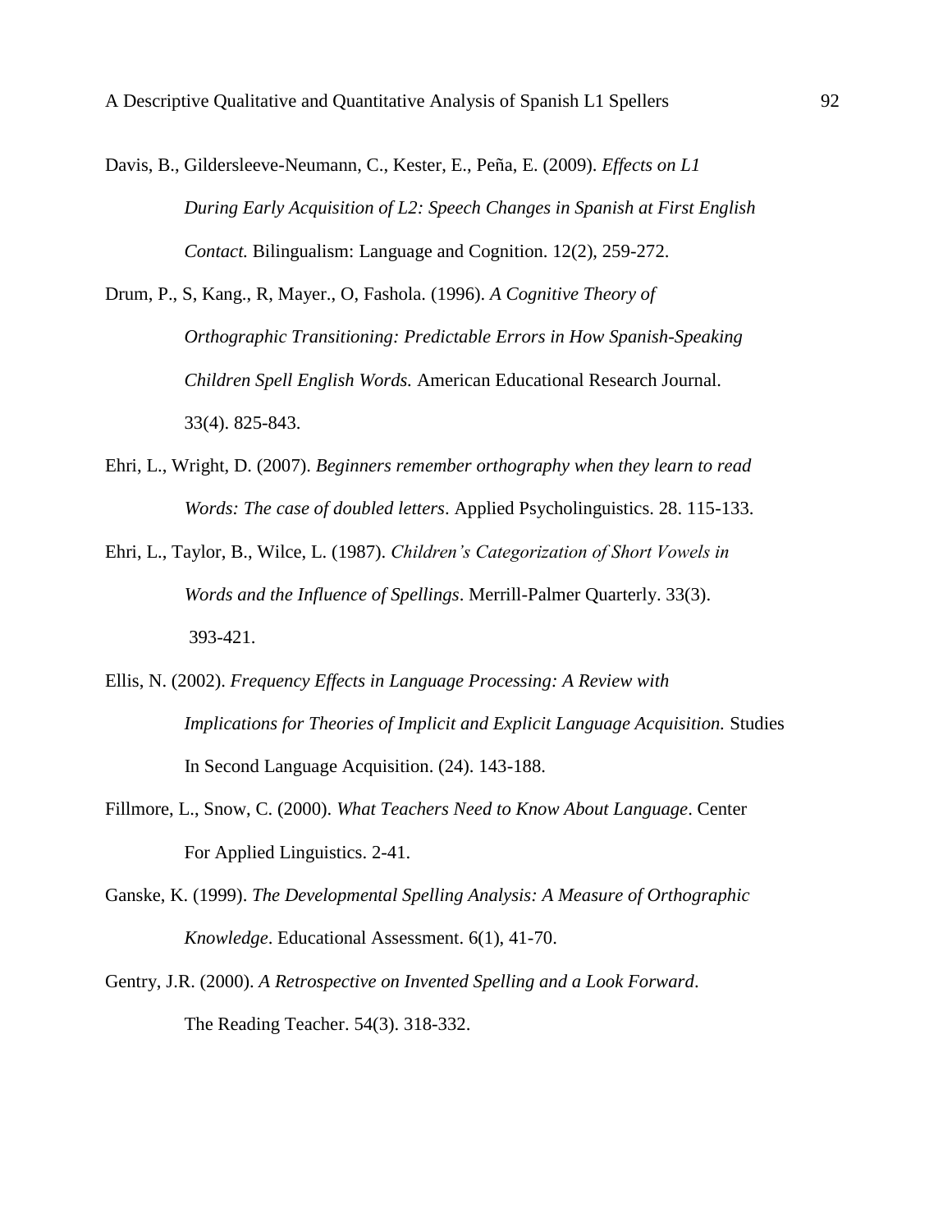Davis, B., Gildersleeve-Neumann, C., Kester, E., Peña, E. (2009). *Effects on L1 During Early Acquisition of L2: Speech Changes in Spanish at First English Contact.* Bilingualism: Language and Cognition. 12(2), 259-272.

Drum, P., S, Kang., R, Mayer., O, Fashola. (1996). *A Cognitive Theory of Orthographic Transitioning: Predictable Errors in How Spanish-Speaking Children Spell English Words.* American Educational Research Journal. 33(4). 825-843.

Ehri, L., Wright, D. (2007). *Beginners remember orthography when they learn to read Words: The case of doubled letters*. Applied Psycholinguistics. 28. 115-133.

Ehri, L., Taylor, B., Wilce, L. (1987). *Children's Categorization of Short Vowels in Words and the Influence of Spellings*. Merrill-Palmer Quarterly. 33(3). 393-421.

Ellis, N. (2002). *Frequency Effects in Language Processing: A Review with Implications for Theories of Implicit and Explicit Language Acquisition.* Studies In Second Language Acquisition. (24). 143-188.

Fillmore, L., Snow, C. (2000). *What Teachers Need to Know About Language*. Center For Applied Linguistics. 2-41.

Ganske, K. (1999). *The Developmental Spelling Analysis: A Measure of Orthographic Knowledge*. Educational Assessment. 6(1), 41-70.

Gentry, J.R. (2000). *A Retrospective on Invented Spelling and a Look Forward*. The Reading Teacher. 54(3). 318-332.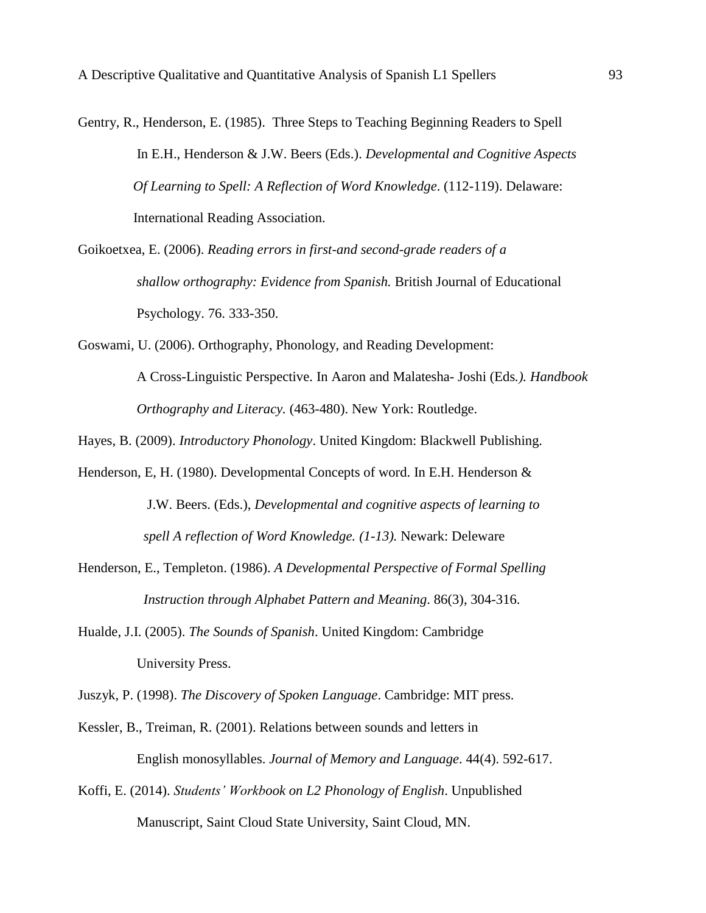Gentry, R., Henderson, E. (1985). Three Steps to Teaching Beginning Readers to Spell In E.H., Henderson & J.W. Beers (Eds.). *Developmental and Cognitive Aspects Of Learning to Spell: A Reflection of Word Knowledge*. (112-119). Delaware: International Reading Association.

Goikoetxea, E. (2006). *Reading errors in first-and second-grade readers of a shallow orthography: Evidence from Spanish.* British Journal of Educational Psychology. 76. 333-350.

Goswami, U. (2006). Orthography, Phonology, and Reading Development: A Cross-Linguistic Perspective. In Aaron and Malatesha- Joshi (Eds*.). Handbook Orthography and Literacy.* (463-480). New York: Routledge.

Hayes, B. (2009). *Introductory Phonology*. United Kingdom: Blackwell Publishing.

Henderson, E, H. (1980). Developmental Concepts of word. In E.H. Henderson & J.W. Beers. (Eds.), *Developmental and cognitive aspects of learning to spell A reflection of Word Knowledge. (1-13).* Newark: Deleware

Henderson, E., Templeton. (1986). *A Developmental Perspective of Formal Spelling Instruction through Alphabet Pattern and Meaning*. 86(3), 304-316.

Hualde, J.I. (2005). *The Sounds of Spanish*. United Kingdom: Cambridge University Press.

Juszyk, P. (1998). *The Discovery of Spoken Language*. Cambridge: MIT press.

Kessler, B., Treiman, R. (2001). Relations between sounds and letters in English monosyllables. *Journal of Memory and Language*. 44(4). 592-617.

Koffi, E. (2014). *Students' Workbook on L2 Phonology of English*. Unpublished Manuscript, Saint Cloud State University, Saint Cloud, MN.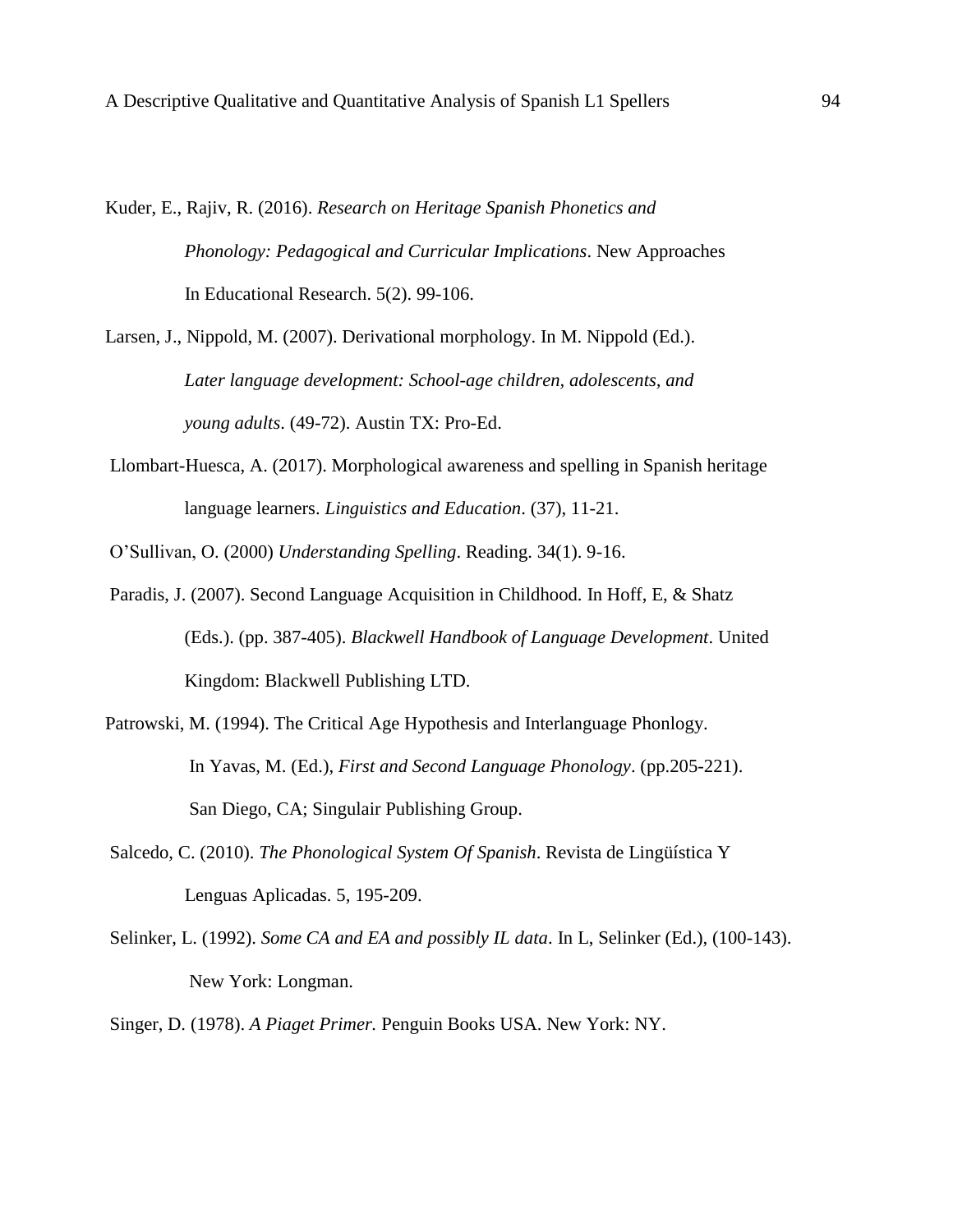Kuder, E., Rajiv, R. (2016). *Research on Heritage Spanish Phonetics and Phonology: Pedagogical and Curricular Implications*. New Approaches In Educational Research. 5(2). 99-106.

Larsen, J., Nippold, M. (2007). Derivational morphology. In M. Nippold (Ed.). *Later language development: School-age children, adolescents, and young adults*. (49-72). Austin TX: Pro-Ed.

Llombart-Huesca, A. (2017). Morphological awareness and spelling in Spanish heritage language learners. *Linguistics and Education*. (37), 11-21.

O'Sullivan, O. (2000) *Understanding Spelling*. Reading. 34(1). 9-16.

Paradis, J. (2007). Second Language Acquisition in Childhood. In Hoff, E, & Shatz (Eds.). (pp. 387-405). *Blackwell Handbook of Language Development*. United Kingdom: Blackwell Publishing LTD.

Patrowski, M. (1994). The Critical Age Hypothesis and Interlanguage Phonlogy. In Yavas, M. (Ed.), *First and Second Language Phonology*. (pp.205-221). San Diego, CA; Singulair Publishing Group.

Salcedo, C. (2010). *The Phonological System Of Spanish*. Revista de Lingüística Y Lenguas Aplicadas. 5, 195-209.

Selinker, L. (1992). *Some CA and EA and possibly IL data*. In L, Selinker (Ed.), (100-143). New York: Longman.

Singer, D. (1978). *A Piaget Primer.* Penguin Books USA. New York: NY.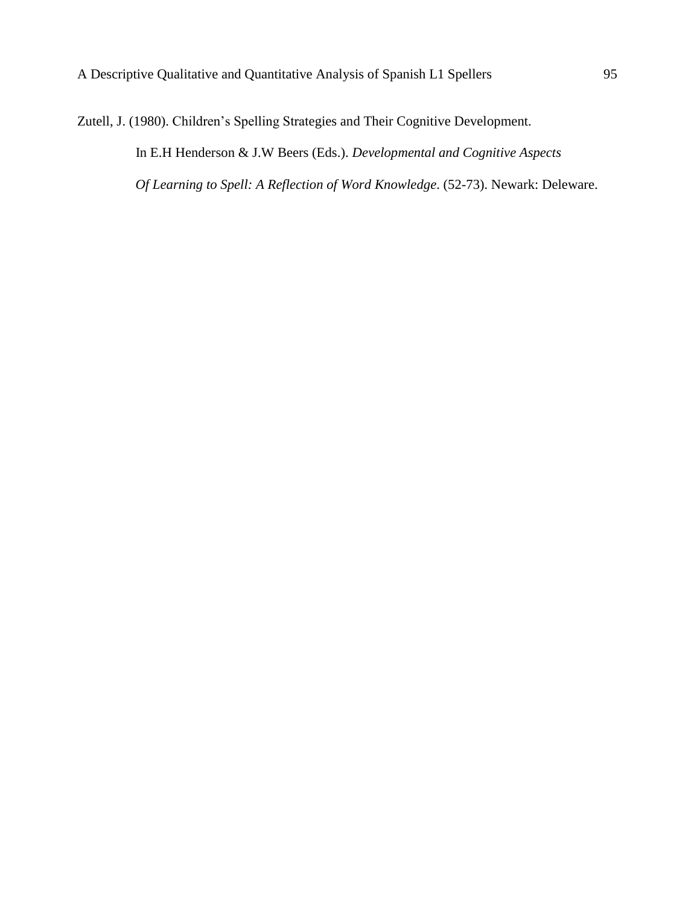Zutell, J. (1980). Children's Spelling Strategies and Their Cognitive Development. In E.H Henderson & J.W Beers (Eds.). *Developmental and Cognitive Aspects Of Learning to Spell: A Reflection of Word Knowledge*. (52-73). Newark: Deleware.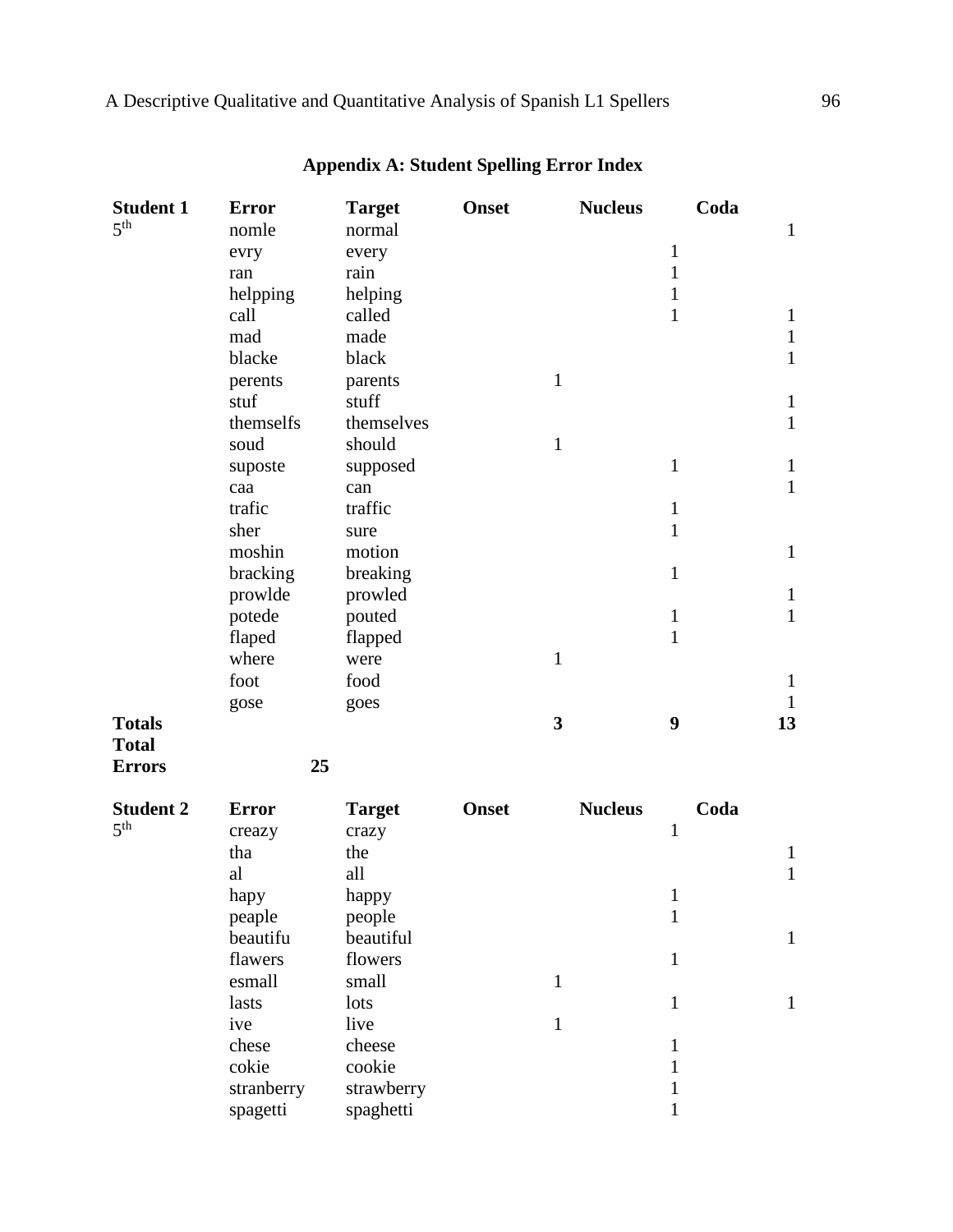## Appendix A: Student Spelling Error Index

| Student 1 | Error | Target | Onset | Nucleus | Coda |
|---|---|---|---|---|---|
| 5th | nomle | normal | | | 1 |
| | evry | every | | 1 | |
| | ran | rain | | 1 | |
| | helpping | helping | | 1 | |
| | call | called | | 1 | 1 |
| | mad | made | | | 1 |
| | blacke | black | | | 1 |
| | perents | parents | 1 | | |
| | stuf | stuff | | | 1 |
| | themselfs | themselves | | | 1 |
| | soud | should | 1 | | |
| | suposte | supposed | | 1 | 1 |
| | caa | can | | | 1 |
| | trafic | traffic | | 1 | |
| | sher | sure | | 1 | |
| | moshin | motion | | | 1 |
| | bracking | breaking | | 1 | |
| | prowlde | prowled | | | 1 |
| | potede | pouted | | 1 | 1 |
| | flaped | flapped | | 1 | |
| | where | were | 1 | | |
| | foot | food | | | 1 |
| | gose | goes | | | 1 |
| **Totals** | | | **3** | **9** | **13** |
| **Total Errors** | **25** | | | | |

| Student 2 | Error | Target | Onset | Nucleus | Coda |
|---|---|---|---|---|---|
| 5th | creazy | crazy | | 1 | |
| | tha | the | | | 1 |
| | al | all | | | 1 |
| | hapy | happy | | 1 | |
| | peaple | people | | 1 | |
| | beautifu | beautiful | | | 1 |
| | flawers | flowers | | 1 | |
| | esmall | small | 1 | | |
| | lasts | lots | | 1 | 1 |
| | ive | live | 1 | | |
| | chese | cheese | | 1 | |
| | cokie | cookie | | 1 | |
| | stranberry | strawberry | | 1 | |
| | spagetti | spaghetti | | 1 | |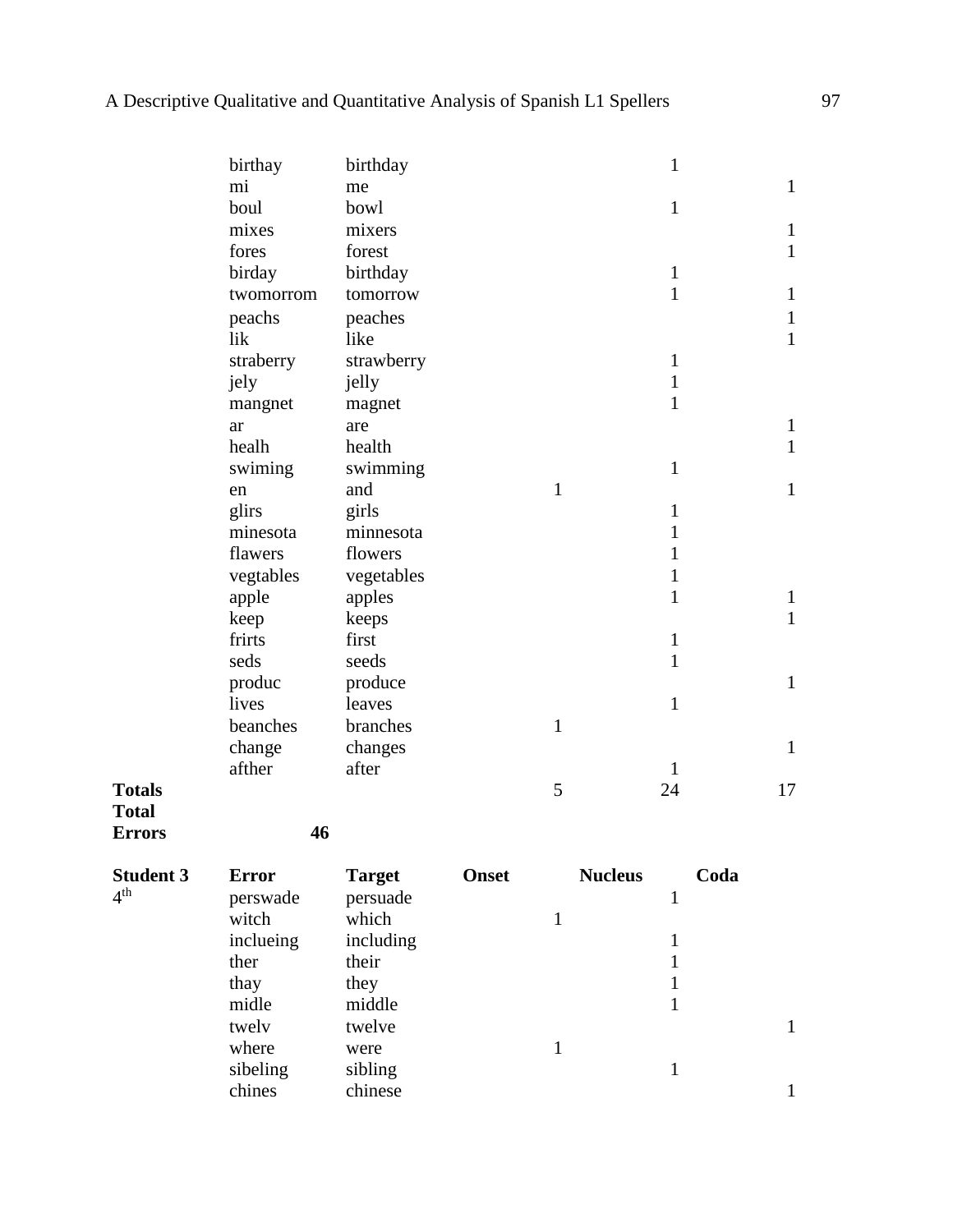| | Error | Target | Onset | Nucleus | Coda |
|---|---|---|---|---|---|
| | birthay | birthday | | 1 | |
| | mi | me | | | 1 |
| | boul | bowl | | 1 | |
| | mixes | mixers | | | 1 |
| | fores | forest | | | 1 |
| | birday | birthday | | 1 | |
| | twomorrom | tomorrow | | 1 | 1 |
| | peachs | peaches | | | 1 |
| | lik | like | | | 1 |
| | straberry | strawberry | | 1 | |
| | jely | jelly | | 1 | |
| | mangnet | magnet | | 1 | |
| | ar | are | | | 1 |
| | healh | health | | | 1 |
| | swiming | swimming | | 1 | |
| | en | and | 1 | | 1 |
| | glirs | girls | | 1 | |
| | minesota | minnesota | | 1 | |
| | flawers | flowers | | 1 | |
| | vegtables | vegetables | | 1 | |
| | apple | apples | | 1 | 1 |
| | keep | keeps | | | 1 |
| | frirts | first | | 1 | |
| | seds | seeds | | 1 | |
| | produc | produce | | | 1 |
| | lives | leaves | | 1 | |
| | beanches | branches | 1 | | |
| | change | changes | | | 1 |
| | afther | after | | 1 | |
| **Totals** | | | 5 | 24 | 17 |
| **Total Errors** | **46** | | | | |

| **Student 3** | **Error** | **Target** | **Onset** | **Nucleus** | **Coda** |
|---|---|---|---|---|---|
| 4th | perswade | persuade | | 1 | |
| | witch | which | 1 | | |
| | inclueing | including | | 1 | |
| | ther | their | | 1 | |
| | thay | they | | 1 | |
| | midle | middle | | 1 | |
| | twelv | twelve | | | 1 |
| | where | were | 1 | | |
| | sibeling | sibling | | 1 | |
| | chines | chinese | | | 1 |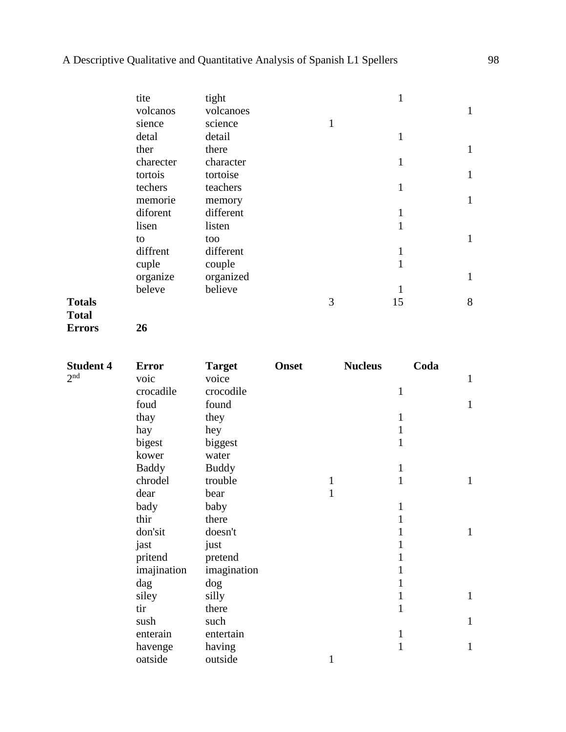| | Error | Target | Onset | Nucleus | Coda |
|---|---|---|---|---|---|
| | tite | tight | | 1 | |
| | volcanos | volcanoes | | | 1 |
| | sience | science | 1 | | |
| | detal | detail | | 1 | |
| | ther | there | | | 1 |
| | charecter | character | | 1 | |
| | tortois | tortoise | | | 1 |
| | techers | teachers | | 1 | |
| | memorie | memory | | | 1 |
| | diforent | different | | 1 | |
| | lisen | listen | | 1 | |
| | to | too | | | 1 |
| | diffrent | different | | 1 | |
| | cuple | couple | | 1 | |
| | organize | organized | | | 1 |
| | beleve | believe | | 1 | |
| **Totals** | | | 3 | 15 | 8 |
| **Total Errors** | **26** | | | | |

| **Student 4** | **Error** | **Target** | **Onset** | **Nucleus** | **Coda** |
|---|---|---|---|---|---|
| 2nd | voic | voice | | | 1 |
| | crocadile | crocodile | | 1 | |
| | foud | found | | | 1 |
| | thay | they | | 1 | |
| | hay | hey | | 1 | |
| | bigest | biggest | | 1 | |
| | kower | water | | | |
| | Baddy | Buddy | | 1 | |
| | chrodel | trouble | 1 | 1 | 1 |
| | dear | bear | 1 | | |
| | bady | baby | | 1 | |
| | thir | there | | 1 | |
| | don'sit | doesn't | | 1 | 1 |
| | jast | just | | 1 | |
| | pritend | pretend | | 1 | |
| | imajination | imagination | | 1 | |
| | dag | dog | | 1 | |
| | siley | silly | | 1 | 1 |
| | tir | there | | 1 | |
| | sush | such | | | 1 |
| | enterain | entertain | | 1 | |
| | havenge | having | | 1 | 1 |
| | oatside | outside | 1 | | |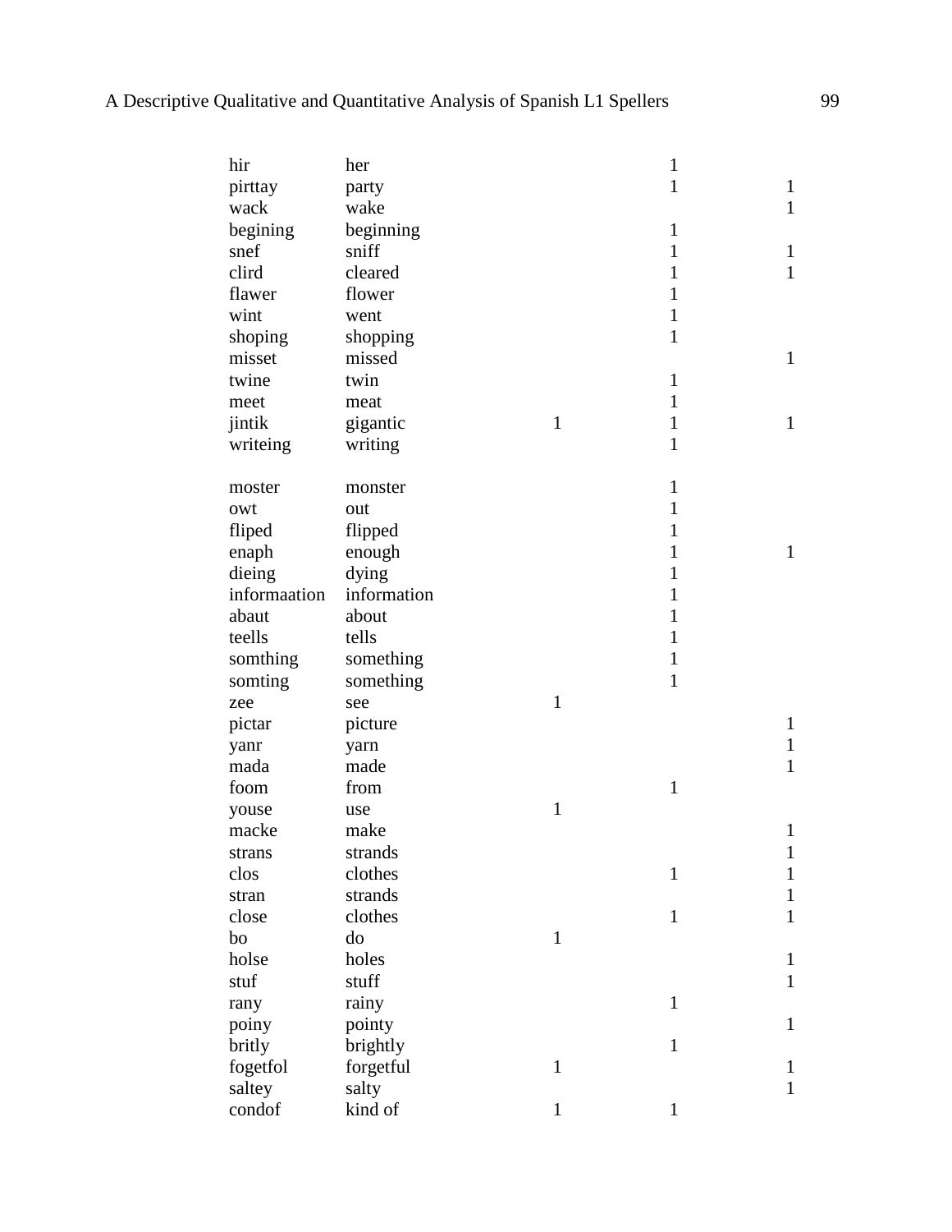| | | | | |
|---|---|---|---|---|
| hir | her | | 1 | |
| pirttay | party | | 1 | 1 |
| wack | wake | | | 1 |
| begining | beginning | | 1 | |
| snef | sniff | | 1 | 1 |
| clird | cleared | | 1 | 1 |
| flawer | flower | | 1 | |
| wint | went | | 1 | |
| shoping | shopping | | 1 | |
| misset | missed | | | 1 |
| twine | twin | | 1 | |
| meet | meat | | 1 | |
| jintik | gigantic | 1 | 1 | 1 |
| writeing | writing | | 1 | |
| | | | | |
| moster | monster | | 1 | |
| owt | out | | 1 | |
| fliped | flipped | | 1 | |
| enaph | enough | | 1 | 1 |
| dieing | dying | | 1 | |
| informaation | information | | 1 | |
| abaut | about | | 1 | |
| teells | tells | | 1 | |
| somthing | something | | 1 | |
| somting | something | | 1 | |
| zee | see | 1 | | |
| pictar | picture | | | 1 |
| yanr | yarn | | | 1 |
| mada | made | | | 1 |
| foom | from | | 1 | |
| youse | use | 1 | | |
| macke | make | | | 1 |
| strans | strands | | | 1 |
| clos | clothes | | 1 | 1 |
| stran | strands | | | 1 |
| close | clothes | | 1 | 1 |
| bo | do | 1 | | |
| holse | holes | | | 1 |
| stuf | stuff | | | 1 |
| rany | rainy | | 1 | |
| poiny | pointy | | | 1 |
| britly | brightly | | 1 | |
| fogetfol | forgetful | 1 | | 1 |
| saltey | salty | | | 1 |
| condof | kind of | 1 | 1 | |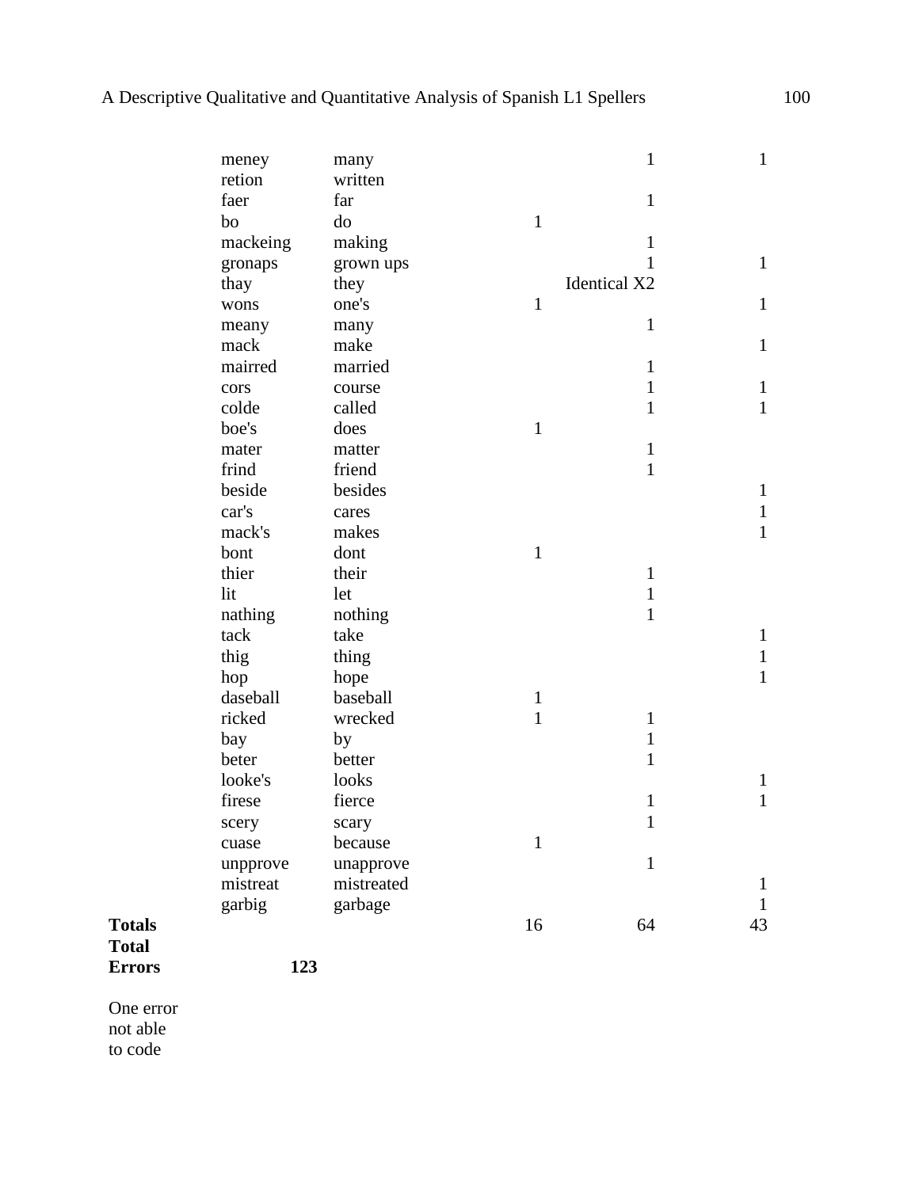| | | | | | |
|---|---|---|---|---|---|
| | meney | many | | 1 | 1 |
| | retion | written | | | |
| | faer | far | | 1 | |
| | bo | do | 1 | | |
| | mackeing | making | | 1 | |
| | gronaps | grown ups | | 1 | 1 |
| | thay | they | | Identical X2 | |
| | wons | one's | 1 | | 1 |
| | meany | many | | 1 | |
| | mack | make | | | 1 |
| | mairred | married | | 1 | |
| | cors | course | | 1 | 1 |
| | colde | called | | 1 | 1 |
| | boe's | does | 1 | | |
| | mater | matter | | 1 | |
| | frind | friend | | 1 | |
| | beside | besides | | | 1 |
| | car's | cares | | | 1 |
| | mack's | makes | | | 1 |
| | bont | dont | 1 | | |
| | thier | their | | 1 | |
| | lit | let | | 1 | |
| | nathing | nothing | | 1 | |
| | tack | take | | | 1 |
| | thig | thing | | | 1 |
| | hop | hope | | | 1 |
| | daseball | baseball | 1 | | |
| | ricked | wrecked | 1 | 1 | |
| | bay | by | | 1 | |
| | beter | better | | 1 | |
| | looke's | looks | | | 1 |
| | firese | fierce | | 1 | 1 |
| | scery | scary | | 1 | |
| | cuase | because | 1 | | |
| | unpprove | unapprove | | 1 | |
| | mistreat | mistreated | | | 1 |
| | garbig | garbage | | | 1 |
| **Totals** | | | 16 | 64 | 43 |
| **Total Errors** | **123** | | | | |

One error not able to code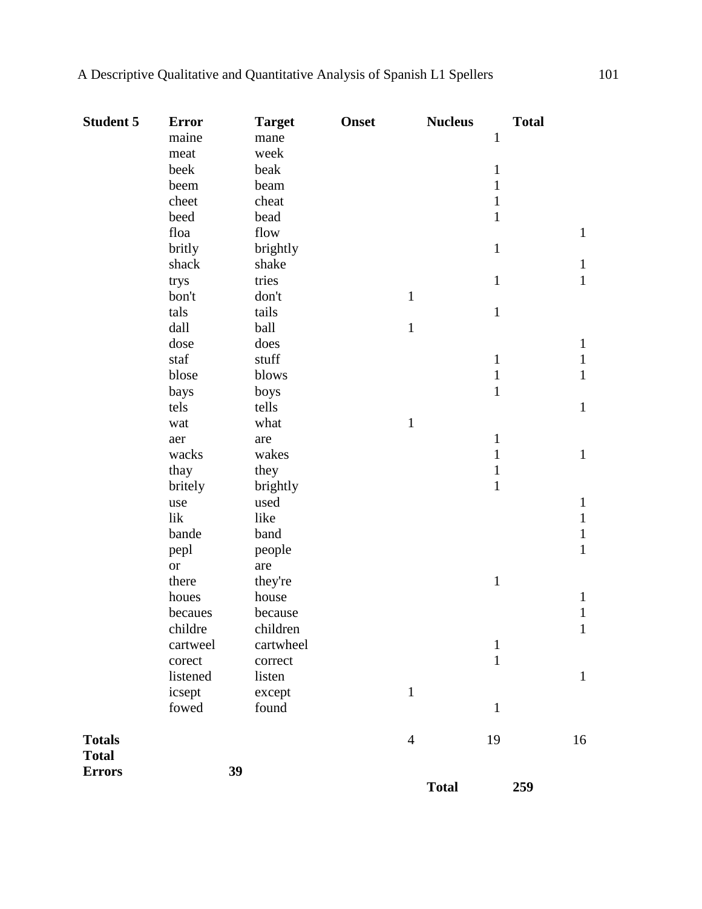| Student 5 | Error | Target | Onset | Nucleus | Total |
|---|---|---|---|---|---|
| | maine | mane | | 1 | |
| | meat | week | | | |
| | beek | beak | | 1 | |
| | beem | beam | | 1 | |
| | cheet | cheat | | 1 | |
| | beed | bead | | 1 | |
| | floa | flow | | | 1 |
| | britly | brightly | | 1 | |
| | shack | shake | | | 1 |
| | trys | tries | | 1 | 1 |
| | bon't | don't | 1 | | |
| | tals | tails | | 1 | |
| | dall | ball | 1 | | |
| | dose | does | | | 1 |
| | staf | stuff | | 1 | 1 |
| | blose | blows | | 1 | 1 |
| | bays | boys | | 1 | |
| | tels | tells | | | 1 |
| | wat | what | 1 | | |
| | aer | are | | 1 | |
| | wacks | wakes | | 1 | 1 |
| | thay | they | | 1 | |
| | britely | brightly | | 1 | |
| | use | used | | | 1 |
| | lik | like | | | 1 |
| | bande | band | | | 1 |
| | pepl | people | | | 1 |
| | or | are | | | |
| | there | they're | | 1 | |
| | houes | house | | | 1 |
| | becaues | because | | | 1 |
| | childre | children | | | 1 |
| | cartweel | cartwheel | | 1 | |
| | corect | correct | | 1 | |
| | listened | listen | | | 1 |
| | icsept | except | 1 | | |
| | fowed | found | | 1 | |
| **Totals** | | | 4 | 19 | 16 |
| **Total Errors** | **39** | | | | |
| | | | | **Total** | **259** |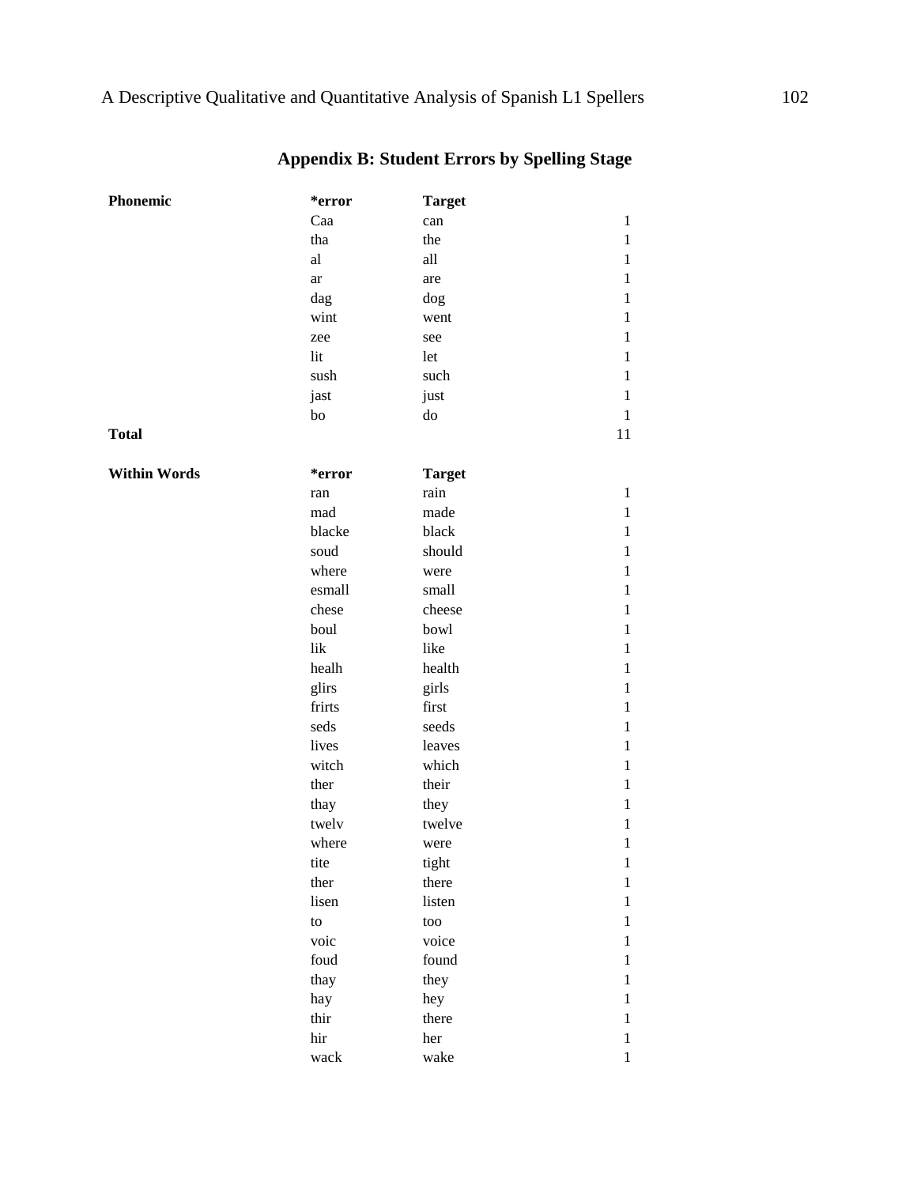## Appendix B: Student Errors by Spelling Stage

| Phonemic | *error | Target | |
|---|---|---|---|
| | Caa | can | 1 |
| | tha | the | 1 |
| | al | all | 1 |
| | ar | are | 1 |
| | dag | dog | 1 |
| | wint | went | 1 |
| | zee | see | 1 |
| | lit | let | 1 |
| | sush | such | 1 |
| | jast | just | 1 |
| | bo | do | 1 |
| **Total** | | | 11 |

| Within Words | *error | Target | |
|---|---|---|---|
| | ran | rain | 1 |
| | mad | made | 1 |
| | blacke | black | 1 |
| | soud | should | 1 |
| | where | were | 1 |
| | esmall | small | 1 |
| | chese | cheese | 1 |
| | boul | bowl | 1 |
| | lik | like | 1 |
| | healh | health | 1 |
| | glirs | girls | 1 |
| | frirts | first | 1 |
| | seds | seeds | 1 |
| | lives | leaves | 1 |
| | witch | which | 1 |
| | ther | their | 1 |
| | thay | they | 1 |
| | twelv | twelve | 1 |
| | where | were | 1 |
| | tite | tight | 1 |
| | ther | there | 1 |
| | lisen | listen | 1 |
| | to | too | 1 |
| | voic | voice | 1 |
| | foud | found | 1 |
| | thay | they | 1 |
| | hay | hey | 1 |
| | thir | there | 1 |
| | hir | her | 1 |
| | wack | wake | 1 |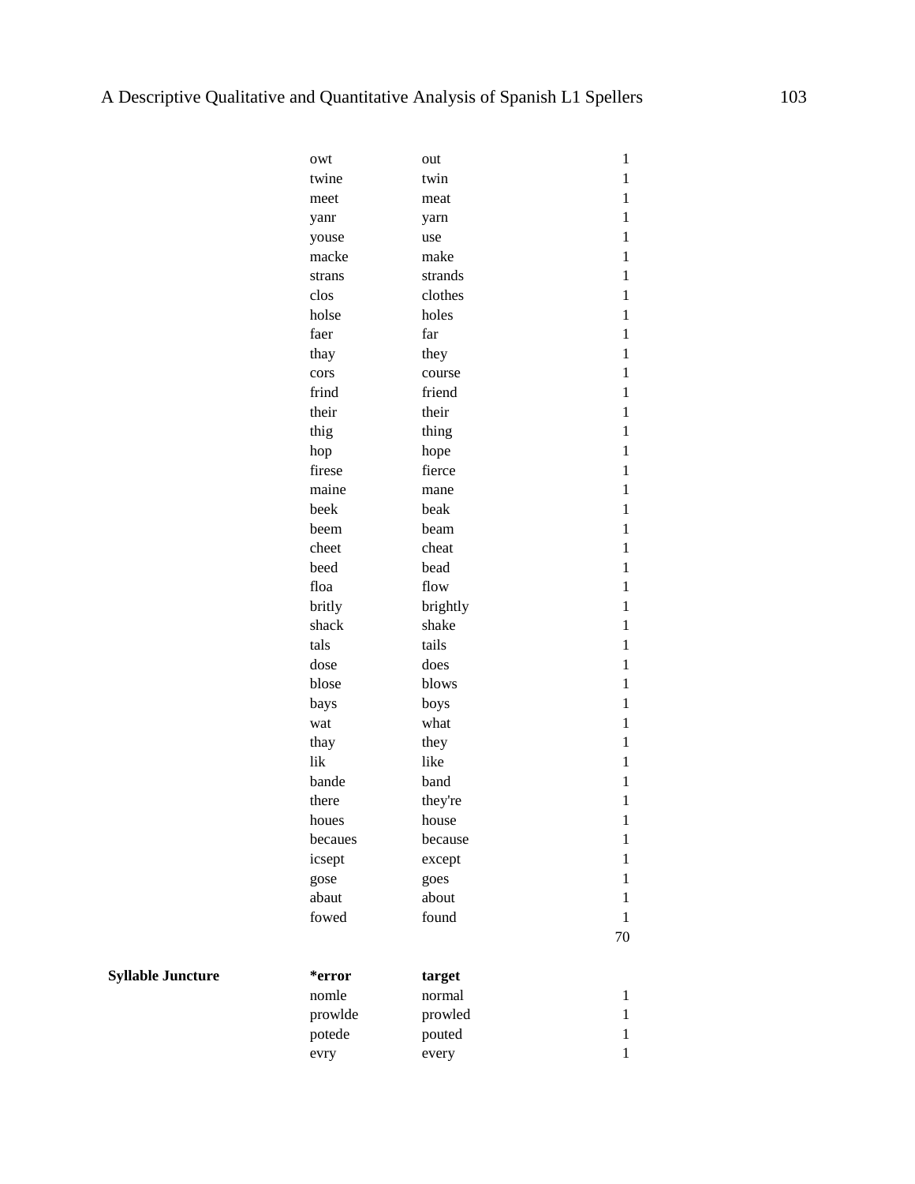| | | | |
|---|---|---|---|
| | owt | out | 1 |
| | twine | twin | 1 |
| | meet | meat | 1 |
| | yanr | yarn | 1 |
| | youse | use | 1 |
| | macke | make | 1 |
| | strans | strands | 1 |
| | clos | clothes | 1 |
| | holse | holes | 1 |
| | faer | far | 1 |
| | thay | they | 1 |
| | cors | course | 1 |
| | frind | friend | 1 |
| | their | their | 1 |
| | thig | thing | 1 |
| | hop | hope | 1 |
| | firese | fierce | 1 |
| | maine | mane | 1 |
| | beek | beak | 1 |
| | beem | beam | 1 |
| | cheet | cheat | 1 |
| | beed | bead | 1 |
| | floa | flow | 1 |
| | britly | brightly | 1 |
| | shack | shake | 1 |
| | tals | tails | 1 |
| | dose | does | 1 |
| | blose | blows | 1 |
| | bays | boys | 1 |
| | wat | what | 1 |
| | thay | they | 1 |
| | lik | like | 1 |
| | bande | band | 1 |
| | there | they're | 1 |
| | houes | house | 1 |
| | becaues | because | 1 |
| | icsept | except | 1 |
| | gose | goes | 1 |
| | abaut | about | 1 |
| | fowed | found | 1 |
| | | | 70 |

| | | | |
|---|---|---|---|
| **Syllable Juncture** | ***error** | **target** | |
| | nomle | normal | 1 |
| | prowlde | prowled | 1 |
| | potede | pouted | 1 |
| | evry | every | 1 |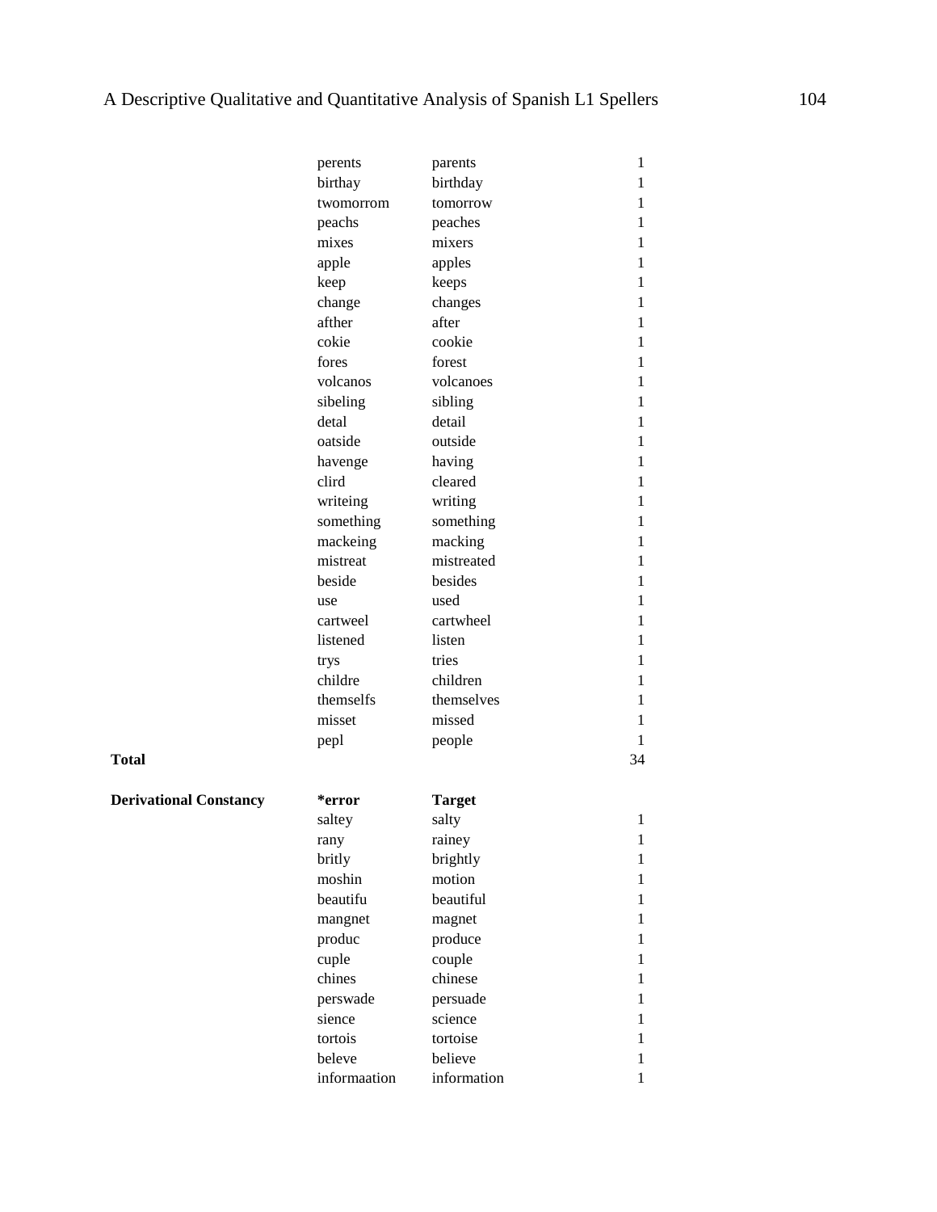| | *error | Target | |
|---|---|---|---|
| | perents | parents | 1 |
| | birthay | birthday | 1 |
| | twomorrom | tomorrow | 1 |
| | peachs | peaches | 1 |
| | mixes | mixers | 1 |
| | apple | apples | 1 |
| | keep | keeps | 1 |
| | change | changes | 1 |
| | afther | after | 1 |
| | cokie | cookie | 1 |
| | fores | forest | 1 |
| | volcanos | volcanoes | 1 |
| | sibeling | sibling | 1 |
| | detal | detail | 1 |
| | oatside | outside | 1 |
| | havenge | having | 1 |
| | clird | cleared | 1 |
| | writeing | writing | 1 |
| | something | something | 1 |
| | mackeing | macking | 1 |
| | mistreat | mistreated | 1 |
| | beside | besides | 1 |
| | use | used | 1 |
| | cartweel | cartwheel | 1 |
| | listened | listen | 1 |
| | trys | tries | 1 |
| | childre | children | 1 |
| | themselfs | themselves | 1 |
| | misset | missed | 1 |
| | pepl | people | 1 |
| **Total** | | | 34 |
| | | | |
| **Derivational Constancy** | ***error** | **Target** | |
| | saltey | salty | 1 |
| | rany | rainey | 1 |
| | britly | brightly | 1 |
| | moshin | motion | 1 |
| | beautifu | beautiful | 1 |
| | mangnet | magnet | 1 |
| | produc | produce | 1 |
| | cuple | couple | 1 |
| | chines | chinese | 1 |
| | perswade | persuade | 1 |
| | sience | science | 1 |
| | tortois | tortoise | 1 |
| | beleve | believe | 1 |
| | informaation | information | 1 |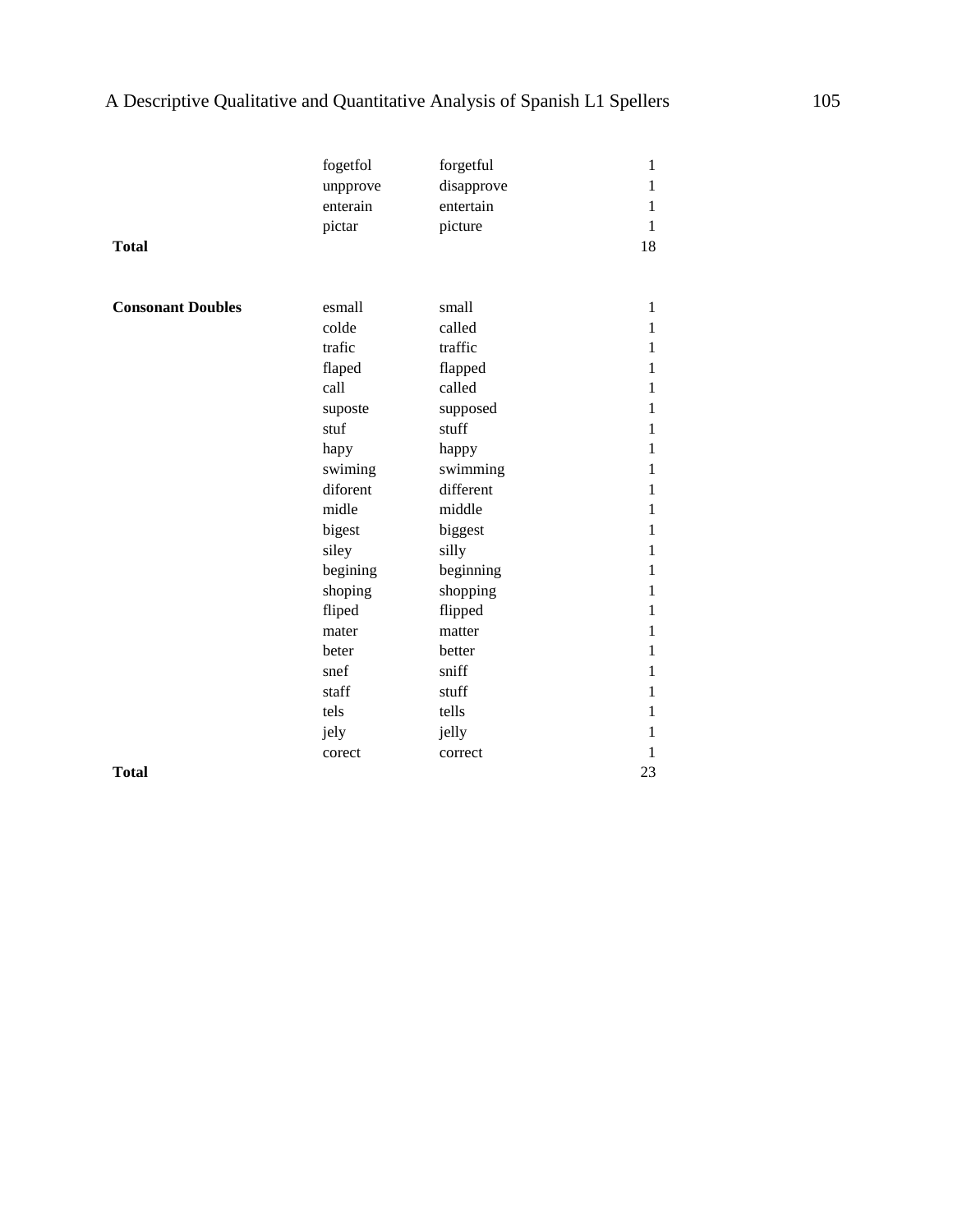| | | | |
|---|---|---|---|
| | fogetfol | forgetful | 1 |
| | unpprove | disapprove | 1 |
| | enterain | entertain | 1 |
| | pictar | picture | 1 |
| **Total** | | | 18 |
| | | | |
| **Consonant Doubles** | esmall | small | 1 |
| | colde | called | 1 |
| | trafic | traffic | 1 |
| | flaped | flapped | 1 |
| | call | called | 1 |
| | suposte | supposed | 1 |
| | stuf | stuff | 1 |
| | hapy | happy | 1 |
| | swiming | swimming | 1 |
| | diforent | different | 1 |
| | midle | middle | 1 |
| | bigest | biggest | 1 |
| | siley | silly | 1 |
| | begining | beginning | 1 |
| | shoping | shopping | 1 |
| | fliped | flipped | 1 |
| | mater | matter | 1 |
| | beter | better | 1 |
| | snef | sniff | 1 |
| | staff | stuff | 1 |
| | tels | tells | 1 |
| | jely | jelly | 1 |
| | corect | correct | 1 |
| **Total** | | | 23 |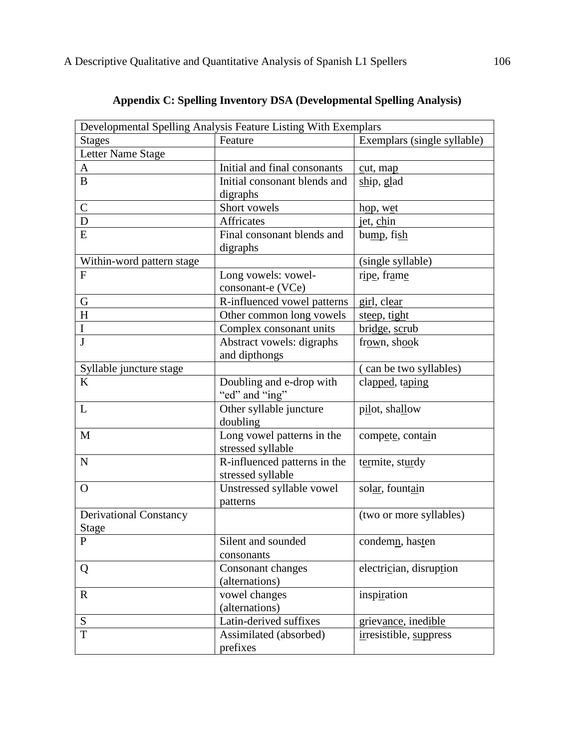## Appendix C: Spelling Inventory DSA (Developmental Spelling Analysis)

| Developmental Spelling Analysis Feature Listing With Exemplars | | |
|---|---|---|
| Stages | Feature | Exemplars (single syllable) |
| Letter Name Stage | | |
| A | Initial and final consonants | cut, map |
| B | Initial consonant blends and digraphs | ship, glad |
| C | Short vowels | hop, wet |
| D | Affricates | jet, chin |
| E | Final consonant blends and digraphs | bump, fish |
| Within-word pattern stage | | (single syllable) |
| F | Long vowels: vowel-consonant-e (VCe) | ripe, frame |
| G | R-influenced vowel patterns | girl, clear |
| H | Other common long vowels | steep, tight |
| I | Complex consonant units | bridge, scrub |
| J | Abstract vowels: digraphs and dipthongs | frown, shook |
| Syllable juncture stage | | ( can be two syllables) |
| K | Doubling and e-drop with "ed" and "ing" | clapped, taping |
| L | Other syllable juncture doubling | pilot, shallow |
| M | Long vowel patterns in the stressed syllable | compete, contain |
| N | R-influenced patterns in the stressed syllable | termite, sturdy |
| O | Unstressed syllable vowel patterns | solar, fountain |
| Derivational Constancy Stage | | (two or more syllables) |
| P | Silent and sounded consonants | condemn, hasten |
| Q | Consonant changes (alternations) | electrician, disruption |
| R | vowel changes (alternations) | inspiration |
| S | Latin-derived suffixes | grievance, inedible |
| T | Assimilated (absorbed) prefixes | irresistible, suppress |